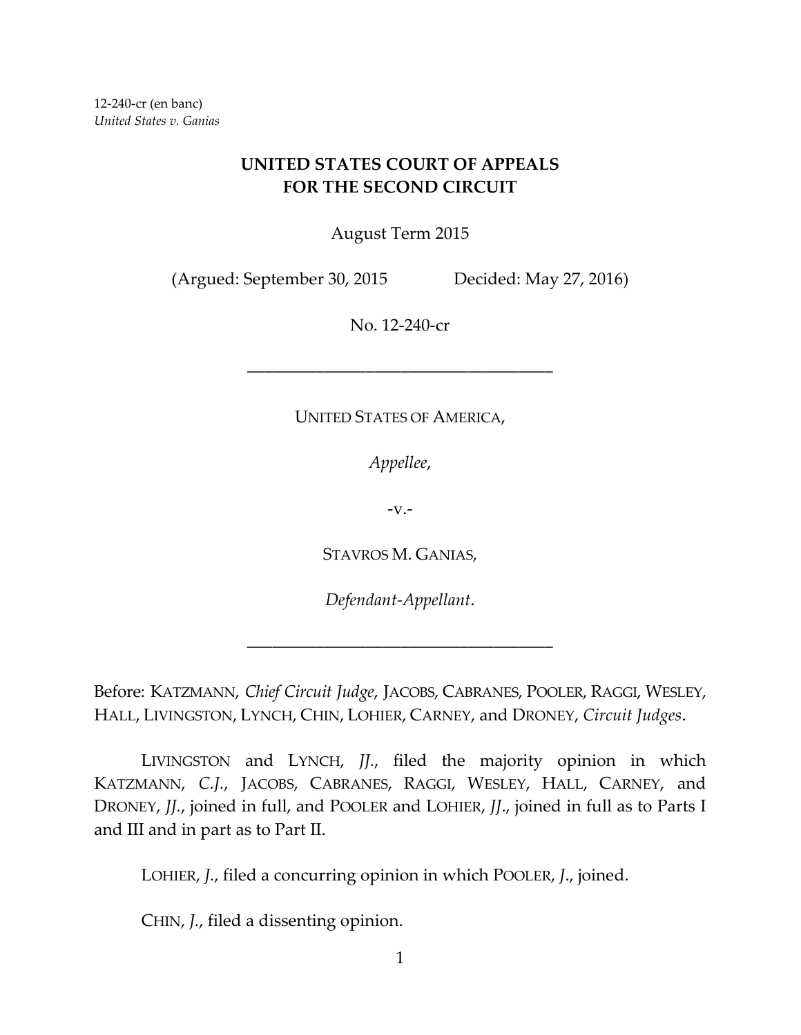12-240-cr (en banc)
*United States v. Ganias*

**UNITED STATES COURT OF APPEALS**
**FOR THE SECOND CIRCUIT**

August Term 2015

(Argued: September 30, 2015 Decided: May 27, 2016)

No. 12-240-cr

---

UNITED STATES OF AMERICA,

*Appellee*,

-v.-

STAVROS M. GANIAS,

*Defendant-Appellant*.

---

Before: KATZMANN, *Chief Circuit Judge*, JACOBS, CABRANES, POOLER, RAGGI, WESLEY, HALL, LIVINGSTON, LYNCH, CHIN, LOHIER, CARNEY, and DRONEY, *Circuit Judges*.

LIVINGSTON and LYNCH, *JJ.*, filed the majority opinion in which KATZMANN, *C.J.*, JACOBS, CABRANES, RAGGI, WESLEY, HALL, CARNEY, and DRONEY, *JJ.*, joined in full, and POOLER and LOHIER, *JJ.*, joined in full as to Parts I and III and in part as to Part II.

LOHIER, *J.*, filed a concurring opinion in which POOLER, *J.*, joined.

CHIN, *J.*, filed a dissenting opinion.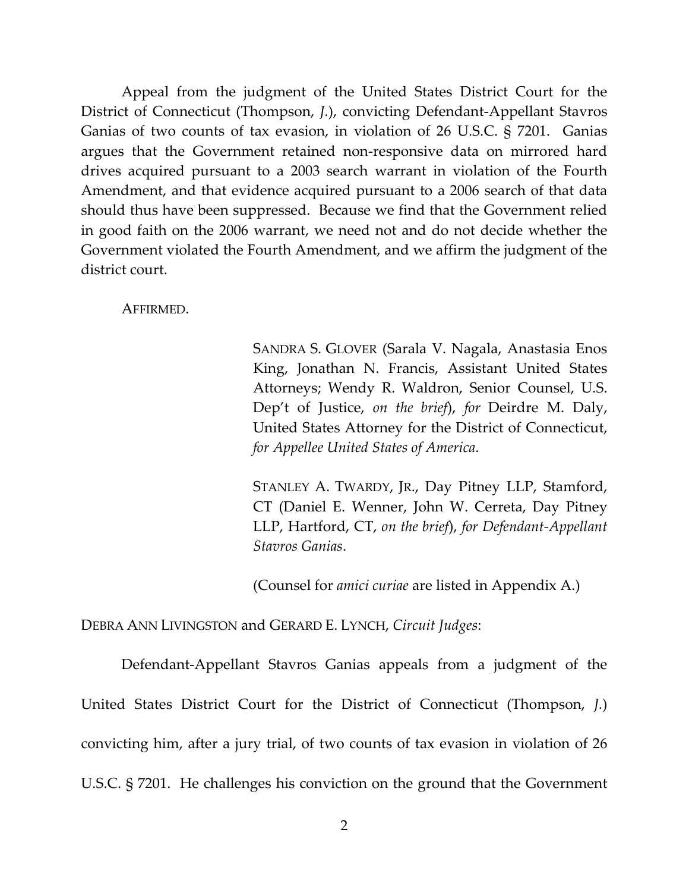Appeal from the judgment of the United States District Court for the District of Connecticut (Thompson, *J.*), convicting Defendant-Appellant Stavros Ganias of two counts of tax evasion, in violation of 26 U.S.C. § 7201. Ganias argues that the Government retained non-responsive data on mirrored hard drives acquired pursuant to a 2003 search warrant in violation of the Fourth Amendment, and that evidence acquired pursuant to a 2006 search of that data should thus have been suppressed. Because we find that the Government relied in good faith on the 2006 warrant, we need not and do not decide whether the Government violated the Fourth Amendment, and we affirm the judgment of the district court.

AFFIRMED.

SANDRA S. GLOVER (Sarala V. Nagala, Anastasia Enos King, Jonathan N. Francis, Assistant United States Attorneys; Wendy R. Waldron, Senior Counsel, U.S. Dep't of Justice, *on the brief*), *for* Deirdre M. Daly, United States Attorney for the District of Connecticut, *for Appellee United States of America*.

STANLEY A. TWARDY, JR., Day Pitney LLP, Stamford, CT (Daniel E. Wenner, John W. Cerreta, Day Pitney LLP, Hartford, CT, *on the brief*), *for Defendant-Appellant Stavros Ganias*.

(Counsel for *amici curiae* are listed in Appendix A.)

DEBRA ANN LIVINGSTON and GERARD E. LYNCH, *Circuit Judges*:

Defendant-Appellant Stavros Ganias appeals from a judgment of the United States District Court for the District of Connecticut (Thompson, *J.*) convicting him, after a jury trial, of two counts of tax evasion in violation of 26 U.S.C. § 7201. He challenges his conviction on the ground that the Government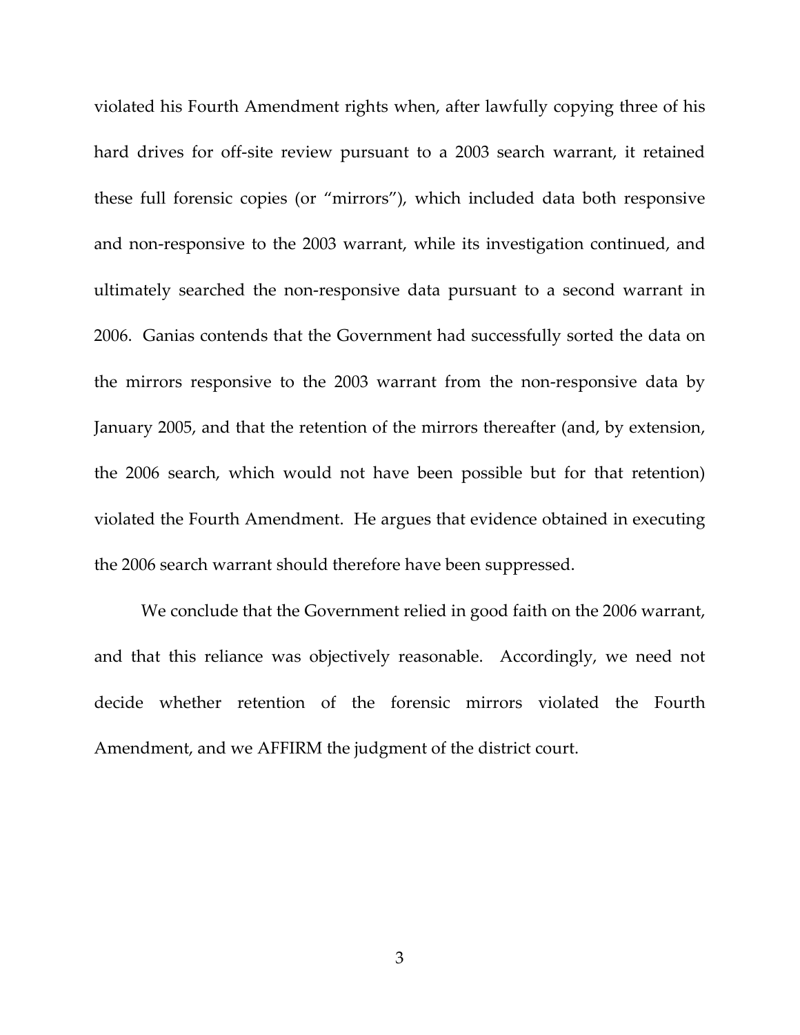violated his Fourth Amendment rights when, after lawfully copying three of his hard drives for off-site review pursuant to a 2003 search warrant, it retained these full forensic copies (or "mirrors"), which included data both responsive and non-responsive to the 2003 warrant, while its investigation continued, and ultimately searched the non-responsive data pursuant to a second warrant in 2006. Ganias contends that the Government had successfully sorted the data on the mirrors responsive to the 2003 warrant from the non-responsive data by January 2005, and that the retention of the mirrors thereafter (and, by extension, the 2006 search, which would not have been possible but for that retention) violated the Fourth Amendment. He argues that evidence obtained in executing the 2006 search warrant should therefore have been suppressed.

We conclude that the Government relied in good faith on the 2006 warrant, and that this reliance was objectively reasonable. Accordingly, we need not decide whether retention of the forensic mirrors violated the Fourth Amendment, and we AFFIRM the judgment of the district court.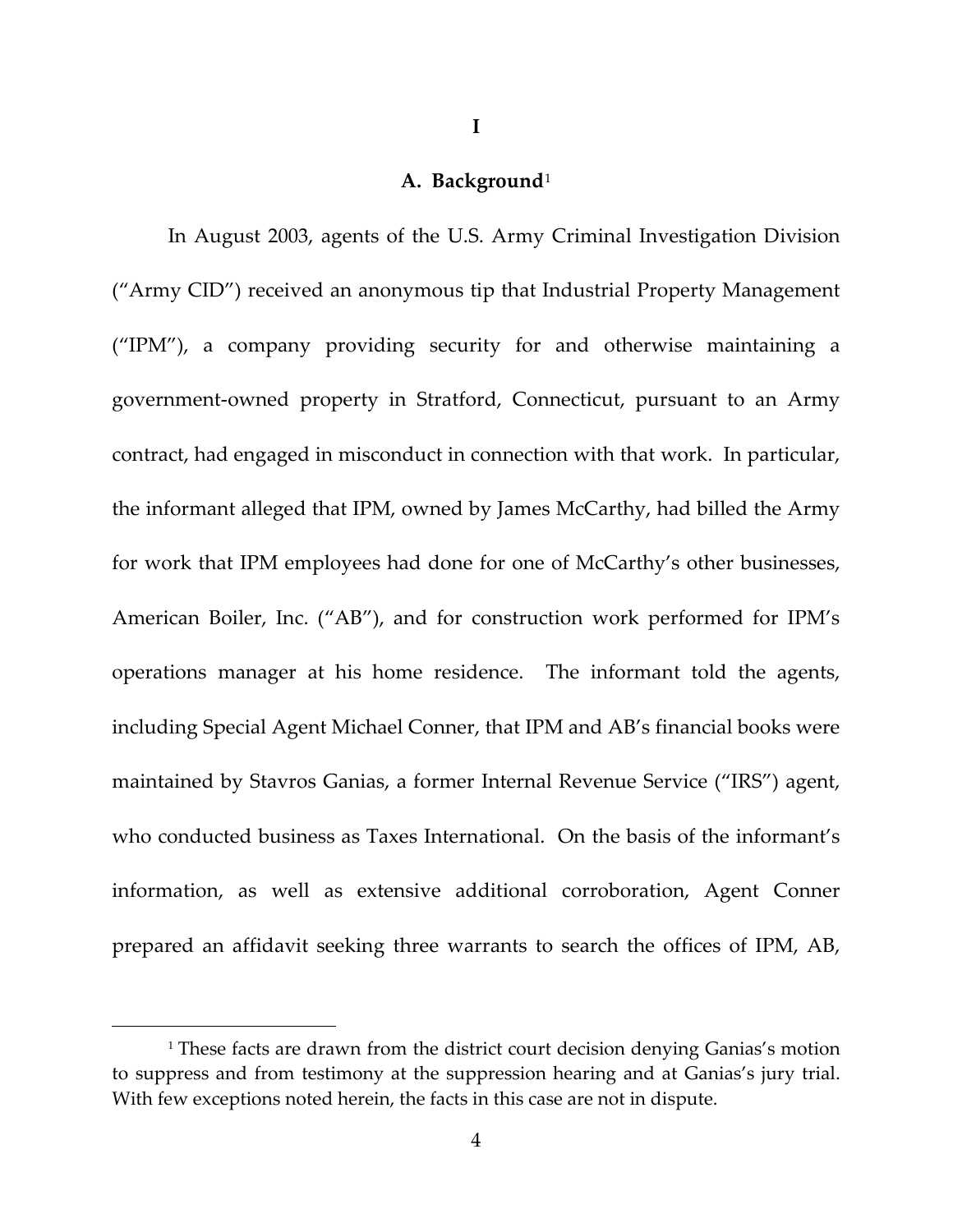# I

## A. Background[1]

In August 2003, agents of the U.S. Army Criminal Investigation Division ("Army CID") received an anonymous tip that Industrial Property Management ("IPM"), a company providing security for and otherwise maintaining a government-owned property in Stratford, Connecticut, pursuant to an Army contract, had engaged in misconduct in connection with that work. In particular, the informant alleged that IPM, owned by James McCarthy, had billed the Army for work that IPM employees had done for one of McCarthy's other businesses, American Boiler, Inc. ("AB"), and for construction work performed for IPM's operations manager at his home residence. The informant told the agents, including Special Agent Michael Conner, that IPM and AB's financial books were maintained by Stavros Ganias, a former Internal Revenue Service ("IRS") agent, who conducted business as Taxes International. On the basis of the informant's information, as well as extensive additional corroboration, Agent Conner prepared an affidavit seeking three warrants to search the offices of IPM, AB,

[1] These facts are drawn from the district court decision denying Ganias's motion to suppress and from testimony at the suppression hearing and at Ganias's jury trial. With few exceptions noted herein, the facts in this case are not in dispute.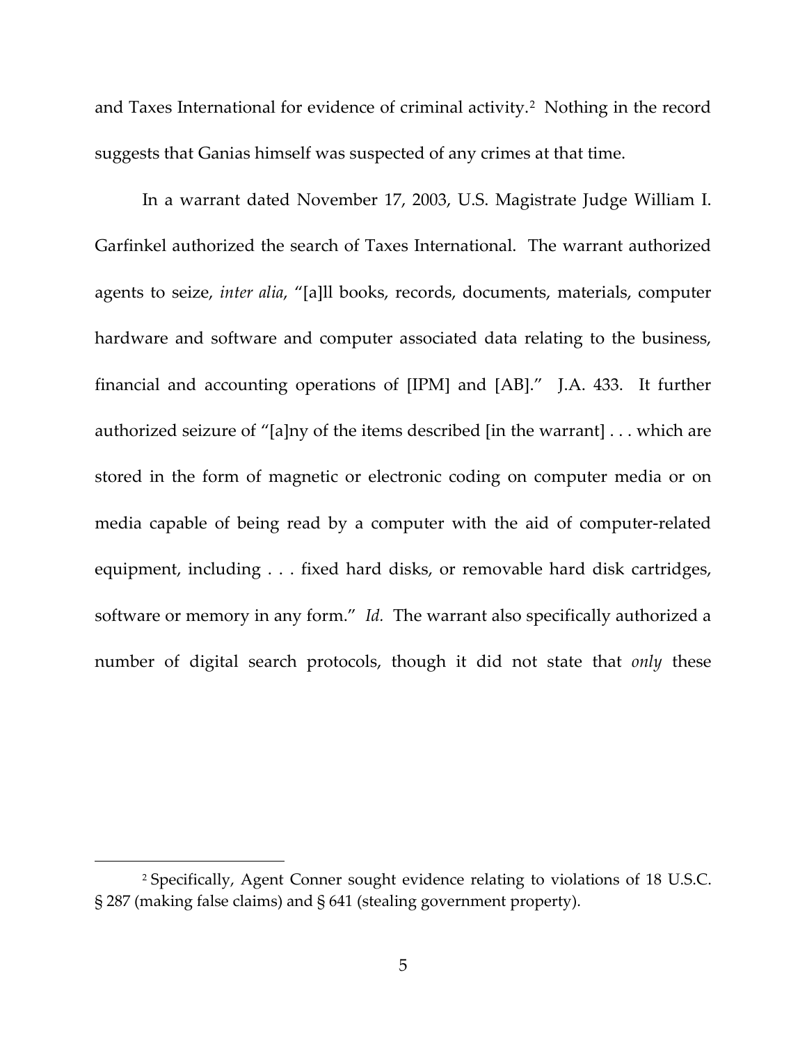and Taxes International for evidence of criminal activity.[2] Nothing in the record suggests that Ganias himself was suspected of any crimes at that time.

In a warrant dated November 17, 2003, U.S. Magistrate Judge William I. Garfinkel authorized the search of Taxes International. The warrant authorized agents to seize, *inter alia*, "[a]ll books, records, documents, materials, computer hardware and software and computer associated data relating to the business, financial and accounting operations of [IPM] and [AB]." J.A. 433. It further authorized seizure of "[a]ny of the items described [in the warrant] . . . which are stored in the form of magnetic or electronic coding on computer media or on media capable of being read by a computer with the aid of computer-related equipment, including . . . fixed hard disks, or removable hard disk cartridges, software or memory in any form." *Id.* The warrant also specifically authorized a number of digital search protocols, though it did not state that *only* these

[2] Specifically, Agent Conner sought evidence relating to violations of 18 U.S.C. § 287 (making false claims) and § 641 (stealing government property).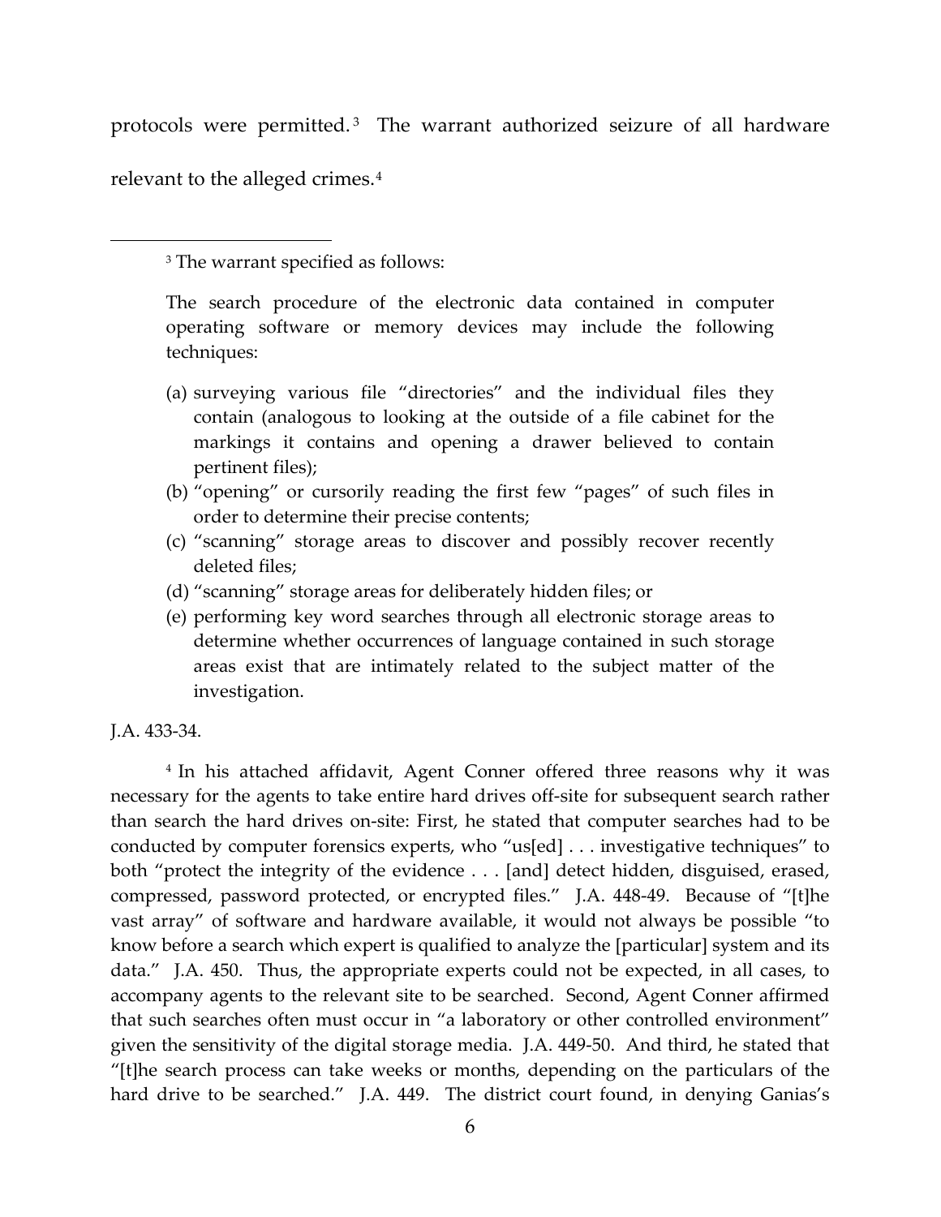protocols were permitted.[3] The warrant authorized seizure of all hardware relevant to the alleged crimes.[4]

---

[3] The warrant specified as follows:

> The search procedure of the electronic data contained in computer operating software or memory devices may include the following techniques:
>
> (a) surveying various file "directories" and the individual files they contain (analogous to looking at the outside of a file cabinet for the markings it contains and opening a drawer believed to contain pertinent files);
> (b) "opening" or cursorily reading the first few "pages" of such files in order to determine their precise contents;
> (c) "scanning" storage areas to discover and possibly recover recently deleted files;
> (d) "scanning" storage areas for deliberately hidden files; or
> (e) performing key word searches through all electronic storage areas to determine whether occurrences of language contained in such storage areas exist that are intimately related to the subject matter of the investigation.

J.A. 433-34.

[4] In his attached affidavit, Agent Conner offered three reasons why it was necessary for the agents to take entire hard drives off-site for subsequent search rather than search the hard drives on-site: First, he stated that computer searches had to be conducted by computer forensics experts, who "us[ed] . . . investigative techniques" to both "protect the integrity of the evidence . . . [and] detect hidden, disguised, erased, compressed, password protected, or encrypted files." J.A. 448-49. Because of "[t]he vast array" of software and hardware available, it would not always be possible "to know before a search which expert is qualified to analyze the [particular] system and its data." J.A. 450. Thus, the appropriate experts could not be expected, in all cases, to accompany agents to the relevant site to be searched. Second, Agent Conner affirmed that such searches often must occur in "a laboratory or other controlled environment" given the sensitivity of the digital storage media. J.A. 449-50. And third, he stated that "[t]he search process can take weeks or months, depending on the particulars of the hard drive to be searched." J.A. 449. The district court found, in denying Ganias's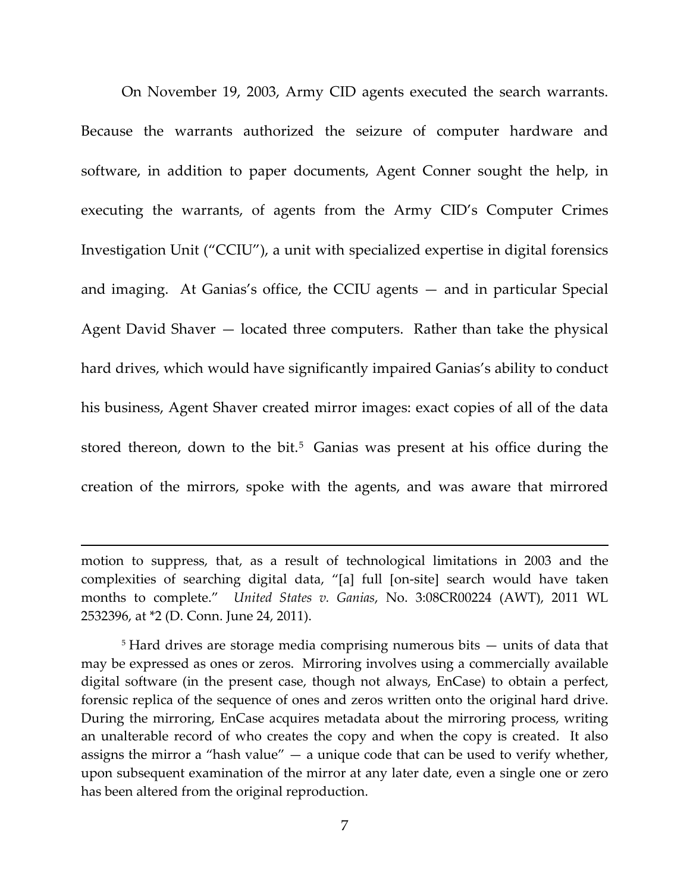On November 19, 2003, Army CID agents executed the search warrants. Because the warrants authorized the seizure of computer hardware and software, in addition to paper documents, Agent Conner sought the help, in executing the warrants, of agents from the Army CID's Computer Crimes Investigation Unit ("CCIU"), a unit with specialized expertise in digital forensics and imaging. At Ganias's office, the CCIU agents — and in particular Special Agent David Shaver — located three computers. Rather than take the physical hard drives, which would have significantly impaired Ganias's ability to conduct his business, Agent Shaver created mirror images: exact copies of all of the data stored thereon, down to the bit.[5] Ganias was present at his office during the creation of the mirrors, spoke with the agents, and was aware that mirrored

---

motion to suppress, that, as a result of technological limitations in 2003 and the complexities of searching digital data, "[a] full [on-site] search would have taken months to complete." *United States v. Ganias*, No. 3:08CR00224 (AWT), 2011 WL 2532396, at *2 (D. Conn. June 24, 2011).

[5] Hard drives are storage media comprising numerous bits — units of data that may be expressed as ones or zeros. Mirroring involves using a commercially available digital software (in the present case, though not always, EnCase) to obtain a perfect, forensic replica of the sequence of ones and zeros written onto the original hard drive. During the mirroring, EnCase acquires metadata about the mirroring process, writing an unalterable record of who creates the copy and when the copy is created. It also assigns the mirror a "hash value" — a unique code that can be used to verify whether, upon subsequent examination of the mirror at any later date, even a single one or zero has been altered from the original reproduction.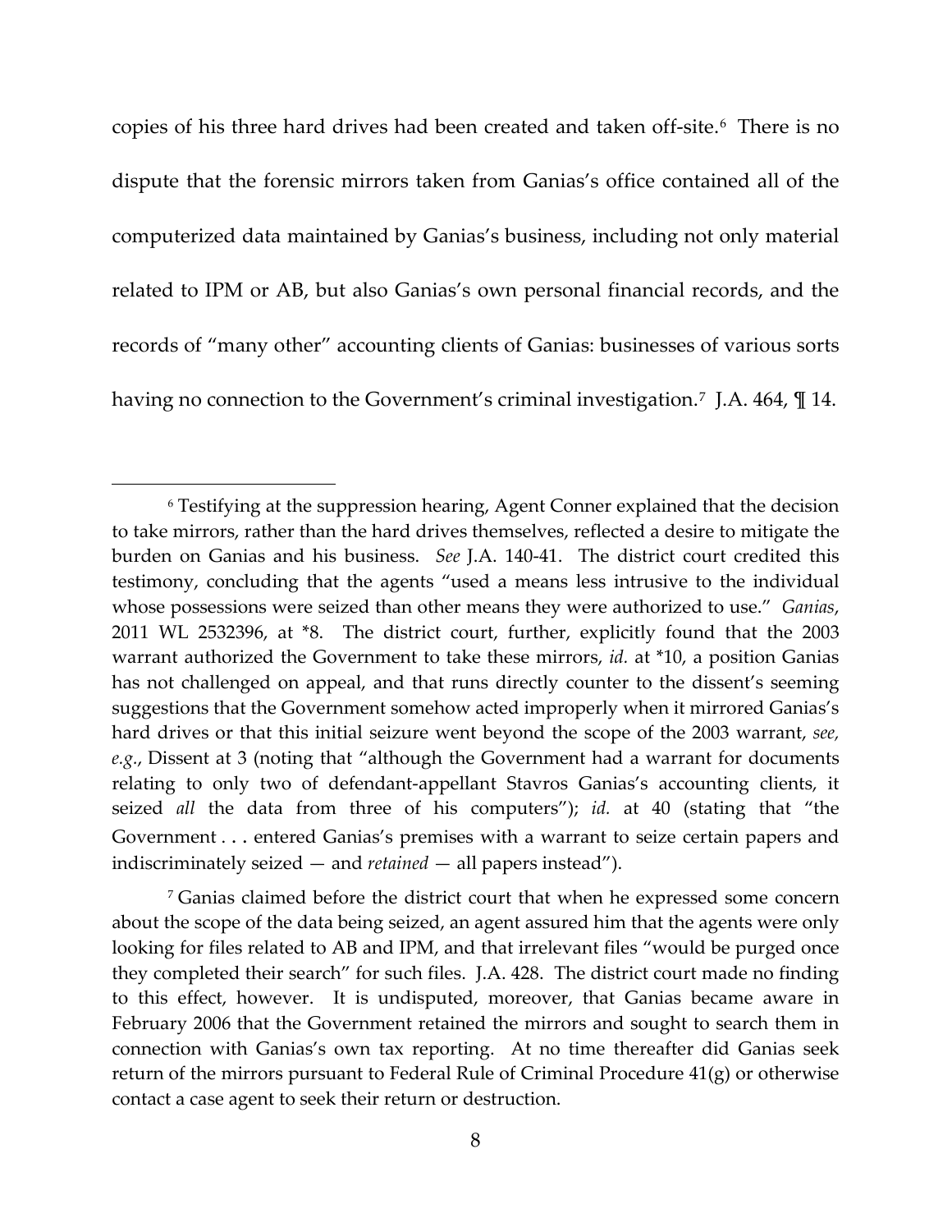copies of his three hard drives had been created and taken off-site.[6] There is no dispute that the forensic mirrors taken from Ganias's office contained all of the computerized data maintained by Ganias's business, including not only material related to IPM or AB, but also Ganias's own personal financial records, and the records of "many other" accounting clients of Ganias: businesses of various sorts having no connection to the Government's criminal investigation.[7] J.A. 464, ¶ 14.

---

[6] Testifying at the suppression hearing, Agent Conner explained that the decision to take mirrors, rather than the hard drives themselves, reflected a desire to mitigate the burden on Ganias and his business. *See* J.A. 140-41. The district court credited this testimony, concluding that the agents "used a means less intrusive to the individual whose possessions were seized than other means they were authorized to use." *Ganias*, 2011 WL 2532396, at *8. The district court, further, explicitly found that the 2003 warrant authorized the Government to take these mirrors, *id.* at *10, a position Ganias has not challenged on appeal, and that runs directly counter to the dissent's seeming suggestions that the Government somehow acted improperly when it mirrored Ganias's hard drives or that this initial seizure went beyond the scope of the 2003 warrant, *see, e.g.*, Dissent at 3 (noting that "although the Government had a warrant for documents relating to only two of defendant-appellant Stavros Ganias's accounting clients, it seized *all* the data from three of his computers"); *id.* at 40 (stating that "the Government . . . entered Ganias's premises with a warrant to seize certain papers and indiscriminately seized — and *retained* — all papers instead").

[7] Ganias claimed before the district court that when he expressed some concern about the scope of the data being seized, an agent assured him that the agents were only looking for files related to AB and IPM, and that irrelevant files "would be purged once they completed their search" for such files. J.A. 428. The district court made no finding to this effect, however. It is undisputed, moreover, that Ganias became aware in February 2006 that the Government retained the mirrors and sought to search them in connection with Ganias's own tax reporting. At no time thereafter did Ganias seek return of the mirrors pursuant to Federal Rule of Criminal Procedure 41(g) or otherwise contact a case agent to seek their return or destruction.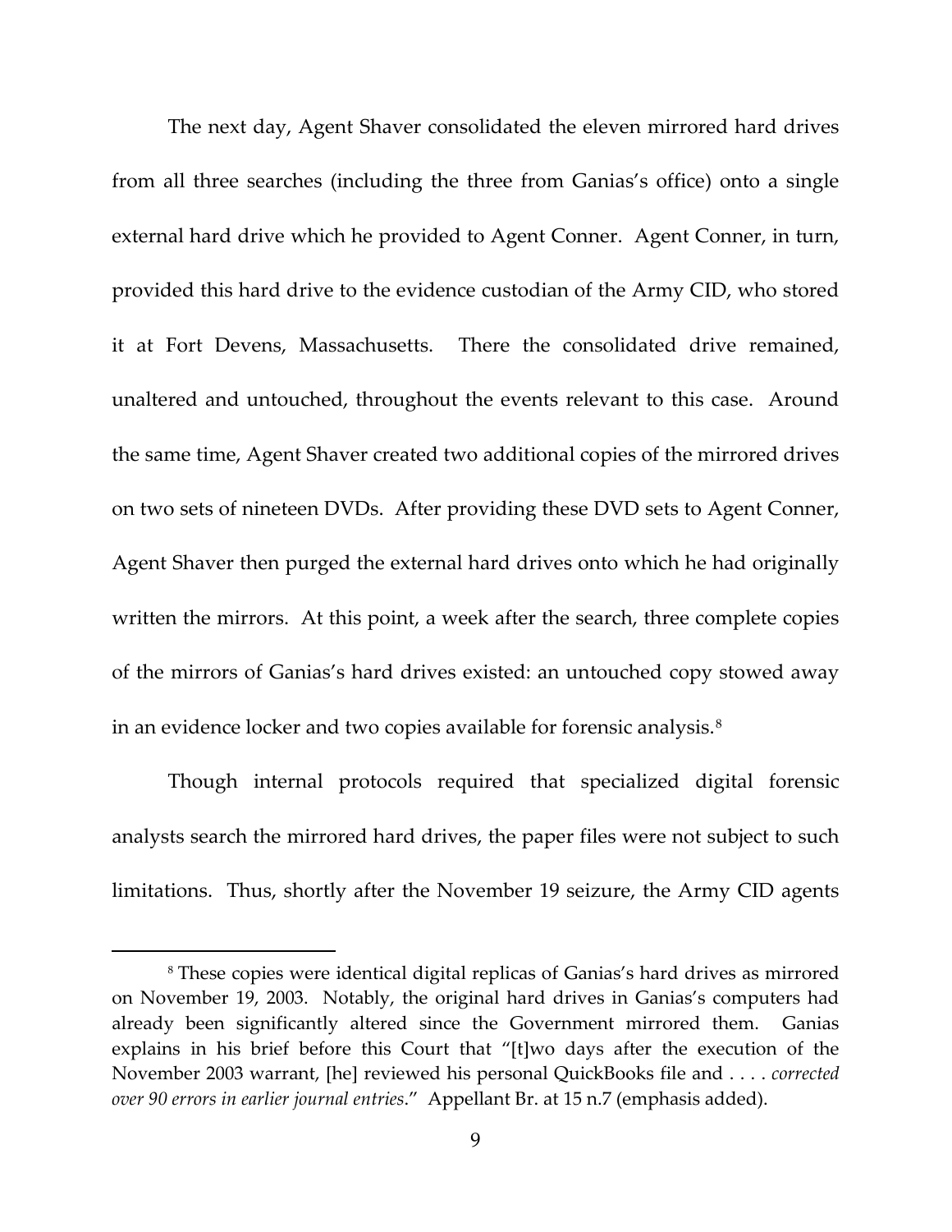The next day, Agent Shaver consolidated the eleven mirrored hard drives from all three searches (including the three from Ganias's office) onto a single external hard drive which he provided to Agent Conner. Agent Conner, in turn, provided this hard drive to the evidence custodian of the Army CID, who stored it at Fort Devens, Massachusetts. There the consolidated drive remained, unaltered and untouched, throughout the events relevant to this case. Around the same time, Agent Shaver created two additional copies of the mirrored drives on two sets of nineteen DVDs. After providing these DVD sets to Agent Conner, Agent Shaver then purged the external hard drives onto which he had originally written the mirrors. At this point, a week after the search, three complete copies of the mirrors of Ganias's hard drives existed: an untouched copy stowed away in an evidence locker and two copies available for forensic analysis.[8]

Though internal protocols required that specialized digital forensic analysts search the mirrored hard drives, the paper files were not subject to such limitations. Thus, shortly after the November 19 seizure, the Army CID agents

---

[8] These copies were identical digital replicas of Ganias's hard drives as mirrored on November 19, 2003. Notably, the original hard drives in Ganias's computers had already been significantly altered since the Government mirrored them. Ganias explains in his brief before this Court that "[t]wo days after the execution of the November 2003 warrant, [he] reviewed his personal QuickBooks file and . . . . *corrected over 90 errors in earlier journal entries*." Appellant Br. at 15 n.7 (emphasis added).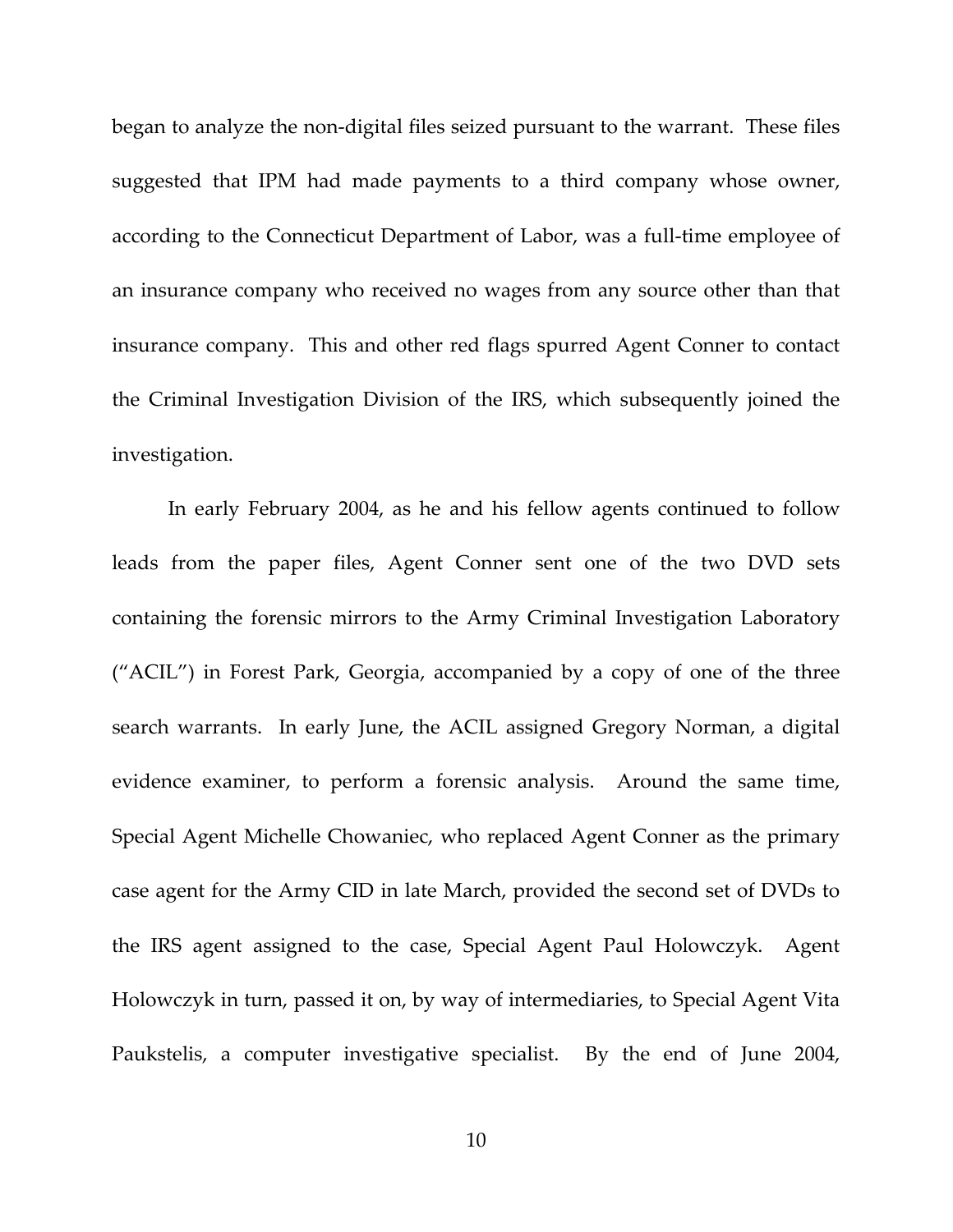began to analyze the non-digital files seized pursuant to the warrant. These files suggested that IPM had made payments to a third company whose owner, according to the Connecticut Department of Labor, was a full-time employee of an insurance company who received no wages from any source other than that insurance company. This and other red flags spurred Agent Conner to contact the Criminal Investigation Division of the IRS, which subsequently joined the investigation.

In early February 2004, as he and his fellow agents continued to follow leads from the paper files, Agent Conner sent one of the two DVD sets containing the forensic mirrors to the Army Criminal Investigation Laboratory ("ACIL") in Forest Park, Georgia, accompanied by a copy of one of the three search warrants. In early June, the ACIL assigned Gregory Norman, a digital evidence examiner, to perform a forensic analysis. Around the same time, Special Agent Michelle Chowaniec, who replaced Agent Conner as the primary case agent for the Army CID in late March, provided the second set of DVDs to the IRS agent assigned to the case, Special Agent Paul Holowczyk. Agent Holowczyk in turn, passed it on, by way of intermediaries, to Special Agent Vita Paukstelis, a computer investigative specialist. By the end of June 2004,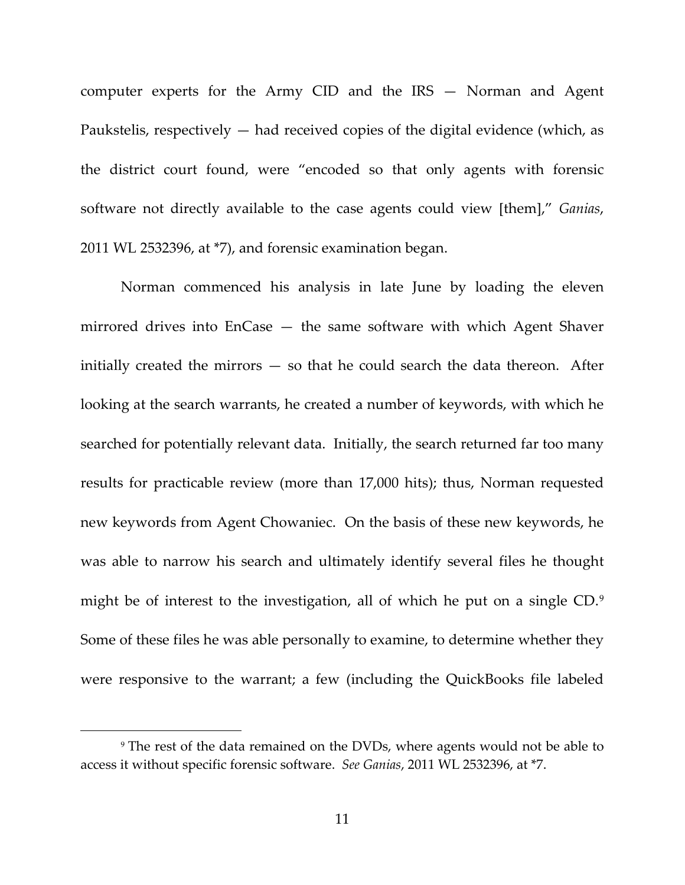computer experts for the Army CID and the IRS — Norman and Agent Paukstelis, respectively — had received copies of the digital evidence (which, as the district court found, were "encoded so that only agents with forensic software not directly available to the case agents could view [them]," *Ganias*, 2011 WL 2532396, at *7), and forensic examination began.

Norman commenced his analysis in late June by loading the eleven mirrored drives into EnCase — the same software with which Agent Shaver initially created the mirrors — so that he could search the data thereon. After looking at the search warrants, he created a number of keywords, with which he searched for potentially relevant data. Initially, the search returned far too many results for practicable review (more than 17,000 hits); thus, Norman requested new keywords from Agent Chowaniec. On the basis of these new keywords, he was able to narrow his search and ultimately identify several files he thought might be of interest to the investigation, all of which he put on a single CD.[9] Some of these files he was able personally to examine, to determine whether they were responsive to the warrant; a few (including the QuickBooks file labeled

[9] The rest of the data remained on the DVDs, where agents would not be able to access it without specific forensic software. *See Ganias*, 2011 WL 2532396, at *7.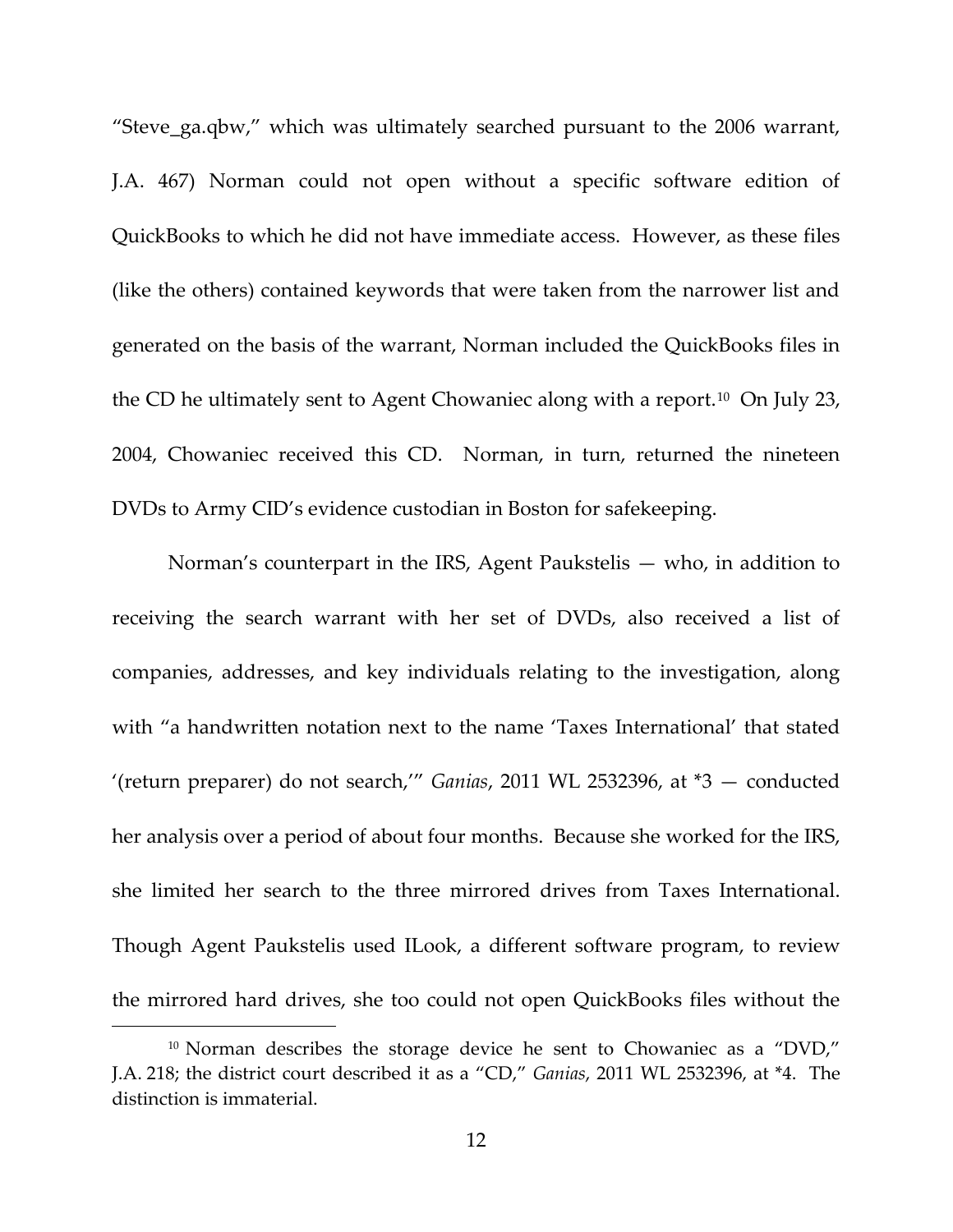"Steve_ga.qbw," which was ultimately searched pursuant to the 2006 warrant, J.A. 467) Norman could not open without a specific software edition of QuickBooks to which he did not have immediate access. However, as these files (like the others) contained keywords that were taken from the narrower list and generated on the basis of the warrant, Norman included the QuickBooks files in the CD he ultimately sent to Agent Chowaniec along with a report.[10] On July 23, 2004, Chowaniec received this CD. Norman, in turn, returned the nineteen DVDs to Army CID's evidence custodian in Boston for safekeeping.

Norman's counterpart in the IRS, Agent Paukstelis — who, in addition to receiving the search warrant with her set of DVDs, also received a list of companies, addresses, and key individuals relating to the investigation, along with "a handwritten notation next to the name 'Taxes International' that stated '(return preparer) do not search,'" *Ganias*, 2011 WL 2532396, at *3 — conducted her analysis over a period of about four months. Because she worked for the IRS, she limited her search to the three mirrored drives from Taxes International. Though Agent Paukstelis used ILook, a different software program, to review the mirrored hard drives, she too could not open QuickBooks files without the

[10] Norman describes the storage device he sent to Chowaniec as a "DVD," J.A. 218; the district court described it as a "CD," *Ganias*, 2011 WL 2532396, at *4. The distinction is immaterial.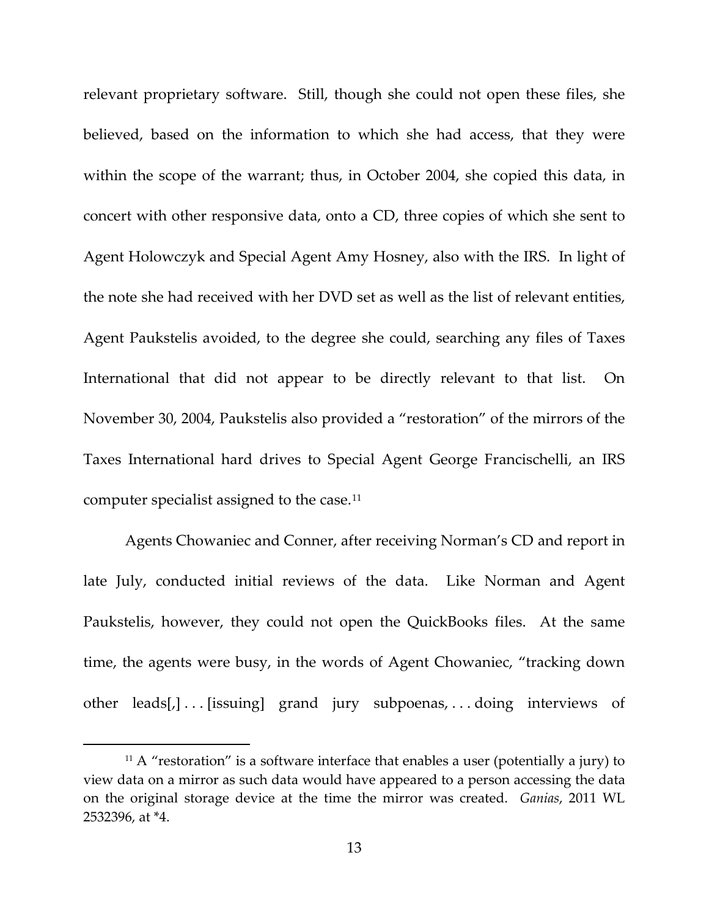relevant proprietary software. Still, though she could not open these files, she believed, based on the information to which she had access, that they were within the scope of the warrant; thus, in October 2004, she copied this data, in concert with other responsive data, onto a CD, three copies of which she sent to Agent Holowczyk and Special Agent Amy Hosney, also with the IRS. In light of the note she had received with her DVD set as well as the list of relevant entities, Agent Paukstelis avoided, to the degree she could, searching any files of Taxes International that did not appear to be directly relevant to that list. On November 30, 2004, Paukstelis also provided a "restoration" of the mirrors of the Taxes International hard drives to Special Agent George Francischelli, an IRS computer specialist assigned to the case.[11]

Agents Chowaniec and Conner, after receiving Norman's CD and report in late July, conducted initial reviews of the data. Like Norman and Agent Paukstelis, however, they could not open the QuickBooks files. At the same time, the agents were busy, in the words of Agent Chowaniec, "tracking down other leads[,] . . . [issuing] grand jury subpoenas, . . . doing interviews of

[11] A "restoration" is a software interface that enables a user (potentially a jury) to view data on a mirror as such data would have appeared to a person accessing the data on the original storage device at the time the mirror was created. *Ganias*, 2011 WL 2532396, at *4.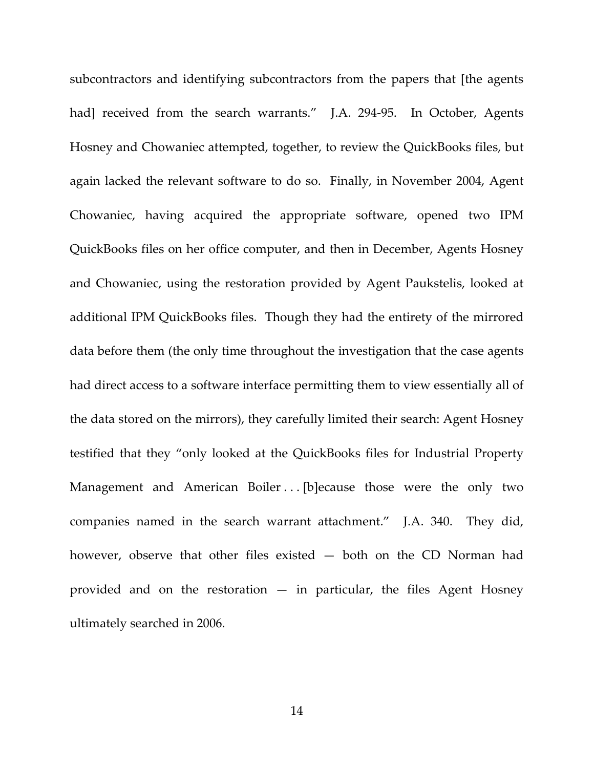subcontractors and identifying subcontractors from the papers that [the agents had] received from the search warrants." J.A. 294-95. In October, Agents Hosney and Chowaniec attempted, together, to review the QuickBooks files, but again lacked the relevant software to do so. Finally, in November 2004, Agent Chowaniec, having acquired the appropriate software, opened two IPM QuickBooks files on her office computer, and then in December, Agents Hosney and Chowaniec, using the restoration provided by Agent Paukstelis, looked at additional IPM QuickBooks files. Though they had the entirety of the mirrored data before them (the only time throughout the investigation that the case agents had direct access to a software interface permitting them to view essentially all of the data stored on the mirrors), they carefully limited their search: Agent Hosney testified that they "only looked at the QuickBooks files for Industrial Property Management and American Boiler . . . [b]ecause those were the only two companies named in the search warrant attachment." J.A. 340. They did, however, observe that other files existed — both on the CD Norman had provided and on the restoration — in particular, the files Agent Hosney ultimately searched in 2006.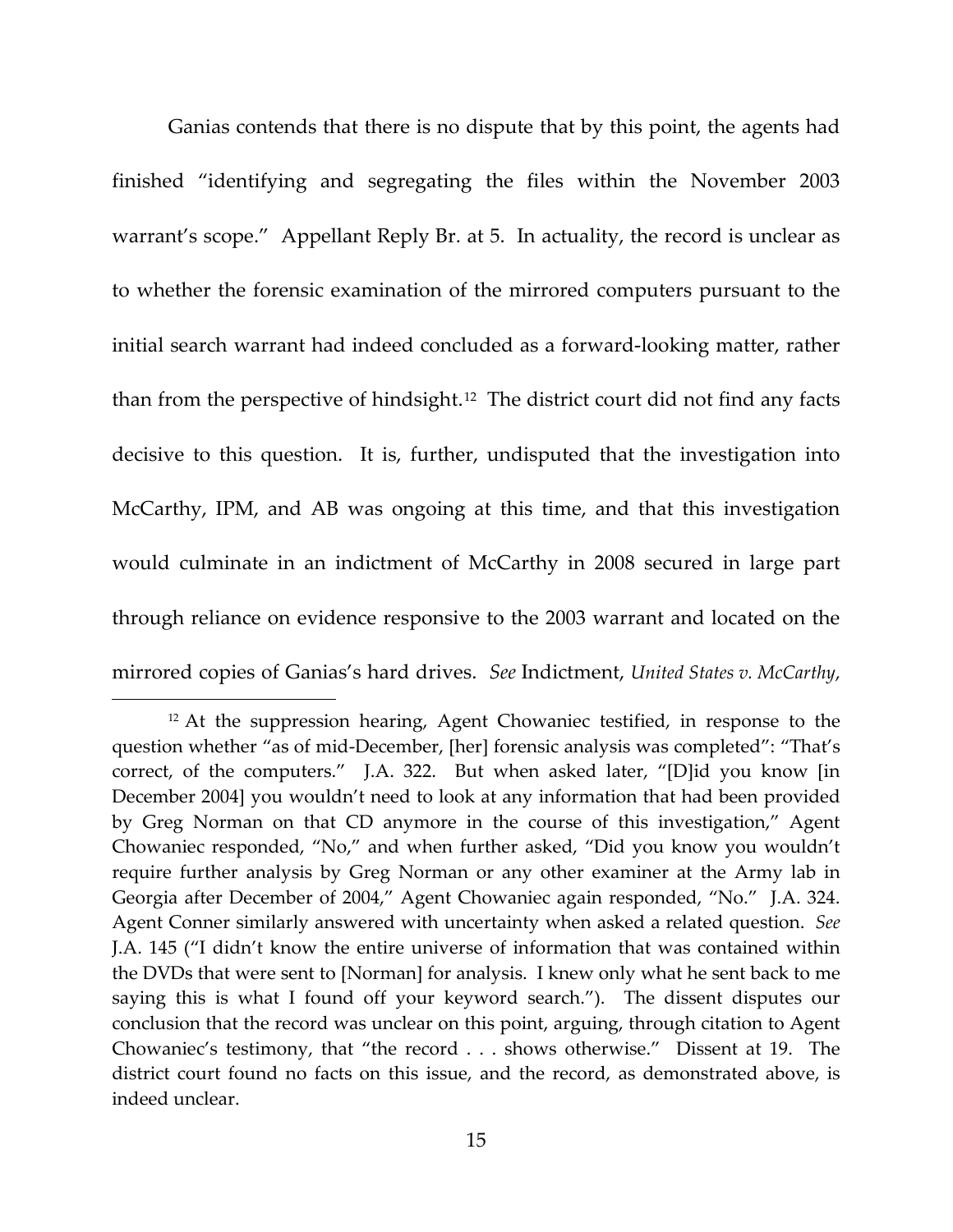Ganias contends that there is no dispute that by this point, the agents had finished "identifying and segregating the files within the November 2003 warrant's scope." Appellant Reply Br. at 5. In actuality, the record is unclear as to whether the forensic examination of the mirrored computers pursuant to the initial search warrant had indeed concluded as a forward-looking matter, rather than from the perspective of hindsight.[12] The district court did not find any facts decisive to this question. It is, further, undisputed that the investigation into McCarthy, IPM, and AB was ongoing at this time, and that this investigation would culminate in an indictment of McCarthy in 2008 secured in large part through reliance on evidence responsive to the 2003 warrant and located on the mirrored copies of Ganias's hard drives. *See* Indictment, *United States v. McCarthy*,

---

[12] At the suppression hearing, Agent Chowaniec testified, in response to the question whether "as of mid-December, [her] forensic analysis was completed": "That's correct, of the computers." J.A. 322. But when asked later, "[D]id you know [in December 2004] you wouldn't need to look at any information that had been provided by Greg Norman on that CD anymore in the course of this investigation," Agent Chowaniec responded, "No," and when further asked, "Did you know you wouldn't require further analysis by Greg Norman or any other examiner at the Army lab in Georgia after December of 2004," Agent Chowaniec again responded, "No." J.A. 324. Agent Conner similarly answered with uncertainty when asked a related question. *See* J.A. 145 ("I didn't know the entire universe of information that was contained within the DVDs that were sent to [Norman] for analysis. I knew only what he sent back to me saying this is what I found off your keyword search."). The dissent disputes our conclusion that the record was unclear on this point, arguing, through citation to Agent Chowaniec's testimony, that "the record . . . shows otherwise." Dissent at 19. The district court found no facts on this issue, and the record, as demonstrated above, is indeed unclear.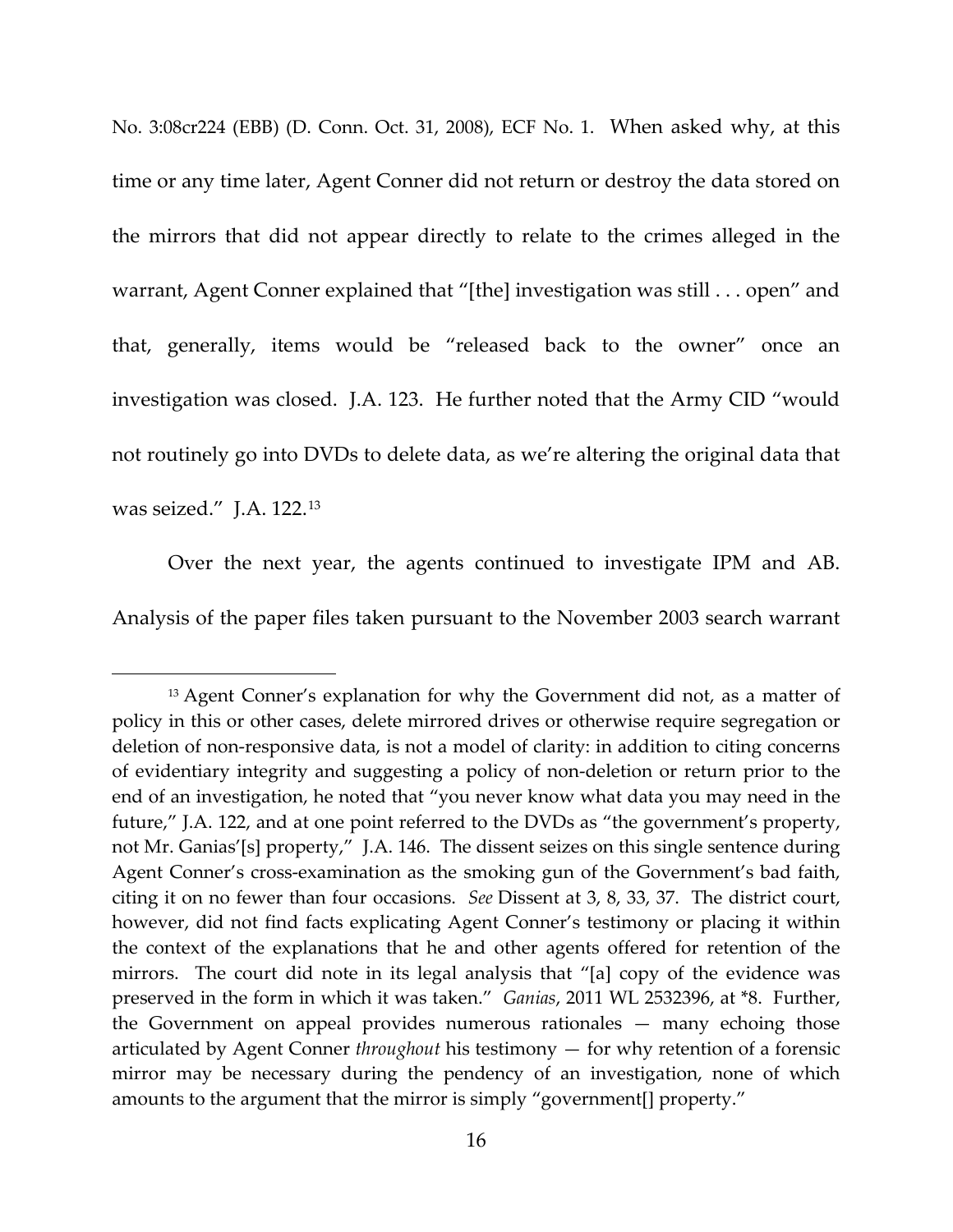No. 3:08cr224 (EBB) (D. Conn. Oct. 31, 2008), ECF No. 1. When asked why, at this time or any time later, Agent Conner did not return or destroy the data stored on the mirrors that did not appear directly to relate to the crimes alleged in the warrant, Agent Conner explained that "[the] investigation was still . . . open" and that, generally, items would be "released back to the owner" once an investigation was closed. J.A. 123. He further noted that the Army CID "would not routinely go into DVDs to delete data, as we're altering the original data that was seized." J.A. 122.[13]

Over the next year, the agents continued to investigate IPM and AB. Analysis of the paper files taken pursuant to the November 2003 search warrant

---

[13] Agent Conner's explanation for why the Government did not, as a matter of policy in this or other cases, delete mirrored drives or otherwise require segregation or deletion of non-responsive data, is not a model of clarity: in addition to citing concerns of evidentiary integrity and suggesting a policy of non-deletion or return prior to the end of an investigation, he noted that "you never know what data you may need in the future," J.A. 122, and at one point referred to the DVDs as "the government's property, not Mr. Ganias'[s] property," J.A. 146. The dissent seizes on this single sentence during Agent Conner's cross-examination as the smoking gun of the Government's bad faith, citing it on no fewer than four occasions. *See* Dissent at 3, 8, 33, 37. The district court, however, did not find facts explicating Agent Conner's testimony or placing it within the context of the explanations that he and other agents offered for retention of the mirrors. The court did note in its legal analysis that "[a] copy of the evidence was preserved in the form in which it was taken." *Ganias*, 2011 WL 2532396, at *8. Further, the Government on appeal provides numerous rationales — many echoing those articulated by Agent Conner *throughout* his testimony — for why retention of a forensic mirror may be necessary during the pendency of an investigation, none of which amounts to the argument that the mirror is simply "government[] property."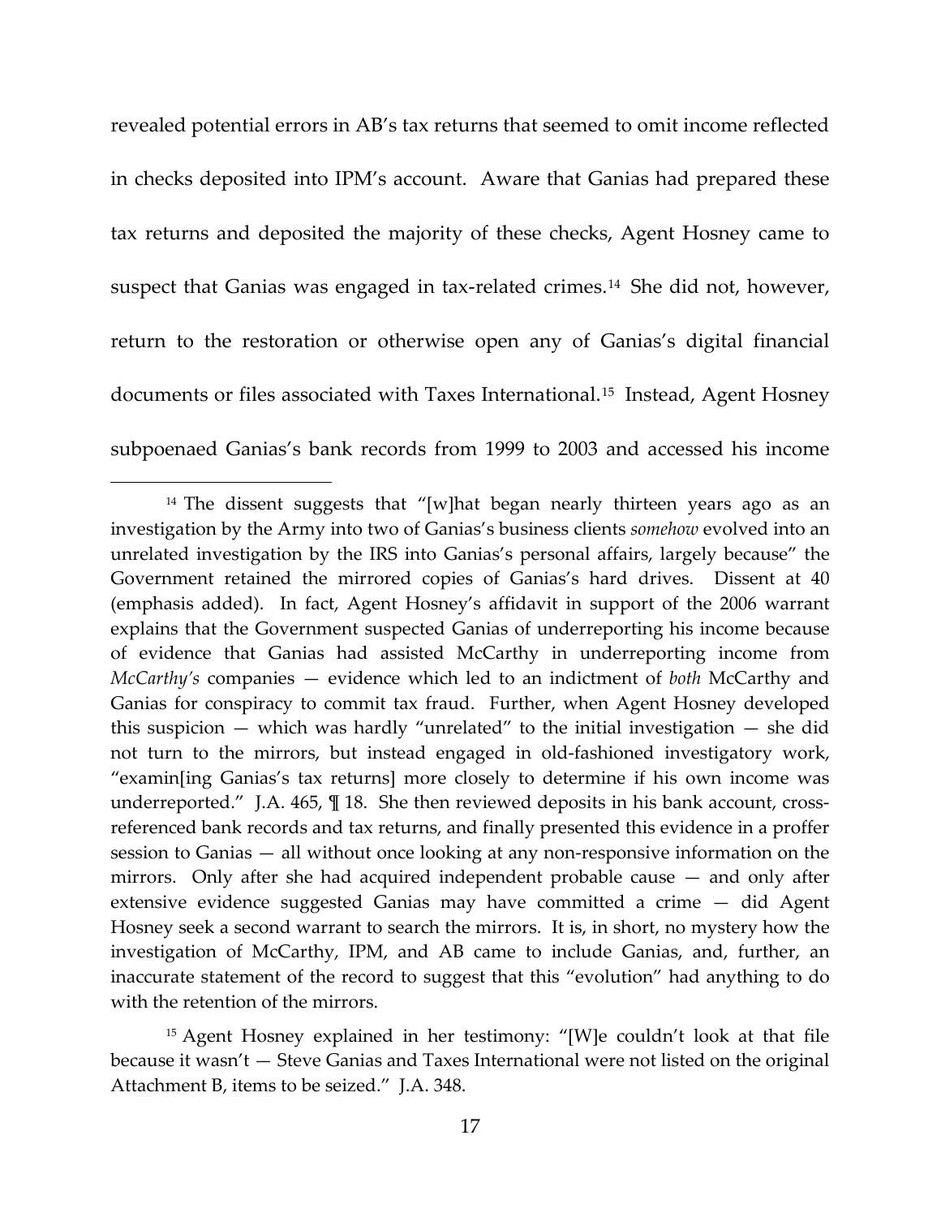revealed potential errors in AB's tax returns that seemed to omit income reflected in checks deposited into IPM's account. Aware that Ganias had prepared these tax returns and deposited the majority of these checks, Agent Hosney came to suspect that Ganias was engaged in tax-related crimes.[14] She did not, however, return to the restoration or otherwise open any of Ganias's digital financial documents or files associated with Taxes International.[15] Instead, Agent Hosney subpoenaed Ganias's bank records from 1999 to 2003 and accessed his income

---

[14] The dissent suggests that "[w]hat began nearly thirteen years ago as an investigation by the Army into two of Ganias's business clients *somehow* evolved into an unrelated investigation by the IRS into Ganias's personal affairs, largely because" the Government retained the mirrored copies of Ganias's hard drives. Dissent at 40 (emphasis added). In fact, Agent Hosney's affidavit in support of the 2006 warrant explains that the Government suspected Ganias of underreporting his income because of evidence that Ganias had assisted McCarthy in underreporting income from *McCarthy's* companies — evidence which led to an indictment of *both* McCarthy and Ganias for conspiracy to commit tax fraud. Further, when Agent Hosney developed this suspicion — which was hardly "unrelated" to the initial investigation — she did not turn to the mirrors, but instead engaged in old-fashioned investigatory work, "examin[ing Ganias's tax returns] more closely to determine if his own income was underreported." J.A. 465, ¶ 18. She then reviewed deposits in his bank account, cross-referenced bank records and tax returns, and finally presented this evidence in a proffer session to Ganias — all without once looking at any non-responsive information on the mirrors. Only after she had acquired independent probable cause — and only after extensive evidence suggested Ganias may have committed a crime — did Agent Hosney seek a second warrant to search the mirrors. It is, in short, no mystery how the investigation of McCarthy, IPM, and AB came to include Ganias, and, further, an inaccurate statement of the record to suggest that this "evolution" had anything to do with the retention of the mirrors.

[15] Agent Hosney explained in her testimony: "[W]e couldn't look at that file because it wasn't — Steve Ganias and Taxes International were not listed on the original Attachment B, items to be seized." J.A. 348.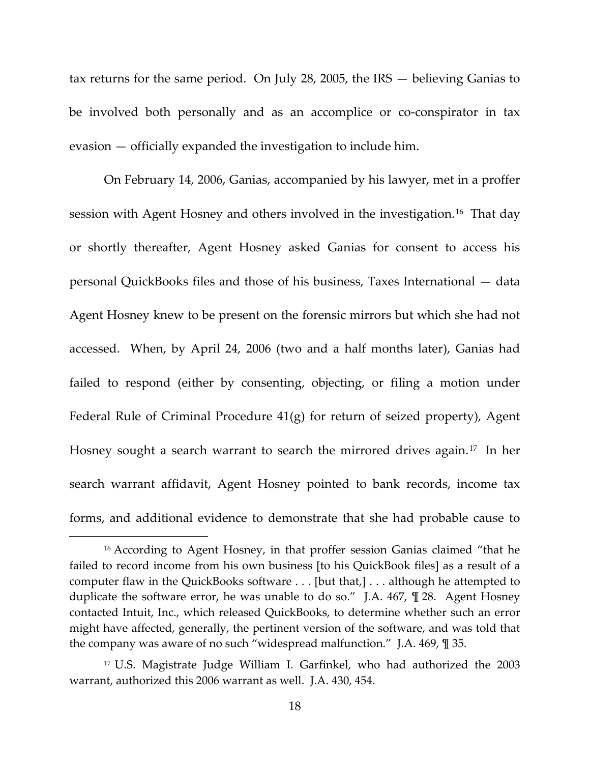tax returns for the same period. On July 28, 2005, the IRS — believing Ganias to be involved both personally and as an accomplice or co-conspirator in tax evasion — officially expanded the investigation to include him.

On February 14, 2006, Ganias, accompanied by his lawyer, met in a proffer session with Agent Hosney and others involved in the investigation.[16] That day or shortly thereafter, Agent Hosney asked Ganias for consent to access his personal QuickBooks files and those of his business, Taxes International — data Agent Hosney knew to be present on the forensic mirrors but which she had not accessed. When, by April 24, 2006 (two and a half months later), Ganias had failed to respond (either by consenting, objecting, or filing a motion under Federal Rule of Criminal Procedure 41(g) for return of seized property), Agent Hosney sought a search warrant to search the mirrored drives again.[17] In her search warrant affidavit, Agent Hosney pointed to bank records, income tax forms, and additional evidence to demonstrate that she had probable cause to

[16] According to Agent Hosney, in that proffer session Ganias claimed "that he failed to record income from his own business [to his QuickBook files] as a result of a computer flaw in the QuickBooks software . . . [but that,] . . . although he attempted to duplicate the software error, he was unable to do so." J.A. 467, ¶ 28. Agent Hosney contacted Intuit, Inc., which released QuickBooks, to determine whether such an error might have affected, generally, the pertinent version of the software, and was told that the company was aware of no such "widespread malfunction." J.A. 469, ¶ 35.

[17] U.S. Magistrate Judge William I. Garfinkel, who had authorized the 2003 warrant, authorized this 2006 warrant as well. J.A. 430, 454.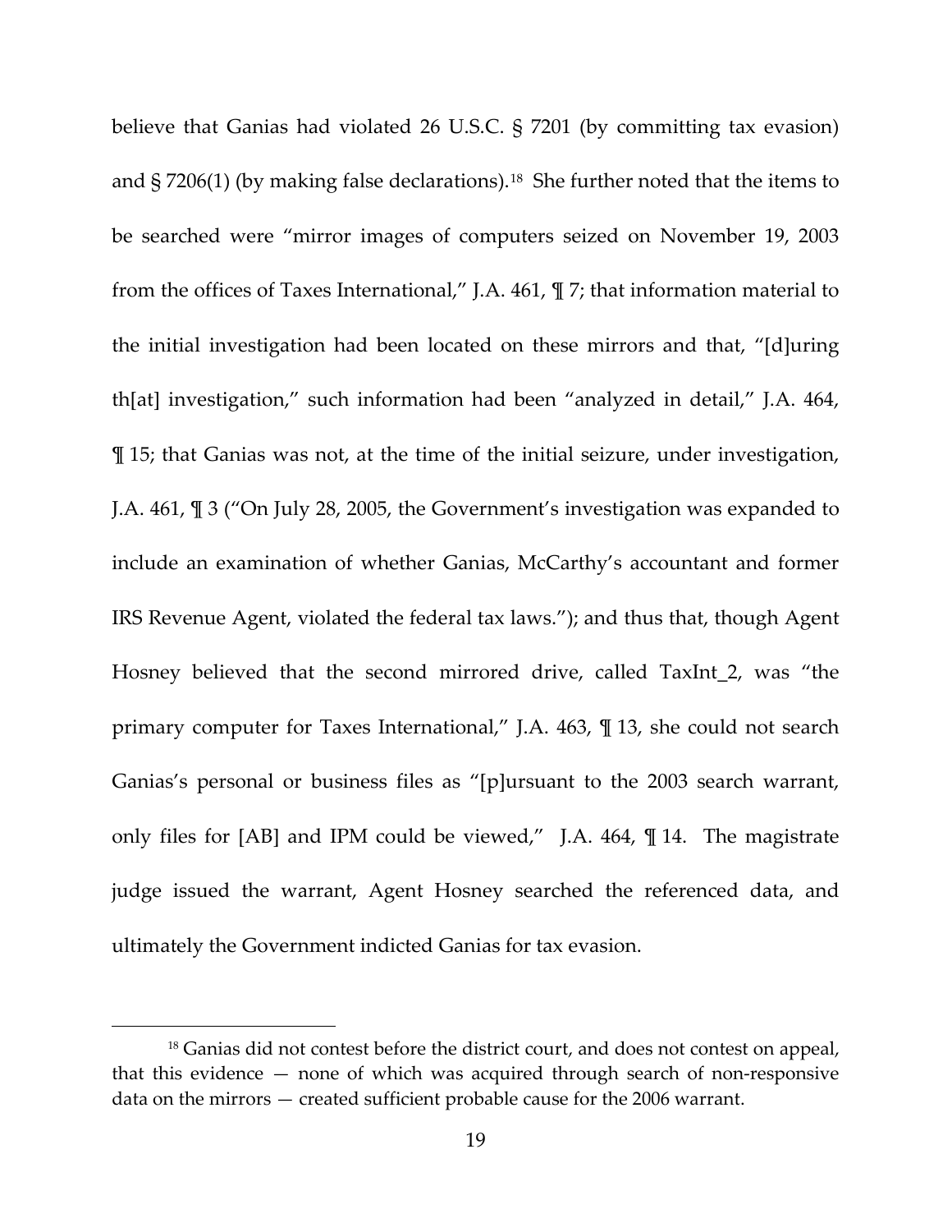believe that Ganias had violated 26 U.S.C. § 7201 (by committing tax evasion) and § 7206(1) (by making false declarations).[18] She further noted that the items to be searched were "mirror images of computers seized on November 19, 2003 from the offices of Taxes International," J.A. 461, ¶ 7; that information material to the initial investigation had been located on these mirrors and that, "[d]uring th[at] investigation," such information had been "analyzed in detail," J.A. 464, ¶ 15; that Ganias was not, at the time of the initial seizure, under investigation, J.A. 461, ¶ 3 ("On July 28, 2005, the Government's investigation was expanded to include an examination of whether Ganias, McCarthy's accountant and former IRS Revenue Agent, violated the federal tax laws."); and thus that, though Agent Hosney believed that the second mirrored drive, called TaxInt_2, was "the primary computer for Taxes International," J.A. 463, ¶ 13, she could not search Ganias's personal or business files as "[p]ursuant to the 2003 search warrant, only files for [AB] and IPM could be viewed," J.A. 464, ¶ 14. The magistrate judge issued the warrant, Agent Hosney searched the referenced data, and ultimately the Government indicted Ganias for tax evasion.

[18] Ganias did not contest before the district court, and does not contest on appeal, that this evidence — none of which was acquired through search of non-responsive data on the mirrors — created sufficient probable cause for the 2006 warrant.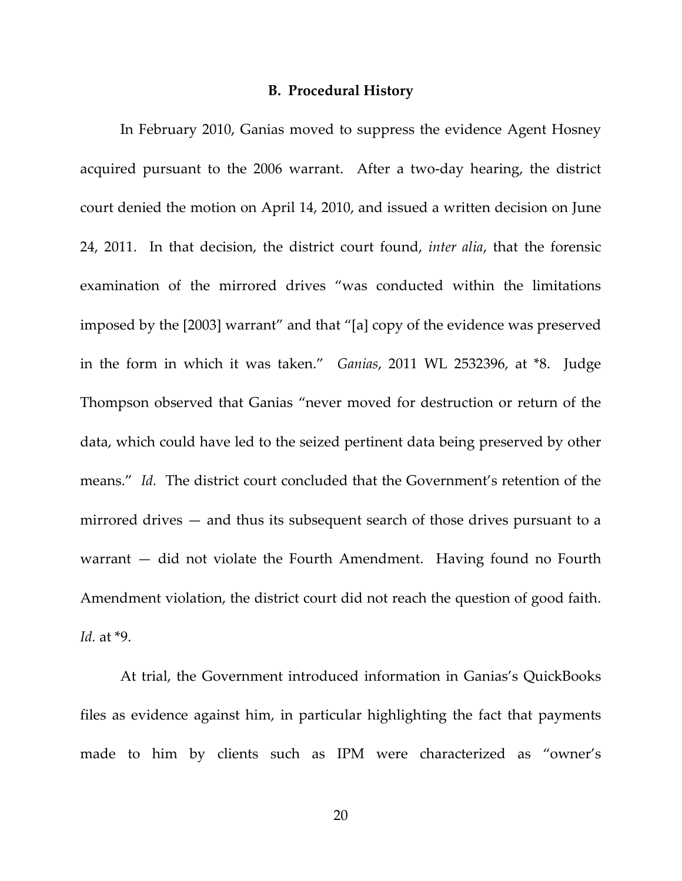### B. Procedural History

In February 2010, Ganias moved to suppress the evidence Agent Hosney acquired pursuant to the 2006 warrant. After a two-day hearing, the district court denied the motion on April 14, 2010, and issued a written decision on June 24, 2011. In that decision, the district court found, *inter alia*, that the forensic examination of the mirrored drives "was conducted within the limitations imposed by the [2003] warrant" and that "[a] copy of the evidence was preserved in the form in which it was taken." *Ganias*, 2011 WL 2532396, at *8. Judge Thompson observed that Ganias "never moved for destruction or return of the data, which could have led to the seized pertinent data being preserved by other means." *Id.* The district court concluded that the Government's retention of the mirrored drives — and thus its subsequent search of those drives pursuant to a warrant — did not violate the Fourth Amendment. Having found no Fourth Amendment violation, the district court did not reach the question of good faith. *Id.* at *9.

At trial, the Government introduced information in Ganias's QuickBooks files as evidence against him, in particular highlighting the fact that payments made to him by clients such as IPM were characterized as "owner's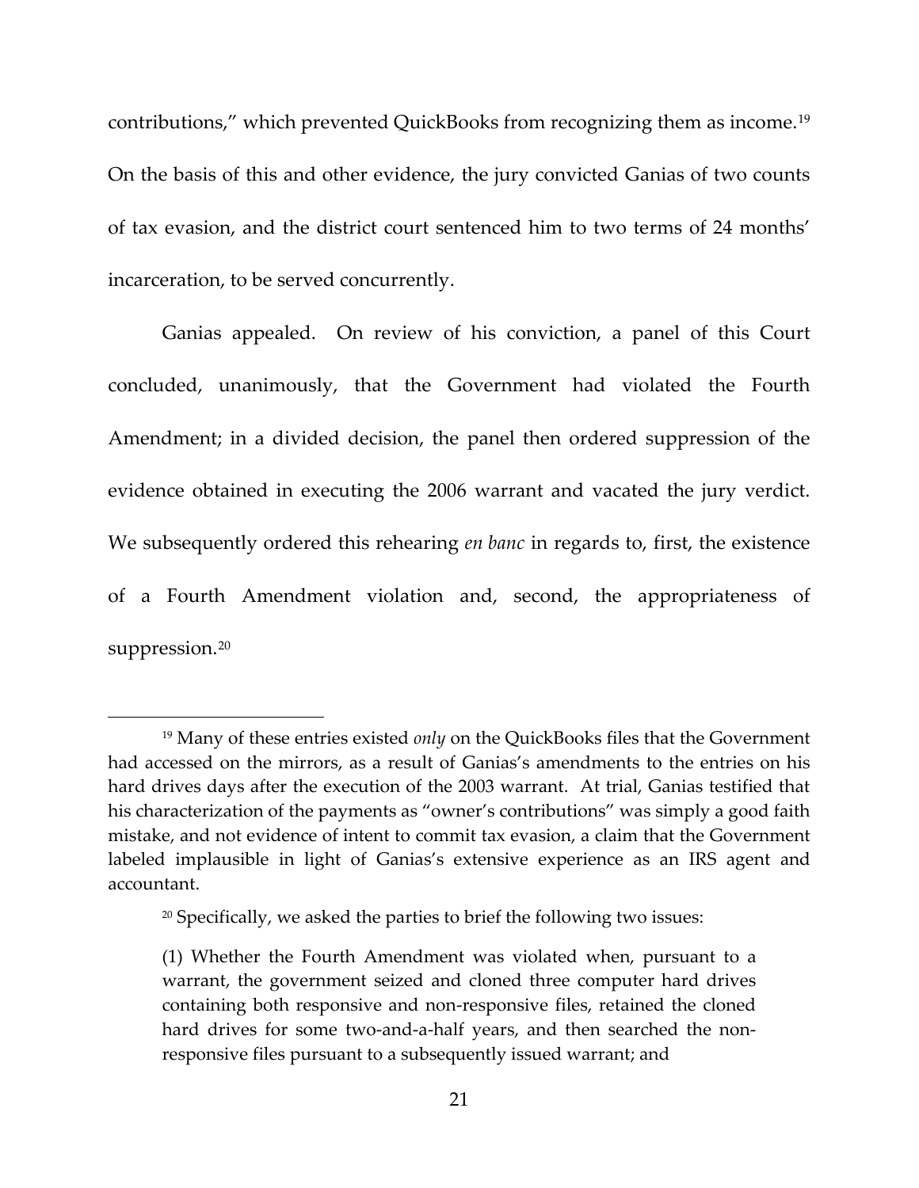contributions," which prevented QuickBooks from recognizing them as income.[19] On the basis of this and other evidence, the jury convicted Ganias of two counts of tax evasion, and the district court sentenced him to two terms of 24 months' incarceration, to be served concurrently.

Ganias appealed. On review of his conviction, a panel of this Court concluded, unanimously, that the Government had violated the Fourth Amendment; in a divided decision, the panel then ordered suppression of the evidence obtained in executing the 2006 warrant and vacated the jury verdict. We subsequently ordered this rehearing *en banc* in regards to, first, the existence of a Fourth Amendment violation and, second, the appropriateness of suppression.[20]

---

[19] Many of these entries existed *only* on the QuickBooks files that the Government had accessed on the mirrors, as a result of Ganias's amendments to the entries on his hard drives days after the execution of the 2003 warrant. At trial, Ganias testified that his characterization of the payments as "owner's contributions" was simply a good faith mistake, and not evidence of intent to commit tax evasion, a claim that the Government labeled implausible in light of Ganias's extensive experience as an IRS agent and accountant.

[20] Specifically, we asked the parties to brief the following two issues:

> (1) Whether the Fourth Amendment was violated when, pursuant to a warrant, the government seized and cloned three computer hard drives containing both responsive and non-responsive files, retained the cloned hard drives for some two-and-a-half years, and then searched the non-responsive files pursuant to a subsequently issued warrant; and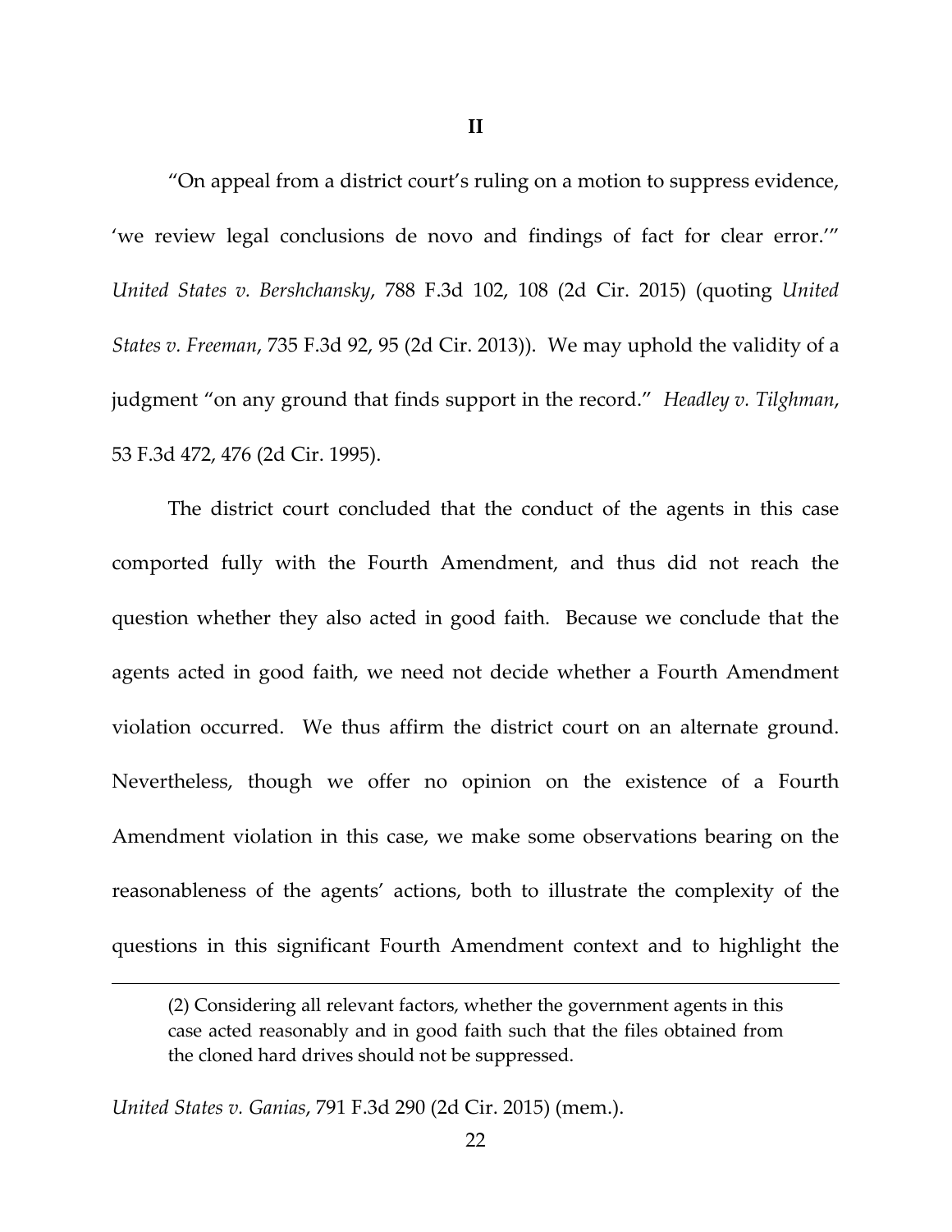## II

"On appeal from a district court's ruling on a motion to suppress evidence, 'we review legal conclusions de novo and findings of fact for clear error.'" *United States v. Bershchansky*, 788 F.3d 102, 108 (2d Cir. 2015) (quoting *United States v. Freeman*, 735 F.3d 92, 95 (2d Cir. 2013)). We may uphold the validity of a judgment "on any ground that finds support in the record." *Headley v. Tilghman*, 53 F.3d 472, 476 (2d Cir. 1995).

The district court concluded that the conduct of the agents in this case comported fully with the Fourth Amendment, and thus did not reach the question whether they also acted in good faith. Because we conclude that the agents acted in good faith, we need not decide whether a Fourth Amendment violation occurred. We thus affirm the district court on an alternate ground. Nevertheless, though we offer no opinion on the existence of a Fourth Amendment violation in this case, we make some observations bearing on the reasonableness of the agents' actions, both to illustrate the complexity of the questions in this significant Fourth Amendment context and to highlight the

---

> (2) Considering all relevant factors, whether the government agents in this case acted reasonably and in good faith such that the files obtained from the cloned hard drives should not be suppressed.

*United States v. Ganias*, 791 F.3d 290 (2d Cir. 2015) (mem.).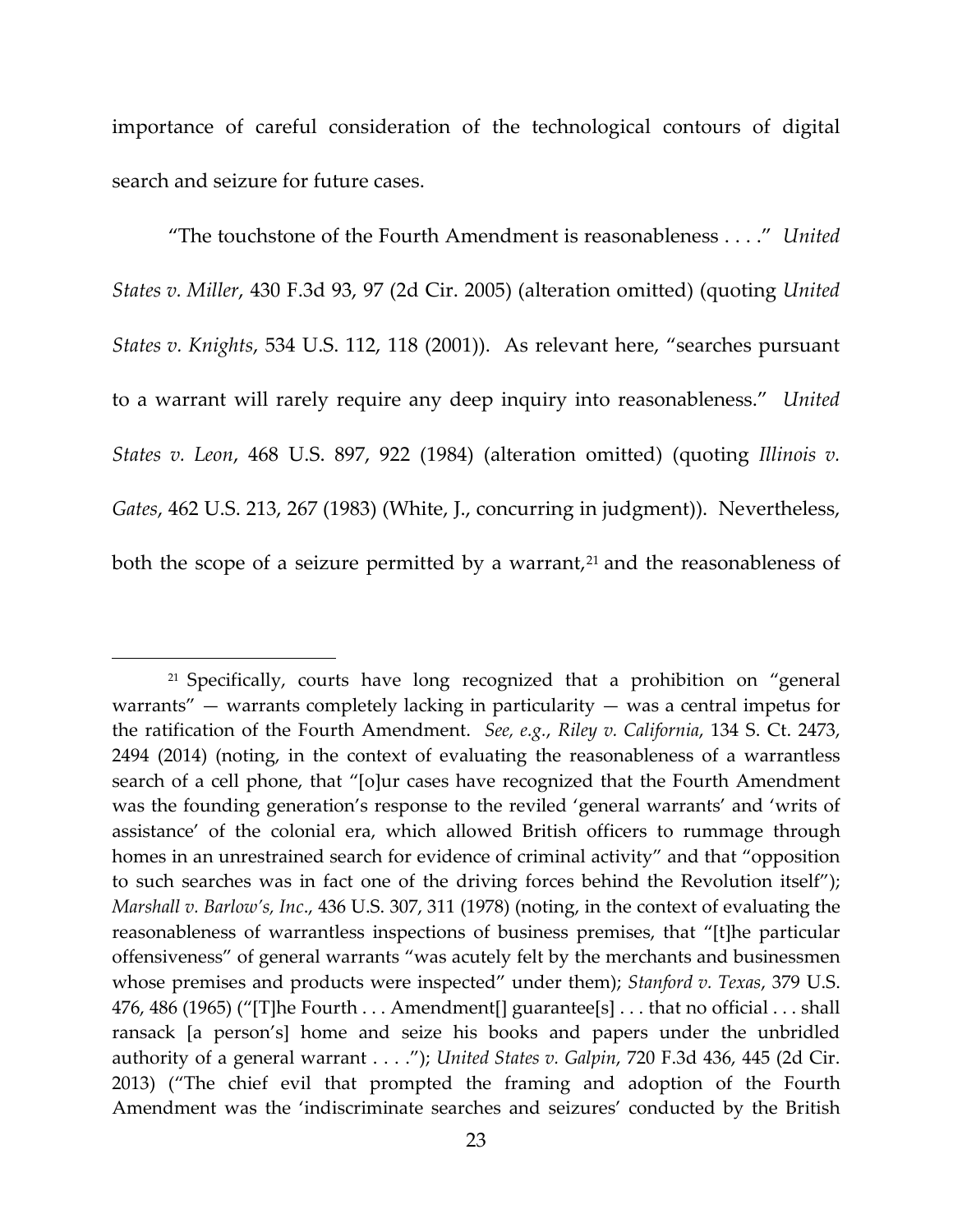importance of careful consideration of the technological contours of digital search and seizure for future cases.

"The touchstone of the Fourth Amendment is reasonableness . . . ." *United States v. Miller*, 430 F.3d 93, 97 (2d Cir. 2005) (alteration omitted) (quoting *United States v. Knights*, 534 U.S. 112, 118 (2001)). As relevant here, "searches pursuant to a warrant will rarely require any deep inquiry into reasonableness." *United States v. Leon*, 468 U.S. 897, 922 (1984) (alteration omitted) (quoting *Illinois v. Gates*, 462 U.S. 213, 267 (1983) (White, J., concurring in judgment)). Nevertheless, both the scope of a seizure permitted by a warrant,[21] and the reasonableness of

---

[21] Specifically, courts have long recognized that a prohibition on "general warrants" — warrants completely lacking in particularity — was a central impetus for the ratification of the Fourth Amendment. *See, e.g.*, *Riley v. California*, 134 S. Ct. 2473, 2494 (2014) (noting, in the context of evaluating the reasonableness of a warrantless search of a cell phone, that "[o]ur cases have recognized that the Fourth Amendment was the founding generation's response to the reviled 'general warrants' and 'writs of assistance' of the colonial era, which allowed British officers to rummage through homes in an unrestrained search for evidence of criminal activity" and that "opposition to such searches was in fact one of the driving forces behind the Revolution itself"); *Marshall v. Barlow's, Inc.*, 436 U.S. 307, 311 (1978) (noting, in the context of evaluating the reasonableness of warrantless inspections of business premises, that "[t]he particular offensiveness" of general warrants "was acutely felt by the merchants and businessmen whose premises and products were inspected" under them); *Stanford v. Texas*, 379 U.S. 476, 486 (1965) ("[T]he Fourth . . . Amendment[] guarantee[s] . . . that no official . . . shall ransack [a person's] home and seize his books and papers under the unbridled authority of a general warrant . . . ."); *United States v. Galpin*, 720 F.3d 436, 445 (2d Cir. 2013) ("The chief evil that prompted the framing and adoption of the Fourth Amendment was the 'indiscriminate searches and seizures' conducted by the British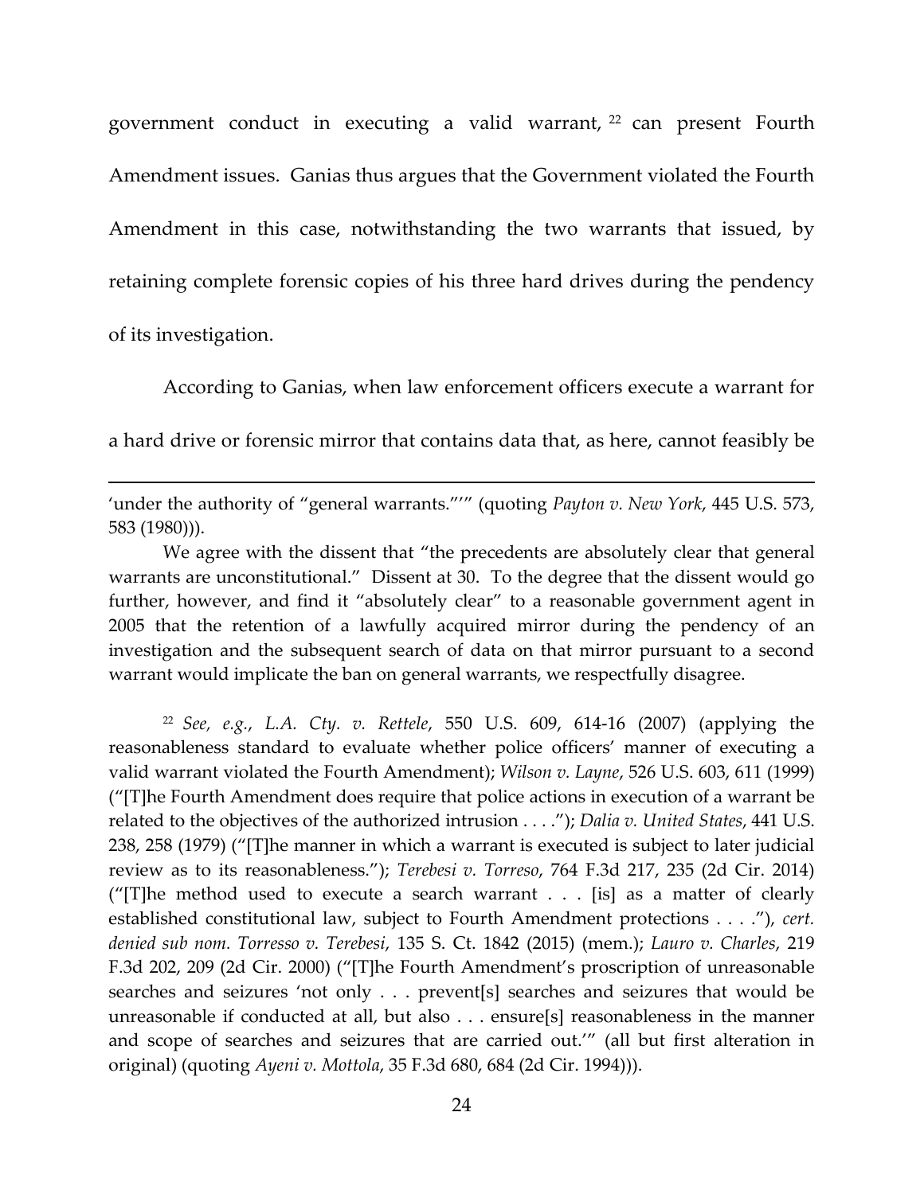government conduct in executing a valid warrant, [22] can present Fourth Amendment issues. Ganias thus argues that the Government violated the Fourth Amendment in this case, notwithstanding the two warrants that issued, by retaining complete forensic copies of his three hard drives during the pendency of its investigation.

According to Ganias, when law enforcement officers execute a warrant for a hard drive or forensic mirror that contains data that, as here, cannot feasibly be

---

'under the authority of "general warrants."'" (quoting *Payton v. New York*, 445 U.S. 573, 583 (1980))).

We agree with the dissent that "the precedents are absolutely clear that general warrants are unconstitutional." Dissent at 30. To the degree that the dissent would go further, however, and find it "absolutely clear" to a reasonable government agent in 2005 that the retention of a lawfully acquired mirror during the pendency of an investigation and the subsequent search of data on that mirror pursuant to a second warrant would implicate the ban on general warrants, we respectfully disagree.

[22] *See, e.g.*, *L.A. Cty. v. Rettele*, 550 U.S. 609, 614-16 (2007) (applying the reasonableness standard to evaluate whether police officers' manner of executing a valid warrant violated the Fourth Amendment); *Wilson v. Layne*, 526 U.S. 603, 611 (1999) ("[T]he Fourth Amendment does require that police actions in execution of a warrant be related to the objectives of the authorized intrusion . . . ."); *Dalia v. United States*, 441 U.S. 238, 258 (1979) ("[T]he manner in which a warrant is executed is subject to later judicial review as to its reasonableness."); *Terebesi v. Torreso*, 764 F.3d 217, 235 (2d Cir. 2014) ("[T]he method used to execute a search warrant . . . [is] as a matter of clearly established constitutional law, subject to Fourth Amendment protections . . . ."), *cert. denied sub nom. Torresso v. Terebesi*, 135 S. Ct. 1842 (2015) (mem.); *Lauro v. Charles*, 219 F.3d 202, 209 (2d Cir. 2000) ("[T]he Fourth Amendment's proscription of unreasonable searches and seizures 'not only . . . prevent[s] searches and seizures that would be unreasonable if conducted at all, but also . . . ensure[s] reasonableness in the manner and scope of searches and seizures that are carried out.'" (all but first alteration in original) (quoting *Ayeni v. Mottola*, 35 F.3d 680, 684 (2d Cir. 1994))).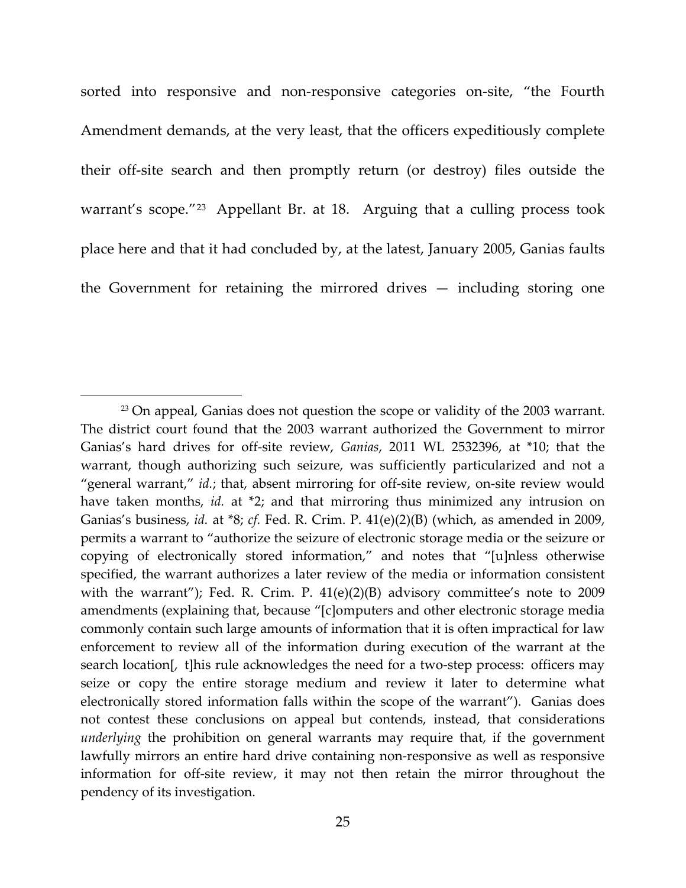sorted into responsive and non-responsive categories on-site, "the Fourth Amendment demands, at the very least, that the officers expeditiously complete their off-site search and then promptly return (or destroy) files outside the warrant's scope."[23] Appellant Br. at 18. Arguing that a culling process took place here and that it had concluded by, at the latest, January 2005, Ganias faults the Government for retaining the mirrored drives — including storing one

[23] On appeal, Ganias does not question the scope or validity of the 2003 warrant. The district court found that the 2003 warrant authorized the Government to mirror Ganias's hard drives for off-site review, *Ganias*, 2011 WL 2532396, at *10; that the warrant, though authorizing such seizure, was sufficiently particularized and not a "general warrant," *id.*; that, absent mirroring for off-site review, on-site review would have taken months, *id.* at *2; and that mirroring thus minimized any intrusion on Ganias's business, *id.* at *8; *cf.* Fed. R. Crim. P. 41(e)(2)(B) (which, as amended in 2009, permits a warrant to "authorize the seizure of electronic storage media or the seizure or copying of electronically stored information," and notes that "[u]nless otherwise specified, the warrant authorizes a later review of the media or information consistent with the warrant"); Fed. R. Crim. P. 41(e)(2)(B) advisory committee's note to 2009 amendments (explaining that, because "[c]omputers and other electronic storage media commonly contain such large amounts of information that it is often impractical for law enforcement to review all of the information during execution of the warrant at the search location[, t]his rule acknowledges the need for a two-step process: officers may seize or copy the entire storage medium and review it later to determine what electronically stored information falls within the scope of the warrant"). Ganias does not contest these conclusions on appeal but contends, instead, that considerations *underlying* the prohibition on general warrants may require that, if the government lawfully mirrors an entire hard drive containing non-responsive as well as responsive information for off-site review, it may not then retain the mirror throughout the pendency of its investigation.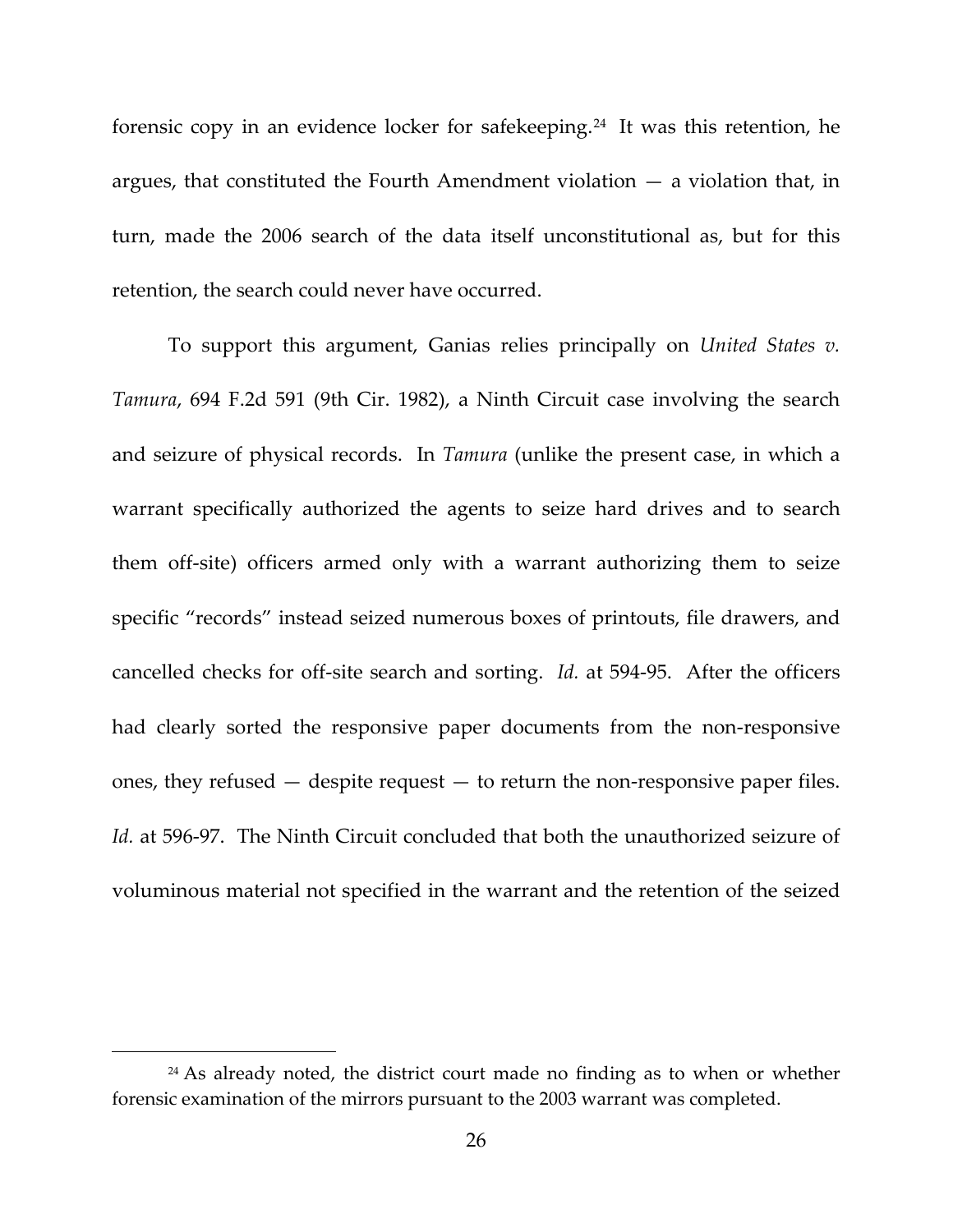forensic copy in an evidence locker for safekeeping.[24] It was this retention, he argues, that constituted the Fourth Amendment violation — a violation that, in turn, made the 2006 search of the data itself unconstitutional as, but for this retention, the search could never have occurred.

To support this argument, Ganias relies principally on *United States v. Tamura*, 694 F.2d 591 (9th Cir. 1982), a Ninth Circuit case involving the search and seizure of physical records. In *Tamura* (unlike the present case, in which a warrant specifically authorized the agents to seize hard drives and to search them off-site) officers armed only with a warrant authorizing them to seize specific "records" instead seized numerous boxes of printouts, file drawers, and cancelled checks for off-site search and sorting. *Id.* at 594-95. After the officers had clearly sorted the responsive paper documents from the non-responsive ones, they refused — despite request — to return the non-responsive paper files. *Id.* at 596-97. The Ninth Circuit concluded that both the unauthorized seizure of voluminous material not specified in the warrant and the retention of the seized

---

[24] As already noted, the district court made no finding as to when or whether forensic examination of the mirrors pursuant to the 2003 warrant was completed.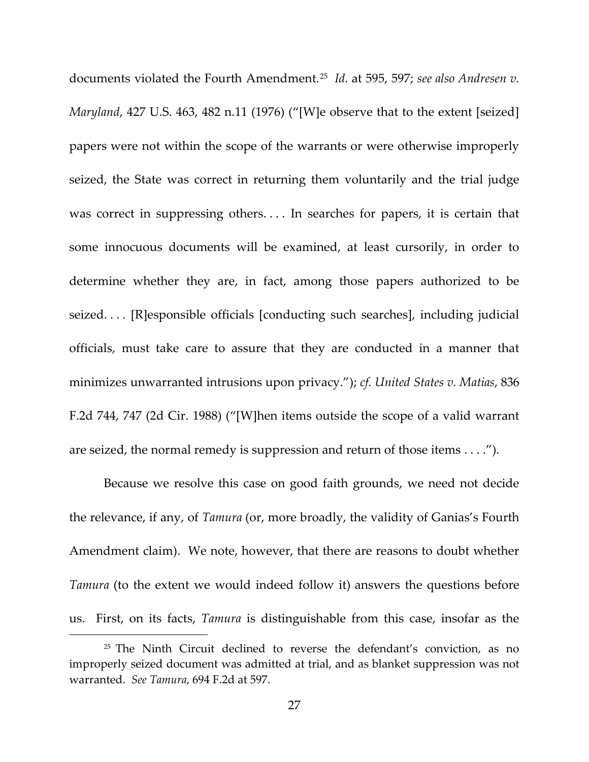documents violated the Fourth Amendment.[25] *Id.* at 595, 597; *see also Andresen v. Maryland*, 427 U.S. 463, 482 n.11 (1976) ("[W]e observe that to the extent [seized] papers were not within the scope of the warrants or were otherwise improperly seized, the State was correct in returning them voluntarily and the trial judge was correct in suppressing others. . . . In searches for papers, it is certain that some innocuous documents will be examined, at least cursorily, in order to determine whether they are, in fact, among those papers authorized to be seized. . . . [R]esponsible officials [conducting such searches], including judicial officials, must take care to assure that they are conducted in a manner that minimizes unwarranted intrusions upon privacy."); *cf. United States v. Matias*, 836 F.2d 744, 747 (2d Cir. 1988) ("[W]hen items outside the scope of a valid warrant are seized, the normal remedy is suppression and return of those items . . . .").

Because we resolve this case on good faith grounds, we need not decide the relevance, if any, of *Tamura* (or, more broadly, the validity of Ganias's Fourth Amendment claim). We note, however, that there are reasons to doubt whether *Tamura* (to the extent we would indeed follow it) answers the questions before us. First, on its facts, *Tamura* is distinguishable from this case, insofar as the

[25] The Ninth Circuit declined to reverse the defendant's conviction, as no improperly seized document was admitted at trial, and as blanket suppression was not warranted. *See Tamura*, 694 F.2d at 597.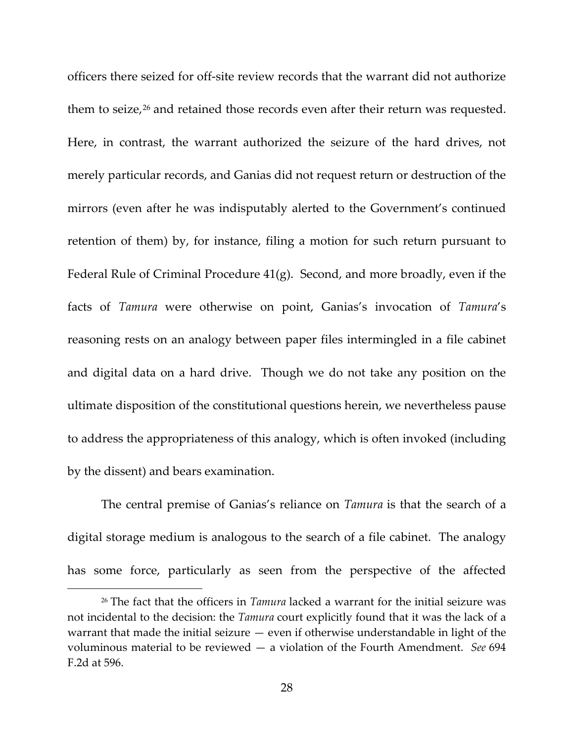officers there seized for off-site review records that the warrant did not authorize them to seize,[26] and retained those records even after their return was requested. Here, in contrast, the warrant authorized the seizure of the hard drives, not merely particular records, and Ganias did not request return or destruction of the mirrors (even after he was indisputably alerted to the Government's continued retention of them) by, for instance, filing a motion for such return pursuant to Federal Rule of Criminal Procedure 41(g). Second, and more broadly, even if the facts of *Tamura* were otherwise on point, Ganias's invocation of *Tamura*'s reasoning rests on an analogy between paper files intermingled in a file cabinet and digital data on a hard drive. Though we do not take any position on the ultimate disposition of the constitutional questions herein, we nevertheless pause to address the appropriateness of this analogy, which is often invoked (including by the dissent) and bears examination.

The central premise of Ganias's reliance on *Tamura* is that the search of a digital storage medium is analogous to the search of a file cabinet. The analogy has some force, particularly as seen from the perspective of the affected

[26] The fact that the officers in *Tamura* lacked a warrant for the initial seizure was not incidental to the decision: the *Tamura* court explicitly found that it was the lack of a warrant that made the initial seizure — even if otherwise understandable in light of the voluminous material to be reviewed — a violation of the Fourth Amendment. *See* 694 F.2d at 596.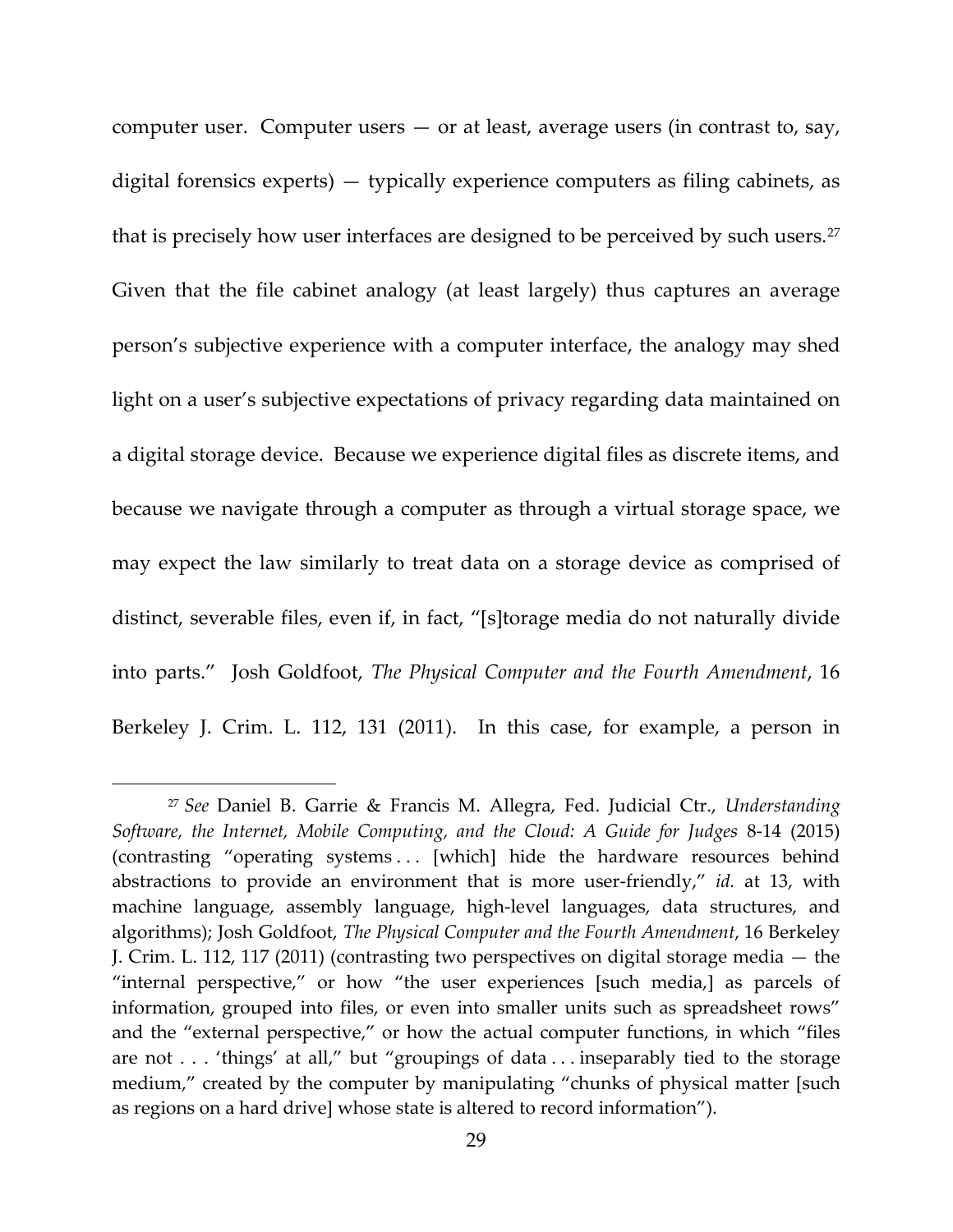computer user. Computer users — or at least, average users (in contrast to, say, digital forensics experts) — typically experience computers as filing cabinets, as that is precisely how user interfaces are designed to be perceived by such users.[27] Given that the file cabinet analogy (at least largely) thus captures an average person's subjective experience with a computer interface, the analogy may shed light on a user's subjective expectations of privacy regarding data maintained on a digital storage device. Because we experience digital files as discrete items, and because we navigate through a computer as through a virtual storage space, we may expect the law similarly to treat data on a storage device as comprised of distinct, severable files, even if, in fact, "[s]torage media do not naturally divide into parts." Josh Goldfoot, *The Physical Computer and the Fourth Amendment*, 16 Berkeley J. Crim. L. 112, 131 (2011). In this case, for example, a person in

---

[27] *See* Daniel B. Garrie & Francis M. Allegra, Fed. Judicial Ctr., *Understanding Software, the Internet, Mobile Computing, and the Cloud: A Guide for Judges* 8-14 (2015) (contrasting "operating systems . . . [which] hide the hardware resources behind abstractions to provide an environment that is more user-friendly," *id.* at 13, with machine language, assembly language, high-level languages, data structures, and algorithms); Josh Goldfoot, *The Physical Computer and the Fourth Amendment*, 16 Berkeley J. Crim. L. 112, 117 (2011) (contrasting two perspectives on digital storage media — the "internal perspective," or how "the user experiences [such media,] as parcels of information, grouped into files, or even into smaller units such as spreadsheet rows" and the "external perspective," or how the actual computer functions, in which "files are not . . . 'things' at all," but "groupings of data . . . inseparably tied to the storage medium," created by the computer by manipulating "chunks of physical matter [such as regions on a hard drive] whose state is altered to record information").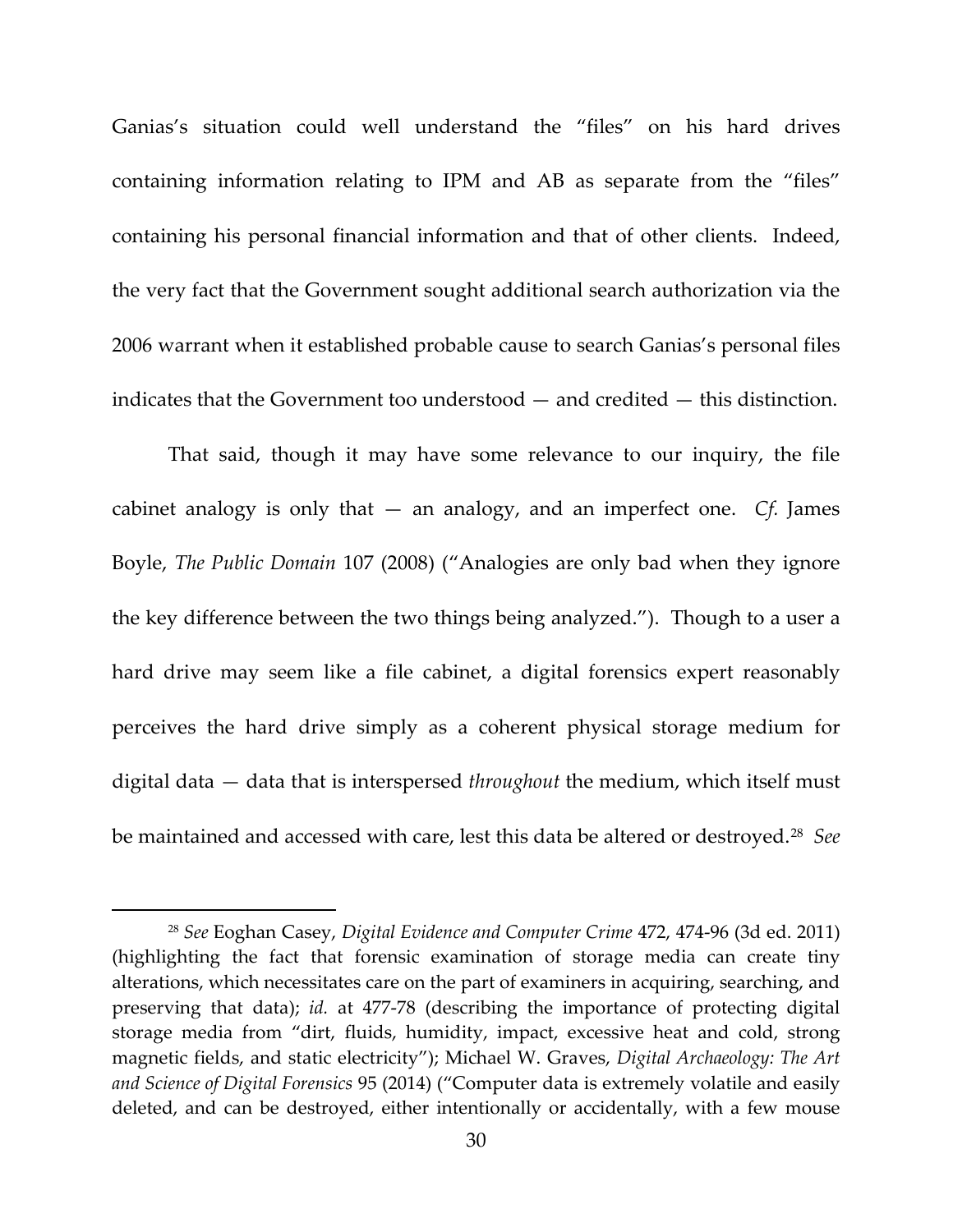Ganias's situation could well understand the "files" on his hard drives containing information relating to IPM and AB as separate from the "files" containing his personal financial information and that of other clients. Indeed, the very fact that the Government sought additional search authorization via the 2006 warrant when it established probable cause to search Ganias's personal files indicates that the Government too understood — and credited — this distinction.

That said, though it may have some relevance to our inquiry, the file cabinet analogy is only that — an analogy, and an imperfect one. *Cf.* James Boyle, *The Public Domain* 107 (2008) ("Analogies are only bad when they ignore the key difference between the two things being analyzed."). Though to a user a hard drive may seem like a file cabinet, a digital forensics expert reasonably perceives the hard drive simply as a coherent physical storage medium for digital data — data that is interspersed *throughout* the medium, which itself must be maintained and accessed with care, lest this data be altered or destroyed.[28] *See*

---

[28] *See* Eoghan Casey, *Digital Evidence and Computer Crime* 472, 474-96 (3d ed. 2011) (highlighting the fact that forensic examination of storage media can create tiny alterations, which necessitates care on the part of examiners in acquiring, searching, and preserving that data); *id.* at 477-78 (describing the importance of protecting digital storage media from "dirt, fluids, humidity, impact, excessive heat and cold, strong magnetic fields, and static electricity"); Michael W. Graves, *Digital Archaeology: The Art and Science of Digital Forensics* 95 (2014) ("Computer data is extremely volatile and easily deleted, and can be destroyed, either intentionally or accidentally, with a few mouse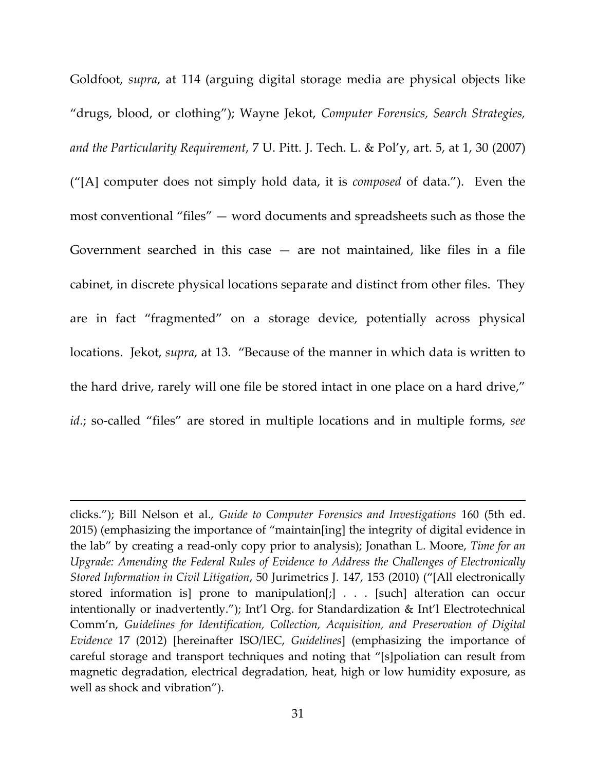Goldfoot, *supra*, at 114 (arguing digital storage media are physical objects like "drugs, blood, or clothing"); Wayne Jekot, *Computer Forensics, Search Strategies, and the Particularity Requirement*, 7 U. Pitt. J. Tech. L. & Pol'y, art. 5, at 1, 30 (2007) ("[A] computer does not simply hold data, it is *composed* of data."). Even the most conventional "files" — word documents and spreadsheets such as those the Government searched in this case — are not maintained, like files in a file cabinet, in discrete physical locations separate and distinct from other files. They are in fact "fragmented" on a storage device, potentially across physical locations. Jekot, *supra*, at 13. "Because of the manner in which data is written to the hard drive, rarely will one file be stored intact in one place on a hard drive," *id*.; so-called "files" are stored in multiple locations and in multiple forms, *see*

---

clicks."); Bill Nelson et al., *Guide to Computer Forensics and Investigations* 160 (5th ed. 2015) (emphasizing the importance of "maintain[ing] the integrity of digital evidence in the lab" by creating a read-only copy prior to analysis); Jonathan L. Moore, *Time for an Upgrade: Amending the Federal Rules of Evidence to Address the Challenges of Electronically Stored Information in Civil Litigation*, 50 Jurimetrics J. 147, 153 (2010) ("[All electronically stored information is] prone to manipulation[;] . . . [such] alteration can occur intentionally or inadvertently."); Int'l Org. for Standardization & Int'l Electrotechnical Comm'n, *Guidelines for Identification, Collection, Acquisition, and Preservation of Digital Evidence* 17 (2012) [hereinafter ISO/IEC, *Guidelines*] (emphasizing the importance of careful storage and transport techniques and noting that "[s]poliation can result from magnetic degradation, electrical degradation, heat, high or low humidity exposure, as well as shock and vibration").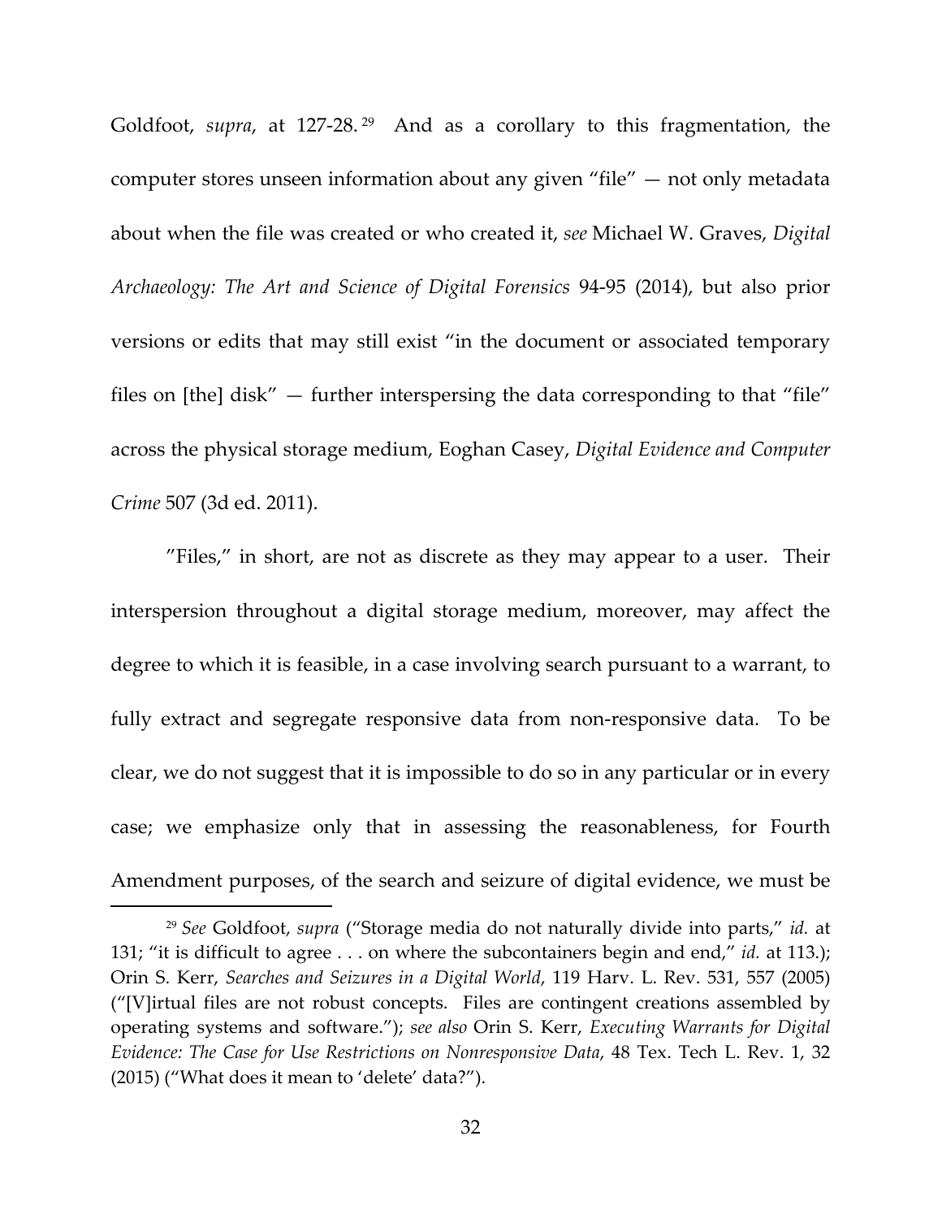Goldfoot, *supra*, at 127-28.[29] And as a corollary to this fragmentation, the computer stores unseen information about any given "file" — not only metadata about when the file was created or who created it, *see* Michael W. Graves, *Digital Archaeology: The Art and Science of Digital Forensics* 94-95 (2014), but also prior versions or edits that may still exist "in the document or associated temporary files on [the] disk" — further interspersing the data corresponding to that "file" across the physical storage medium, Eoghan Casey, *Digital Evidence and Computer Crime* 507 (3d ed. 2011).

"Files," in short, are not as discrete as they may appear to a user. Their interspersion throughout a digital storage medium, moreover, may affect the degree to which it is feasible, in a case involving search pursuant to a warrant, to fully extract and segregate responsive data from non-responsive data. To be clear, we do not suggest that it is impossible to do so in any particular or in every case; we emphasize only that in assessing the reasonableness, for Fourth Amendment purposes, of the search and seizure of digital evidence, we must be

---

[29] *See* Goldfoot, *supra* ("Storage media do not naturally divide into parts," *id.* at 131; "it is difficult to agree . . . on where the subcontainers begin and end," *id.* at 113.); Orin S. Kerr, *Searches and Seizures in a Digital World*, 119 Harv. L. Rev. 531, 557 (2005) ("[V]irtual files are not robust concepts. Files are contingent creations assembled by operating systems and software."); *see also* Orin S. Kerr, *Executing Warrants for Digital Evidence: The Case for Use Restrictions on Nonresponsive Data*, 48 Tex. Tech L. Rev. 1, 32 (2015) ("What does it mean to 'delete' data?").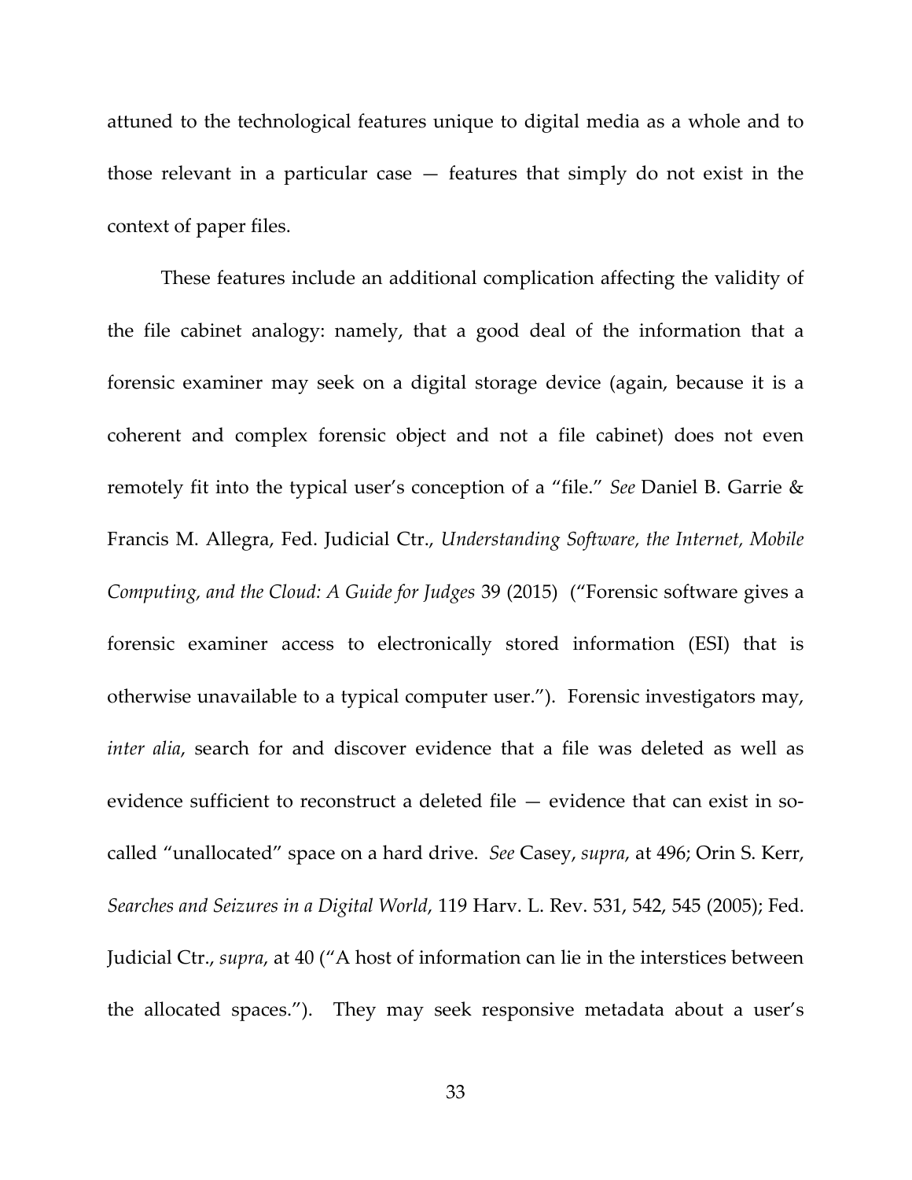attuned to the technological features unique to digital media as a whole and to those relevant in a particular case — features that simply do not exist in the context of paper files.

These features include an additional complication affecting the validity of the file cabinet analogy: namely, that a good deal of the information that a forensic examiner may seek on a digital storage device (again, because it is a coherent and complex forensic object and not a file cabinet) does not even remotely fit into the typical user's conception of a "file." *See* Daniel B. Garrie & Francis M. Allegra, Fed. Judicial Ctr., *Understanding Software, the Internet, Mobile Computing, and the Cloud: A Guide for Judges* 39 (2015) ("Forensic software gives a forensic examiner access to electronically stored information (ESI) that is otherwise unavailable to a typical computer user."). Forensic investigators may, *inter alia*, search for and discover evidence that a file was deleted as well as evidence sufficient to reconstruct a deleted file — evidence that can exist in so-called "unallocated" space on a hard drive. *See* Casey, *supra*, at 496; Orin S. Kerr, *Searches and Seizures in a Digital World*, 119 Harv. L. Rev. 531, 542, 545 (2005); Fed. Judicial Ctr., *supra*, at 40 ("A host of information can lie in the interstices between the allocated spaces."). They may seek responsive metadata about a user's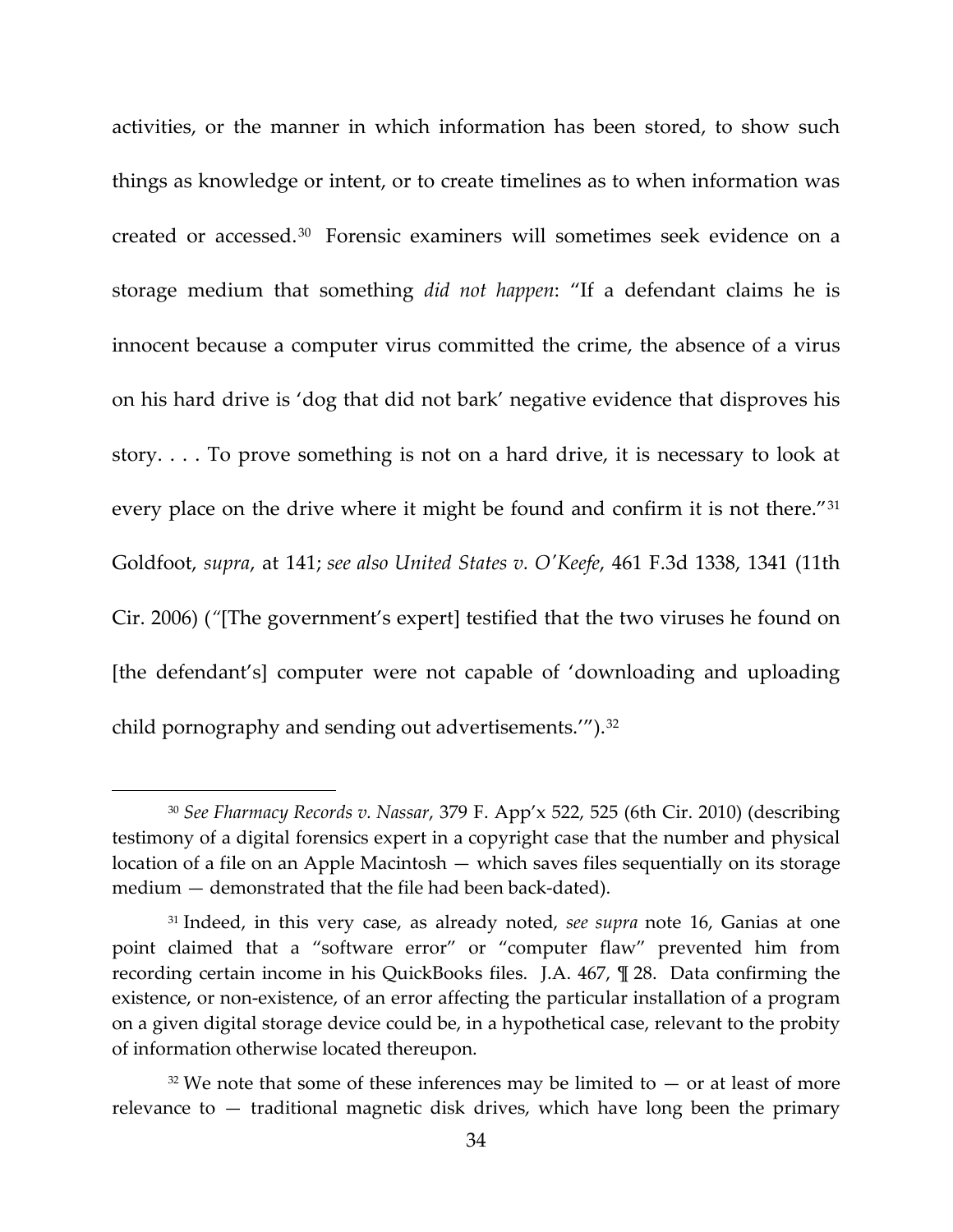activities, or the manner in which information has been stored, to show such things as knowledge or intent, or to create timelines as to when information was created or accessed.[30] Forensic examiners will sometimes seek evidence on a storage medium that something *did not happen*: "If a defendant claims he is innocent because a computer virus committed the crime, the absence of a virus on his hard drive is 'dog that did not bark' negative evidence that disproves his story. . . . To prove something is not on a hard drive, it is necessary to look at every place on the drive where it might be found and confirm it is not there."[31] Goldfoot, *supra*, at 141; *see also United States v. O'Keefe*, 461 F.3d 1338, 1341 (11th Cir. 2006) ("[The government's expert] testified that the two viruses he found on [the defendant's] computer were not capable of 'downloading and uploading child pornography and sending out advertisements.'").[32]

---

[30] *See Fharmacy Records v. Nassar*, 379 F. App'x 522, 525 (6th Cir. 2010) (describing testimony of a digital forensics expert in a copyright case that the number and physical location of a file on an Apple Macintosh — which saves files sequentially on its storage medium — demonstrated that the file had been back-dated).

[31] Indeed, in this very case, as already noted, *see supra* note 16, Ganias at one point claimed that a "software error" or "computer flaw" prevented him from recording certain income in his QuickBooks files. J.A. 467, ¶ 28. Data confirming the existence, or non-existence, of an error affecting the particular installation of a program on a given digital storage device could be, in a hypothetical case, relevant to the probity of information otherwise located thereupon.

[32] We note that some of these inferences may be limited to — or at least of more relevance to — traditional magnetic disk drives, which have long been the primary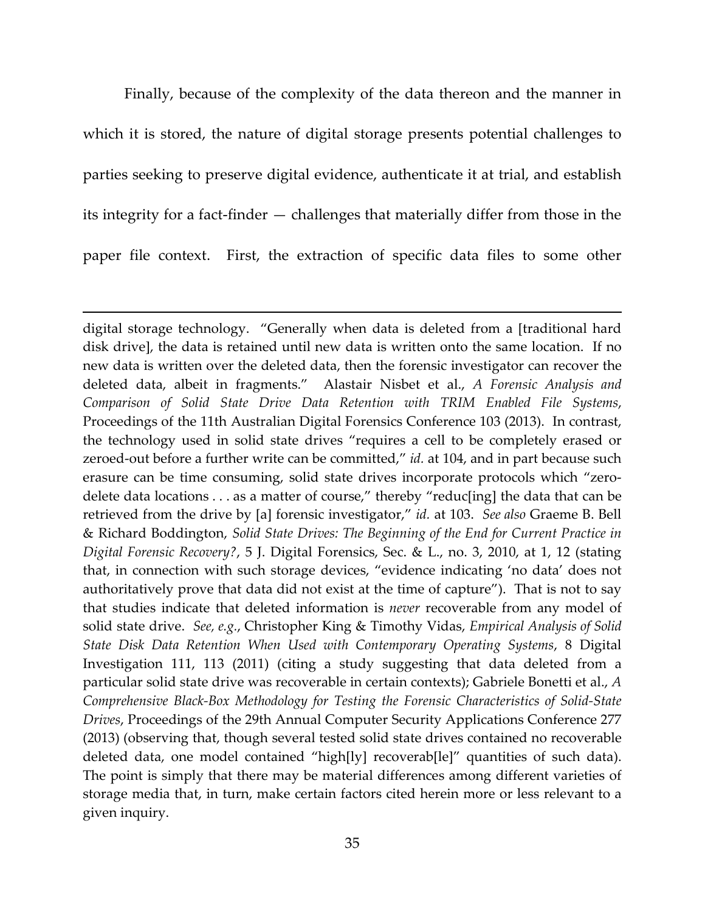Finally, because of the complexity of the data thereon and the manner in which it is stored, the nature of digital storage presents potential challenges to parties seeking to preserve digital evidence, authenticate it at trial, and establish its integrity for a fact-finder — challenges that materially differ from those in the paper file context. First, the extraction of specific data files to some other

---

digital storage technology. "Generally when data is deleted from a [traditional hard disk drive], the data is retained until new data is written onto the same location. If no new data is written over the deleted data, then the forensic investigator can recover the deleted data, albeit in fragments." Alastair Nisbet et al., *A Forensic Analysis and Comparison of Solid State Drive Data Retention with TRIM Enabled File Systems*, Proceedings of the 11th Australian Digital Forensics Conference 103 (2013). In contrast, the technology used in solid state drives "requires a cell to be completely erased or zeroed-out before a further write can be committed," *id.* at 104, and in part because such erasure can be time consuming, solid state drives incorporate protocols which "zero-delete data locations . . . as a matter of course," thereby "reduc[ing] the data that can be retrieved from the drive by [a] forensic investigator," *id.* at 103. *See also* Graeme B. Bell & Richard Boddington, *Solid State Drives: The Beginning of the End for Current Practice in Digital Forensic Recovery?*, 5 J. Digital Forensics, Sec. & L., no. 3, 2010, at 1, 12 (stating that, in connection with such storage devices, "evidence indicating 'no data' does not authoritatively prove that data did not exist at the time of capture"). That is not to say that studies indicate that deleted information is *never* recoverable from any model of solid state drive. *See, e.g.*, Christopher King & Timothy Vidas, *Empirical Analysis of Solid State Disk Data Retention When Used with Contemporary Operating Systems*, 8 Digital Investigation 111, 113 (2011) (citing a study suggesting that data deleted from a particular solid state drive was recoverable in certain contexts); Gabriele Bonetti et al., *A Comprehensive Black-Box Methodology for Testing the Forensic Characteristics of Solid-State Drives*, Proceedings of the 29th Annual Computer Security Applications Conference 277 (2013) (observing that, though several tested solid state drives contained no recoverable deleted data, one model contained "high[ly] recoverab[le]" quantities of such data). The point is simply that there may be material differences among different varieties of storage media that, in turn, make certain factors cited herein more or less relevant to a given inquiry.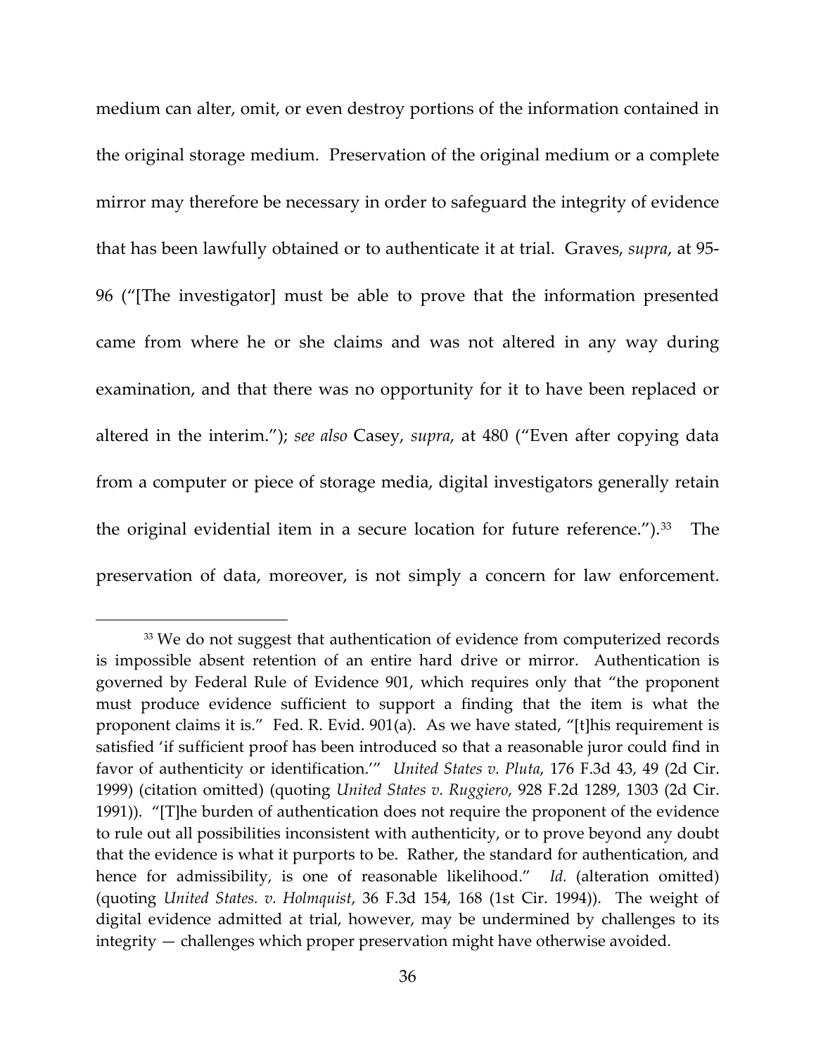medium can alter, omit, or even destroy portions of the information contained in the original storage medium. Preservation of the original medium or a complete mirror may therefore be necessary in order to safeguard the integrity of evidence that has been lawfully obtained or to authenticate it at trial. Graves, *supra*, at 95-96 ("[The investigator] must be able to prove that the information presented came from where he or she claims and was not altered in any way during examination, and that there was no opportunity for it to have been replaced or altered in the interim."); *see also* Casey, *supra*, at 480 ("Even after copying data from a computer or piece of storage media, digital investigators generally retain the original evidential item in a secure location for future reference.").[33] The preservation of data, moreover, is not simply a concern for law enforcement.

---

[33] We do not suggest that authentication of evidence from computerized records is impossible absent retention of an entire hard drive or mirror. Authentication is governed by Federal Rule of Evidence 901, which requires only that "the proponent must produce evidence sufficient to support a finding that the item is what the proponent claims it is." Fed. R. Evid. 901(a). As we have stated, "[t]his requirement is satisfied 'if sufficient proof has been introduced so that a reasonable juror could find in favor of authenticity or identification.'" *United States v. Pluta*, 176 F.3d 43, 49 (2d Cir. 1999) (citation omitted) (quoting *United States v. Ruggiero*, 928 F.2d 1289, 1303 (2d Cir. 1991)). "[T]he burden of authentication does not require the proponent of the evidence to rule out all possibilities inconsistent with authenticity, or to prove beyond any doubt that the evidence is what it purports to be. Rather, the standard for authentication, and hence for admissibility, is one of reasonable likelihood." *Id.* (alteration omitted) (quoting *United States. v. Holmquist*, 36 F.3d 154, 168 (1st Cir. 1994)). The weight of digital evidence admitted at trial, however, may be undermined by challenges to its integrity — challenges which proper preservation might have otherwise avoided.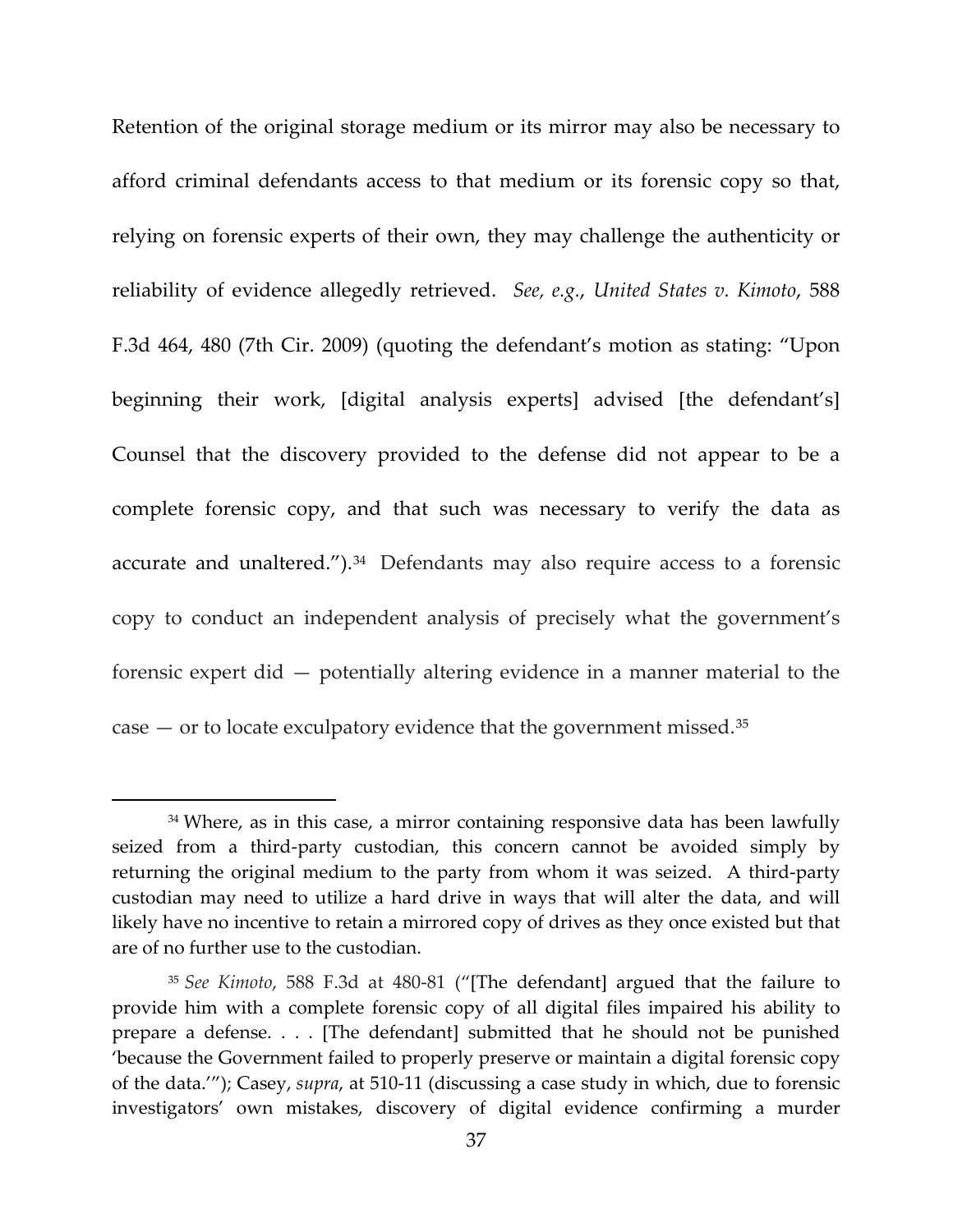Retention of the original storage medium or its mirror may also be necessary to afford criminal defendants access to that medium or its forensic copy so that, relying on forensic experts of their own, they may challenge the authenticity or reliability of evidence allegedly retrieved. *See, e.g.*, *United States v. Kimoto*, 588 F.3d 464, 480 (7th Cir. 2009) (quoting the defendant's motion as stating: "Upon beginning their work, [digital analysis experts] advised [the defendant's] Counsel that the discovery provided to the defense did not appear to be a complete forensic copy, and that such was necessary to verify the data as accurate and unaltered.").[34] Defendants may also require access to a forensic copy to conduct an independent analysis of precisely what the government's forensic expert did — potentially altering evidence in a manner material to the case — or to locate exculpatory evidence that the government missed.[35]

---

[34] Where, as in this case, a mirror containing responsive data has been lawfully seized from a third-party custodian, this concern cannot be avoided simply by returning the original medium to the party from whom it was seized. A third-party custodian may need to utilize a hard drive in ways that will alter the data, and will likely have no incentive to retain a mirrored copy of drives as they once existed but that are of no further use to the custodian.

[35] *See Kimoto*, 588 F.3d at 480-81 ("[The defendant] argued that the failure to provide him with a complete forensic copy of all digital files impaired his ability to prepare a defense. . . . [The defendant] submitted that he should not be punished 'because the Government failed to properly preserve or maintain a digital forensic copy of the data.'"); Casey, *supra*, at 510-11 (discussing a case study in which, due to forensic investigators' own mistakes, discovery of digital evidence confirming a murder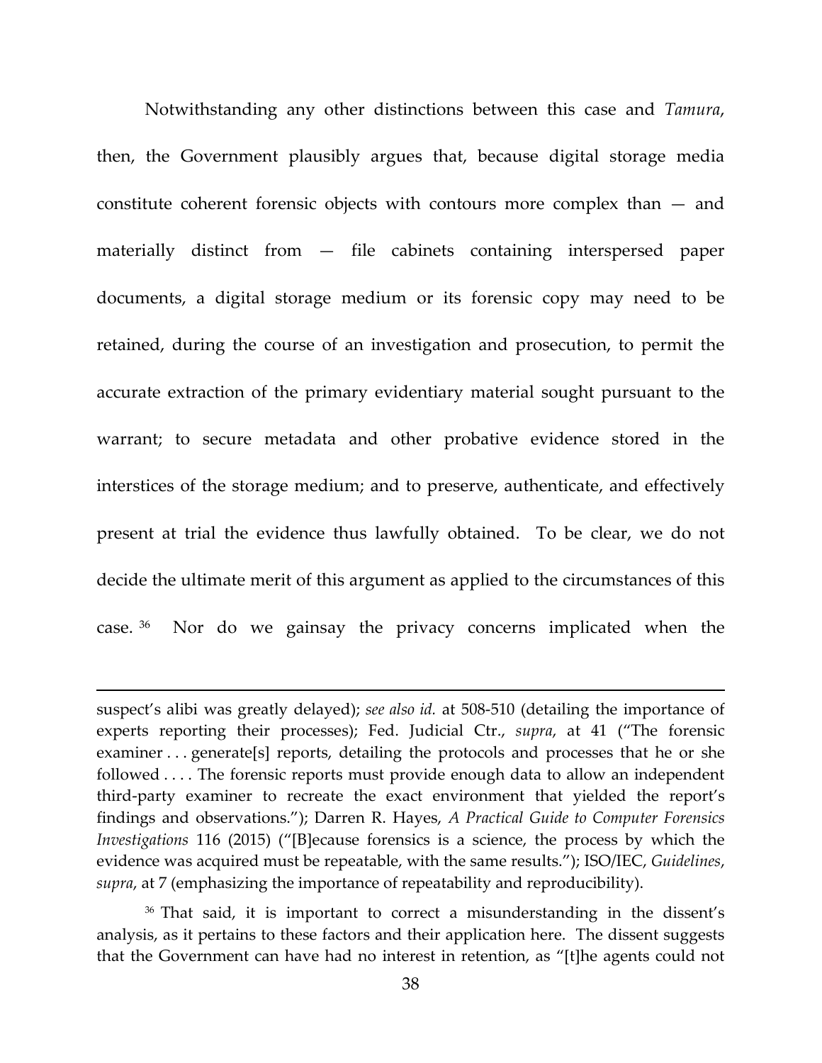Notwithstanding any other distinctions between this case and *Tamura*, then, the Government plausibly argues that, because digital storage media constitute coherent forensic objects with contours more complex than — and materially distinct from — file cabinets containing interspersed paper documents, a digital storage medium or its forensic copy may need to be retained, during the course of an investigation and prosecution, to permit the accurate extraction of the primary evidentiary material sought pursuant to the warrant; to secure metadata and other probative evidence stored in the interstices of the storage medium; and to preserve, authenticate, and effectively present at trial the evidence thus lawfully obtained. To be clear, we do not decide the ultimate merit of this argument as applied to the circumstances of this case.[36] Nor do we gainsay the privacy concerns implicated when the

---

suspect's alibi was greatly delayed); *see also id.* at 508-510 (detailing the importance of experts reporting their processes); Fed. Judicial Ctr., *supra*, at 41 ("The forensic examiner . . . generate[s] reports, detailing the protocols and processes that he or she followed . . . . The forensic reports must provide enough data to allow an independent third-party examiner to recreate the exact environment that yielded the report's findings and observations."); Darren R. Hayes, *A Practical Guide to Computer Forensics Investigations* 116 (2015) ("[B]ecause forensics is a science, the process by which the evidence was acquired must be repeatable, with the same results."); ISO/IEC, *Guidelines*, *supra*, at 7 (emphasizing the importance of repeatability and reproducibility).

[36] That said, it is important to correct a misunderstanding in the dissent's analysis, as it pertains to these factors and their application here. The dissent suggests that the Government can have had no interest in retention, as "[t]he agents could not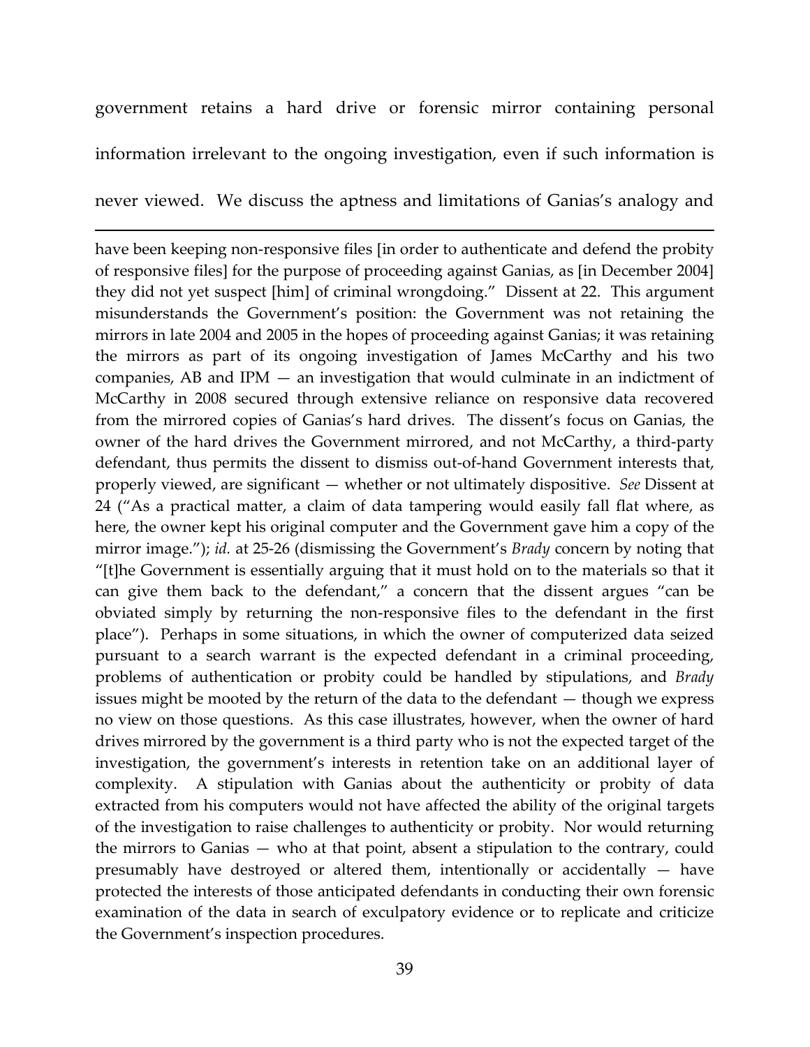government retains a hard drive or forensic mirror containing personal information irrelevant to the ongoing investigation, even if such information is never viewed. We discuss the aptness and limitations of Ganias's analogy and

---

have been keeping non-responsive files [in order to authenticate and defend the probity of responsive files] for the purpose of proceeding against Ganias, as [in December 2004] they did not yet suspect [him] of criminal wrongdoing." Dissent at 22. This argument misunderstands the Government's position: the Government was not retaining the mirrors in late 2004 and 2005 in the hopes of proceeding against Ganias; it was retaining the mirrors as part of its ongoing investigation of James McCarthy and his two companies, AB and IPM — an investigation that would culminate in an indictment of McCarthy in 2008 secured through extensive reliance on responsive data recovered from the mirrored copies of Ganias's hard drives. The dissent's focus on Ganias, the owner of the hard drives the Government mirrored, and not McCarthy, a third-party defendant, thus permits the dissent to dismiss out-of-hand Government interests that, properly viewed, are significant — whether or not ultimately dispositive. *See* Dissent at 24 ("As a practical matter, a claim of data tampering would easily fall flat where, as here, the owner kept his original computer and the Government gave him a copy of the mirror image."); *id.* at 25-26 (dismissing the Government's *Brady* concern by noting that "[t]he Government is essentially arguing that it must hold on to the materials so that it can give them back to the defendant," a concern that the dissent argues "can be obviated simply by returning the non-responsive files to the defendant in the first place"). Perhaps in some situations, in which the owner of computerized data seized pursuant to a search warrant is the expected defendant in a criminal proceeding, problems of authentication or probity could be handled by stipulations, and *Brady* issues might be mooted by the return of the data to the defendant — though we express no view on those questions. As this case illustrates, however, when the owner of hard drives mirrored by the government is a third party who is not the expected target of the investigation, the government's interests in retention take on an additional layer of complexity. A stipulation with Ganias about the authenticity or probity of data extracted from his computers would not have affected the ability of the original targets of the investigation to raise challenges to authenticity or probity. Nor would returning the mirrors to Ganias — who at that point, absent a stipulation to the contrary, could presumably have destroyed or altered them, intentionally or accidentally — have protected the interests of those anticipated defendants in conducting their own forensic examination of the data in search of exculpatory evidence or to replicate and criticize the Government's inspection procedures.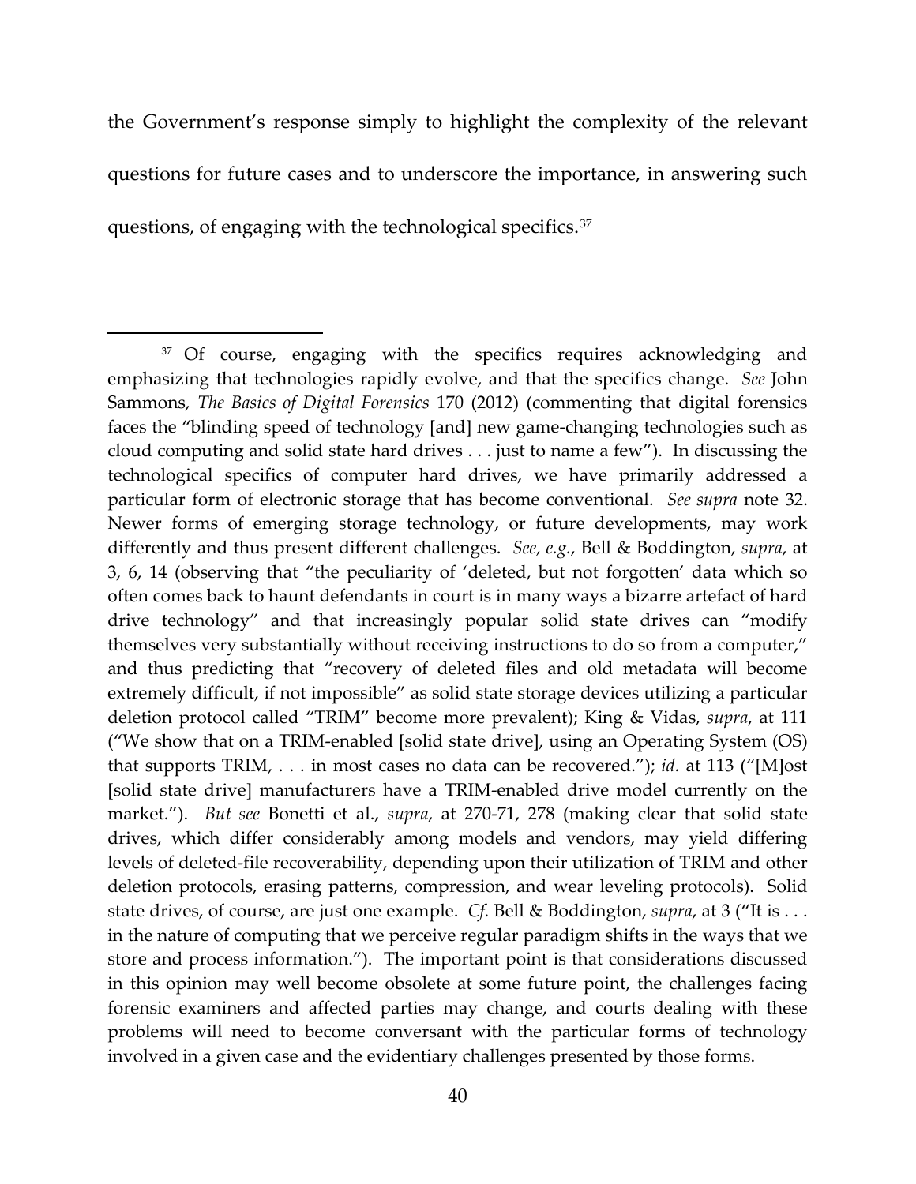the Government's response simply to highlight the complexity of the relevant questions for future cases and to underscore the importance, in answering such questions, of engaging with the technological specifics.[37]

---

[37] Of course, engaging with the specifics requires acknowledging and emphasizing that technologies rapidly evolve, and that the specifics change. *See* John Sammons, *The Basics of Digital Forensics* 170 (2012) (commenting that digital forensics faces the "blinding speed of technology [and] new game-changing technologies such as cloud computing and solid state hard drives . . . just to name a few"). In discussing the technological specifics of computer hard drives, we have primarily addressed a particular form of electronic storage that has become conventional. *See supra* note 32. Newer forms of emerging storage technology, or future developments, may work differently and thus present different challenges. *See, e.g.*, Bell & Boddington, *supra*, at 3, 6, 14 (observing that "the peculiarity of 'deleted, but not forgotten' data which so often comes back to haunt defendants in court is in many ways a bizarre artefact of hard drive technology" and that increasingly popular solid state drives can "modify themselves very substantially without receiving instructions to do so from a computer," and thus predicting that "recovery of deleted files and old metadata will become extremely difficult, if not impossible" as solid state storage devices utilizing a particular deletion protocol called "TRIM" become more prevalent); King & Vidas, *supra*, at 111 ("We show that on a TRIM-enabled [solid state drive], using an Operating System (OS) that supports TRIM, . . . in most cases no data can be recovered."); *id.* at 113 ("[M]ost [solid state drive] manufacturers have a TRIM-enabled drive model currently on the market."). *But see* Bonetti et al., *supra*, at 270-71, 278 (making clear that solid state drives, which differ considerably among models and vendors, may yield differing levels of deleted-file recoverability, depending upon their utilization of TRIM and other deletion protocols, erasing patterns, compression, and wear leveling protocols). Solid state drives, of course, are just one example. *Cf.* Bell & Boddington, *supra*, at 3 ("It is . . . in the nature of computing that we perceive regular paradigm shifts in the ways that we store and process information."). The important point is that considerations discussed in this opinion may well become obsolete at some future point, the challenges facing forensic examiners and affected parties may change, and courts dealing with these problems will need to become conversant with the particular forms of technology involved in a given case and the evidentiary challenges presented by those forms.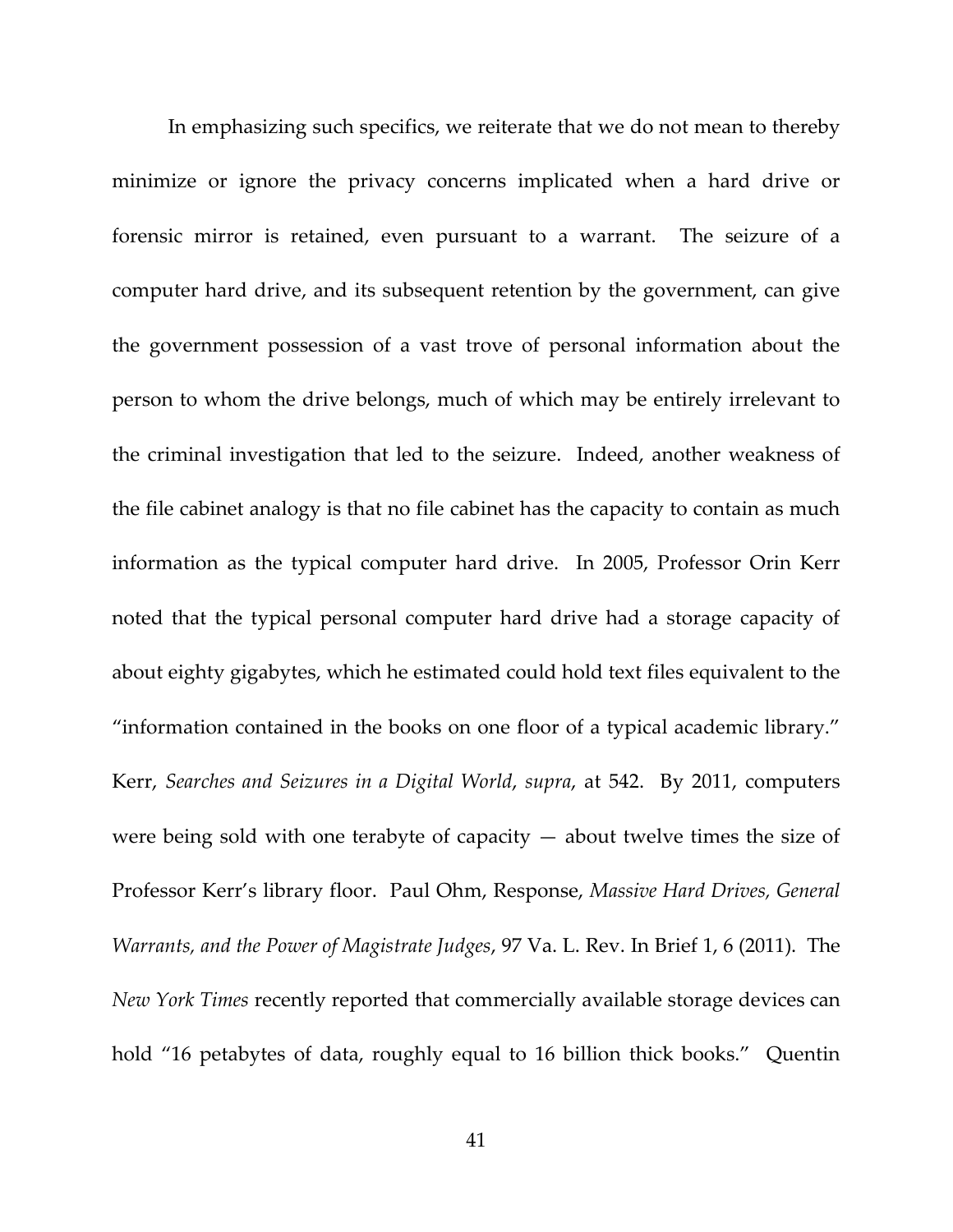In emphasizing such specifics, we reiterate that we do not mean to thereby minimize or ignore the privacy concerns implicated when a hard drive or forensic mirror is retained, even pursuant to a warrant. The seizure of a computer hard drive, and its subsequent retention by the government, can give the government possession of a vast trove of personal information about the person to whom the drive belongs, much of which may be entirely irrelevant to the criminal investigation that led to the seizure. Indeed, another weakness of the file cabinet analogy is that no file cabinet has the capacity to contain as much information as the typical computer hard drive. In 2005, Professor Orin Kerr noted that the typical personal computer hard drive had a storage capacity of about eighty gigabytes, which he estimated could hold text files equivalent to the "information contained in the books on one floor of a typical academic library." Kerr, *Searches and Seizures in a Digital World*, *supra*, at 542. By 2011, computers were being sold with one terabyte of capacity — about twelve times the size of Professor Kerr's library floor. Paul Ohm, Response, *Massive Hard Drives, General Warrants, and the Power of Magistrate Judges*, 97 Va. L. Rev. In Brief 1, 6 (2011). The *New York Times* recently reported that commercially available storage devices can hold "16 petabytes of data, roughly equal to 16 billion thick books." Quentin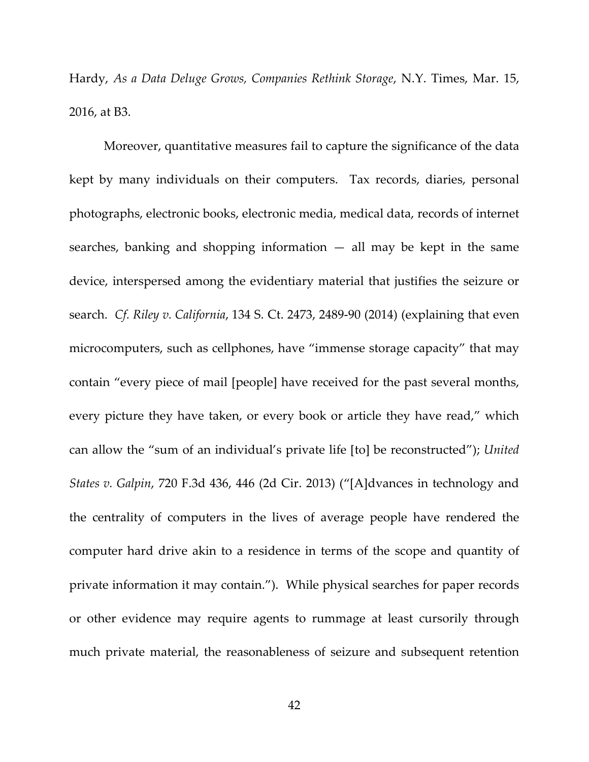Hardy, *As a Data Deluge Grows, Companies Rethink Storage*, N.Y. Times, Mar. 15, 2016, at B3.

Moreover, quantitative measures fail to capture the significance of the data kept by many individuals on their computers. Tax records, diaries, personal photographs, electronic books, electronic media, medical data, records of internet searches, banking and shopping information — all may be kept in the same device, interspersed among the evidentiary material that justifies the seizure or search. *Cf. Riley v. California*, 134 S. Ct. 2473, 2489-90 (2014) (explaining that even microcomputers, such as cellphones, have "immense storage capacity" that may contain "every piece of mail [people] have received for the past several months, every picture they have taken, or every book or article they have read," which can allow the "sum of an individual's private life [to] be reconstructed"); *United States v. Galpin*, 720 F.3d 436, 446 (2d Cir. 2013) ("[A]dvances in technology and the centrality of computers in the lives of average people have rendered the computer hard drive akin to a residence in terms of the scope and quantity of private information it may contain."). While physical searches for paper records or other evidence may require agents to rummage at least cursorily through much private material, the reasonableness of seizure and subsequent retention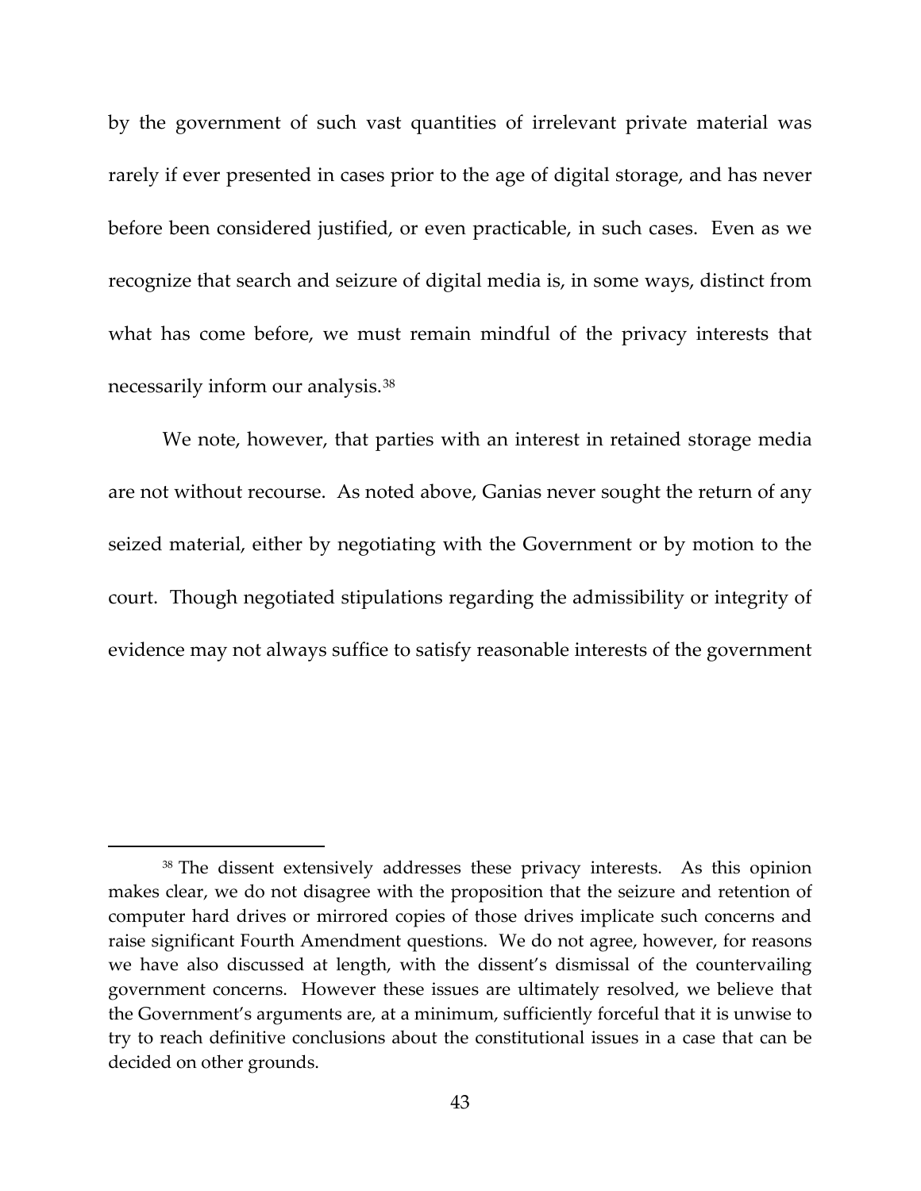by the government of such vast quantities of irrelevant private material was rarely if ever presented in cases prior to the age of digital storage, and has never before been considered justified, or even practicable, in such cases. Even as we recognize that search and seizure of digital media is, in some ways, distinct from what has come before, we must remain mindful of the privacy interests that necessarily inform our analysis.[38]

We note, however, that parties with an interest in retained storage media are not without recourse. As noted above, Ganias never sought the return of any seized material, either by negotiating with the Government or by motion to the court. Though negotiated stipulations regarding the admissibility or integrity of evidence may not always suffice to satisfy reasonable interests of the government

---

[38] The dissent extensively addresses these privacy interests. As this opinion makes clear, we do not disagree with the proposition that the seizure and retention of computer hard drives or mirrored copies of those drives implicate such concerns and raise significant Fourth Amendment questions. We do not agree, however, for reasons we have also discussed at length, with the dissent's dismissal of the countervailing government concerns. However these issues are ultimately resolved, we believe that the Government's arguments are, at a minimum, sufficiently forceful that it is unwise to try to reach definitive conclusions about the constitutional issues in a case that can be decided on other grounds.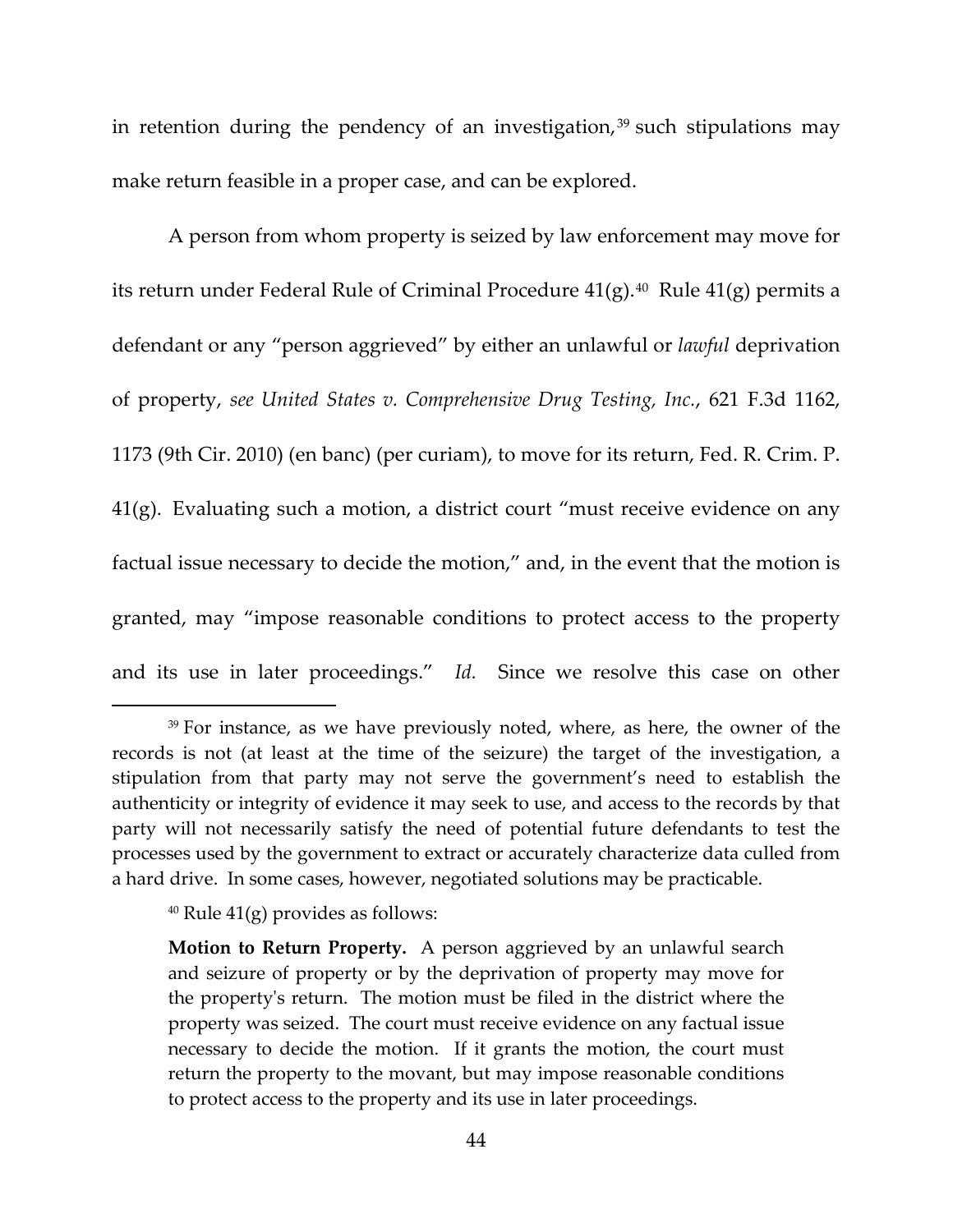in retention during the pendency of an investigation,[39] such stipulations may make return feasible in a proper case, and can be explored.

A person from whom property is seized by law enforcement may move for its return under Federal Rule of Criminal Procedure 41(g).[40] Rule 41(g) permits a defendant or any "person aggrieved" by either an unlawful or *lawful* deprivation of property, *see United States v. Comprehensive Drug Testing, Inc.*, 621 F.3d 1162, 1173 (9th Cir. 2010) (en banc) (per curiam), to move for its return, Fed. R. Crim. P. 41(g). Evaluating such a motion, a district court "must receive evidence on any factual issue necessary to decide the motion," and, in the event that the motion is granted, may "impose reasonable conditions to protect access to the property and its use in later proceedings." *Id.* Since we resolve this case on other

---

[39] For instance, as we have previously noted, where, as here, the owner of the records is not (at least at the time of the seizure) the target of the investigation, a stipulation from that party may not serve the government's need to establish the authenticity or integrity of evidence it may seek to use, and access to the records by that party will not necessarily satisfy the need of potential future defendants to test the processes used by the government to extract or accurately characterize data culled from a hard drive. In some cases, however, negotiated solutions may be practicable.

[40] Rule 41(g) provides as follows:

> **Motion to Return Property.** A person aggrieved by an unlawful search and seizure of property or by the deprivation of property may move for the property's return. The motion must be filed in the district where the property was seized. The court must receive evidence on any factual issue necessary to decide the motion. If it grants the motion, the court must return the property to the movant, but may impose reasonable conditions to protect access to the property and its use in later proceedings.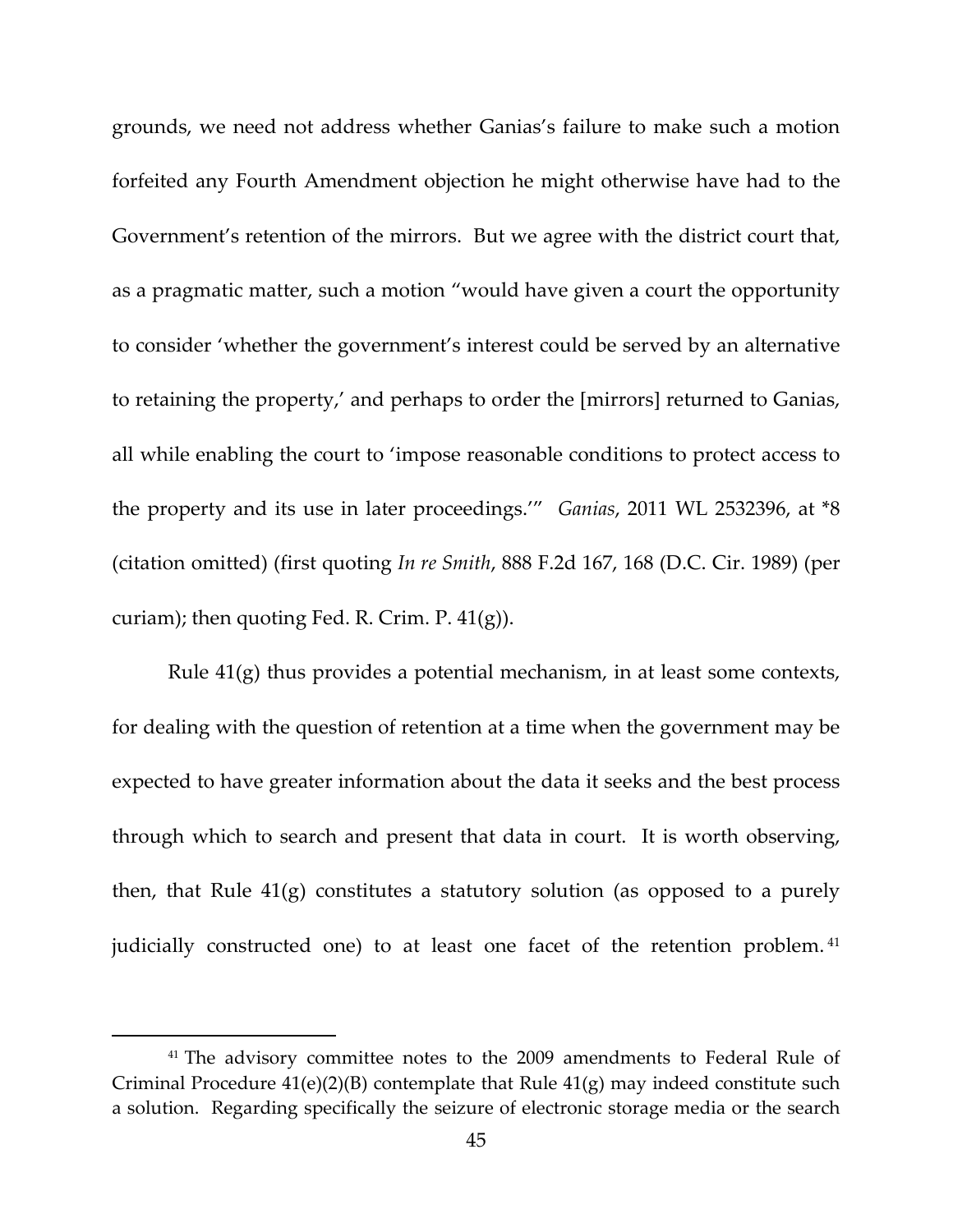grounds, we need not address whether Ganias's failure to make such a motion forfeited any Fourth Amendment objection he might otherwise have had to the Government's retention of the mirrors. But we agree with the district court that, as a pragmatic matter, such a motion "would have given a court the opportunity to consider 'whether the government's interest could be served by an alternative to retaining the property,' and perhaps to order the [mirrors] returned to Ganias, all while enabling the court to 'impose reasonable conditions to protect access to the property and its use in later proceedings.'" *Ganias*, 2011 WL 2532396, at *8 (citation omitted) (first quoting *In re Smith*, 888 F.2d 167, 168 (D.C. Cir. 1989) (per curiam); then quoting Fed. R. Crim. P. 41(g)).

Rule 41(g) thus provides a potential mechanism, in at least some contexts, for dealing with the question of retention at a time when the government may be expected to have greater information about the data it seeks and the best process through which to search and present that data in court. It is worth observing, then, that Rule 41(g) constitutes a statutory solution (as opposed to a purely judicially constructed one) to at least one facet of the retention problem.[41]

[41] The advisory committee notes to the 2009 amendments to Federal Rule of Criminal Procedure 41(e)(2)(B) contemplate that Rule 41(g) may indeed constitute such a solution. Regarding specifically the seizure of electronic storage media or the search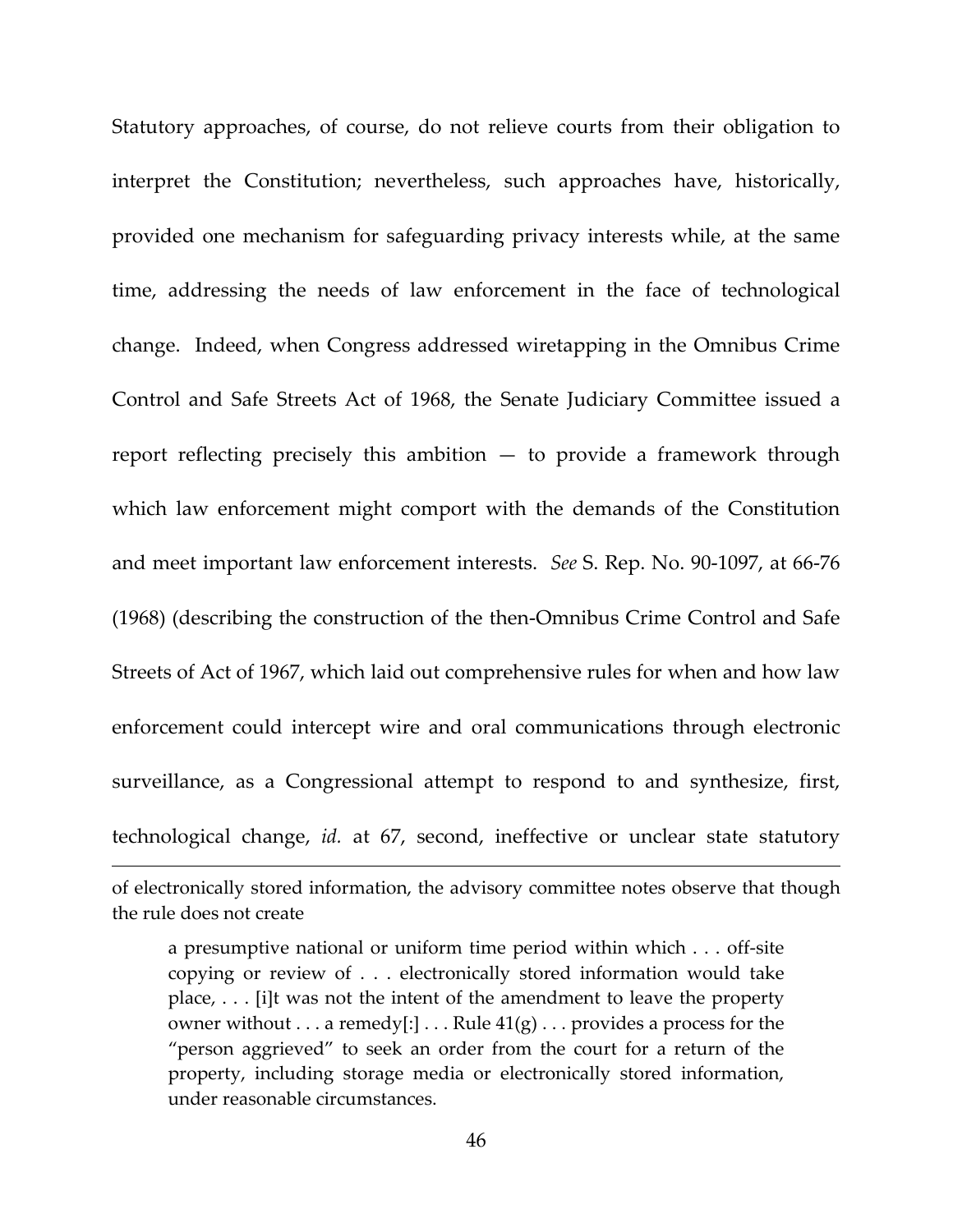Statutory approaches, of course, do not relieve courts from their obligation to interpret the Constitution; nevertheless, such approaches have, historically, provided one mechanism for safeguarding privacy interests while, at the same time, addressing the needs of law enforcement in the face of technological change. Indeed, when Congress addressed wiretapping in the Omnibus Crime Control and Safe Streets Act of 1968, the Senate Judiciary Committee issued a report reflecting precisely this ambition — to provide a framework through which law enforcement might comport with the demands of the Constitution and meet important law enforcement interests. *See* S. Rep. No. 90-1097, at 66-76 (1968) (describing the construction of the then-Omnibus Crime Control and Safe Streets of Act of 1967, which laid out comprehensive rules for when and how law enforcement could intercept wire and oral communications through electronic surveillance, as a Congressional attempt to respond to and synthesize, first, technological change, *id.* at 67, second, ineffective or unclear state statutory

---

of electronically stored information, the advisory committee notes observe that though the rule does not create

> a presumptive national or uniform time period within which . . . off-site copying or review of . . . electronically stored information would take place, . . . [i]t was not the intent of the amendment to leave the property owner without . . . a remedy[:] . . . Rule 41(g) . . . provides a process for the "person aggrieved" to seek an order from the court for a return of the property, including storage media or electronically stored information, under reasonable circumstances.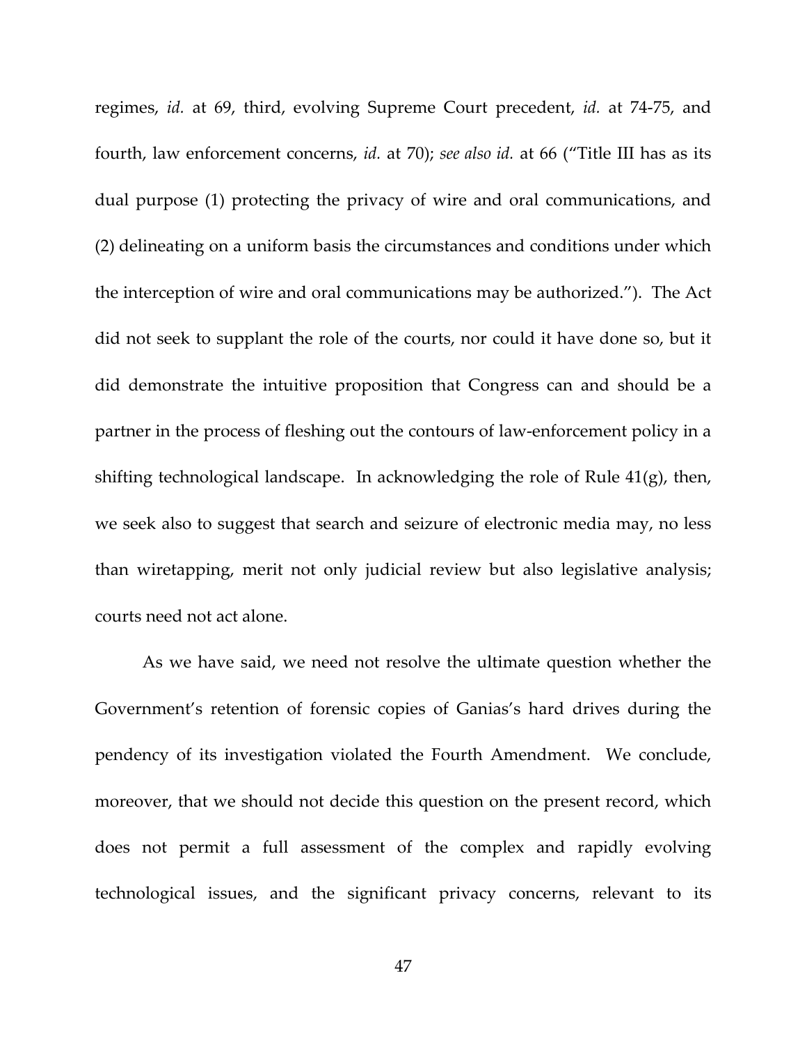regimes, *id.* at 69, third, evolving Supreme Court precedent, *id.* at 74-75, and fourth, law enforcement concerns, *id.* at 70); *see also id.* at 66 ("Title III has as its dual purpose (1) protecting the privacy of wire and oral communications, and (2) delineating on a uniform basis the circumstances and conditions under which the interception of wire and oral communications may be authorized."). The Act did not seek to supplant the role of the courts, nor could it have done so, but it did demonstrate the intuitive proposition that Congress can and should be a partner in the process of fleshing out the contours of law-enforcement policy in a shifting technological landscape. In acknowledging the role of Rule 41(g), then, we seek also to suggest that search and seizure of electronic media may, no less than wiretapping, merit not only judicial review but also legislative analysis; courts need not act alone.

As we have said, we need not resolve the ultimate question whether the Government's retention of forensic copies of Ganias's hard drives during the pendency of its investigation violated the Fourth Amendment. We conclude, moreover, that we should not decide this question on the present record, which does not permit a full assessment of the complex and rapidly evolving technological issues, and the significant privacy concerns, relevant to its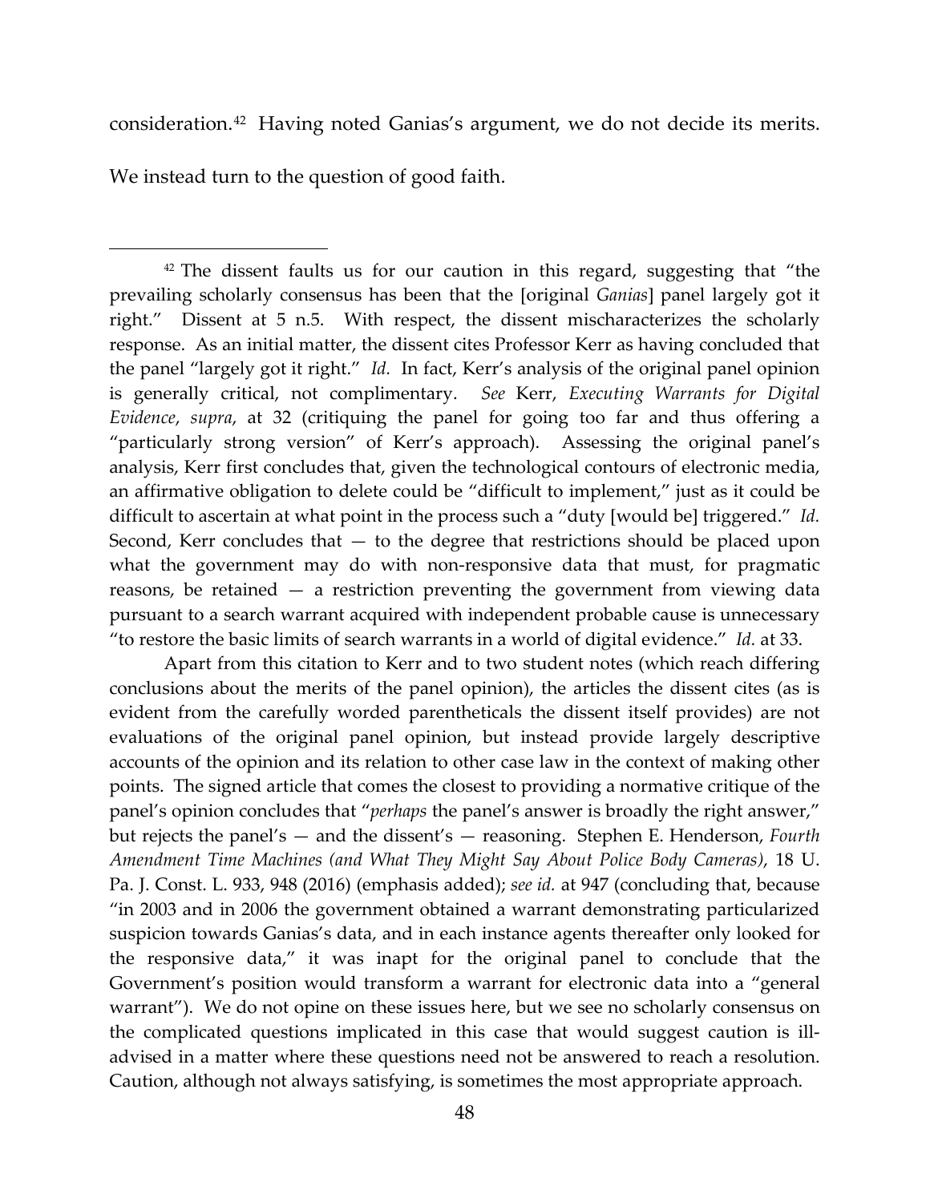consideration.[42] Having noted Ganias's argument, we do not decide its merits. We instead turn to the question of good faith.

---

[42] The dissent faults us for our caution in this regard, suggesting that "the prevailing scholarly consensus has been that the [original *Ganias*] panel largely got it right." Dissent at 5 n.5. With respect, the dissent mischaracterizes the scholarly response. As an initial matter, the dissent cites Professor Kerr as having concluded that the panel "largely got it right." *Id.* In fact, Kerr's analysis of the original panel opinion is generally critical, not complimentary. *See* Kerr, *Executing Warrants for Digital Evidence*, *supra*, at 32 (critiquing the panel for going too far and thus offering a "particularly strong version" of Kerr's approach). Assessing the original panel's analysis, Kerr first concludes that, given the technological contours of electronic media, an affirmative obligation to delete could be "difficult to implement," just as it could be difficult to ascertain at what point in the process such a "duty [would be] triggered." *Id.* Second, Kerr concludes that — to the degree that restrictions should be placed upon what the government may do with non-responsive data that must, for pragmatic reasons, be retained — a restriction preventing the government from viewing data pursuant to a search warrant acquired with independent probable cause is unnecessary "to restore the basic limits of search warrants in a world of digital evidence." *Id.* at 33.

Apart from this citation to Kerr and to two student notes (which reach differing conclusions about the merits of the panel opinion), the articles the dissent cites (as is evident from the carefully worded parentheticals the dissent itself provides) are not evaluations of the original panel opinion, but instead provide largely descriptive accounts of the opinion and its relation to other case law in the context of making other points. The signed article that comes the closest to providing a normative critique of the panel's opinion concludes that "*perhaps* the panel's answer is broadly the right answer," but rejects the panel's — and the dissent's — reasoning. Stephen E. Henderson, *Fourth Amendment Time Machines (and What They Might Say About Police Body Cameras)*, 18 U. Pa. J. Const. L. 933, 948 (2016) (emphasis added); *see id.* at 947 (concluding that, because "in 2003 and in 2006 the government obtained a warrant demonstrating particularized suspicion towards Ganias's data, and in each instance agents thereafter only looked for the responsive data," it was inapt for the original panel to conclude that the Government's position would transform a warrant for electronic data into a "general warrant"). We do not opine on these issues here, but we see no scholarly consensus on the complicated questions implicated in this case that would suggest caution is ill-advised in a matter where these questions need not be answered to reach a resolution. Caution, although not always satisfying, is sometimes the most appropriate approach.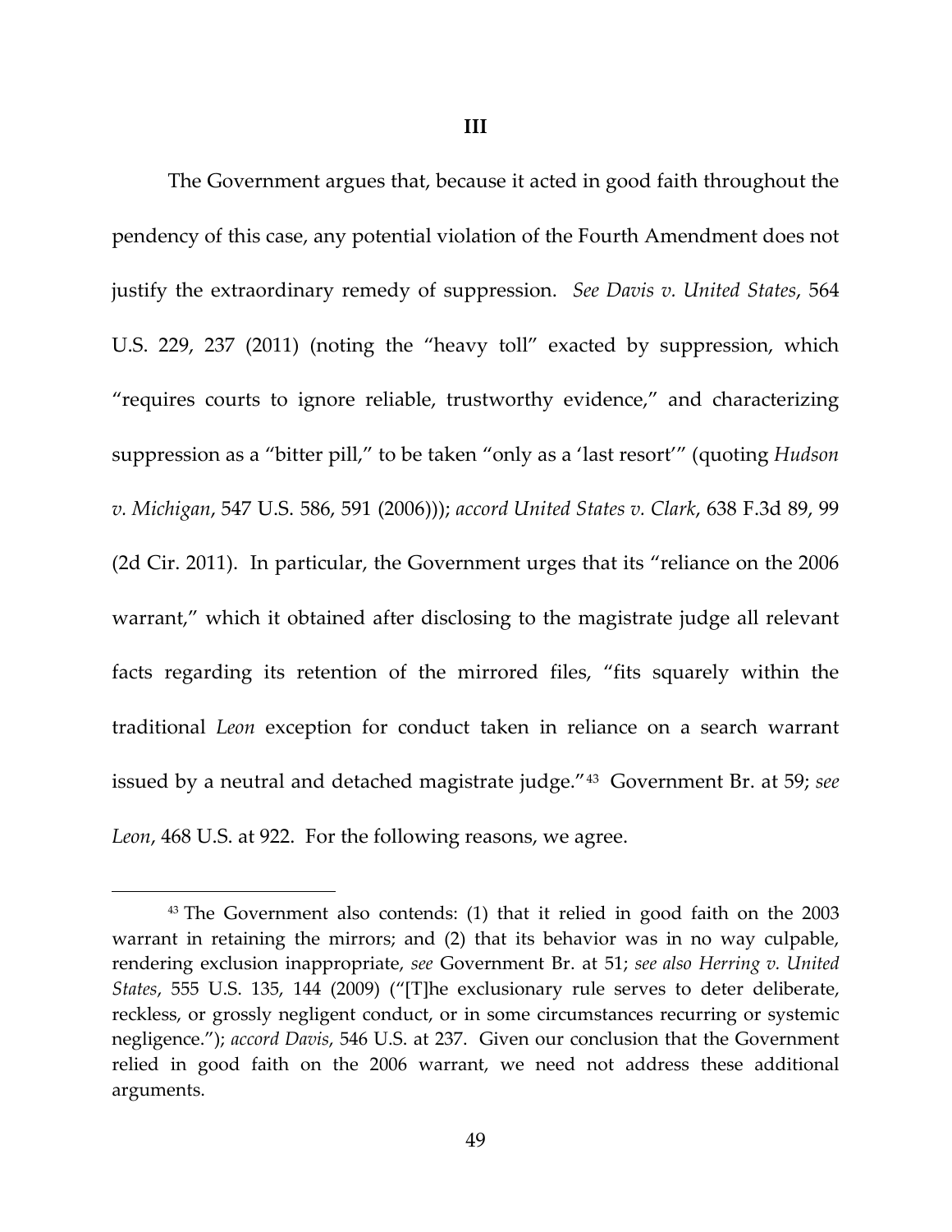### III

The Government argues that, because it acted in good faith throughout the pendency of this case, any potential violation of the Fourth Amendment does not justify the extraordinary remedy of suppression. *See Davis v. United States*, 564 U.S. 229, 237 (2011) (noting the "heavy toll" exacted by suppression, which "requires courts to ignore reliable, trustworthy evidence," and characterizing suppression as a "bitter pill," to be taken "only as a 'last resort'" (quoting *Hudson v. Michigan*, 547 U.S. 586, 591 (2006))); *accord United States v. Clark*, 638 F.3d 89, 99 (2d Cir. 2011). In particular, the Government urges that its "reliance on the 2006 warrant," which it obtained after disclosing to the magistrate judge all relevant facts regarding its retention of the mirrored files, "fits squarely within the traditional *Leon* exception for conduct taken in reliance on a search warrant issued by a neutral and detached magistrate judge."[43] Government Br. at 59; *see Leon*, 468 U.S. at 922. For the following reasons, we agree.

---

[43] The Government also contends: (1) that it relied in good faith on the 2003 warrant in retaining the mirrors; and (2) that its behavior was in no way culpable, rendering exclusion inappropriate, *see* Government Br. at 51; *see also Herring v. United States*, 555 U.S. 135, 144 (2009) ("[T]he exclusionary rule serves to deter deliberate, reckless, or grossly negligent conduct, or in some circumstances recurring or systemic negligence."); *accord Davis*, 546 U.S. at 237. Given our conclusion that the Government relied in good faith on the 2006 warrant, we need not address these additional arguments.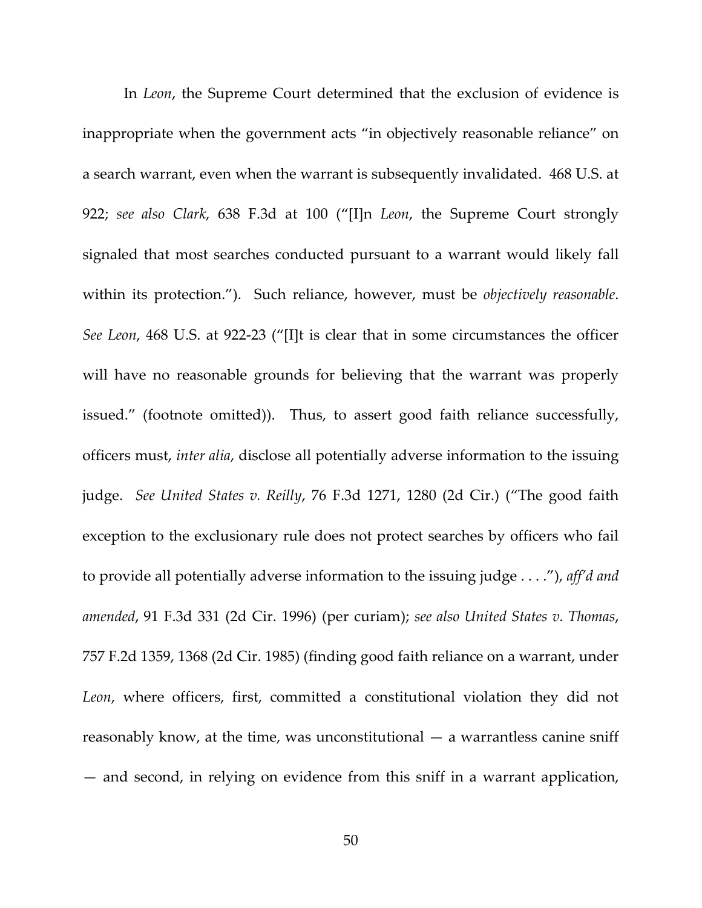In *Leon*, the Supreme Court determined that the exclusion of evidence is inappropriate when the government acts "in objectively reasonable reliance" on a search warrant, even when the warrant is subsequently invalidated. 468 U.S. at 922; *see also Clark*, 638 F.3d at 100 ("[I]n *Leon*, the Supreme Court strongly signaled that most searches conducted pursuant to a warrant would likely fall within its protection."). Such reliance, however, must be *objectively reasonable*. *See Leon*, 468 U.S. at 922-23 ("[I]t is clear that in some circumstances the officer will have no reasonable grounds for believing that the warrant was properly issued." (footnote omitted)). Thus, to assert good faith reliance successfully, officers must, *inter alia*, disclose all potentially adverse information to the issuing judge. *See United States v. Reilly*, 76 F.3d 1271, 1280 (2d Cir.) ("The good faith exception to the exclusionary rule does not protect searches by officers who fail to provide all potentially adverse information to the issuing judge . . . ."), *aff'd and amended*, 91 F.3d 331 (2d Cir. 1996) (per curiam); *see also United States v. Thomas*, 757 F.2d 1359, 1368 (2d Cir. 1985) (finding good faith reliance on a warrant, under *Leon*, where officers, first, committed a constitutional violation they did not reasonably know, at the time, was unconstitutional — a warrantless canine sniff — and second, in relying on evidence from this sniff in a warrant application,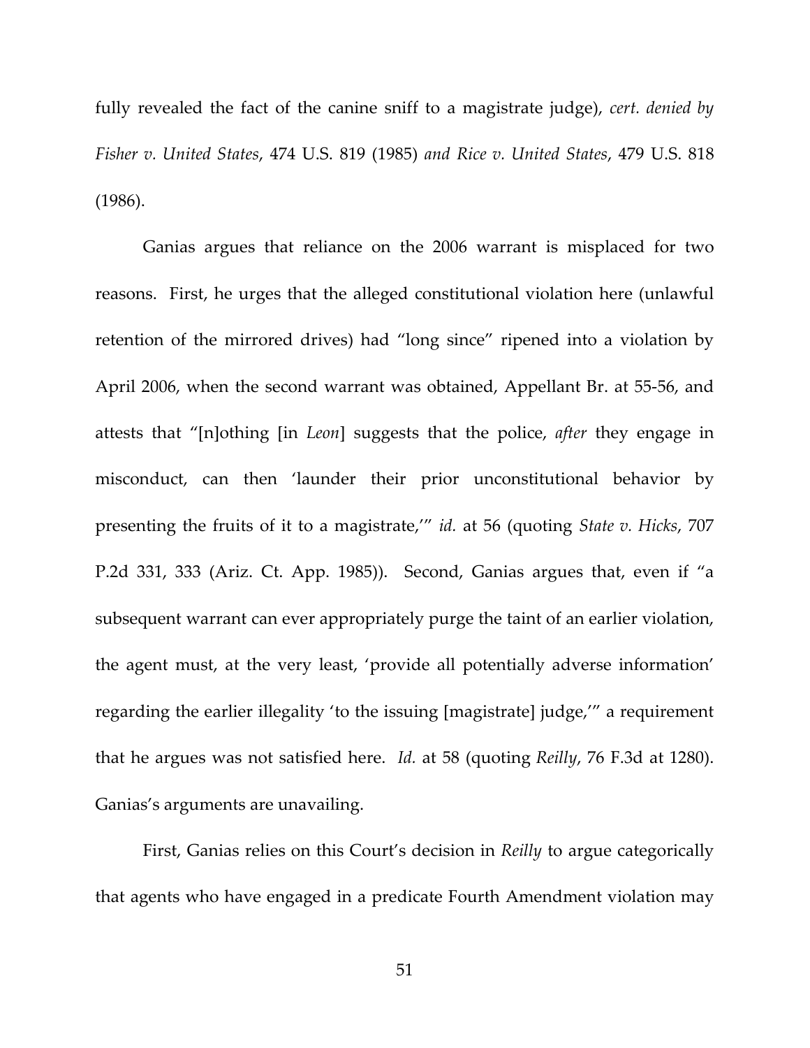fully revealed the fact of the canine sniff to a magistrate judge), *cert. denied by Fisher v. United States*, 474 U.S. 819 (1985) *and Rice v. United States*, 479 U.S. 818 (1986).

Ganias argues that reliance on the 2006 warrant is misplaced for two reasons. First, he urges that the alleged constitutional violation here (unlawful retention of the mirrored drives) had "long since" ripened into a violation by April 2006, when the second warrant was obtained, Appellant Br. at 55-56, and attests that "[n]othing [in *Leon*] suggests that the police, *after* they engage in misconduct, can then 'launder their prior unconstitutional behavior by presenting the fruits of it to a magistrate,'" *id.* at 56 (quoting *State v. Hicks*, 707 P.2d 331, 333 (Ariz. Ct. App. 1985)). Second, Ganias argues that, even if "a subsequent warrant can ever appropriately purge the taint of an earlier violation, the agent must, at the very least, 'provide all potentially adverse information' regarding the earlier illegality 'to the issuing [magistrate] judge,'" a requirement that he argues was not satisfied here. *Id.* at 58 (quoting *Reilly*, 76 F.3d at 1280). Ganias's arguments are unavailing.

First, Ganias relies on this Court's decision in *Reilly* to argue categorically that agents who have engaged in a predicate Fourth Amendment violation may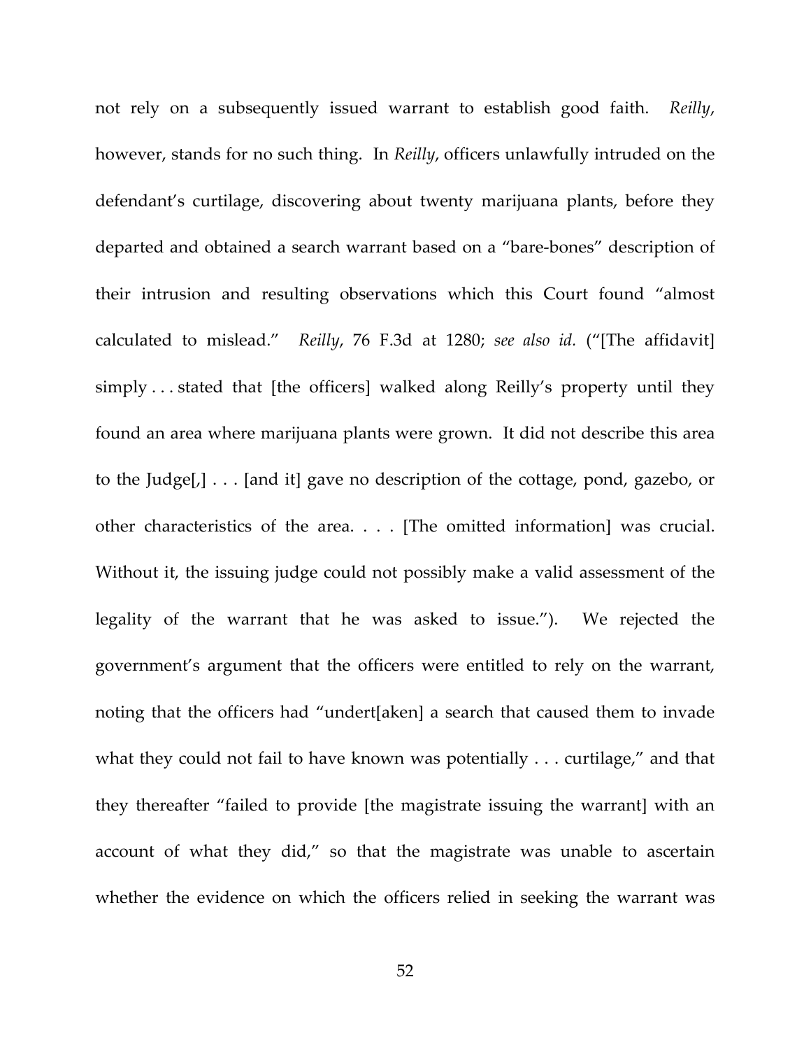not rely on a subsequently issued warrant to establish good faith. *Reilly*, however, stands for no such thing. In *Reilly*, officers unlawfully intruded on the defendant's curtilage, discovering about twenty marijuana plants, before they departed and obtained a search warrant based on a "bare-bones" description of their intrusion and resulting observations which this Court found "almost calculated to mislead." *Reilly*, 76 F.3d at 1280; *see also id.* ("[The affidavit] simply . . . stated that [the officers] walked along Reilly's property until they found an area where marijuana plants were grown. It did not describe this area to the Judge[,] . . . [and it] gave no description of the cottage, pond, gazebo, or other characteristics of the area. . . . [The omitted information] was crucial. Without it, the issuing judge could not possibly make a valid assessment of the legality of the warrant that he was asked to issue."). We rejected the government's argument that the officers were entitled to rely on the warrant, noting that the officers had "undert[aken] a search that caused them to invade what they could not fail to have known was potentially . . . curtilage," and that they thereafter "failed to provide [the magistrate issuing the warrant] with an account of what they did," so that the magistrate was unable to ascertain whether the evidence on which the officers relied in seeking the warrant was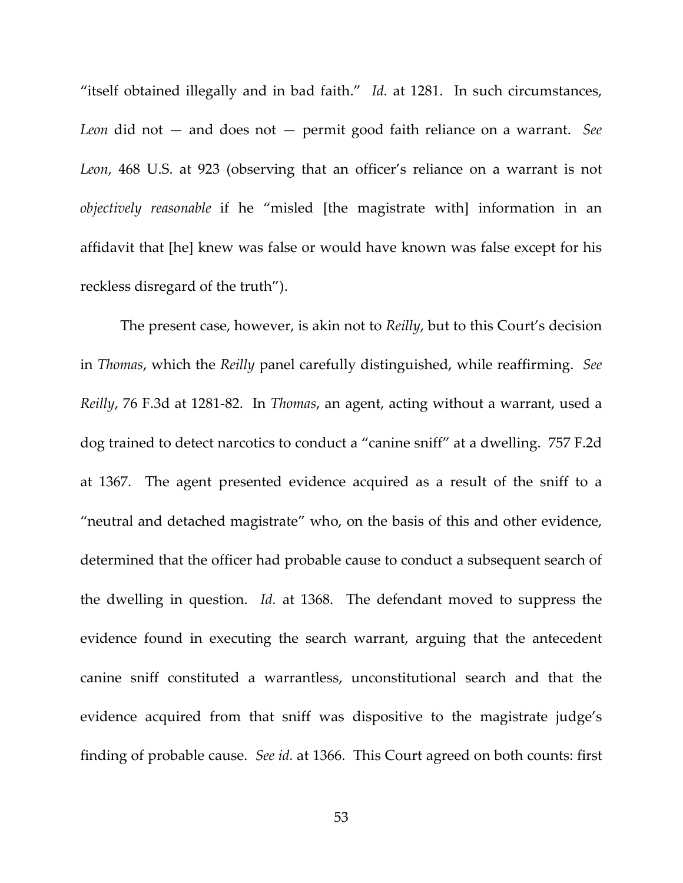"itself obtained illegally and in bad faith." *Id.* at 1281. In such circumstances, *Leon* did not — and does not — permit good faith reliance on a warrant. *See Leon*, 468 U.S. at 923 (observing that an officer's reliance on a warrant is not *objectively reasonable* if he "misled [the magistrate with] information in an affidavit that [he] knew was false or would have known was false except for his reckless disregard of the truth").

The present case, however, is akin not to *Reilly*, but to this Court's decision in *Thomas*, which the *Reilly* panel carefully distinguished, while reaffirming. *See Reilly*, 76 F.3d at 1281-82. In *Thomas*, an agent, acting without a warrant, used a dog trained to detect narcotics to conduct a "canine sniff" at a dwelling. 757 F.2d at 1367. The agent presented evidence acquired as a result of the sniff to a "neutral and detached magistrate" who, on the basis of this and other evidence, determined that the officer had probable cause to conduct a subsequent search of the dwelling in question. *Id.* at 1368. The defendant moved to suppress the evidence found in executing the search warrant, arguing that the antecedent canine sniff constituted a warrantless, unconstitutional search and that the evidence acquired from that sniff was dispositive to the magistrate judge's finding of probable cause. *See id.* at 1366. This Court agreed on both counts: first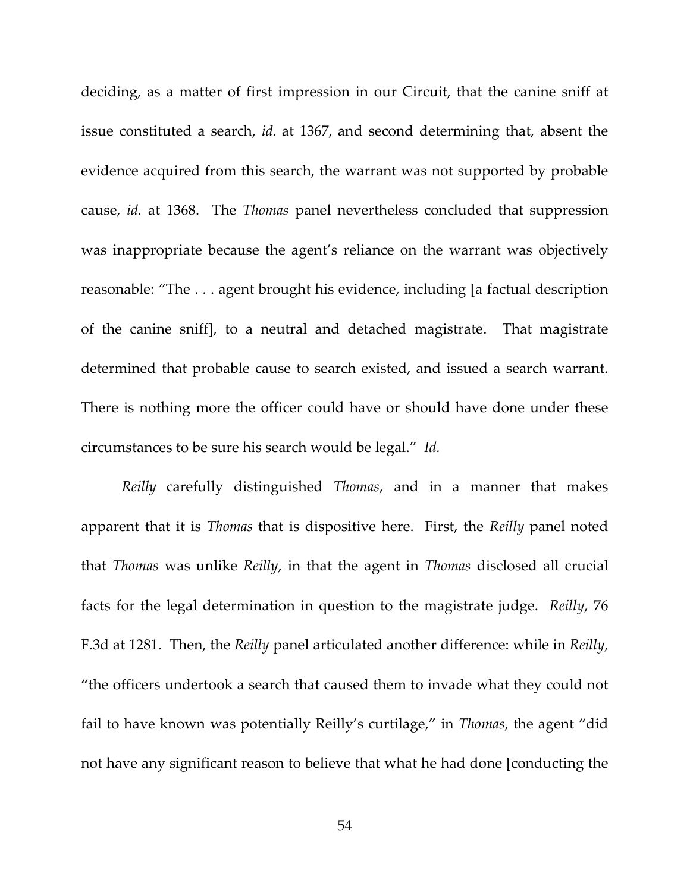deciding, as a matter of first impression in our Circuit, that the canine sniff at issue constituted a search, *id.* at 1367, and second determining that, absent the evidence acquired from this search, the warrant was not supported by probable cause, *id.* at 1368. The *Thomas* panel nevertheless concluded that suppression was inappropriate because the agent's reliance on the warrant was objectively reasonable: "The . . . agent brought his evidence, including [a factual description of the canine sniff], to a neutral and detached magistrate. That magistrate determined that probable cause to search existed, and issued a search warrant. There is nothing more the officer could have or should have done under these circumstances to be sure his search would be legal." *Id.*

*Reilly* carefully distinguished *Thomas*, and in a manner that makes apparent that it is *Thomas* that is dispositive here. First, the *Reilly* panel noted that *Thomas* was unlike *Reilly*, in that the agent in *Thomas* disclosed all crucial facts for the legal determination in question to the magistrate judge. *Reilly*, 76 F.3d at 1281. Then, the *Reilly* panel articulated another difference: while in *Reilly*, "the officers undertook a search that caused them to invade what they could not fail to have known was potentially Reilly's curtilage," in *Thomas*, the agent "did not have any significant reason to believe that what he had done [conducting the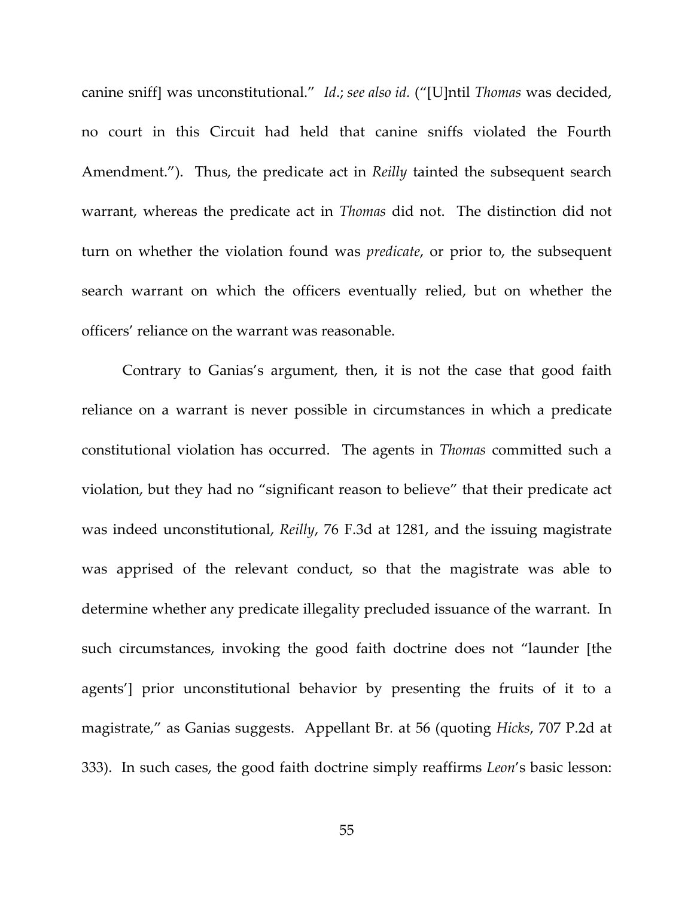canine sniff] was unconstitutional." *Id*.; *see also id.* ("[U]ntil *Thomas* was decided, no court in this Circuit had held that canine sniffs violated the Fourth Amendment."). Thus, the predicate act in *Reilly* tainted the subsequent search warrant, whereas the predicate act in *Thomas* did not. The distinction did not turn on whether the violation found was *predicate*, or prior to, the subsequent search warrant on which the officers eventually relied, but on whether the officers' reliance on the warrant was reasonable.

Contrary to Ganias's argument, then, it is not the case that good faith reliance on a warrant is never possible in circumstances in which a predicate constitutional violation has occurred. The agents in *Thomas* committed such a violation, but they had no "significant reason to believe" that their predicate act was indeed unconstitutional, *Reilly*, 76 F.3d at 1281, and the issuing magistrate was apprised of the relevant conduct, so that the magistrate was able to determine whether any predicate illegality precluded issuance of the warrant. In such circumstances, invoking the good faith doctrine does not "launder [the agents'] prior unconstitutional behavior by presenting the fruits of it to a magistrate," as Ganias suggests. Appellant Br. at 56 (quoting *Hicks*, 707 P.2d at 333). In such cases, the good faith doctrine simply reaffirms *Leon*'s basic lesson: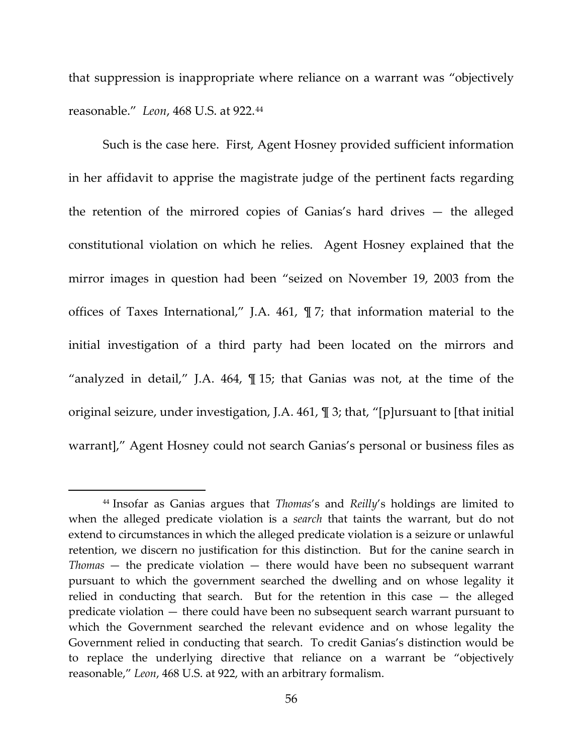that suppression is inappropriate where reliance on a warrant was "objectively reasonable." *Leon*, 468 U.S. at 922.[44]

Such is the case here. First, Agent Hosney provided sufficient information in her affidavit to apprise the magistrate judge of the pertinent facts regarding the retention of the mirrored copies of Ganias's hard drives — the alleged constitutional violation on which he relies. Agent Hosney explained that the mirror images in question had been "seized on November 19, 2003 from the offices of Taxes International," J.A. 461, ¶ 7; that information material to the initial investigation of a third party had been located on the mirrors and "analyzed in detail," J.A. 464, ¶ 15; that Ganias was not, at the time of the original seizure, under investigation, J.A. 461, ¶ 3; that, "[p]ursuant to [that initial warrant]," Agent Hosney could not search Ganias's personal or business files as

[44] Insofar as Ganias argues that *Thomas*'s and *Reilly*'s holdings are limited to when the alleged predicate violation is a *search* that taints the warrant, but do not extend to circumstances in which the alleged predicate violation is a seizure or unlawful retention, we discern no justification for this distinction. But for the canine search in *Thomas* — the predicate violation — there would have been no subsequent warrant pursuant to which the government searched the dwelling and on whose legality it relied in conducting that search. But for the retention in this case — the alleged predicate violation — there could have been no subsequent search warrant pursuant to which the Government searched the relevant evidence and on whose legality the Government relied in conducting that search. To credit Ganias's distinction would be to replace the underlying directive that reliance on a warrant be "objectively reasonable," *Leon*, 468 U.S. at 922, with an arbitrary formalism.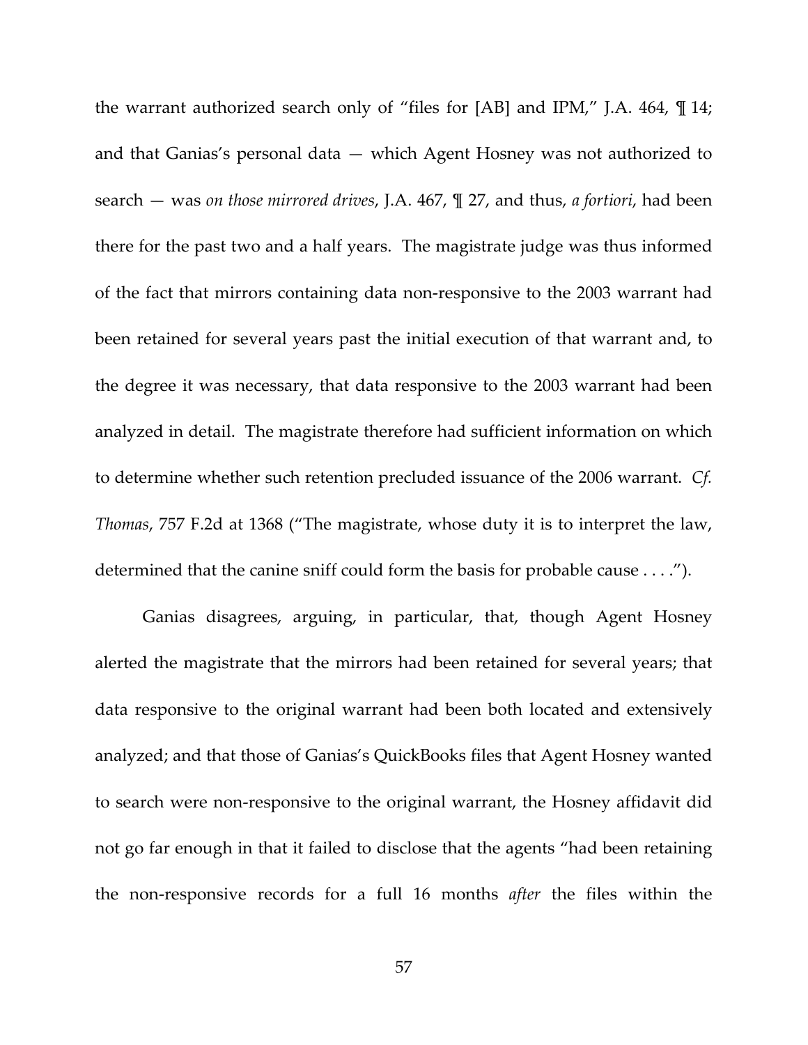the warrant authorized search only of "files for [AB] and IPM," J.A. 464, ¶ 14; and that Ganias's personal data — which Agent Hosney was not authorized to search — was *on those mirrored drives*, J.A. 467, ¶ 27, and thus, *a fortiori*, had been there for the past two and a half years. The magistrate judge was thus informed of the fact that mirrors containing data non-responsive to the 2003 warrant had been retained for several years past the initial execution of that warrant and, to the degree it was necessary, that data responsive to the 2003 warrant had been analyzed in detail. The magistrate therefore had sufficient information on which to determine whether such retention precluded issuance of the 2006 warrant. *Cf. Thomas*, 757 F.2d at 1368 ("The magistrate, whose duty it is to interpret the law, determined that the canine sniff could form the basis for probable cause . . . .").

Ganias disagrees, arguing, in particular, that, though Agent Hosney alerted the magistrate that the mirrors had been retained for several years; that data responsive to the original warrant had been both located and extensively analyzed; and that those of Ganias's QuickBooks files that Agent Hosney wanted to search were non-responsive to the original warrant, the Hosney affidavit did not go far enough in that it failed to disclose that the agents "had been retaining the non-responsive records for a full 16 months *after* the files within the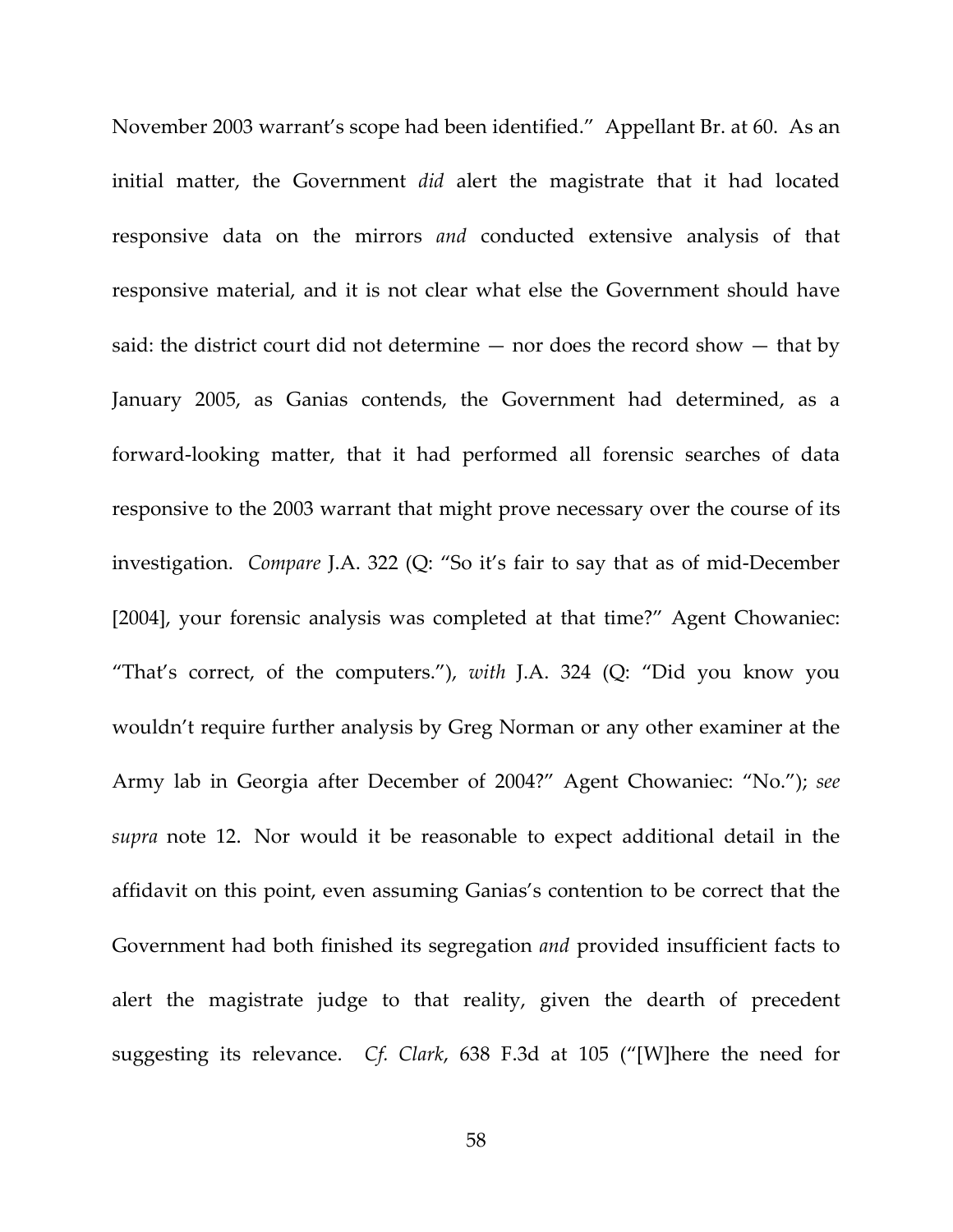November 2003 warrant's scope had been identified." Appellant Br. at 60. As an initial matter, the Government *did* alert the magistrate that it had located responsive data on the mirrors *and* conducted extensive analysis of that responsive material, and it is not clear what else the Government should have said: the district court did not determine — nor does the record show — that by January 2005, as Ganias contends, the Government had determined, as a forward-looking matter, that it had performed all forensic searches of data responsive to the 2003 warrant that might prove necessary over the course of its investigation. *Compare* J.A. 322 (Q: "So it's fair to say that as of mid-December [2004], your forensic analysis was completed at that time?" Agent Chowaniec: "That's correct, of the computers."), *with* J.A. 324 (Q: "Did you know you wouldn't require further analysis by Greg Norman or any other examiner at the Army lab in Georgia after December of 2004?" Agent Chowaniec: "No."); *see supra* note 12. Nor would it be reasonable to expect additional detail in the affidavit on this point, even assuming Ganias's contention to be correct that the Government had both finished its segregation *and* provided insufficient facts to alert the magistrate judge to that reality, given the dearth of precedent suggesting its relevance. *Cf. Clark*, 638 F.3d at 105 ("[W]here the need for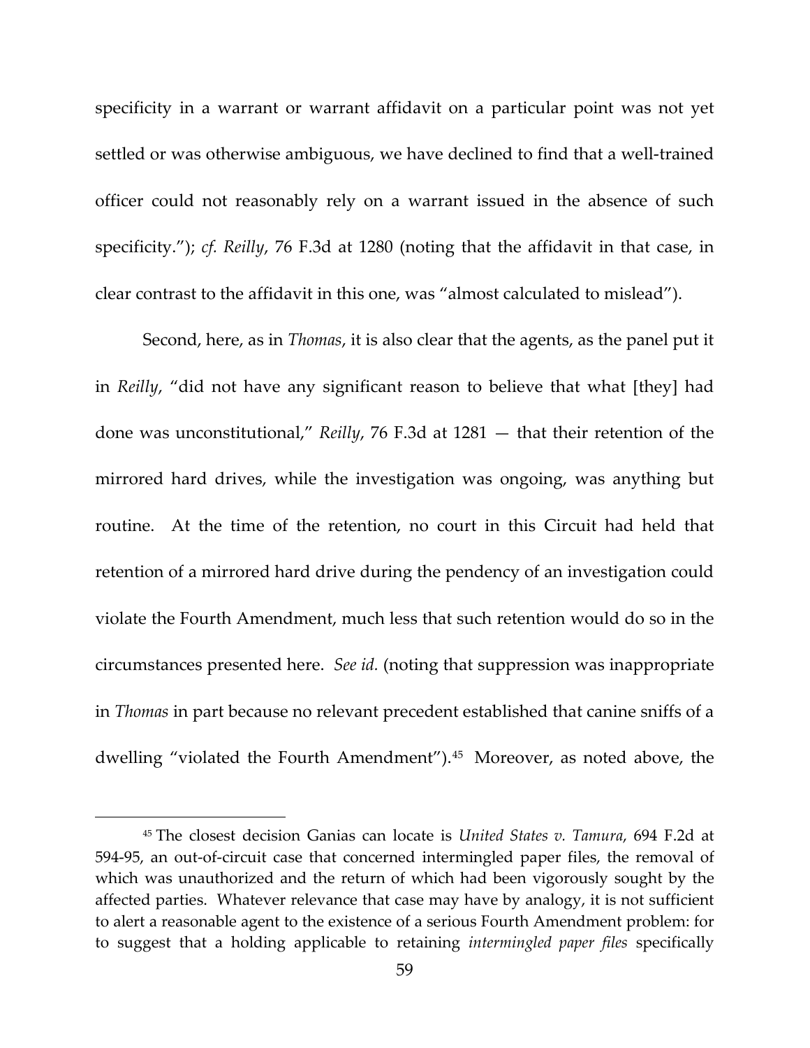specificity in a warrant or warrant affidavit on a particular point was not yet settled or was otherwise ambiguous, we have declined to find that a well-trained officer could not reasonably rely on a warrant issued in the absence of such specificity."); *cf. Reilly*, 76 F.3d at 1280 (noting that the affidavit in that case, in clear contrast to the affidavit in this one, was "almost calculated to mislead").

Second, here, as in *Thomas*, it is also clear that the agents, as the panel put it in *Reilly*, "did not have any significant reason to believe that what [they] had done was unconstitutional," *Reilly*, 76 F.3d at 1281 — that their retention of the mirrored hard drives, while the investigation was ongoing, was anything but routine. At the time of the retention, no court in this Circuit had held that retention of a mirrored hard drive during the pendency of an investigation could violate the Fourth Amendment, much less that such retention would do so in the circumstances presented here. *See id.* (noting that suppression was inappropriate in *Thomas* in part because no relevant precedent established that canine sniffs of a dwelling "violated the Fourth Amendment").[45] Moreover, as noted above, the

[45] The closest decision Ganias can locate is *United States v. Tamura*, 694 F.2d at 594-95, an out-of-circuit case that concerned intermingled paper files, the removal of which was unauthorized and the return of which had been vigorously sought by the affected parties. Whatever relevance that case may have by analogy, it is not sufficient to alert a reasonable agent to the existence of a serious Fourth Amendment problem: for to suggest that a holding applicable to retaining *intermingled paper files* specifically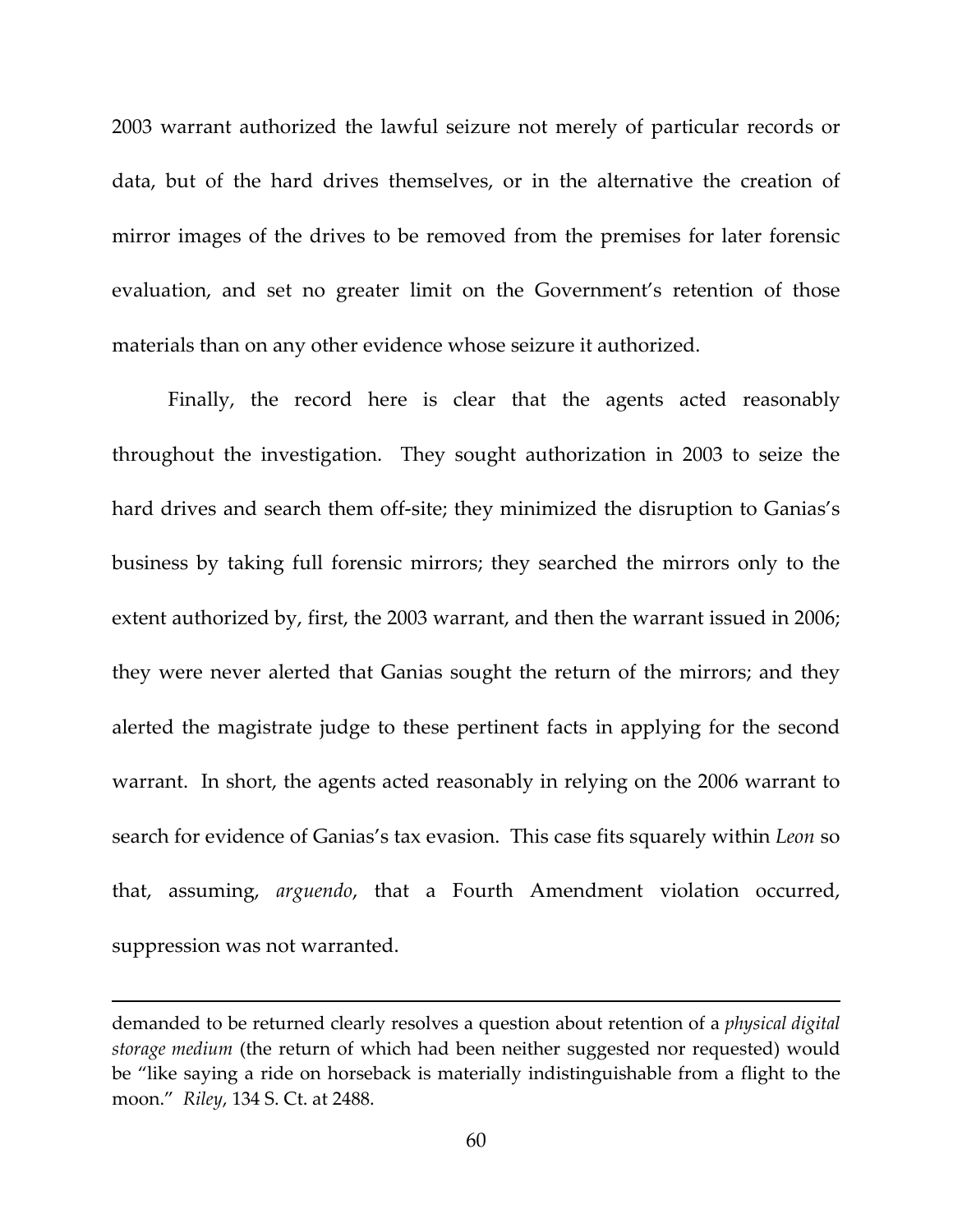2003 warrant authorized the lawful seizure not merely of particular records or data, but of the hard drives themselves, or in the alternative the creation of mirror images of the drives to be removed from the premises for later forensic evaluation, and set no greater limit on the Government's retention of those materials than on any other evidence whose seizure it authorized.

Finally, the record here is clear that the agents acted reasonably throughout the investigation. They sought authorization in 2003 to seize the hard drives and search them off-site; they minimized the disruption to Ganias's business by taking full forensic mirrors; they searched the mirrors only to the extent authorized by, first, the 2003 warrant, and then the warrant issued in 2006; they were never alerted that Ganias sought the return of the mirrors; and they alerted the magistrate judge to these pertinent facts in applying for the second warrant. In short, the agents acted reasonably in relying on the 2006 warrant to search for evidence of Ganias's tax evasion. This case fits squarely within *Leon* so that, assuming, *arguendo*, that a Fourth Amendment violation occurred, suppression was not warranted.

---

demanded to be returned clearly resolves a question about retention of a *physical digital storage medium* (the return of which had been neither suggested nor requested) would be "like saying a ride on horseback is materially indistinguishable from a flight to the moon." *Riley*, 134 S. Ct. at 2488.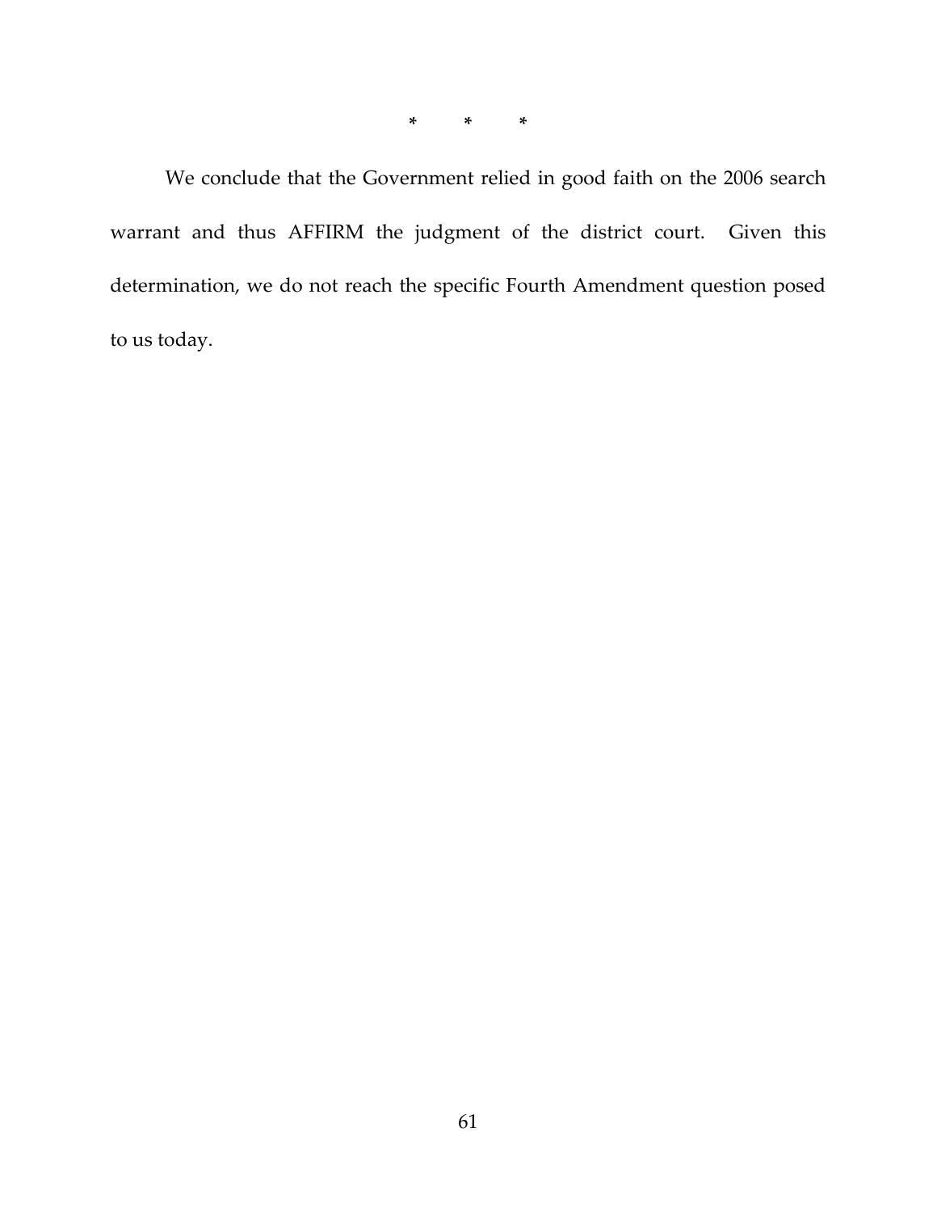*        *        *

We conclude that the Government relied in good faith on the 2006 search warrant and thus AFFIRM the judgment of the district court. Given this determination, we do not reach the specific Fourth Amendment question posed to us today.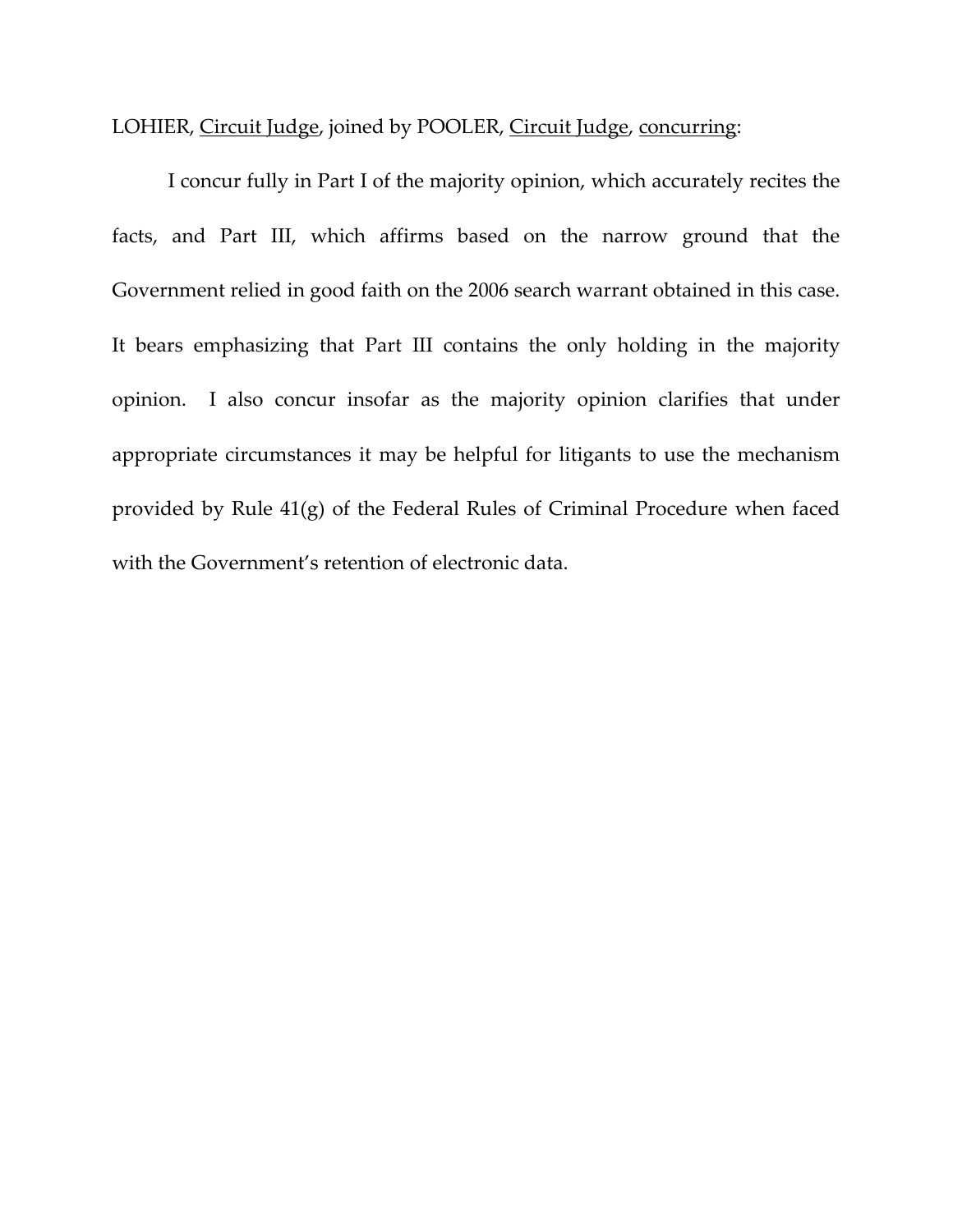LOHIER, Circuit Judge, joined by POOLER, Circuit Judge, concurring:

I concur fully in Part I of the majority opinion, which accurately recites the facts, and Part III, which affirms based on the narrow ground that the Government relied in good faith on the 2006 search warrant obtained in this case. It bears emphasizing that Part III contains the only holding in the majority opinion. I also concur insofar as the majority opinion clarifies that under appropriate circumstances it may be helpful for litigants to use the mechanism provided by Rule 41(g) of the Federal Rules of Criminal Procedure when faced with the Government's retention of electronic data.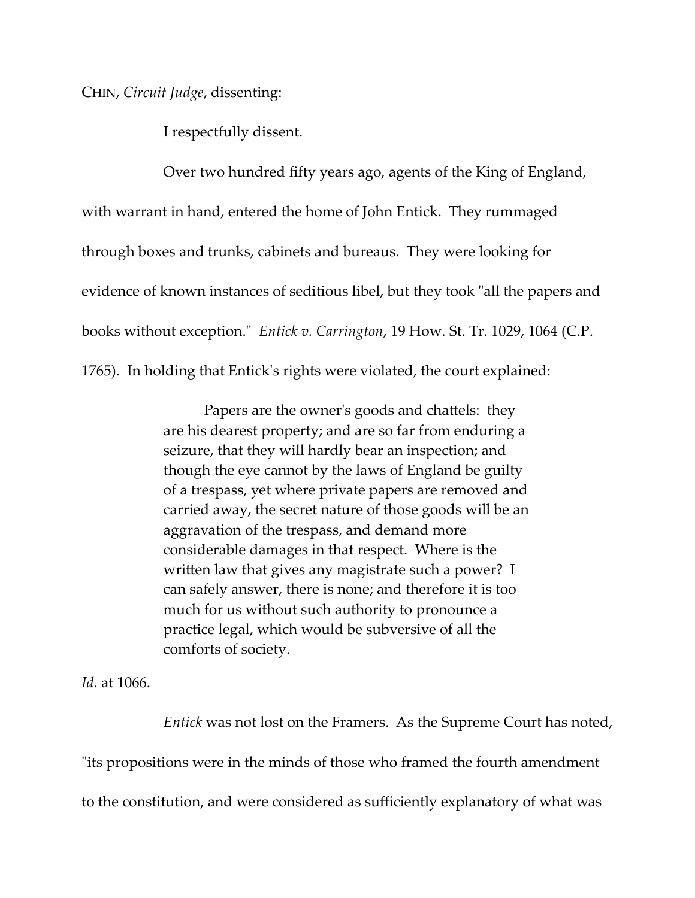CHIN, *Circuit Judge*, dissenting:

I respectfully dissent.

Over two hundred fifty years ago, agents of the King of England, with warrant in hand, entered the home of John Entick. They rummaged through boxes and trunks, cabinets and bureaus. They were looking for evidence of known instances of seditious libel, but they took "all the papers and books without exception." *Entick v. Carrington*, 19 How. St. Tr. 1029, 1064 (C.P. 1765). In holding that Entick's rights were violated, the court explained:

> Papers are the owner's goods and chattels: they are his dearest property; and are so far from enduring a seizure, that they will hardly bear an inspection; and though the eye cannot by the laws of England be guilty of a trespass, yet where private papers are removed and carried away, the secret nature of those goods will be an aggravation of the trespass, and demand more considerable damages in that respect. Where is the written law that gives any magistrate such a power? I can safely answer, there is none; and therefore it is too much for us without such authority to pronounce a practice legal, which would be subversive of all the comforts of society.

*Id.* at 1066.

*Entick* was not lost on the Framers. As the Supreme Court has noted, "its propositions were in the minds of those who framed the fourth amendment to the constitution, and were considered as sufficiently explanatory of what was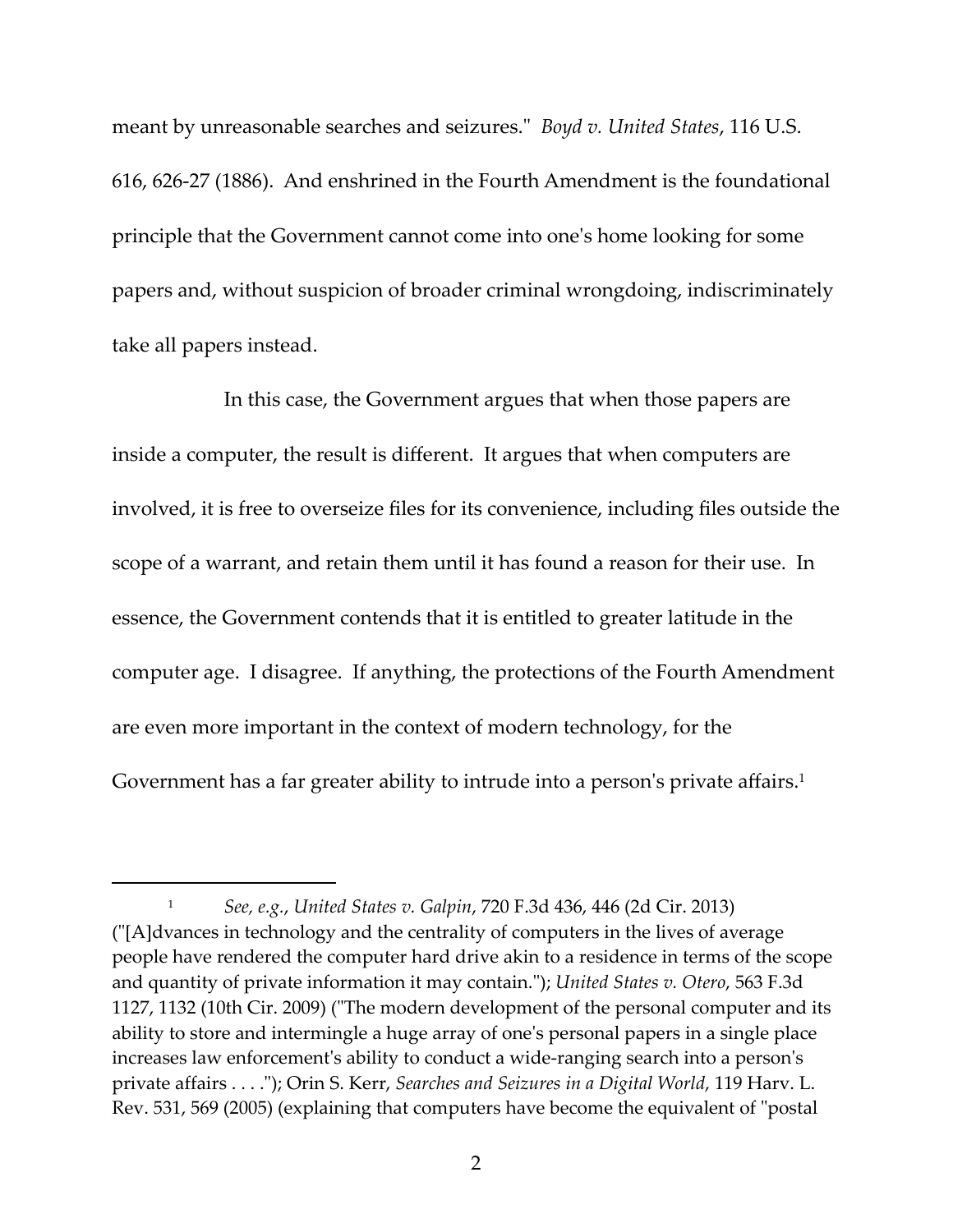meant by unreasonable searches and seizures." *Boyd v. United States*, 116 U.S. 616, 626-27 (1886). And enshrined in the Fourth Amendment is the foundational principle that the Government cannot come into one's home looking for some papers and, without suspicion of broader criminal wrongdoing, indiscriminately take all papers instead.

In this case, the Government argues that when those papers are inside a computer, the result is different. It argues that when computers are involved, it is free to overseize files for its convenience, including files outside the scope of a warrant, and retain them until it has found a reason for their use. In essence, the Government contends that it is entitled to greater latitude in the computer age. I disagree. If anything, the protections of the Fourth Amendment are even more important in the context of modern technology, for the Government has a far greater ability to intrude into a person's private affairs.[1]

---

[1] *See, e.g.*, *United States v. Galpin*, 720 F.3d 436, 446 (2d Cir. 2013) ("[A]dvances in technology and the centrality of computers in the lives of average people have rendered the computer hard drive akin to a residence in terms of the scope and quantity of private information it may contain."); *United States v. Otero*, 563 F.3d 1127, 1132 (10th Cir. 2009) ("The modern development of the personal computer and its ability to store and intermingle a huge array of one's personal papers in a single place increases law enforcement's ability to conduct a wide-ranging search into a person's private affairs . . . ."); Orin S. Kerr, *Searches and Seizures in a Digital World*, 119 Harv. L. Rev. 531, 569 (2005) (explaining that computers have become the equivalent of "postal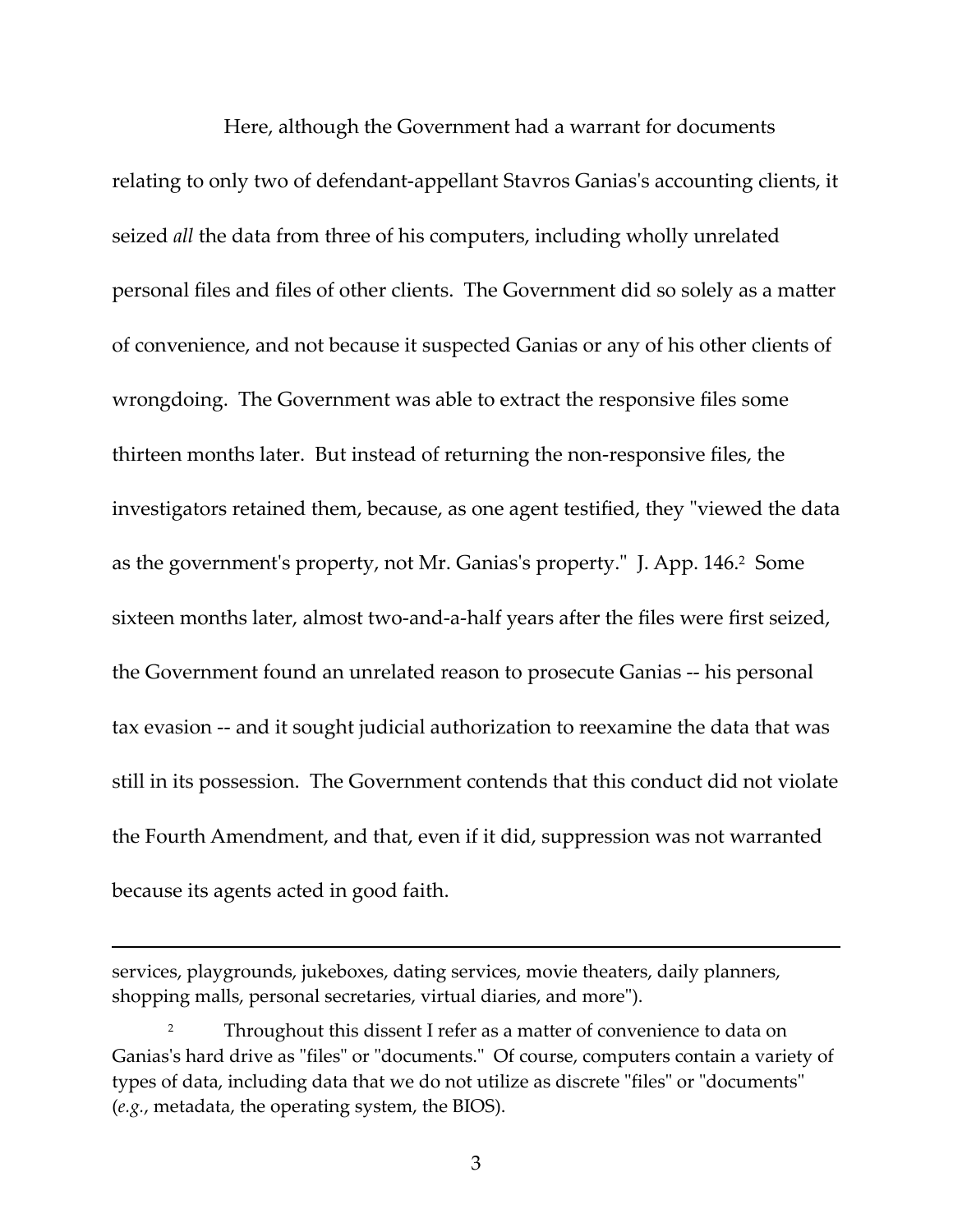Here, although the Government had a warrant for documents relating to only two of defendant-appellant Stavros Ganias's accounting clients, it seized *all* the data from three of his computers, including wholly unrelated personal files and files of other clients. The Government did so solely as a matter of convenience, and not because it suspected Ganias or any of his other clients of wrongdoing. The Government was able to extract the responsive files some thirteen months later. But instead of returning the non-responsive files, the investigators retained them, because, as one agent testified, they "viewed the data as the government's property, not Mr. Ganias's property." J. App. 146.[2] Some sixteen months later, almost two-and-a-half years after the files were first seized, the Government found an unrelated reason to prosecute Ganias -- his personal tax evasion -- and it sought judicial authorization to reexamine the data that was still in its possession. The Government contends that this conduct did not violate the Fourth Amendment, and that, even if it did, suppression was not warranted because its agents acted in good faith.

---

services, playgrounds, jukeboxes, dating services, movie theaters, daily planners, shopping malls, personal secretaries, virtual diaries, and more").

[2] Throughout this dissent I refer as a matter of convenience to data on Ganias's hard drive as "files" or "documents." Of course, computers contain a variety of types of data, including data that we do not utilize as discrete "files" or "documents" (*e.g.*, metadata, the operating system, the BIOS).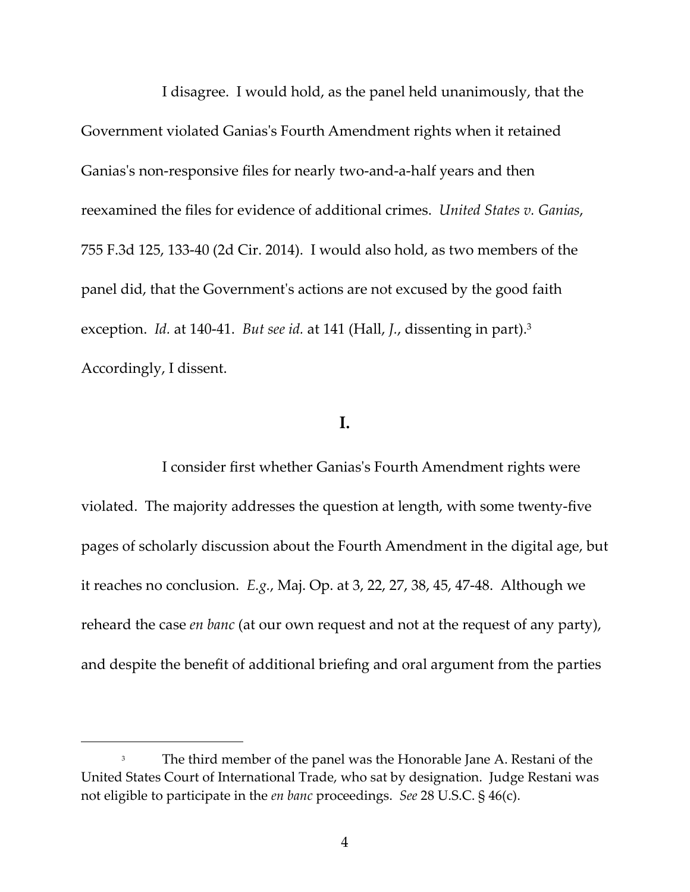I disagree. I would hold, as the panel held unanimously, that the Government violated Ganias's Fourth Amendment rights when it retained Ganias's non-responsive files for nearly two-and-a-half years and then reexamined the files for evidence of additional crimes. *United States v. Ganias*, 755 F.3d 125, 133-40 (2d Cir. 2014). I would also hold, as two members of the panel did, that the Government's actions are not excused by the good faith exception. *Id.* at 140-41. *But see id.* at 141 (Hall, *J.*, dissenting in part).[3] Accordingly, I dissent.

## I.

I consider first whether Ganias's Fourth Amendment rights were violated. The majority addresses the question at length, with some twenty-five pages of scholarly discussion about the Fourth Amendment in the digital age, but it reaches no conclusion. *E.g.*, Maj. Op. at 3, 22, 27, 38, 45, 47-48. Although we reheard the case *en banc* (at our own request and not at the request of any party), and despite the benefit of additional briefing and oral argument from the parties

[3] The third member of the panel was the Honorable Jane A. Restani of the United States Court of International Trade, who sat by designation. Judge Restani was not eligible to participate in the *en banc* proceedings. *See* 28 U.S.C. § 46(c).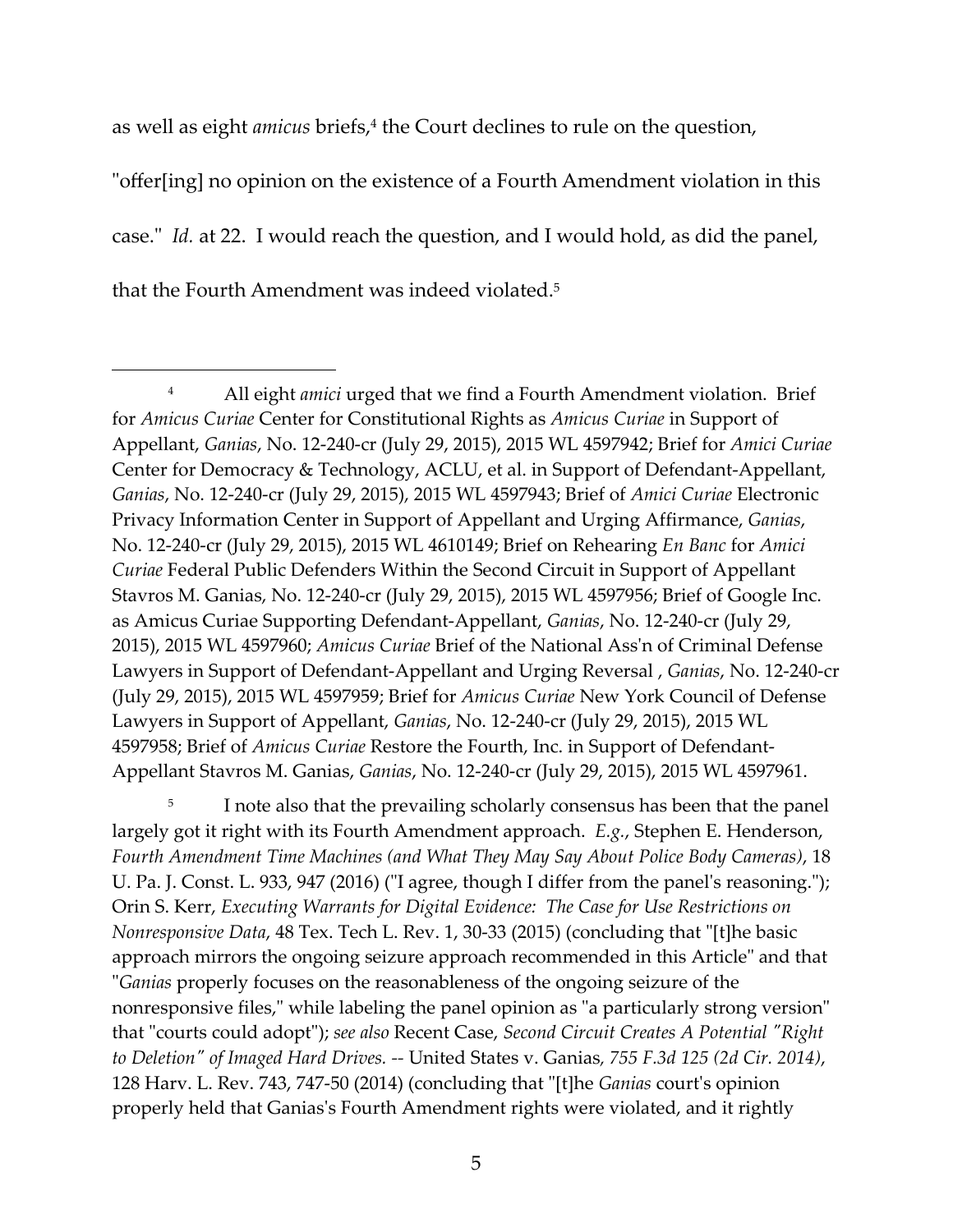as well as eight *amicus* briefs,[4] the Court declines to rule on the question, "offer[ing] no opinion on the existence of a Fourth Amendment violation in this case." *Id.* at 22. I would reach the question, and I would hold, as did the panel, that the Fourth Amendment was indeed violated.[5]

---

[4] All eight *amici* urged that we find a Fourth Amendment violation. Brief for *Amicus Curiae* Center for Constitutional Rights as *Amicus Curiae* in Support of Appellant, *Ganias*, No. 12-240-cr (July 29, 2015), 2015 WL 4597942; Brief for *Amici Curiae* Center for Democracy & Technology, ACLU, et al. in Support of Defendant-Appellant, *Ganias*, No. 12-240-cr (July 29, 2015), 2015 WL 4597943; Brief of *Amici Curiae* Electronic Privacy Information Center in Support of Appellant and Urging Affirmance, *Ganias*, No. 12-240-cr (July 29, 2015), 2015 WL 4610149; Brief on Rehearing *En Banc* for *Amici Curiae* Federal Public Defenders Within the Second Circuit in Support of Appellant Stavros M. Ganias, No. 12-240-cr (July 29, 2015), 2015 WL 4597956; Brief of Google Inc. as Amicus Curiae Supporting Defendant-Appellant, *Ganias*, No. 12-240-cr (July 29, 2015), 2015 WL 4597960; *Amicus Curiae* Brief of the National Ass'n of Criminal Defense Lawyers in Support of Defendant-Appellant and Urging Reversal , *Ganias*, No. 12-240-cr (July 29, 2015), 2015 WL 4597959; Brief for *Amicus Curiae* New York Council of Defense Lawyers in Support of Appellant, *Ganias*, No. 12-240-cr (July 29, 2015), 2015 WL 4597958; Brief of *Amicus Curiae* Restore the Fourth, Inc. in Support of Defendant-Appellant Stavros M. Ganias, *Ganias*, No. 12-240-cr (July 29, 2015), 2015 WL 4597961.

[5] I note also that the prevailing scholarly consensus has been that the panel largely got it right with its Fourth Amendment approach. *E.g.*, Stephen E. Henderson, *Fourth Amendment Time Machines (and What They May Say About Police Body Cameras)*, 18 U. Pa. J. Const. L. 933, 947 (2016) ("I agree, though I differ from the panel's reasoning."); Orin S. Kerr, *Executing Warrants for Digital Evidence: The Case for Use Restrictions on Nonresponsive Data*, 48 Tex. Tech L. Rev. 1, 30-33 (2015) (concluding that "[t]he basic approach mirrors the ongoing seizure approach recommended in this Article" and that "*Ganias* properly focuses on the reasonableness of the ongoing seizure of the nonresponsive files," while labeling the panel opinion as "a particularly strong version" that "courts could adopt"); *see also* Recent Case, *Second Circuit Creates A Potential "Right to Deletion" of Imaged Hard Drives. --* United States v. Ganias*, 755 F.3d 125 (2d Cir. 2014)*, 128 Harv. L. Rev. 743, 747-50 (2014) (concluding that "[t]he *Ganias* court's opinion properly held that Ganias's Fourth Amendment rights were violated, and it rightly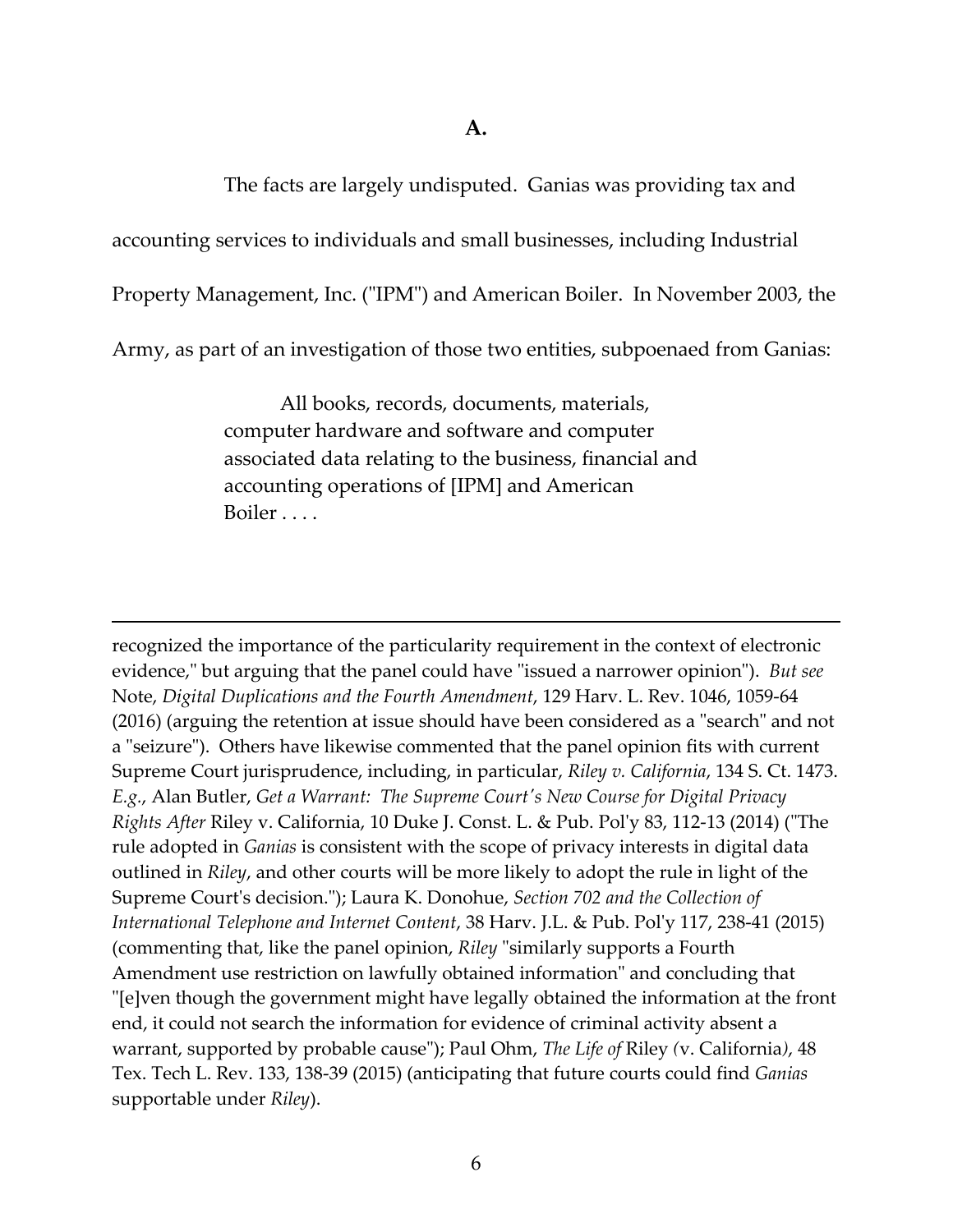**A.**

The facts are largely undisputed. Ganias was providing tax and accounting services to individuals and small businesses, including Industrial Property Management, Inc. ("IPM") and American Boiler. In November 2003, the Army, as part of an investigation of those two entities, subpoenaed from Ganias:

> All books, records, documents, materials, computer hardware and software and computer associated data relating to the business, financial and accounting operations of [IPM] and American Boiler . . . .

---

recognized the importance of the particularity requirement in the context of electronic evidence," but arguing that the panel could have "issued a narrower opinion"). *But see* Note, *Digital Duplications and the Fourth Amendment*, 129 Harv. L. Rev. 1046, 1059-64 (2016) (arguing the retention at issue should have been considered as a "search" and not a "seizure"). Others have likewise commented that the panel opinion fits with current Supreme Court jurisprudence, including, in particular, *Riley v. California*, 134 S. Ct. 1473. *E.g.*, Alan Butler, *Get a Warrant: The Supreme Court's New Course for Digital Privacy Rights After* Riley v. California, 10 Duke J. Const. L. & Pub. Pol'y 83, 112-13 (2014) ("The rule adopted in *Ganias* is consistent with the scope of privacy interests in digital data outlined in *Riley*, and other courts will be more likely to adopt the rule in light of the Supreme Court's decision."); Laura K. Donohue, *Section 702 and the Collection of International Telephone and Internet Content*, 38 Harv. J.L. & Pub. Pol'y 117, 238-41 (2015) (commenting that, like the panel opinion, *Riley* "similarly supports a Fourth Amendment use restriction on lawfully obtained information" and concluding that "[e]ven though the government might have legally obtained the information at the front end, it could not search the information for evidence of criminal activity absent a warrant, supported by probable cause"); Paul Ohm, *The Life of* Riley *(*v. California*)*, 48 Tex. Tech L. Rev. 133, 138-39 (2015) (anticipating that future courts could find *Ganias* supportable under *Riley*).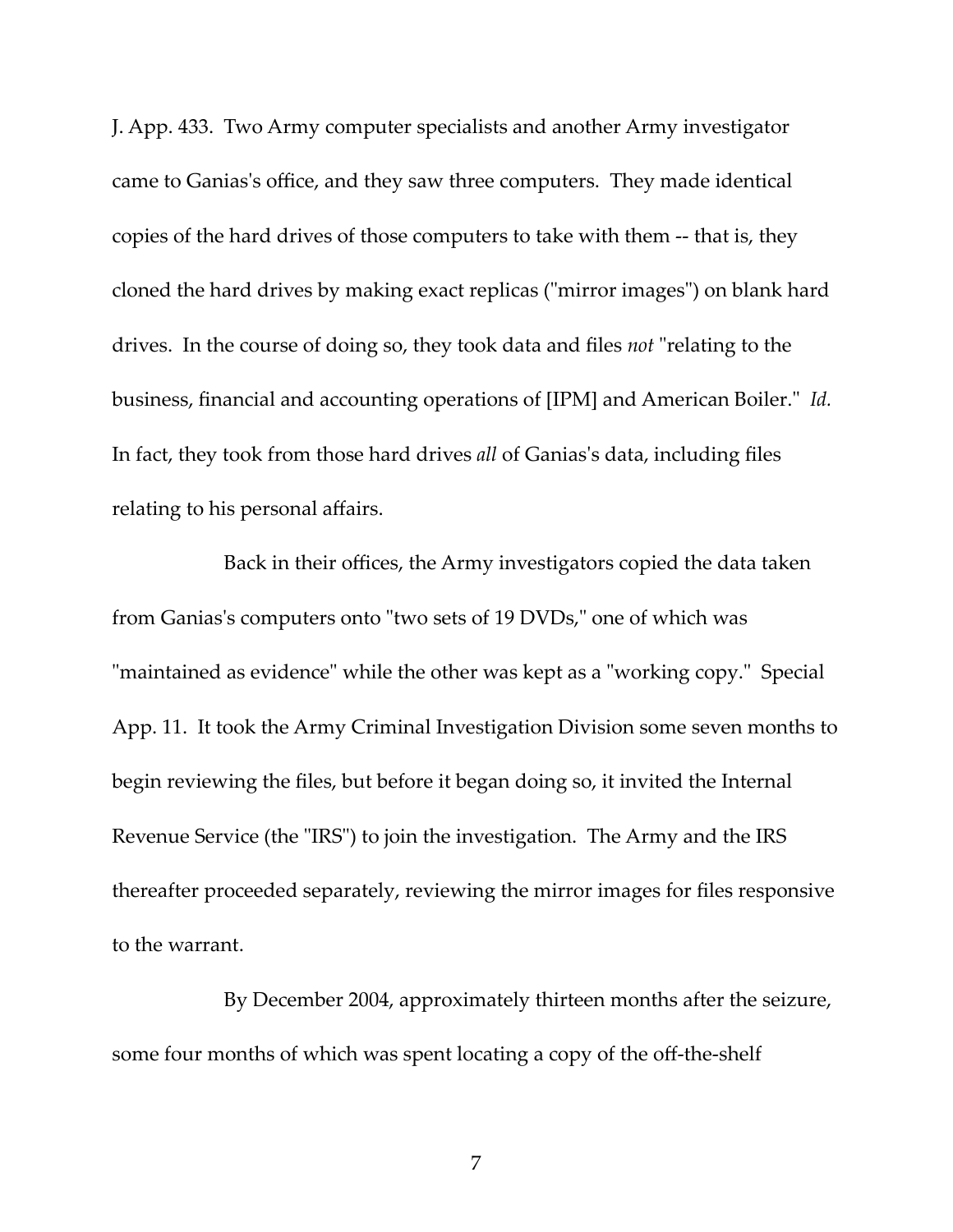J. App. 433. Two Army computer specialists and another Army investigator came to Ganias's office, and they saw three computers. They made identical copies of the hard drives of those computers to take with them -- that is, they cloned the hard drives by making exact replicas ("mirror images") on blank hard drives. In the course of doing so, they took data and files *not* "relating to the business, financial and accounting operations of [IPM] and American Boiler." *Id.* In fact, they took from those hard drives *all* of Ganias's data, including files relating to his personal affairs.

Back in their offices, the Army investigators copied the data taken from Ganias's computers onto "two sets of 19 DVDs," one of which was "maintained as evidence" while the other was kept as a "working copy." Special App. 11. It took the Army Criminal Investigation Division some seven months to begin reviewing the files, but before it began doing so, it invited the Internal Revenue Service (the "IRS") to join the investigation. The Army and the IRS thereafter proceeded separately, reviewing the mirror images for files responsive to the warrant.

By December 2004, approximately thirteen months after the seizure, some four months of which was spent locating a copy of the off-the-shelf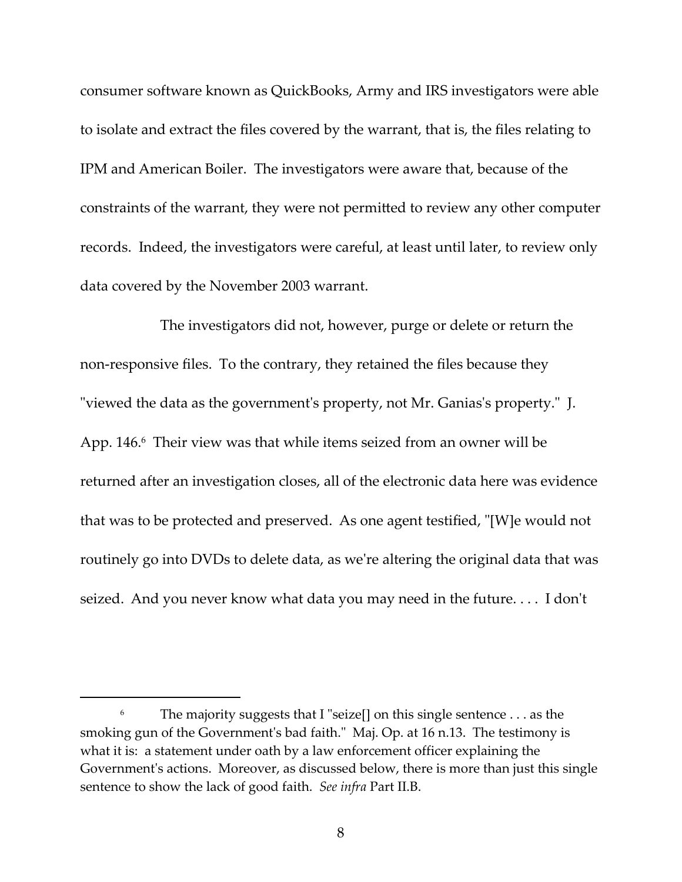consumer software known as QuickBooks, Army and IRS investigators were able to isolate and extract the files covered by the warrant, that is, the files relating to IPM and American Boiler. The investigators were aware that, because of the constraints of the warrant, they were not permitted to review any other computer records. Indeed, the investigators were careful, at least until later, to review only data covered by the November 2003 warrant.

The investigators did not, however, purge or delete or return the non-responsive files. To the contrary, they retained the files because they "viewed the data as the government's property, not Mr. Ganias's property." J. App. 146.[6] Their view was that while items seized from an owner will be returned after an investigation closes, all of the electronic data here was evidence that was to be protected and preserved. As one agent testified, "[W]e would not routinely go into DVDs to delete data, as we're altering the original data that was seized. And you never know what data you may need in the future. . . . I don't

---

[6] The majority suggests that I "seize[] on this single sentence . . . as the smoking gun of the Government's bad faith." Maj. Op. at 16 n.13. The testimony is what it is: a statement under oath by a law enforcement officer explaining the Government's actions. Moreover, as discussed below, there is more than just this single sentence to show the lack of good faith. *See infra* Part II.B.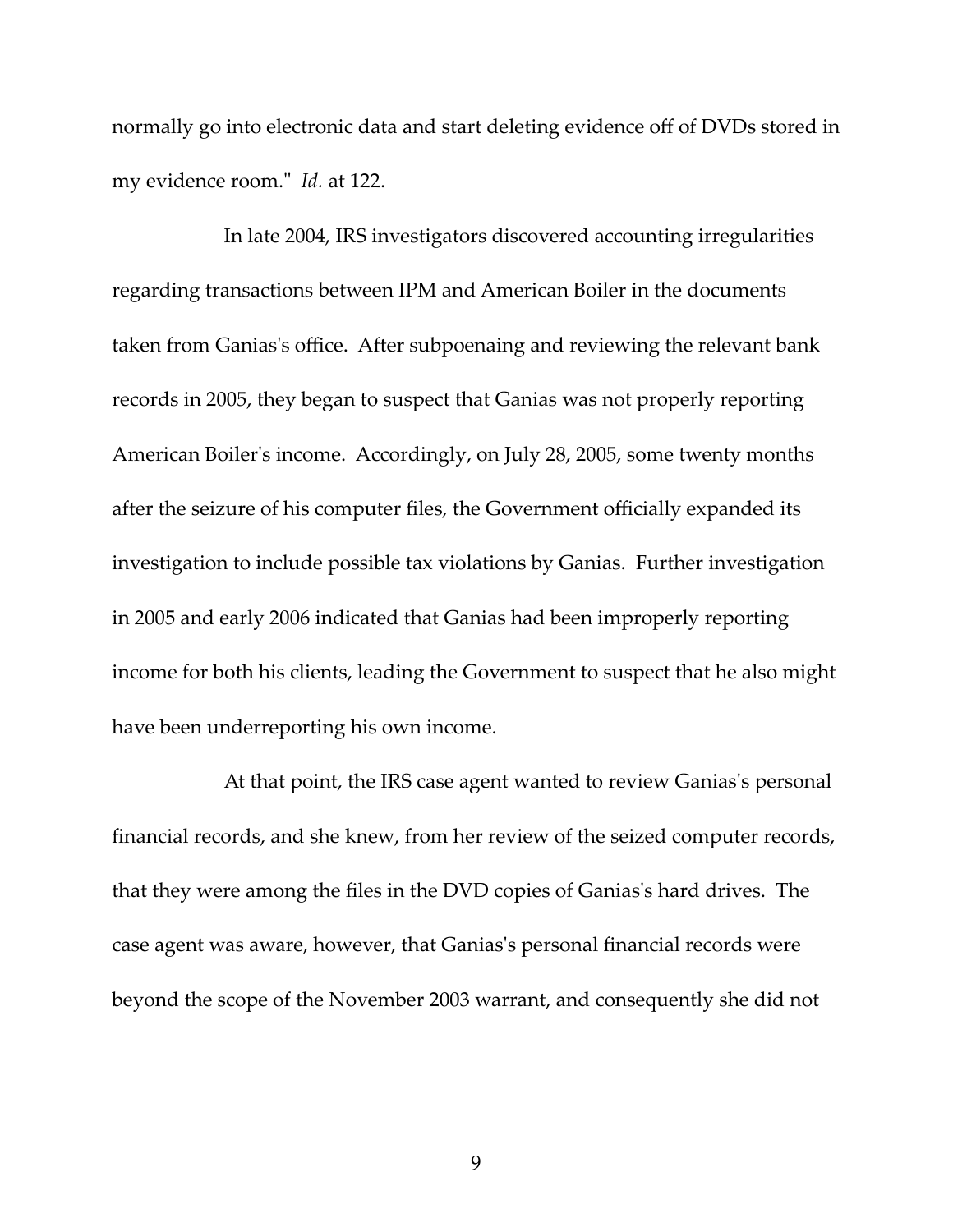normally go into electronic data and start deleting evidence off of DVDs stored in my evidence room." *Id.* at 122.

In late 2004, IRS investigators discovered accounting irregularities regarding transactions between IPM and American Boiler in the documents taken from Ganias's office. After subpoenaing and reviewing the relevant bank records in 2005, they began to suspect that Ganias was not properly reporting American Boiler's income. Accordingly, on July 28, 2005, some twenty months after the seizure of his computer files, the Government officially expanded its investigation to include possible tax violations by Ganias. Further investigation in 2005 and early 2006 indicated that Ganias had been improperly reporting income for both his clients, leading the Government to suspect that he also might have been underreporting his own income.

At that point, the IRS case agent wanted to review Ganias's personal financial records, and she knew, from her review of the seized computer records, that they were among the files in the DVD copies of Ganias's hard drives. The case agent was aware, however, that Ganias's personal financial records were beyond the scope of the November 2003 warrant, and consequently she did not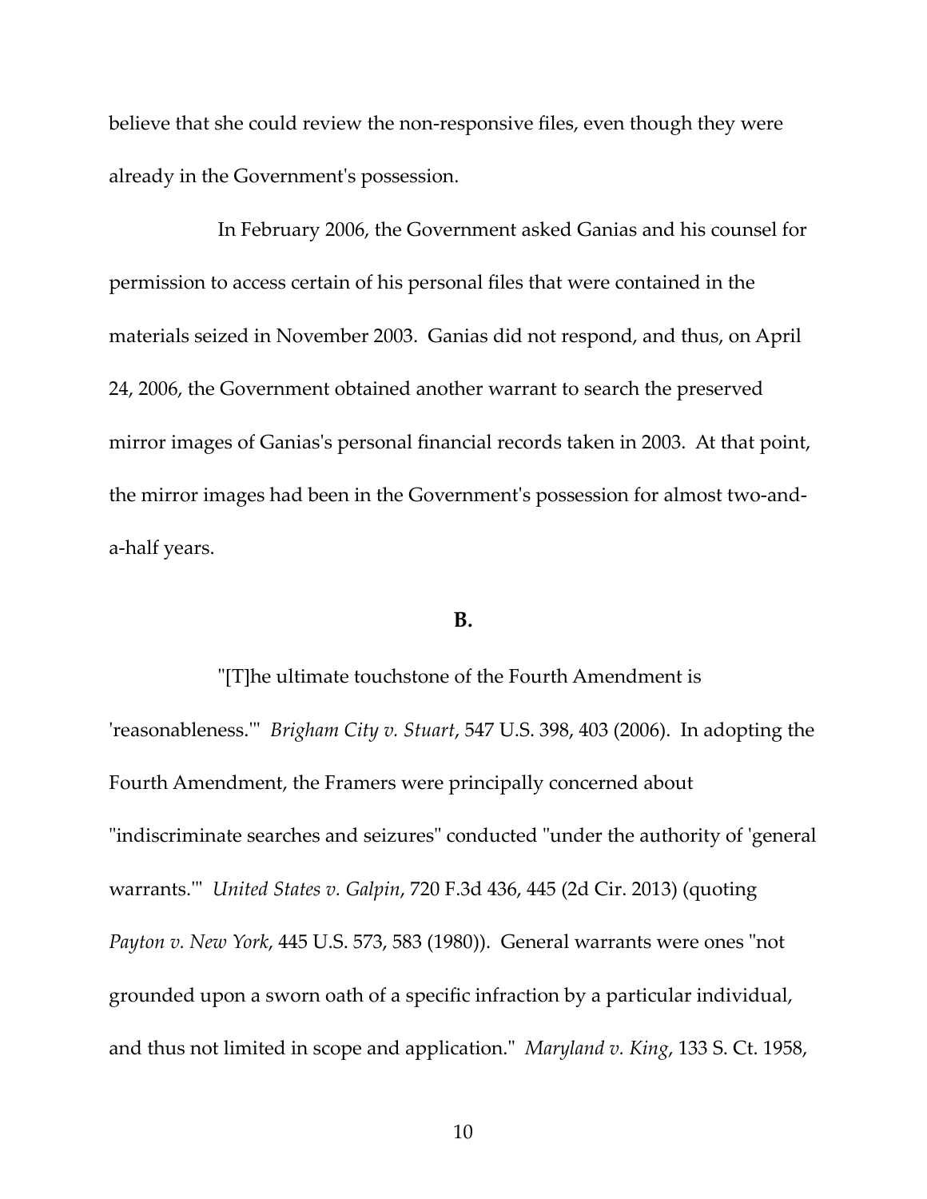believe that she could review the non-responsive files, even though they were already in the Government's possession.

In February 2006, the Government asked Ganias and his counsel for permission to access certain of his personal files that were contained in the materials seized in November 2003. Ganias did not respond, and thus, on April 24, 2006, the Government obtained another warrant to search the preserved mirror images of Ganias's personal financial records taken in 2003. At that point, the mirror images had been in the Government's possession for almost two-and-a-half years.

**B.**

"[T]he ultimate touchstone of the Fourth Amendment is 'reasonableness.'" *Brigham City v. Stuart*, 547 U.S. 398, 403 (2006). In adopting the Fourth Amendment, the Framers were principally concerned about "indiscriminate searches and seizures" conducted "under the authority of 'general warrants.'" *United States v. Galpin*, 720 F.3d 436, 445 (2d Cir. 2013) (quoting *Payton v. New York*, 445 U.S. 573, 583 (1980)). General warrants were ones "not grounded upon a sworn oath of a specific infraction by a particular individual, and thus not limited in scope and application." *Maryland v. King*, 133 S. Ct. 1958,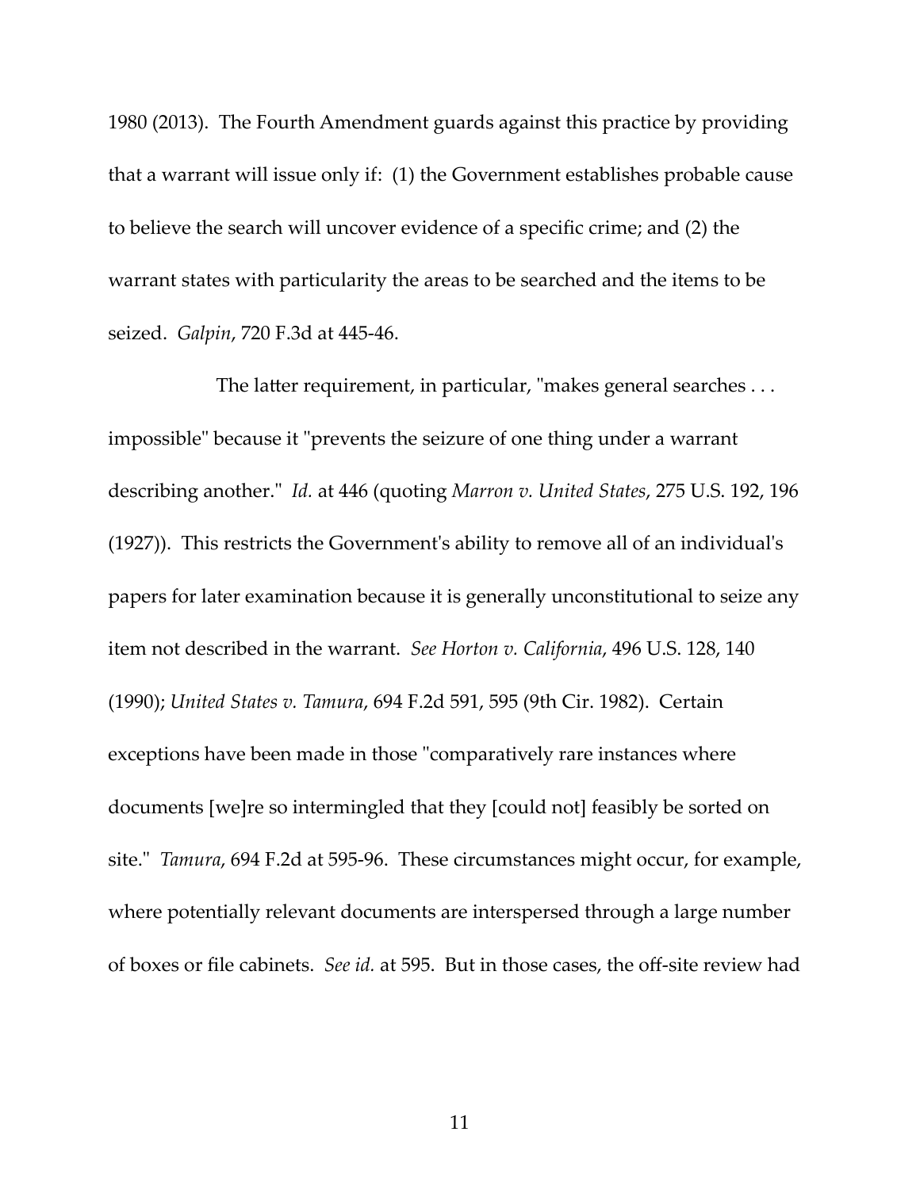1980 (2013). The Fourth Amendment guards against this practice by providing that a warrant will issue only if: (1) the Government establishes probable cause to believe the search will uncover evidence of a specific crime; and (2) the warrant states with particularity the areas to be searched and the items to be seized. *Galpin*, 720 F.3d at 445-46.

The latter requirement, in particular, "makes general searches . . . impossible" because it "prevents the seizure of one thing under a warrant describing another." *Id.* at 446 (quoting *Marron v. United States*, 275 U.S. 192, 196 (1927)). This restricts the Government's ability to remove all of an individual's papers for later examination because it is generally unconstitutional to seize any item not described in the warrant. *See Horton v. California*, 496 U.S. 128, 140 (1990); *United States v. Tamura*, 694 F.2d 591, 595 (9th Cir. 1982). Certain exceptions have been made in those "comparatively rare instances where documents [we]re so intermingled that they [could not] feasibly be sorted on site." *Tamura*, 694 F.2d at 595-96. These circumstances might occur, for example, where potentially relevant documents are interspersed through a large number of boxes or file cabinets. *See id.* at 595. But in those cases, the off-site review had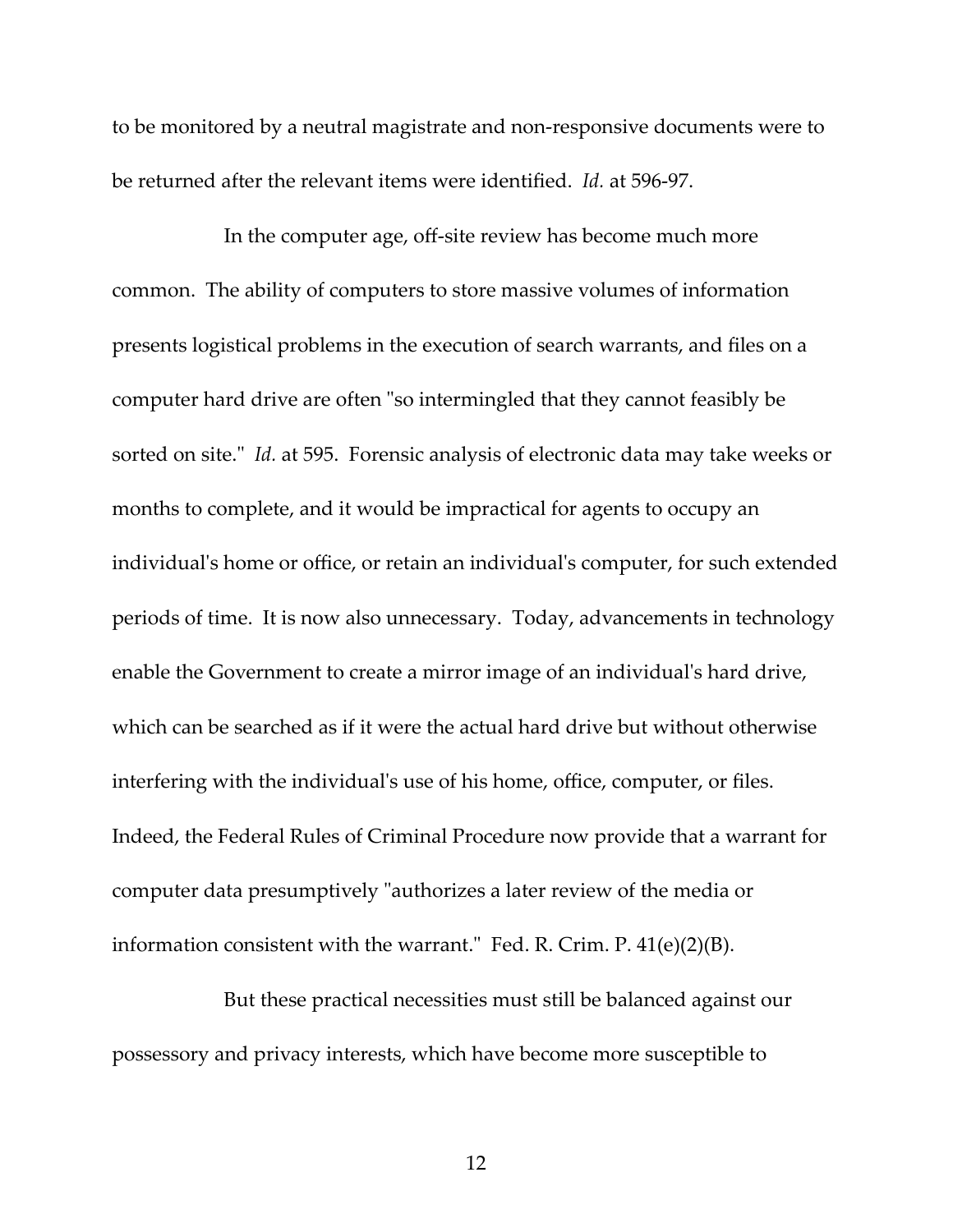to be monitored by a neutral magistrate and non-responsive documents were to be returned after the relevant items were identified. *Id.* at 596-97.

In the computer age, off-site review has become much more common. The ability of computers to store massive volumes of information presents logistical problems in the execution of search warrants, and files on a computer hard drive are often "so intermingled that they cannot feasibly be sorted on site." *Id.* at 595. Forensic analysis of electronic data may take weeks or months to complete, and it would be impractical for agents to occupy an individual's home or office, or retain an individual's computer, for such extended periods of time. It is now also unnecessary. Today, advancements in technology enable the Government to create a mirror image of an individual's hard drive, which can be searched as if it were the actual hard drive but without otherwise interfering with the individual's use of his home, office, computer, or files. Indeed, the Federal Rules of Criminal Procedure now provide that a warrant for computer data presumptively "authorizes a later review of the media or information consistent with the warrant." Fed. R. Crim. P. 41(e)(2)(B).

But these practical necessities must still be balanced against our possessory and privacy interests, which have become more susceptible to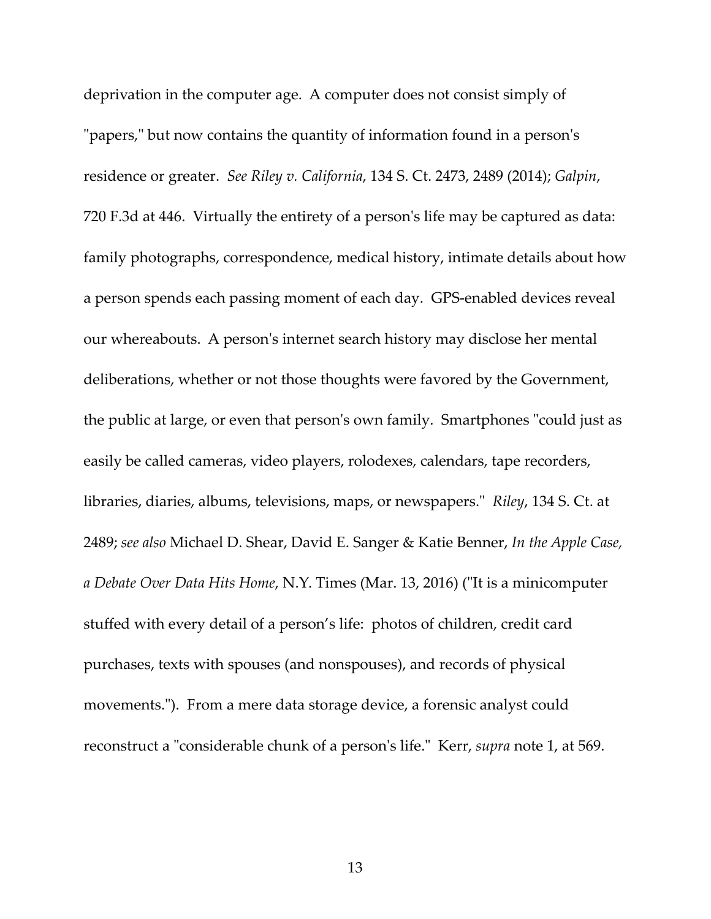deprivation in the computer age. A computer does not consist simply of "papers," but now contains the quantity of information found in a person's residence or greater. *See Riley v. California*, 134 S. Ct. 2473, 2489 (2014); *Galpin*, 720 F.3d at 446. Virtually the entirety of a person's life may be captured as data: family photographs, correspondence, medical history, intimate details about how a person spends each passing moment of each day. GPS-enabled devices reveal our whereabouts. A person's internet search history may disclose her mental deliberations, whether or not those thoughts were favored by the Government, the public at large, or even that person's own family. Smartphones "could just as easily be called cameras, video players, rolodexes, calendars, tape recorders, libraries, diaries, albums, televisions, maps, or newspapers." *Riley*, 134 S. Ct. at 2489; *see also* Michael D. Shear, David E. Sanger & Katie Benner, *In the Apple Case, a Debate Over Data Hits Home*, N.Y. Times (Mar. 13, 2016) ("It is a minicomputer stuffed with every detail of a person's life: photos of children, credit card purchases, texts with spouses (and nonspouses), and records of physical movements."). From a mere data storage device, a forensic analyst could reconstruct a "considerable chunk of a person's life." Kerr, *supra* note 1, at 569.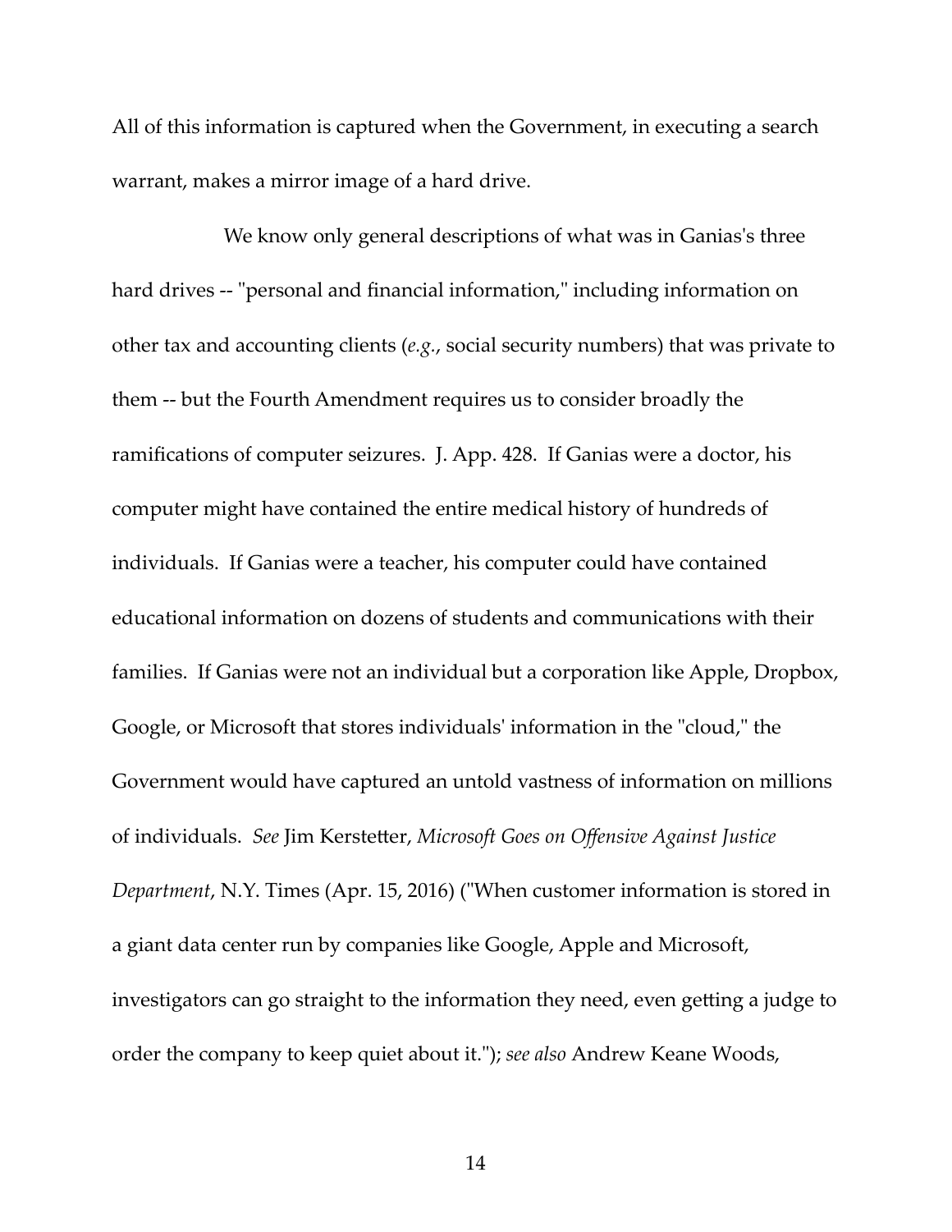All of this information is captured when the Government, in executing a search warrant, makes a mirror image of a hard drive.

We know only general descriptions of what was in Ganias's three hard drives -- "personal and financial information," including information on other tax and accounting clients (*e.g.*, social security numbers) that was private to them -- but the Fourth Amendment requires us to consider broadly the ramifications of computer seizures. J. App. 428. If Ganias were a doctor, his computer might have contained the entire medical history of hundreds of individuals. If Ganias were a teacher, his computer could have contained educational information on dozens of students and communications with their families. If Ganias were not an individual but a corporation like Apple, Dropbox, Google, or Microsoft that stores individuals' information in the "cloud," the Government would have captured an untold vastness of information on millions of individuals. *See* Jim Kerstetter, *Microsoft Goes on Offensive Against Justice Department*, N.Y. Times (Apr. 15, 2016) ("When customer information is stored in a giant data center run by companies like Google, Apple and Microsoft, investigators can go straight to the information they need, even getting a judge to order the company to keep quiet about it."); *see also* Andrew Keane Woods,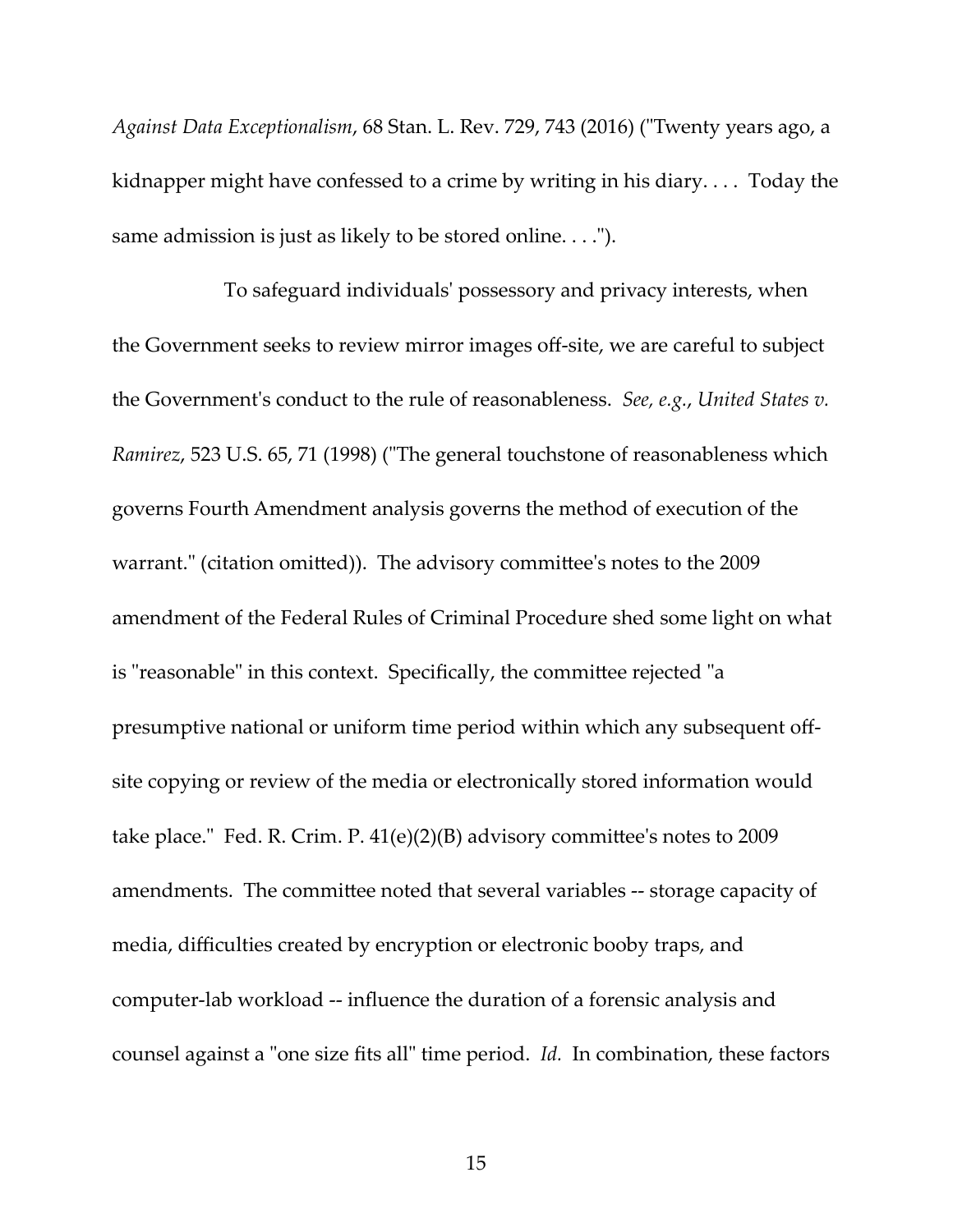*Against Data Exceptionalism*, 68 Stan. L. Rev. 729, 743 (2016) ("Twenty years ago, a kidnapper might have confessed to a crime by writing in his diary. . . . Today the same admission is just as likely to be stored online. . . .").

To safeguard individuals' possessory and privacy interests, when the Government seeks to review mirror images off-site, we are careful to subject the Government's conduct to the rule of reasonableness. *See, e.g.*, *United States v. Ramirez*, 523 U.S. 65, 71 (1998) ("The general touchstone of reasonableness which governs Fourth Amendment analysis governs the method of execution of the warrant." (citation omitted)). The advisory committee's notes to the 2009 amendment of the Federal Rules of Criminal Procedure shed some light on what is "reasonable" in this context. Specifically, the committee rejected "a presumptive national or uniform time period within which any subsequent off-site copying or review of the media or electronically stored information would take place." Fed. R. Crim. P. 41(e)(2)(B) advisory committee's notes to 2009 amendments. The committee noted that several variables -- storage capacity of media, difficulties created by encryption or electronic booby traps, and computer-lab workload -- influence the duration of a forensic analysis and counsel against a "one size fits all" time period. *Id.* In combination, these factors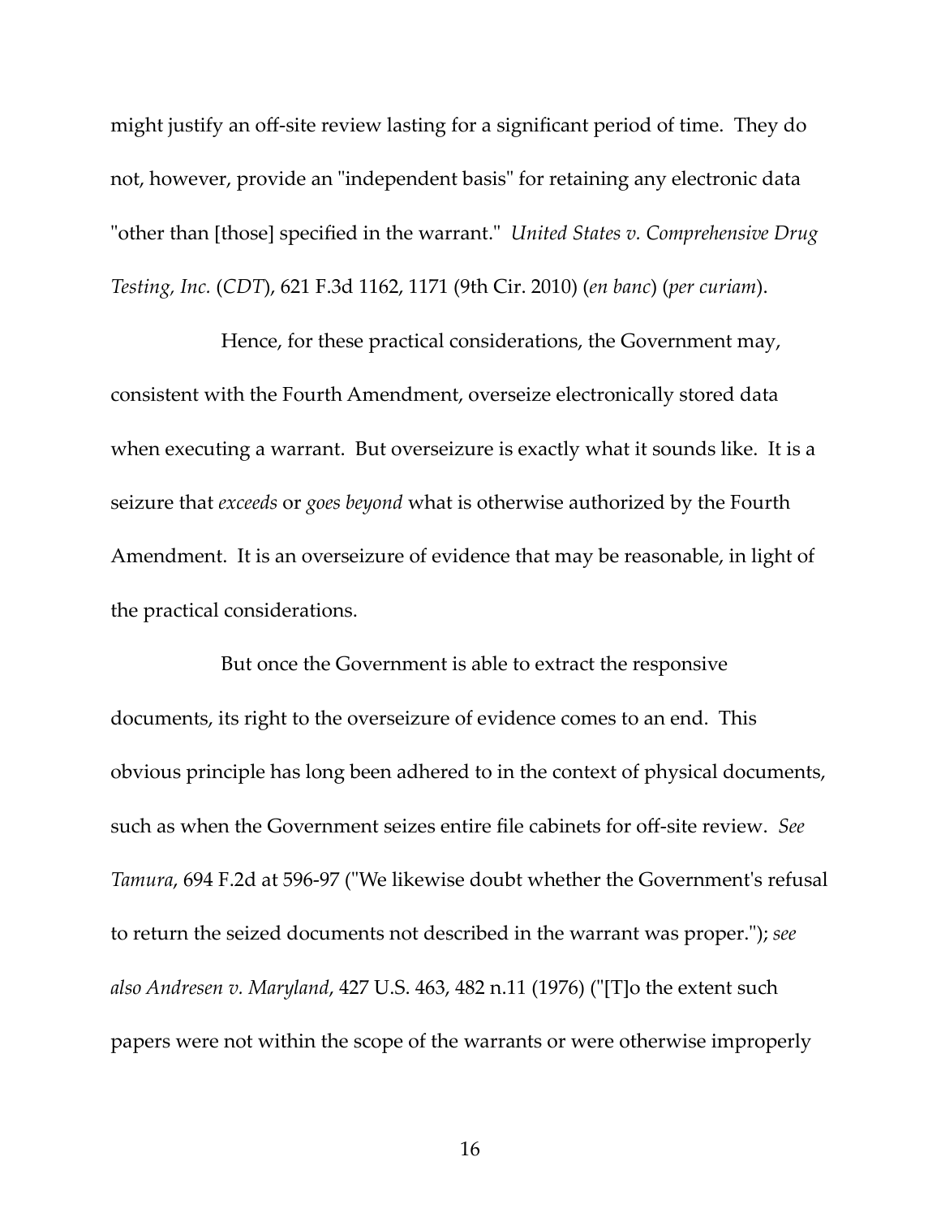might justify an off-site review lasting for a significant period of time. They do not, however, provide an "independent basis" for retaining any electronic data "other than [those] specified in the warrant." *United States v. Comprehensive Drug Testing, Inc.* (*CDT*), 621 F.3d 1162, 1171 (9th Cir. 2010) (*en banc*) (*per curiam*).

Hence, for these practical considerations, the Government may, consistent with the Fourth Amendment, overseize electronically stored data when executing a warrant. But overseizure is exactly what it sounds like. It is a seizure that *exceeds* or *goes beyond* what is otherwise authorized by the Fourth Amendment. It is an overseizure of evidence that may be reasonable, in light of the practical considerations.

But once the Government is able to extract the responsive documents, its right to the overseizure of evidence comes to an end. This obvious principle has long been adhered to in the context of physical documents, such as when the Government seizes entire file cabinets for off-site review. *See Tamura*, 694 F.2d at 596-97 ("We likewise doubt whether the Government's refusal to return the seized documents not described in the warrant was proper."); *see also Andresen v. Maryland*, 427 U.S. 463, 482 n.11 (1976) ("[T]o the extent such papers were not within the scope of the warrants or were otherwise improperly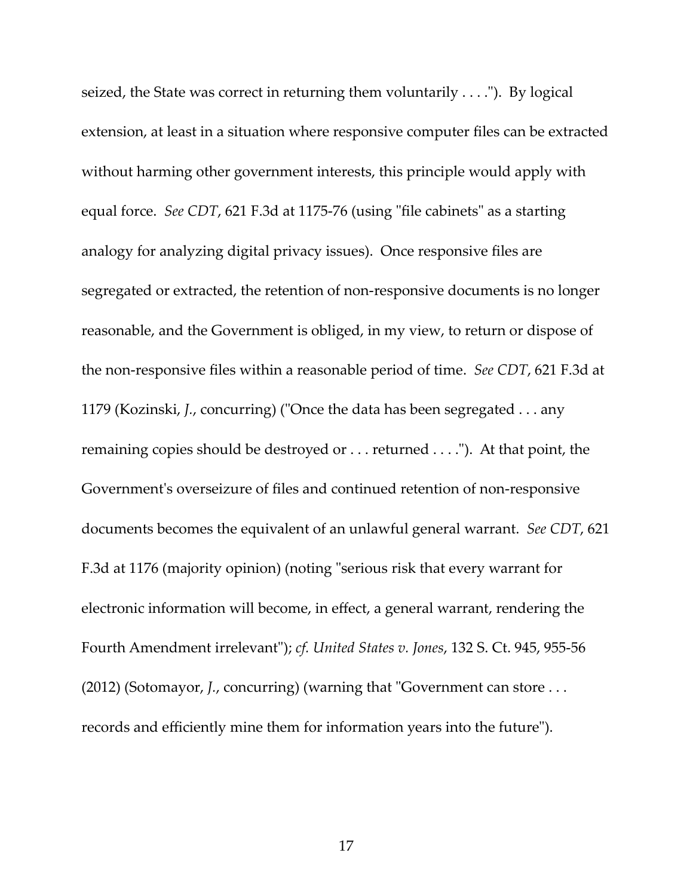seized, the State was correct in returning them voluntarily . . . ."). By logical extension, at least in a situation where responsive computer files can be extracted without harming other government interests, this principle would apply with equal force. *See CDT*, 621 F.3d at 1175-76 (using "file cabinets" as a starting analogy for analyzing digital privacy issues). Once responsive files are segregated or extracted, the retention of non-responsive documents is no longer reasonable, and the Government is obliged, in my view, to return or dispose of the non-responsive files within a reasonable period of time. *See CDT*, 621 F.3d at 1179 (Kozinski, *J.*, concurring) ("Once the data has been segregated . . . any remaining copies should be destroyed or . . . returned . . . ."). At that point, the Government's overseizure of files and continued retention of non-responsive documents becomes the equivalent of an unlawful general warrant. *See CDT*, 621 F.3d at 1176 (majority opinion) (noting "serious risk that every warrant for electronic information will become, in effect, a general warrant, rendering the Fourth Amendment irrelevant"); *cf. United States v. Jones*, 132 S. Ct. 945, 955-56 (2012) (Sotomayor, *J.*, concurring) (warning that "Government can store . . . records and efficiently mine them for information years into the future").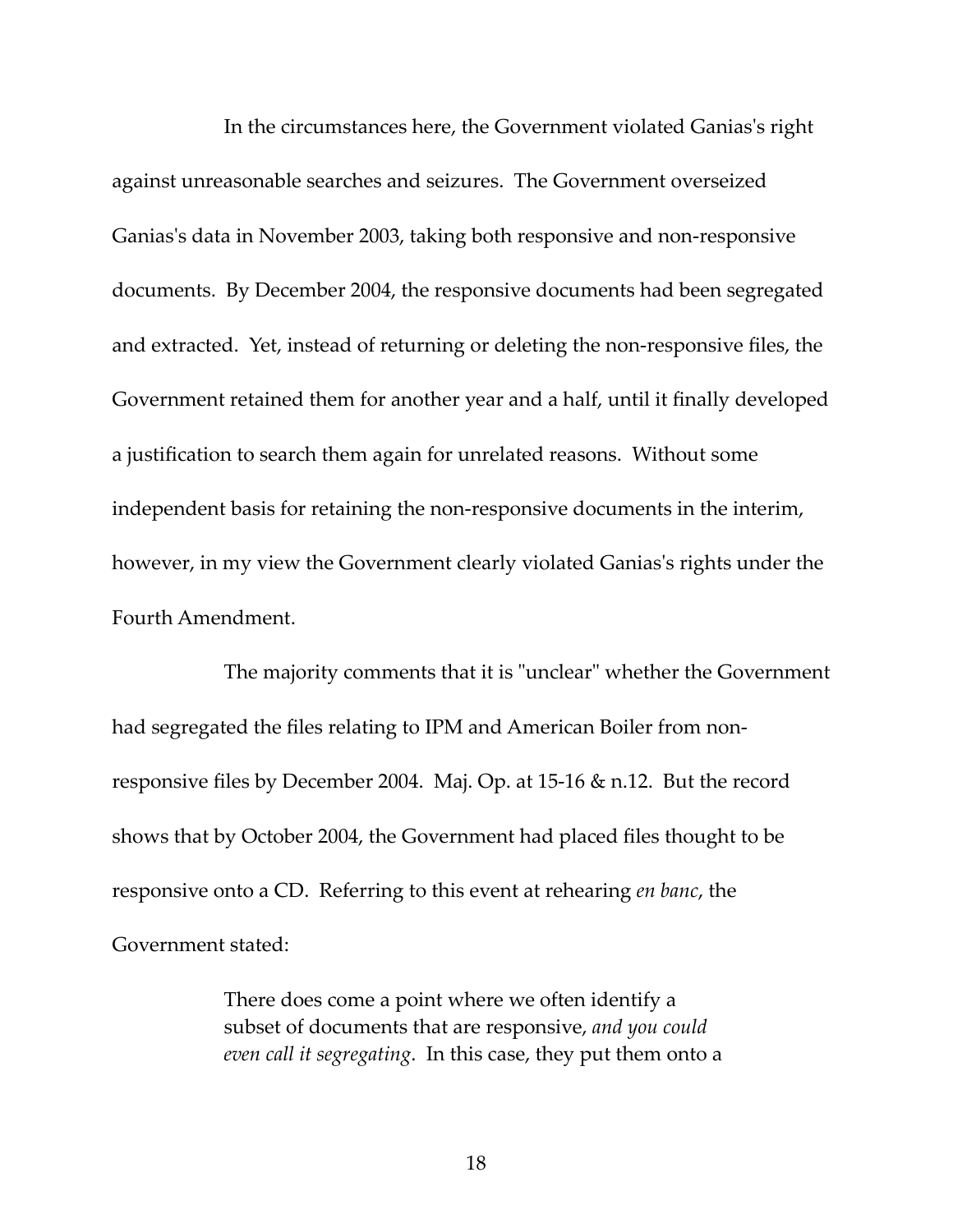In the circumstances here, the Government violated Ganias's right against unreasonable searches and seizures. The Government overseized Ganias's data in November 2003, taking both responsive and non-responsive documents. By December 2004, the responsive documents had been segregated and extracted. Yet, instead of returning or deleting the non-responsive files, the Government retained them for another year and a half, until it finally developed a justification to search them again for unrelated reasons. Without some independent basis for retaining the non-responsive documents in the interim, however, in my view the Government clearly violated Ganias's rights under the Fourth Amendment.

The majority comments that it is "unclear" whether the Government had segregated the files relating to IPM and American Boiler from non-responsive files by December 2004. Maj. Op. at 15-16 & n.12. But the record shows that by October 2004, the Government had placed files thought to be responsive onto a CD. Referring to this event at rehearing *en banc*, the Government stated:

> There does come a point where we often identify a subset of documents that are responsive, *and you could even call it segregating*. In this case, they put them onto a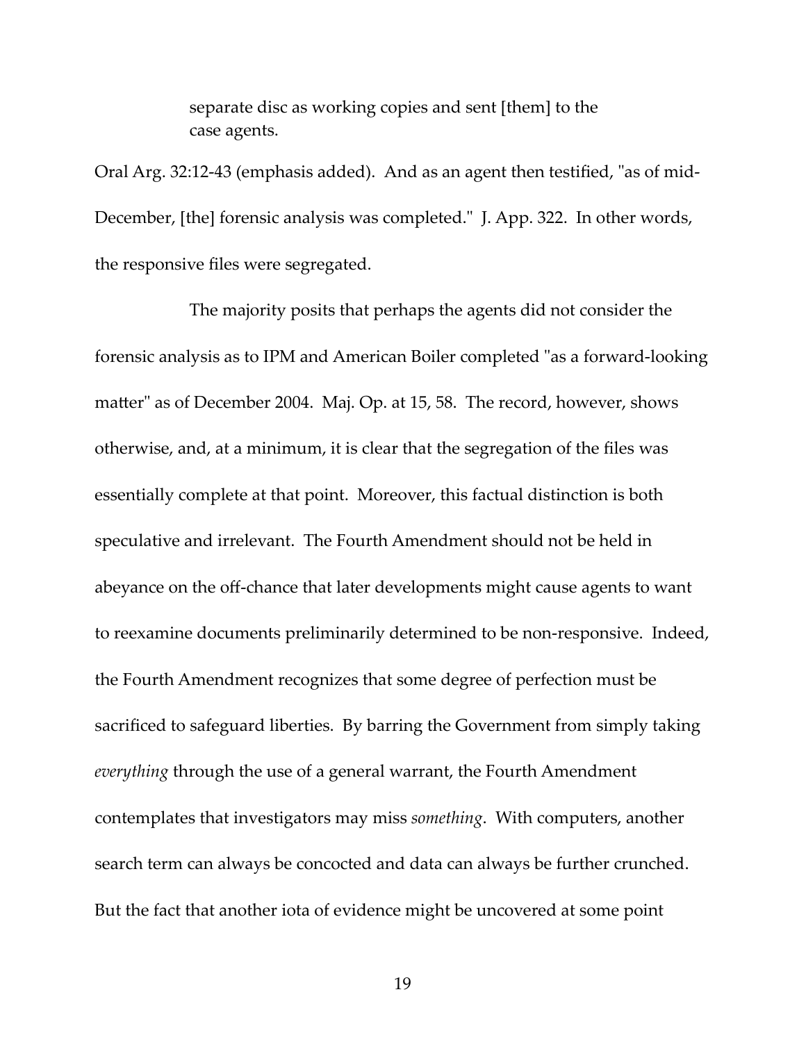> separate disc as working copies and sent [them] to the case agents.

Oral Arg. 32:12-43 (emphasis added). And as an agent then testified, "as of mid-December, [the] forensic analysis was completed." J. App. 322. In other words, the responsive files were segregated.

The majority posits that perhaps the agents did not consider the forensic analysis as to IPM and American Boiler completed "as a forward-looking matter" as of December 2004. Maj. Op. at 15, 58. The record, however, shows otherwise, and, at a minimum, it is clear that the segregation of the files was essentially complete at that point. Moreover, this factual distinction is both speculative and irrelevant. The Fourth Amendment should not be held in abeyance on the off-chance that later developments might cause agents to want to reexamine documents preliminarily determined to be non-responsive. Indeed, the Fourth Amendment recognizes that some degree of perfection must be sacrificed to safeguard liberties. By barring the Government from simply taking *everything* through the use of a general warrant, the Fourth Amendment contemplates that investigators may miss *something*. With computers, another search term can always be concocted and data can always be further crunched. But the fact that another iota of evidence might be uncovered at some point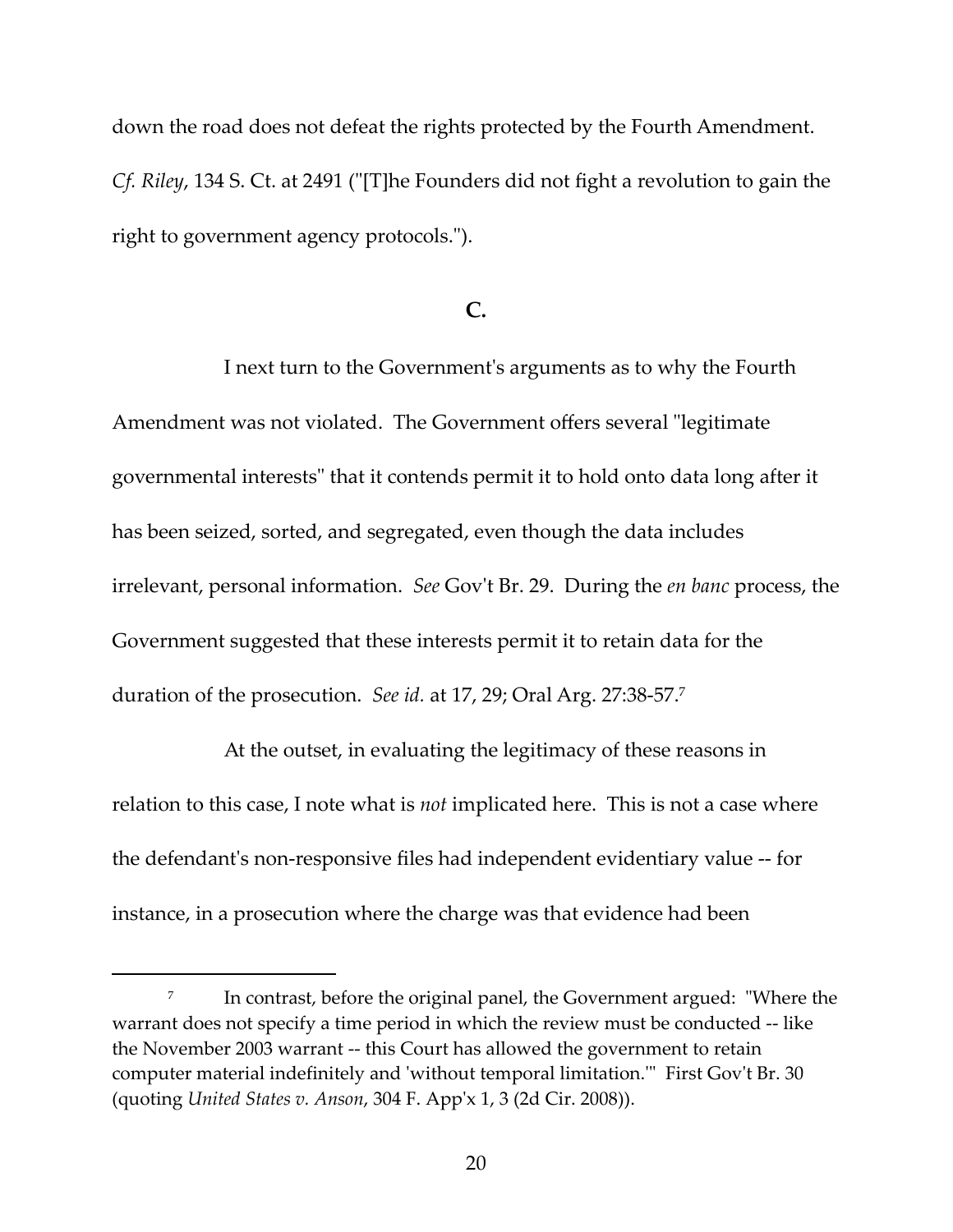down the road does not defeat the rights protected by the Fourth Amendment. *Cf. Riley*, 134 S. Ct. at 2491 ("[T]he Founders did not fight a revolution to gain the right to government agency protocols.").

### C.

I next turn to the Government's arguments as to why the Fourth Amendment was not violated. The Government offers several "legitimate governmental interests" that it contends permit it to hold onto data long after it has been seized, sorted, and segregated, even though the data includes irrelevant, personal information. *See* Gov't Br. 29. During the *en banc* process, the Government suggested that these interests permit it to retain data for the duration of the prosecution. *See id.* at 17, 29; Oral Arg. 27:38-57.[7]

At the outset, in evaluating the legitimacy of these reasons in relation to this case, I note what is *not* implicated here. This is not a case where the defendant's non-responsive files had independent evidentiary value -- for instance, in a prosecution where the charge was that evidence had been

---

[7] In contrast, before the original panel, the Government argued: "Where the warrant does not specify a time period in which the review must be conducted -- like the November 2003 warrant -- this Court has allowed the government to retain computer material indefinitely and 'without temporal limitation.'" First Gov't Br. 30 (quoting *United States v. Anson*, 304 F. App'x 1, 3 (2d Cir. 2008)).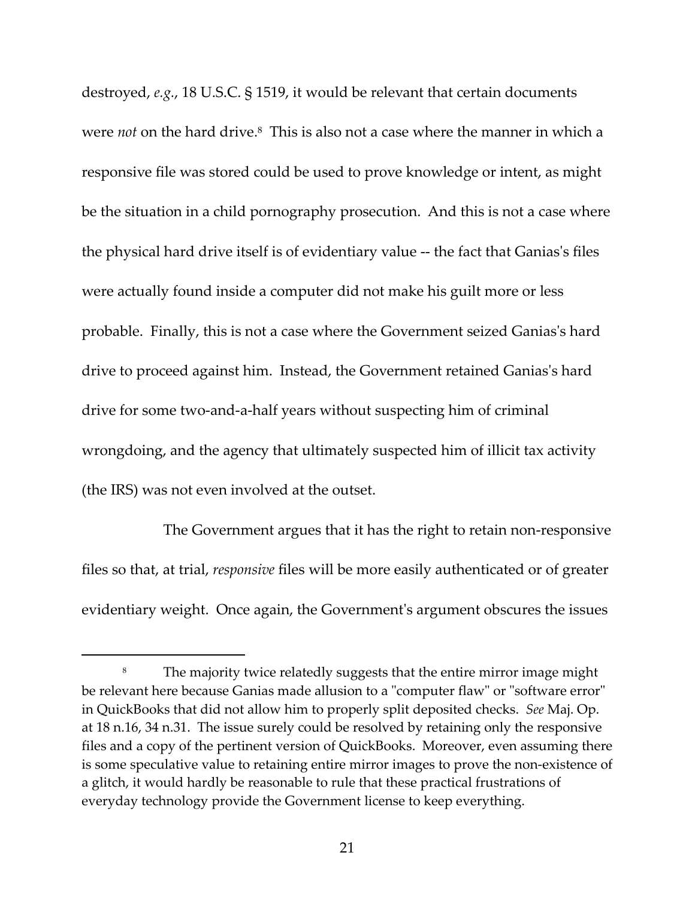destroyed, *e.g.*, 18 U.S.C. § 1519, it would be relevant that certain documents were *not* on the hard drive.[8] This is also not a case where the manner in which a responsive file was stored could be used to prove knowledge or intent, as might be the situation in a child pornography prosecution. And this is not a case where the physical hard drive itself is of evidentiary value -- the fact that Ganias's files were actually found inside a computer did not make his guilt more or less probable. Finally, this is not a case where the Government seized Ganias's hard drive to proceed against him. Instead, the Government retained Ganias's hard drive for some two-and-a-half years without suspecting him of criminal wrongdoing, and the agency that ultimately suspected him of illicit tax activity (the IRS) was not even involved at the outset.

The Government argues that it has the right to retain non-responsive files so that, at trial, *responsive* files will be more easily authenticated or of greater evidentiary weight. Once again, the Government's argument obscures the issues

---

[8] The majority twice relatedly suggests that the entire mirror image might be relevant here because Ganias made allusion to a "computer flaw" or "software error" in QuickBooks that did not allow him to properly split deposited checks. *See* Maj. Op. at 18 n.16, 34 n.31. The issue surely could be resolved by retaining only the responsive files and a copy of the pertinent version of QuickBooks. Moreover, even assuming there is some speculative value to retaining entire mirror images to prove the non-existence of a glitch, it would hardly be reasonable to rule that these practical frustrations of everyday technology provide the Government license to keep everything.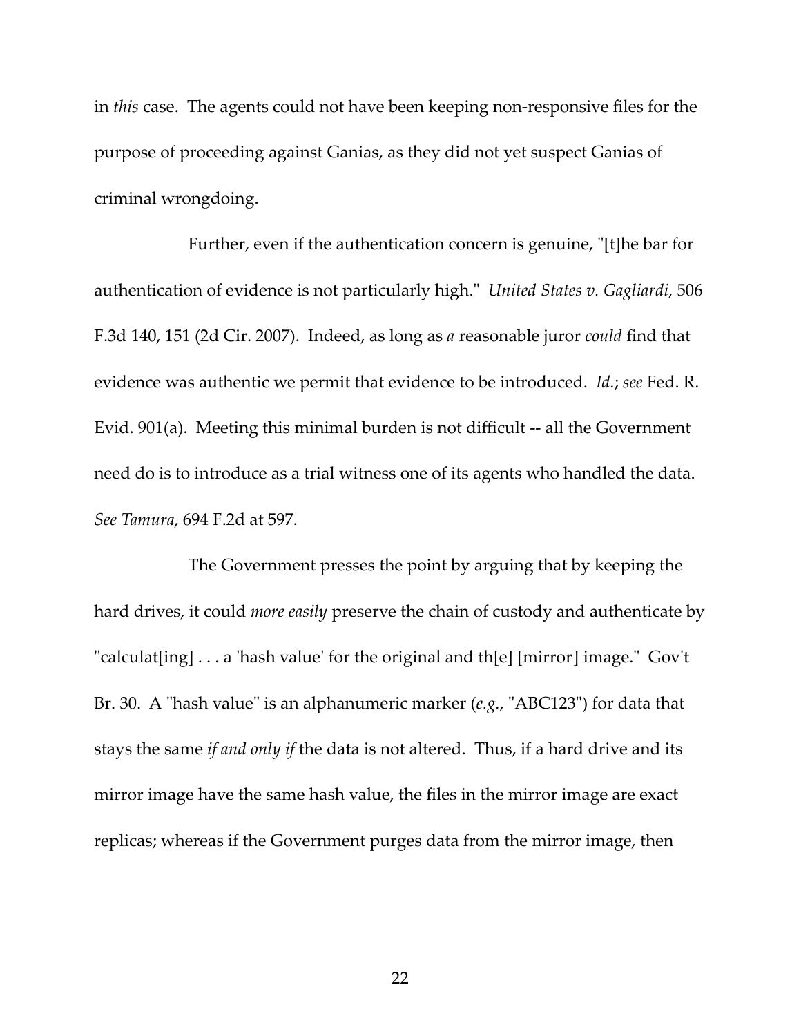in *this* case. The agents could not have been keeping non-responsive files for the purpose of proceeding against Ganias, as they did not yet suspect Ganias of criminal wrongdoing.

Further, even if the authentication concern is genuine, "[t]he bar for authentication of evidence is not particularly high." *United States v. Gagliardi*, 506 F.3d 140, 151 (2d Cir. 2007). Indeed, as long as *a* reasonable juror *could* find that evidence was authentic we permit that evidence to be introduced. *Id.*; *see* Fed. R. Evid. 901(a). Meeting this minimal burden is not difficult -- all the Government need do is to introduce as a trial witness one of its agents who handled the data. *See Tamura*, 694 F.2d at 597.

The Government presses the point by arguing that by keeping the hard drives, it could *more easily* preserve the chain of custody and authenticate by "calculat[ing] . . . a 'hash value' for the original and th[e] [mirror] image." Gov't Br. 30. A "hash value" is an alphanumeric marker (*e.g.*, "ABC123") for data that stays the same *if and only if* the data is not altered. Thus, if a hard drive and its mirror image have the same hash value, the files in the mirror image are exact replicas; whereas if the Government purges data from the mirror image, then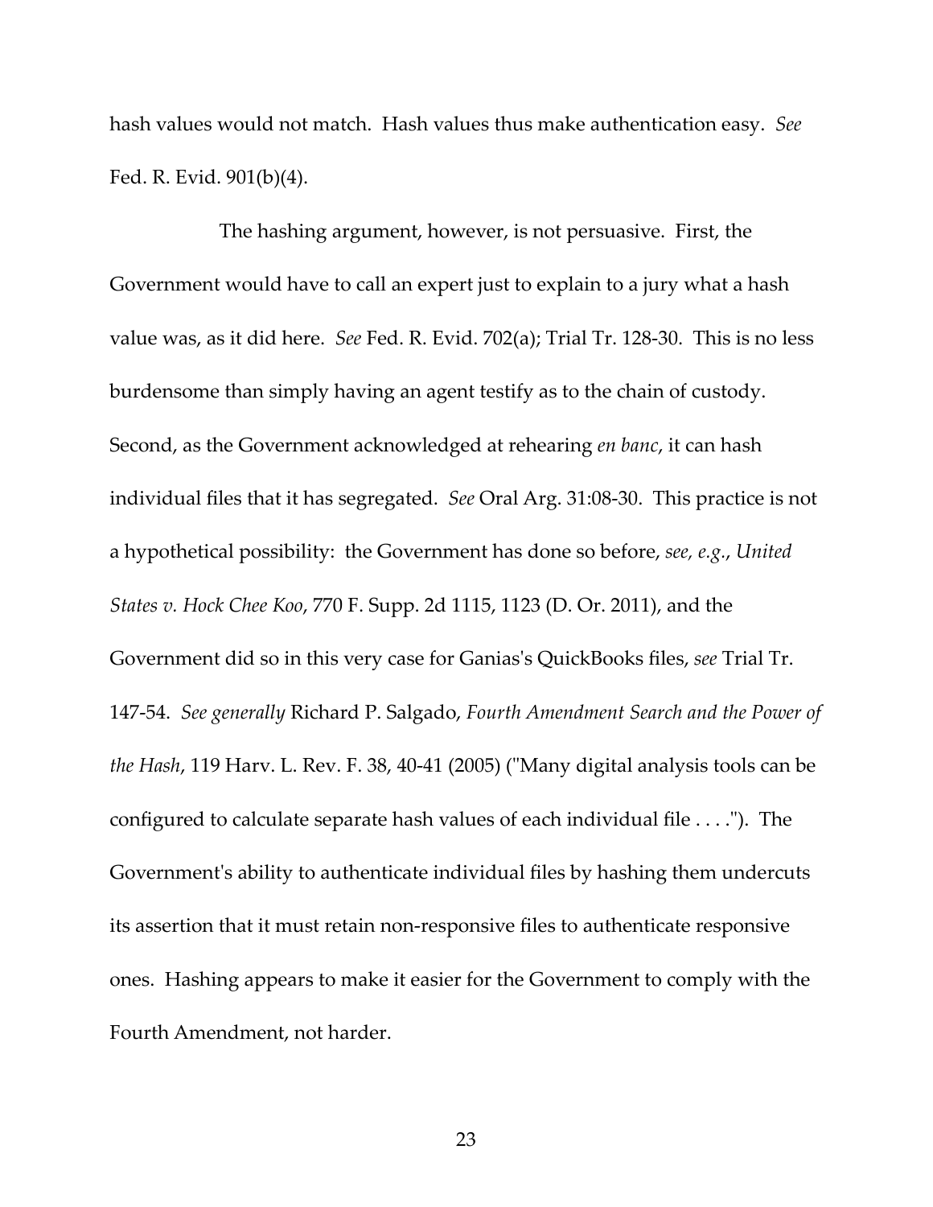hash values would not match. Hash values thus make authentication easy. *See* Fed. R. Evid. 901(b)(4).

The hashing argument, however, is not persuasive. First, the Government would have to call an expert just to explain to a jury what a hash value was, as it did here. *See* Fed. R. Evid. 702(a); Trial Tr. 128-30. This is no less burdensome than simply having an agent testify as to the chain of custody. Second, as the Government acknowledged at rehearing *en banc*, it can hash individual files that it has segregated. *See* Oral Arg. 31:08-30. This practice is not a hypothetical possibility: the Government has done so before, *see, e.g.*, *United States v. Hock Chee Koo*, 770 F. Supp. 2d 1115, 1123 (D. Or. 2011), and the Government did so in this very case for Ganias's QuickBooks files, *see* Trial Tr. 147-54. *See generally* Richard P. Salgado, *Fourth Amendment Search and the Power of the Hash*, 119 Harv. L. Rev. F. 38, 40-41 (2005) ("Many digital analysis tools can be configured to calculate separate hash values of each individual file . . . ."). The Government's ability to authenticate individual files by hashing them undercuts its assertion that it must retain non-responsive files to authenticate responsive ones. Hashing appears to make it easier for the Government to comply with the Fourth Amendment, not harder.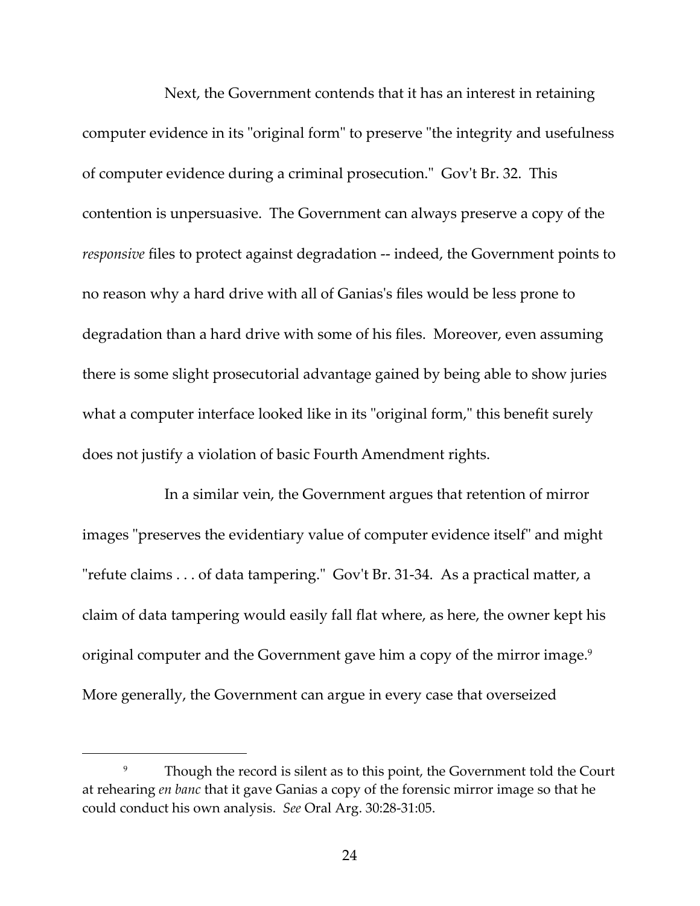Next, the Government contends that it has an interest in retaining computer evidence in its "original form" to preserve "the integrity and usefulness of computer evidence during a criminal prosecution." Gov't Br. 32. This contention is unpersuasive. The Government can always preserve a copy of the *responsive* files to protect against degradation -- indeed, the Government points to no reason why a hard drive with all of Ganias's files would be less prone to degradation than a hard drive with some of his files. Moreover, even assuming there is some slight prosecutorial advantage gained by being able to show juries what a computer interface looked like in its "original form," this benefit surely does not justify a violation of basic Fourth Amendment rights.

In a similar vein, the Government argues that retention of mirror images "preserves the evidentiary value of computer evidence itself" and might "refute claims . . . of data tampering." Gov't Br. 31-34. As a practical matter, a claim of data tampering would easily fall flat where, as here, the owner kept his original computer and the Government gave him a copy of the mirror image.[9] More generally, the Government can argue in every case that overseized

---

[9] Though the record is silent as to this point, the Government told the Court at rehearing *en banc* that it gave Ganias a copy of the forensic mirror image so that he could conduct his own analysis. *See* Oral Arg. 30:28-31:05.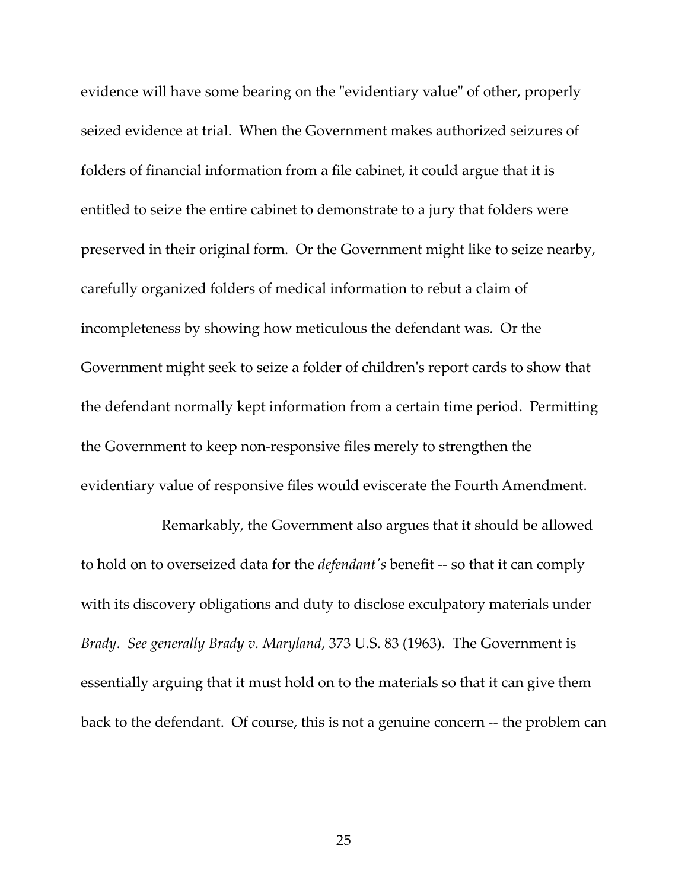evidence will have some bearing on the "evidentiary value" of other, properly seized evidence at trial. When the Government makes authorized seizures of folders of financial information from a file cabinet, it could argue that it is entitled to seize the entire cabinet to demonstrate to a jury that folders were preserved in their original form. Or the Government might like to seize nearby, carefully organized folders of medical information to rebut a claim of incompleteness by showing how meticulous the defendant was. Or the Government might seek to seize a folder of children's report cards to show that the defendant normally kept information from a certain time period. Permitting the Government to keep non-responsive files merely to strengthen the evidentiary value of responsive files would eviscerate the Fourth Amendment.

Remarkably, the Government also argues that it should be allowed to hold on to overseized data for the *defendant's* benefit -- so that it can comply with its discovery obligations and duty to disclose exculpatory materials under *Brady*. *See generally Brady v. Maryland*, 373 U.S. 83 (1963). The Government is essentially arguing that it must hold on to the materials so that it can give them back to the defendant. Of course, this is not a genuine concern -- the problem can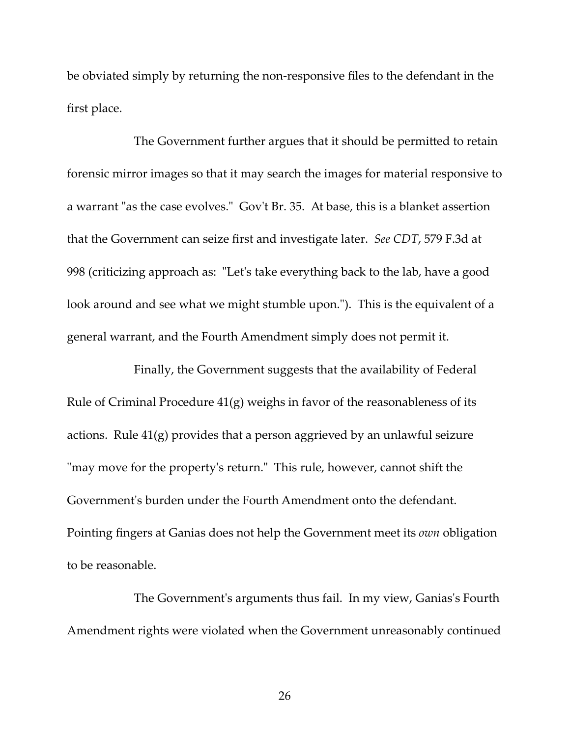be obviated simply by returning the non-responsive files to the defendant in the first place.

The Government further argues that it should be permitted to retain forensic mirror images so that it may search the images for material responsive to a warrant "as the case evolves." Gov't Br. 35. At base, this is a blanket assertion that the Government can seize first and investigate later. *See CDT*, 579 F.3d at 998 (criticizing approach as: "Let's take everything back to the lab, have a good look around and see what we might stumble upon."). This is the equivalent of a general warrant, and the Fourth Amendment simply does not permit it.

Finally, the Government suggests that the availability of Federal Rule of Criminal Procedure 41(g) weighs in favor of the reasonableness of its actions. Rule 41(g) provides that a person aggrieved by an unlawful seizure "may move for the property's return." This rule, however, cannot shift the Government's burden under the Fourth Amendment onto the defendant. Pointing fingers at Ganias does not help the Government meet its *own* obligation to be reasonable.

The Government's arguments thus fail. In my view, Ganias's Fourth Amendment rights were violated when the Government unreasonably continued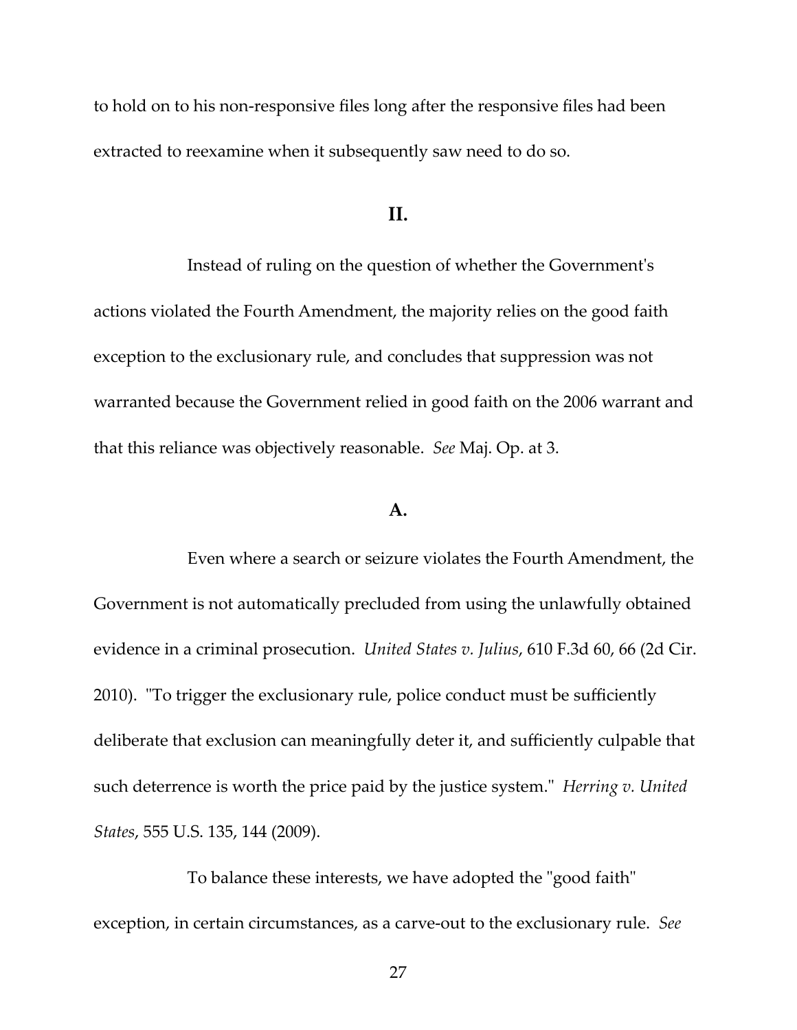to hold on to his non-responsive files long after the responsive files had been extracted to reexamine when it subsequently saw need to do so.

## II.

Instead of ruling on the question of whether the Government's actions violated the Fourth Amendment, the majority relies on the good faith exception to the exclusionary rule, and concludes that suppression was not warranted because the Government relied in good faith on the 2006 warrant and that this reliance was objectively reasonable. *See* Maj. Op. at 3.

### A.

Even where a search or seizure violates the Fourth Amendment, the Government is not automatically precluded from using the unlawfully obtained evidence in a criminal prosecution. *United States v. Julius*, 610 F.3d 60, 66 (2d Cir. 2010). "To trigger the exclusionary rule, police conduct must be sufficiently deliberate that exclusion can meaningfully deter it, and sufficiently culpable that such deterrence is worth the price paid by the justice system." *Herring v. United States*, 555 U.S. 135, 144 (2009).

To balance these interests, we have adopted the "good faith" exception, in certain circumstances, as a carve-out to the exclusionary rule. *See*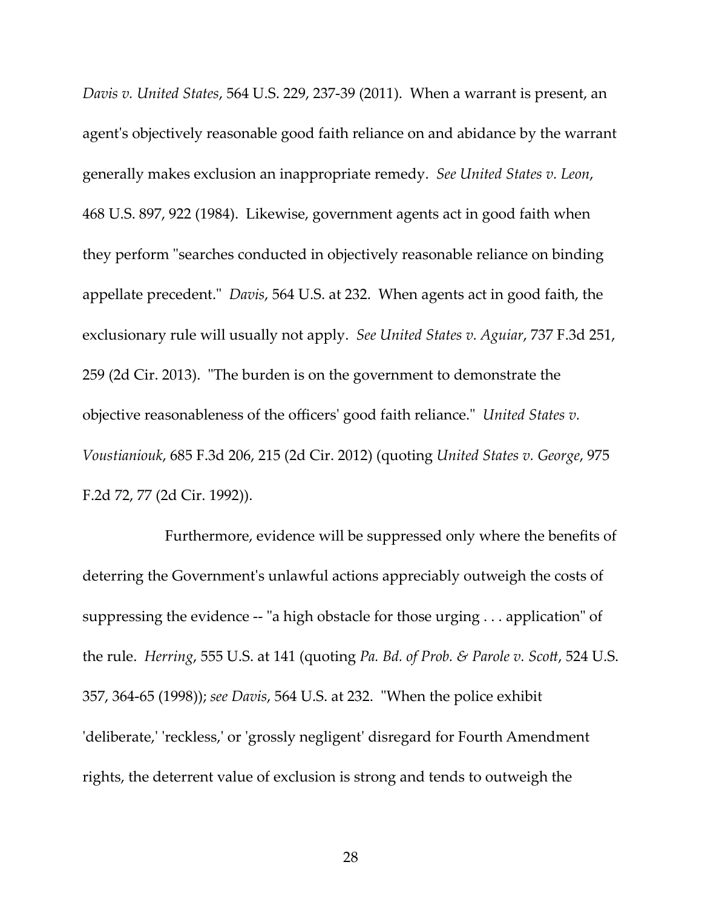*Davis v. United States*, 564 U.S. 229, 237-39 (2011). When a warrant is present, an agent's objectively reasonable good faith reliance on and abidance by the warrant generally makes exclusion an inappropriate remedy. *See United States v. Leon*, 468 U.S. 897, 922 (1984). Likewise, government agents act in good faith when they perform "searches conducted in objectively reasonable reliance on binding appellate precedent." *Davis*, 564 U.S. at 232. When agents act in good faith, the exclusionary rule will usually not apply. *See United States v. Aguiar*, 737 F.3d 251, 259 (2d Cir. 2013). "The burden is on the government to demonstrate the objective reasonableness of the officers' good faith reliance." *United States v. Voustianiouk*, 685 F.3d 206, 215 (2d Cir. 2012) (quoting *United States v. George*, 975 F.2d 72, 77 (2d Cir. 1992)).

Furthermore, evidence will be suppressed only where the benefits of deterring the Government's unlawful actions appreciably outweigh the costs of suppressing the evidence -- "a high obstacle for those urging . . . application" of the rule. *Herring*, 555 U.S. at 141 (quoting *Pa. Bd. of Prob. & Parole v. Scott*, 524 U.S. 357, 364-65 (1998)); *see Davis*, 564 U.S. at 232. "When the police exhibit 'deliberate,' 'reckless,' or 'grossly negligent' disregard for Fourth Amendment rights, the deterrent value of exclusion is strong and tends to outweigh the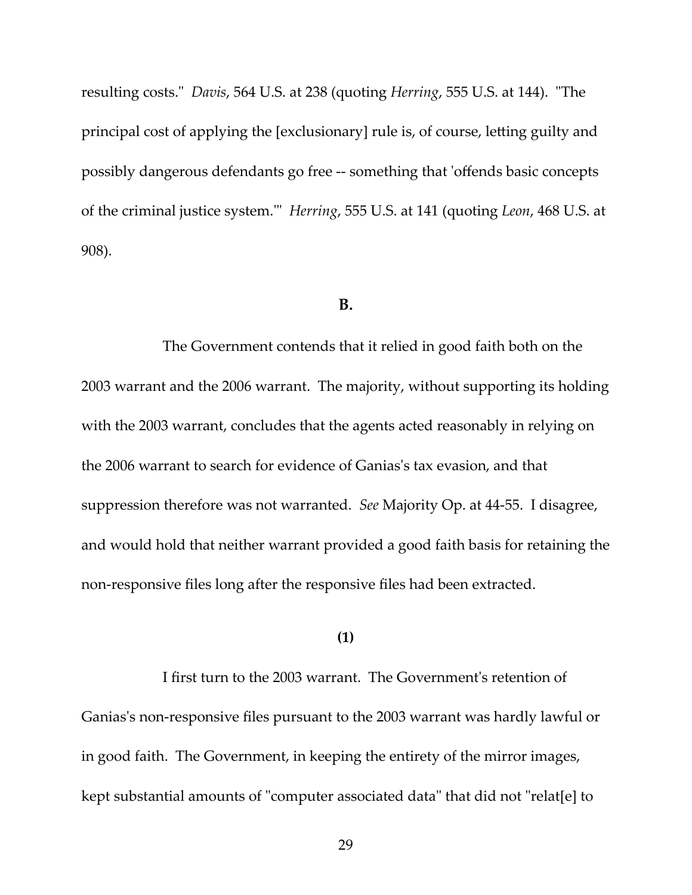resulting costs." *Davis*, 564 U.S. at 238 (quoting *Herring*, 555 U.S. at 144). "The principal cost of applying the [exclusionary] rule is, of course, letting guilty and possibly dangerous defendants go free -- something that 'offends basic concepts of the criminal justice system.'" *Herring*, 555 U.S. at 141 (quoting *Leon*, 468 U.S. at 908).

### B.

The Government contends that it relied in good faith both on the 2003 warrant and the 2006 warrant. The majority, without supporting its holding with the 2003 warrant, concludes that the agents acted reasonably in relying on the 2006 warrant to search for evidence of Ganias's tax evasion, and that suppression therefore was not warranted. *See* Majority Op. at 44-55. I disagree, and would hold that neither warrant provided a good faith basis for retaining the non-responsive files long after the responsive files had been extracted.

#### (1)

I first turn to the 2003 warrant. The Government's retention of Ganias's non-responsive files pursuant to the 2003 warrant was hardly lawful or in good faith. The Government, in keeping the entirety of the mirror images, kept substantial amounts of "computer associated data" that did not "relat[e] to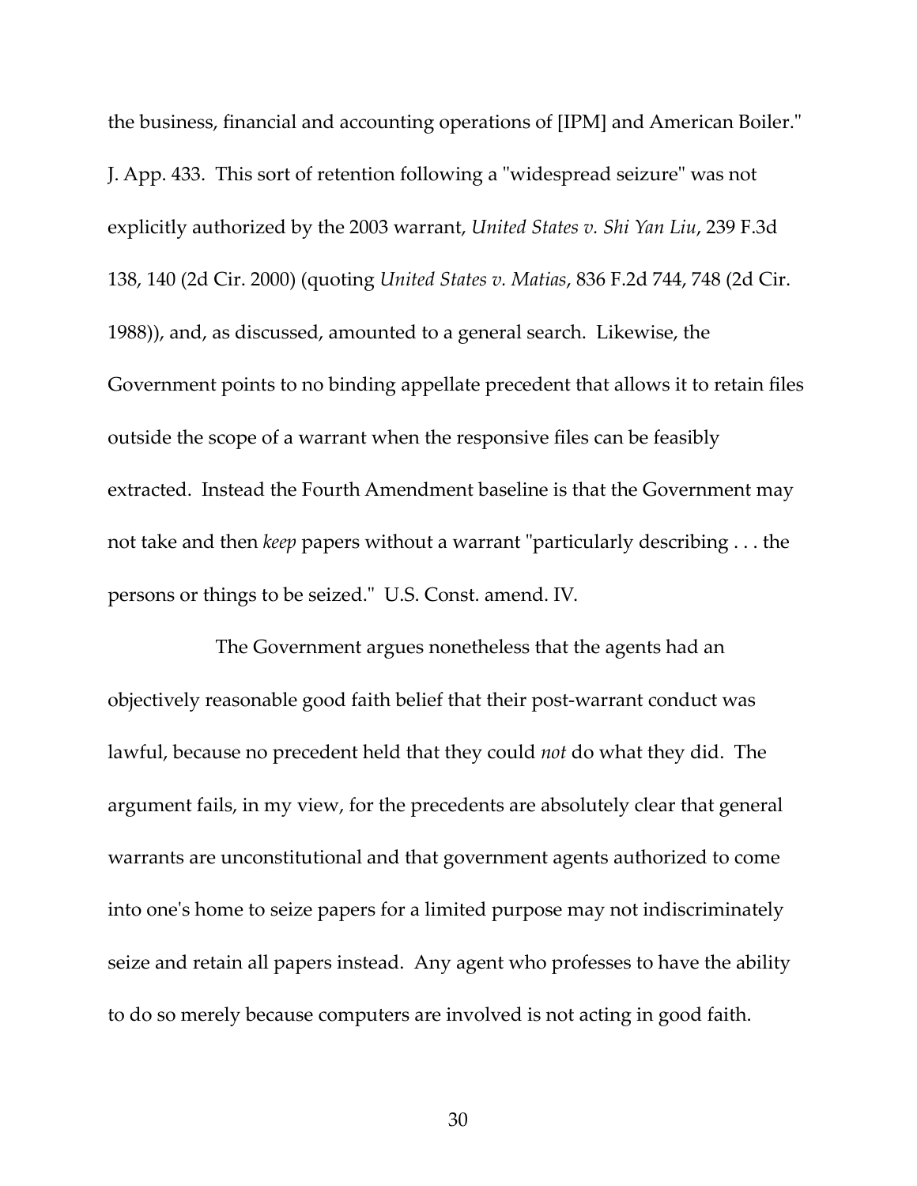the business, financial and accounting operations of [IPM] and American Boiler." J. App. 433. This sort of retention following a "widespread seizure" was not explicitly authorized by the 2003 warrant, *United States v. Shi Yan Liu*, 239 F.3d 138, 140 (2d Cir. 2000) (quoting *United States v. Matias*, 836 F.2d 744, 748 (2d Cir. 1988)), and, as discussed, amounted to a general search. Likewise, the Government points to no binding appellate precedent that allows it to retain files outside the scope of a warrant when the responsive files can be feasibly extracted. Instead the Fourth Amendment baseline is that the Government may not take and then *keep* papers without a warrant "particularly describing . . . the persons or things to be seized." U.S. Const. amend. IV.

The Government argues nonetheless that the agents had an objectively reasonable good faith belief that their post-warrant conduct was lawful, because no precedent held that they could *not* do what they did. The argument fails, in my view, for the precedents are absolutely clear that general warrants are unconstitutional and that government agents authorized to come into one's home to seize papers for a limited purpose may not indiscriminately seize and retain all papers instead. Any agent who professes to have the ability to do so merely because computers are involved is not acting in good faith.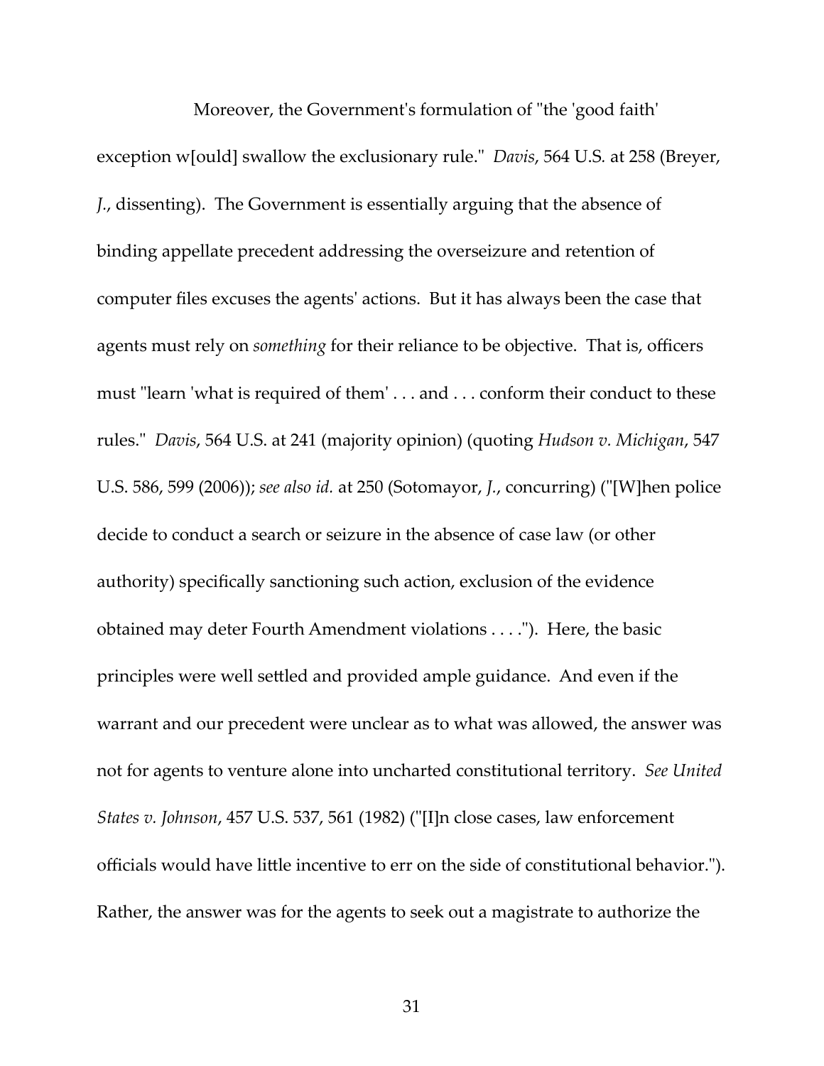Moreover, the Government's formulation of "the 'good faith' exception w[ould] swallow the exclusionary rule." *Davis*, 564 U.S. at 258 (Breyer, *J.*, dissenting). The Government is essentially arguing that the absence of binding appellate precedent addressing the overseizure and retention of computer files excuses the agents' actions. But it has always been the case that agents must rely on *something* for their reliance to be objective. That is, officers must "learn 'what is required of them' . . . and . . . conform their conduct to these rules." *Davis*, 564 U.S. at 241 (majority opinion) (quoting *Hudson v. Michigan*, 547 U.S. 586, 599 (2006)); *see also id.* at 250 (Sotomayor, *J.*, concurring) ("[W]hen police decide to conduct a search or seizure in the absence of case law (or other authority) specifically sanctioning such action, exclusion of the evidence obtained may deter Fourth Amendment violations . . . ."). Here, the basic principles were well settled and provided ample guidance. And even if the warrant and our precedent were unclear as to what was allowed, the answer was not for agents to venture alone into uncharted constitutional territory. *See United States v. Johnson*, 457 U.S. 537, 561 (1982) ("[I]n close cases, law enforcement officials would have little incentive to err on the side of constitutional behavior."). Rather, the answer was for the agents to seek out a magistrate to authorize the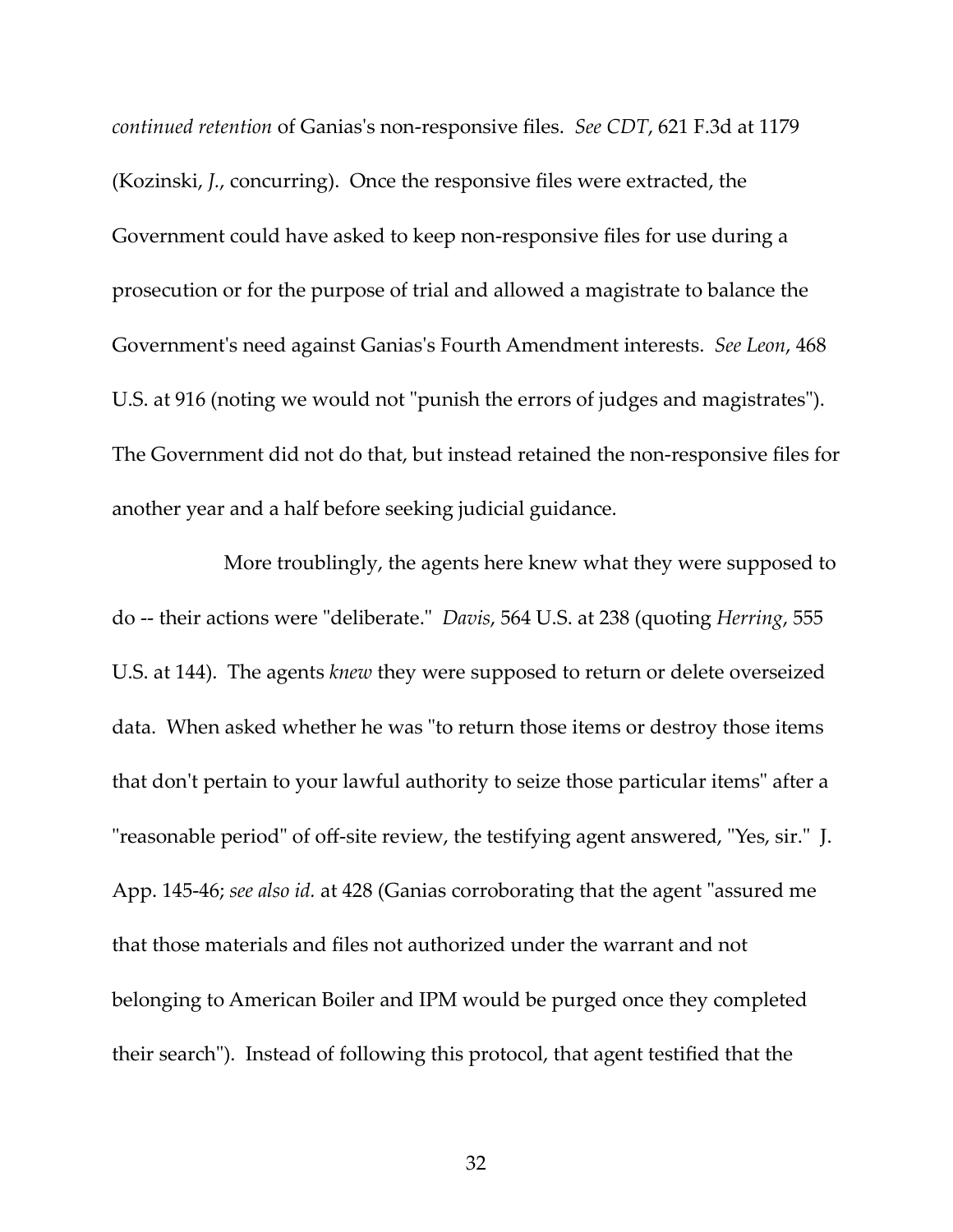*continued retention* of Ganias's non-responsive files. *See CDT*, 621 F.3d at 1179 (Kozinski, *J.*, concurring). Once the responsive files were extracted, the Government could have asked to keep non-responsive files for use during a prosecution or for the purpose of trial and allowed a magistrate to balance the Government's need against Ganias's Fourth Amendment interests. *See Leon*, 468 U.S. at 916 (noting we would not "punish the errors of judges and magistrates"). The Government did not do that, but instead retained the non-responsive files for another year and a half before seeking judicial guidance.

More troublingly, the agents here knew what they were supposed to do -- their actions were "deliberate." *Davis*, 564 U.S. at 238 (quoting *Herring*, 555 U.S. at 144). The agents *knew* they were supposed to return or delete overseized data. When asked whether he was "to return those items or destroy those items that don't pertain to your lawful authority to seize those particular items" after a "reasonable period" of off-site review, the testifying agent answered, "Yes, sir." J. App. 145-46; *see also id.* at 428 (Ganias corroborating that the agent "assured me that those materials and files not authorized under the warrant and not belonging to American Boiler and IPM would be purged once they completed their search"). Instead of following this protocol, that agent testified that the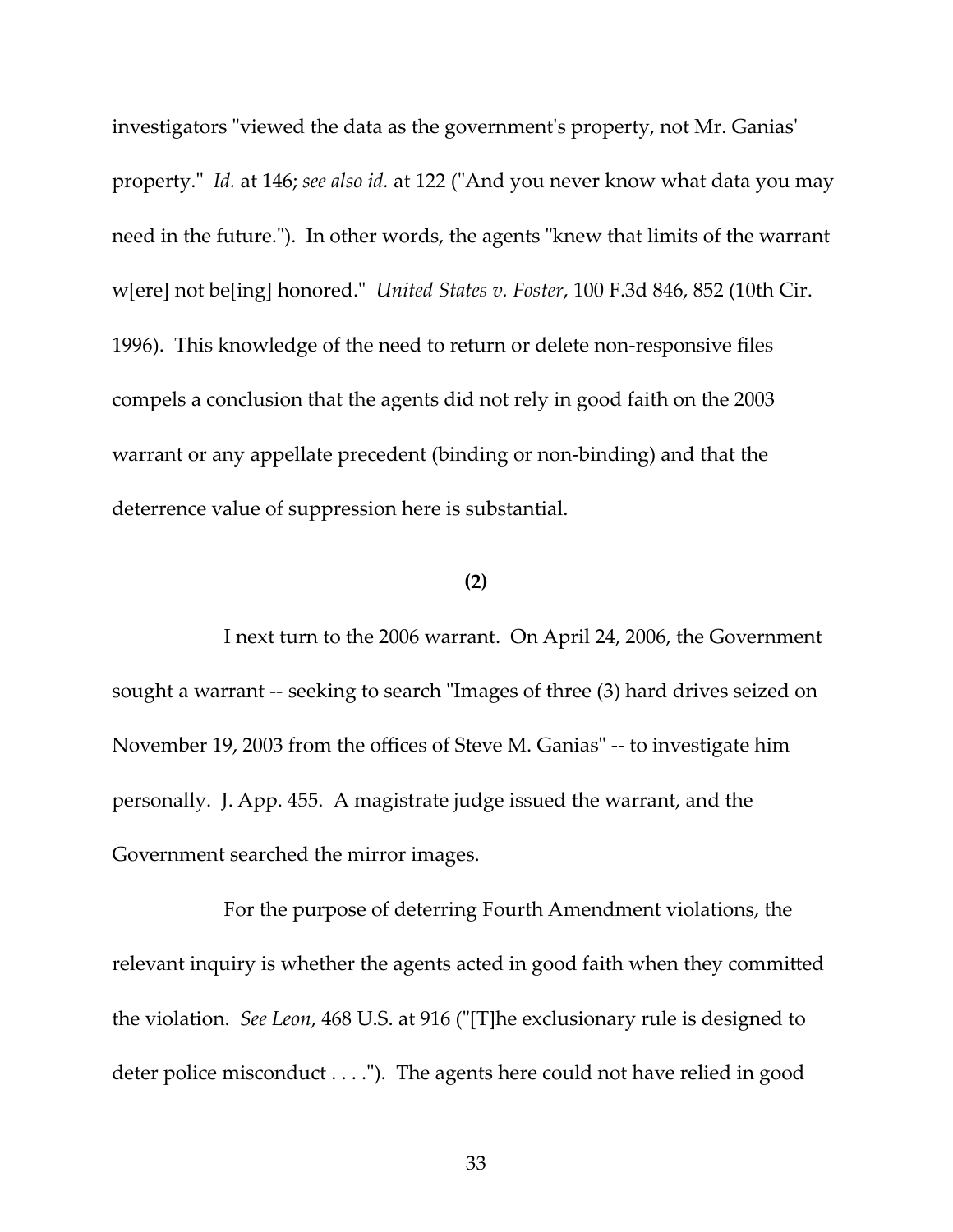investigators "viewed the data as the government's property, not Mr. Ganias' property." *Id.* at 146; *see also id.* at 122 ("And you never know what data you may need in the future."). In other words, the agents "knew that limits of the warrant w[ere] not be[ing] honored." *United States v. Foster*, 100 F.3d 846, 852 (10th Cir. 1996). This knowledge of the need to return or delete non-responsive files compels a conclusion that the agents did not rely in good faith on the 2003 warrant or any appellate precedent (binding or non-binding) and that the deterrence value of suppression here is substantial.

**(2)**

I next turn to the 2006 warrant. On April 24, 2006, the Government sought a warrant -- seeking to search "Images of three (3) hard drives seized on November 19, 2003 from the offices of Steve M. Ganias" -- to investigate him personally. J. App. 455. A magistrate judge issued the warrant, and the Government searched the mirror images.

For the purpose of deterring Fourth Amendment violations, the relevant inquiry is whether the agents acted in good faith when they committed the violation. *See Leon*, 468 U.S. at 916 ("[T]he exclusionary rule is designed to deter police misconduct . . . ."). The agents here could not have relied in good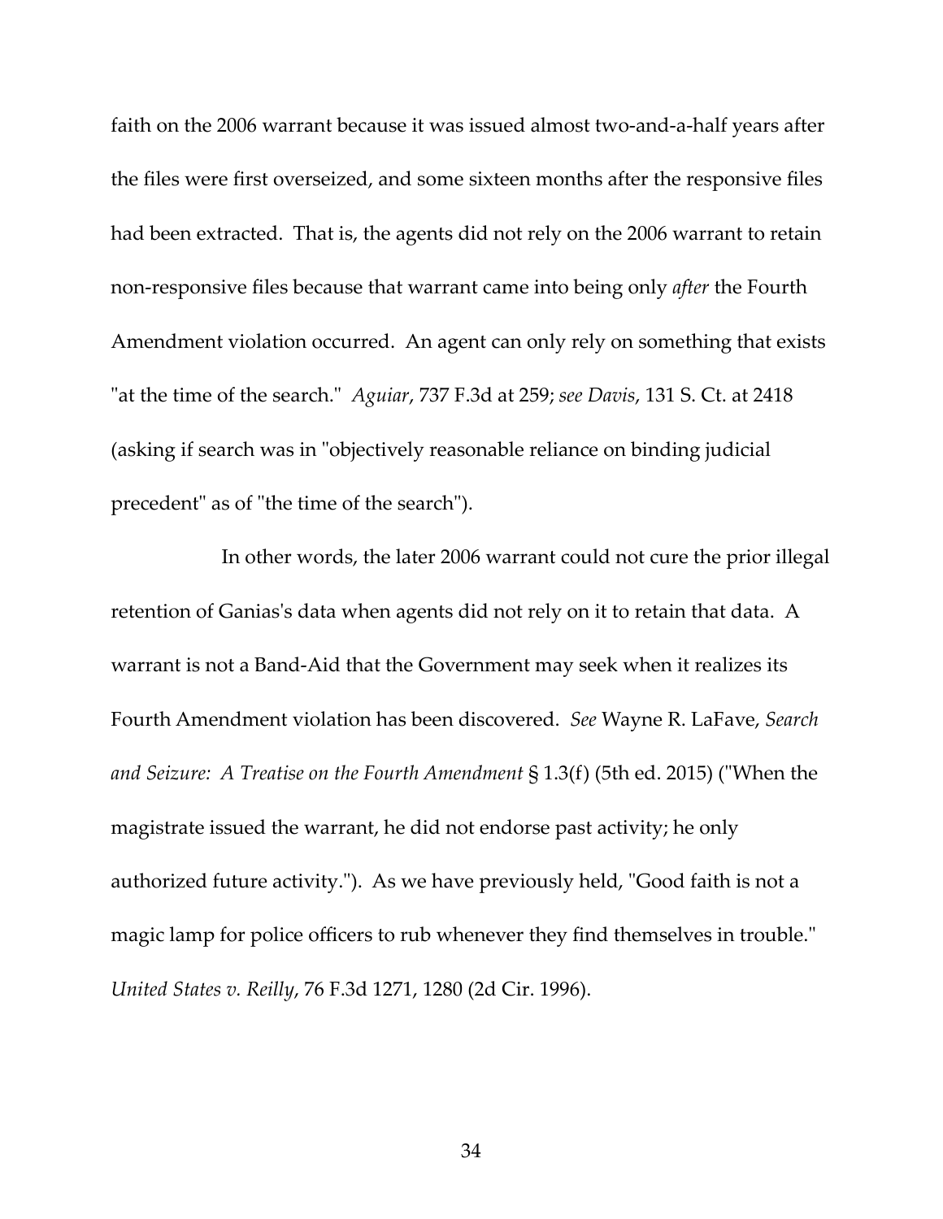faith on the 2006 warrant because it was issued almost two-and-a-half years after the files were first overseized, and some sixteen months after the responsive files had been extracted. That is, the agents did not rely on the 2006 warrant to retain non-responsive files because that warrant came into being only *after* the Fourth Amendment violation occurred. An agent can only rely on something that exists "at the time of the search." *Aguiar*, 737 F.3d at 259; *see Davis*, 131 S. Ct. at 2418 (asking if search was in "objectively reasonable reliance on binding judicial precedent" as of "the time of the search").

In other words, the later 2006 warrant could not cure the prior illegal retention of Ganias's data when agents did not rely on it to retain that data. A warrant is not a Band-Aid that the Government may seek when it realizes its Fourth Amendment violation has been discovered. *See* Wayne R. LaFave, *Search and Seizure: A Treatise on the Fourth Amendment* § 1.3(f) (5th ed. 2015) ("When the magistrate issued the warrant, he did not endorse past activity; he only authorized future activity."). As we have previously held, "Good faith is not a magic lamp for police officers to rub whenever they find themselves in trouble." *United States v. Reilly*, 76 F.3d 1271, 1280 (2d Cir. 1996).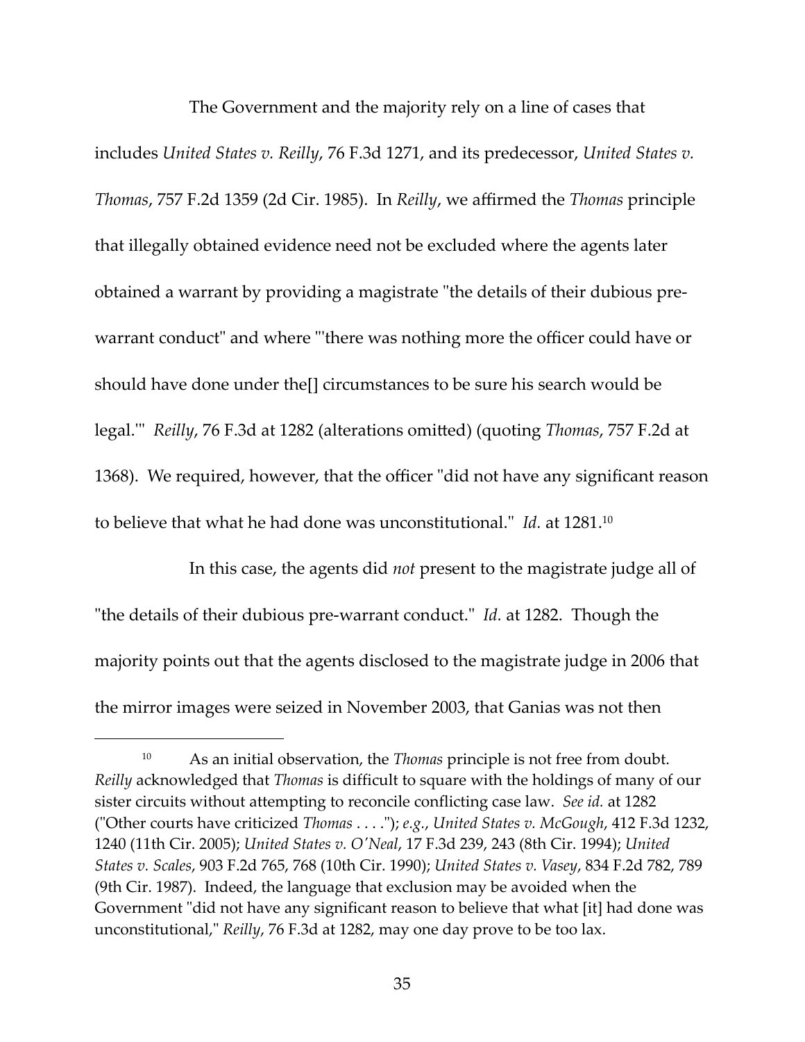The Government and the majority rely on a line of cases that includes *United States v. Reilly*, 76 F.3d 1271, and its predecessor, *United States v. Thomas*, 757 F.2d 1359 (2d Cir. 1985). In *Reilly*, we affirmed the *Thomas* principle that illegally obtained evidence need not be excluded where the agents later obtained a warrant by providing a magistrate "the details of their dubious pre-warrant conduct" and where "'there was nothing more the officer could have or should have done under the[] circumstances to be sure his search would be legal.'" *Reilly*, 76 F.3d at 1282 (alterations omitted) (quoting *Thomas*, 757 F.2d at 1368). We required, however, that the officer "did not have any significant reason to believe that what he had done was unconstitutional." *Id.* at 1281.[10]

In this case, the agents did *not* present to the magistrate judge all of "the details of their dubious pre-warrant conduct." *Id.* at 1282. Though the majority points out that the agents disclosed to the magistrate judge in 2006 that the mirror images were seized in November 2003, that Ganias was not then

[10] As an initial observation, the *Thomas* principle is not free from doubt. *Reilly* acknowledged that *Thomas* is difficult to square with the holdings of many of our sister circuits without attempting to reconcile conflicting case law. *See id.* at 1282 ("Other courts have criticized *Thomas* . . . ."); *e.g.*, *United States v. McGough*, 412 F.3d 1232, 1240 (11th Cir. 2005); *United States v. O'Neal*, 17 F.3d 239, 243 (8th Cir. 1994); *United States v. Scales*, 903 F.2d 765, 768 (10th Cir. 1990); *United States v. Vasey*, 834 F.2d 782, 789 (9th Cir. 1987). Indeed, the language that exclusion may be avoided when the Government "did not have any significant reason to believe that what [it] had done was unconstitutional," *Reilly*, 76 F.3d at 1282, may one day prove to be too lax.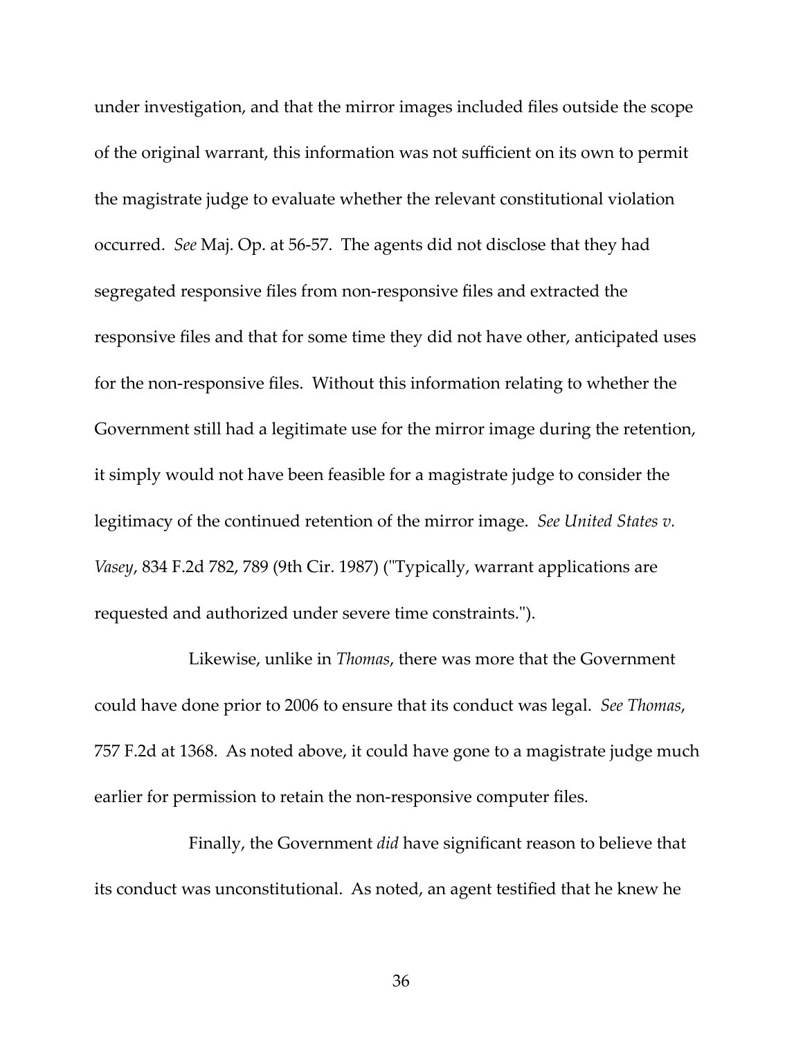under investigation, and that the mirror images included files outside the scope of the original warrant, this information was not sufficient on its own to permit the magistrate judge to evaluate whether the relevant constitutional violation occurred. *See* Maj. Op. at 56-57. The agents did not disclose that they had segregated responsive files from non-responsive files and extracted the responsive files and that for some time they did not have other, anticipated uses for the non-responsive files. Without this information relating to whether the Government still had a legitimate use for the mirror image during the retention, it simply would not have been feasible for a magistrate judge to consider the legitimacy of the continued retention of the mirror image. *See United States v. Vasey*, 834 F.2d 782, 789 (9th Cir. 1987) ("Typically, warrant applications are requested and authorized under severe time constraints.").

Likewise, unlike in *Thomas*, there was more that the Government could have done prior to 2006 to ensure that its conduct was legal. *See Thomas*, 757 F.2d at 1368. As noted above, it could have gone to a magistrate judge much earlier for permission to retain the non-responsive computer files.

Finally, the Government *did* have significant reason to believe that its conduct was unconstitutional. As noted, an agent testified that he knew he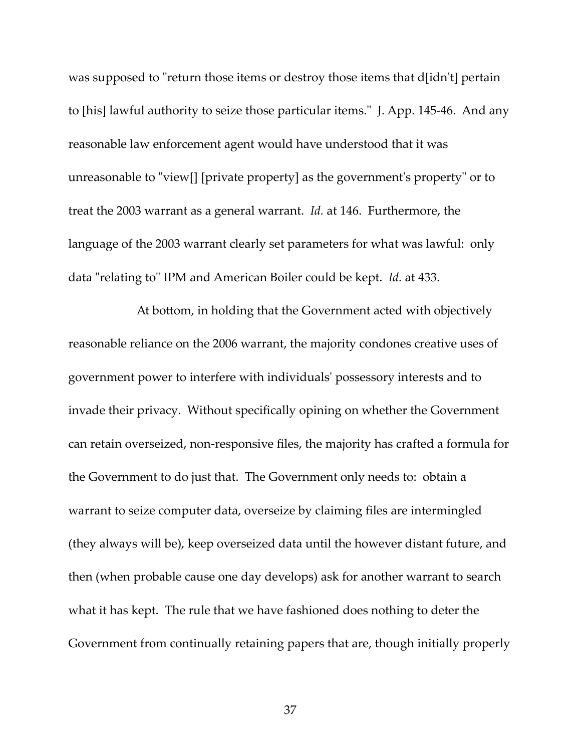was supposed to "return those items or destroy those items that d[idn't] pertain to [his] lawful authority to seize those particular items." J. App. 145-46. And any reasonable law enforcement agent would have understood that it was unreasonable to "view[] [private property] as the government's property" or to treat the 2003 warrant as a general warrant. *Id.* at 146. Furthermore, the language of the 2003 warrant clearly set parameters for what was lawful: only data "relating to" IPM and American Boiler could be kept. *Id.* at 433.

At bottom, in holding that the Government acted with objectively reasonable reliance on the 2006 warrant, the majority condones creative uses of government power to interfere with individuals' possessory interests and to invade their privacy. Without specifically opining on whether the Government can retain overseized, non-responsive files, the majority has crafted a formula for the Government to do just that. The Government only needs to: obtain a warrant to seize computer data, overseize by claiming files are intermingled (they always will be), keep overseized data until the however distant future, and then (when probable cause one day develops) ask for another warrant to search what it has kept. The rule that we have fashioned does nothing to deter the Government from continually retaining papers that are, though initially properly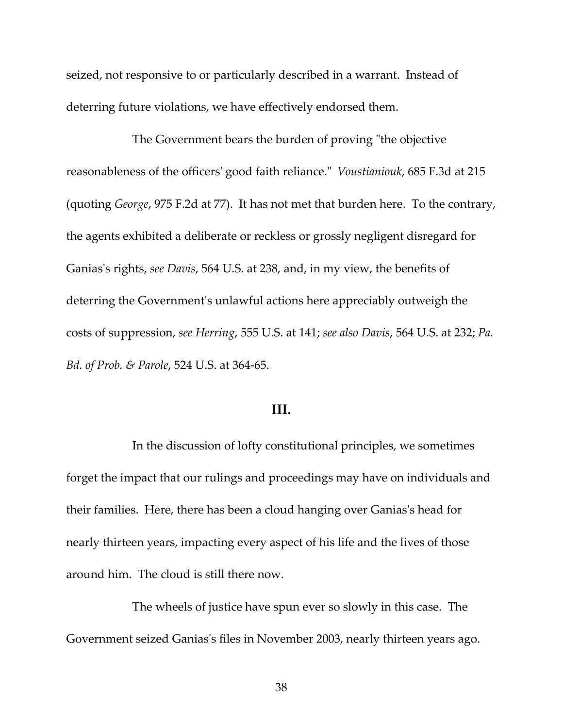seized, not responsive to or particularly described in a warrant. Instead of deterring future violations, we have effectively endorsed them.

The Government bears the burden of proving "the objective reasonableness of the officers' good faith reliance." *Voustianiouk*, 685 F.3d at 215 (quoting *George*, 975 F.2d at 77). It has not met that burden here. To the contrary, the agents exhibited a deliberate or reckless or grossly negligent disregard for Ganias's rights, *see Davis*, 564 U.S. at 238, and, in my view, the benefits of deterring the Government's unlawful actions here appreciably outweigh the costs of suppression, *see Herring*, 555 U.S. at 141; *see also Davis*, 564 U.S. at 232; *Pa. Bd. of Prob. & Parole*, 524 U.S. at 364-65.

## III.

In the discussion of lofty constitutional principles, we sometimes forget the impact that our rulings and proceedings may have on individuals and their families. Here, there has been a cloud hanging over Ganias's head for nearly thirteen years, impacting every aspect of his life and the lives of those around him. The cloud is still there now.

The wheels of justice have spun ever so slowly in this case. The Government seized Ganias's files in November 2003, nearly thirteen years ago.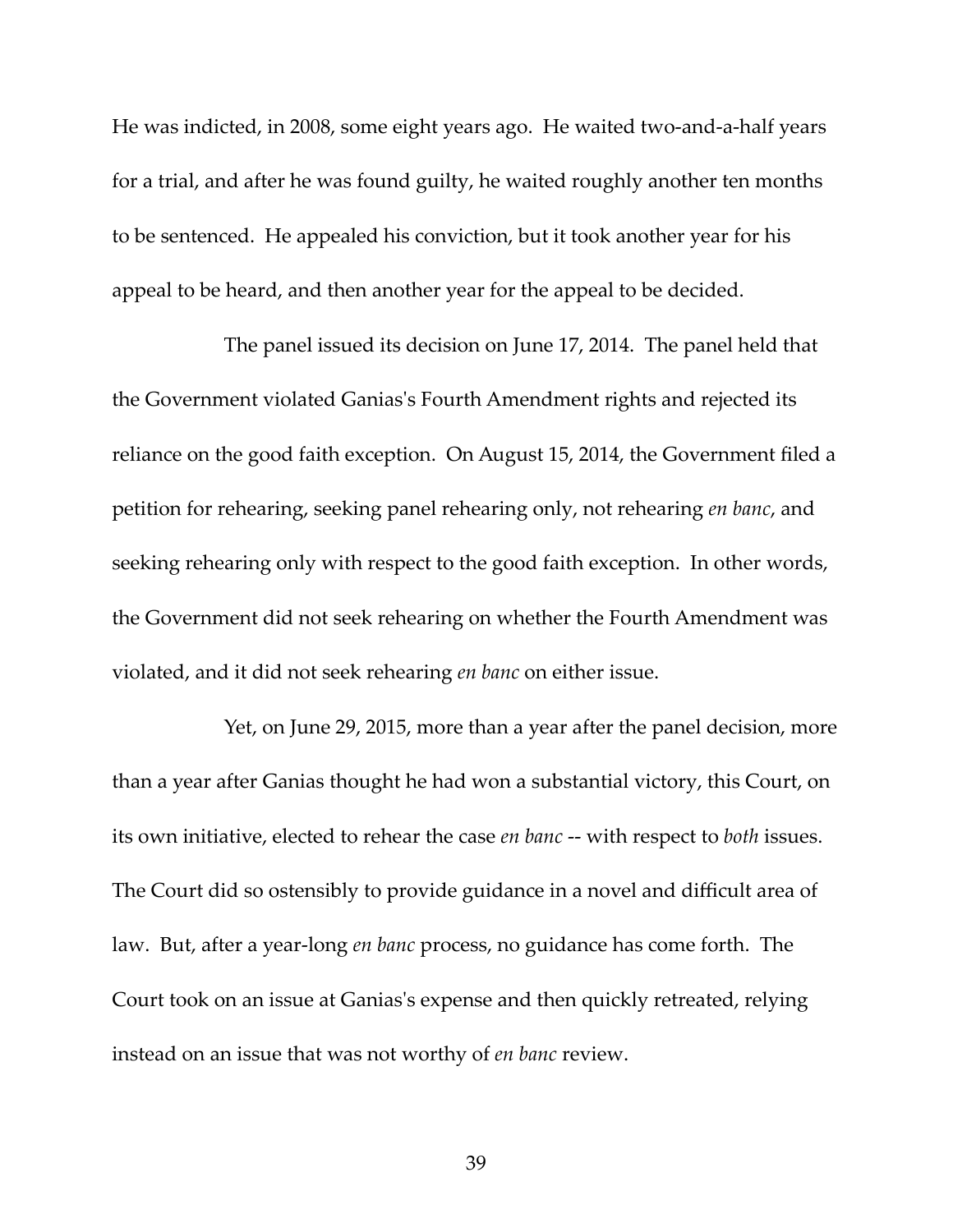He was indicted, in 2008, some eight years ago. He waited two-and-a-half years for a trial, and after he was found guilty, he waited roughly another ten months to be sentenced. He appealed his conviction, but it took another year for his appeal to be heard, and then another year for the appeal to be decided.

The panel issued its decision on June 17, 2014. The panel held that the Government violated Ganias's Fourth Amendment rights and rejected its reliance on the good faith exception. On August 15, 2014, the Government filed a petition for rehearing, seeking panel rehearing only, not rehearing *en banc*, and seeking rehearing only with respect to the good faith exception. In other words, the Government did not seek rehearing on whether the Fourth Amendment was violated, and it did not seek rehearing *en banc* on either issue.

Yet, on June 29, 2015, more than a year after the panel decision, more than a year after Ganias thought he had won a substantial victory, this Court, on its own initiative, elected to rehear the case *en banc* -- with respect to *both* issues. The Court did so ostensibly to provide guidance in a novel and difficult area of law. But, after a year-long *en banc* process, no guidance has come forth. The Court took on an issue at Ganias's expense and then quickly retreated, relying instead on an issue that was not worthy of *en banc* review.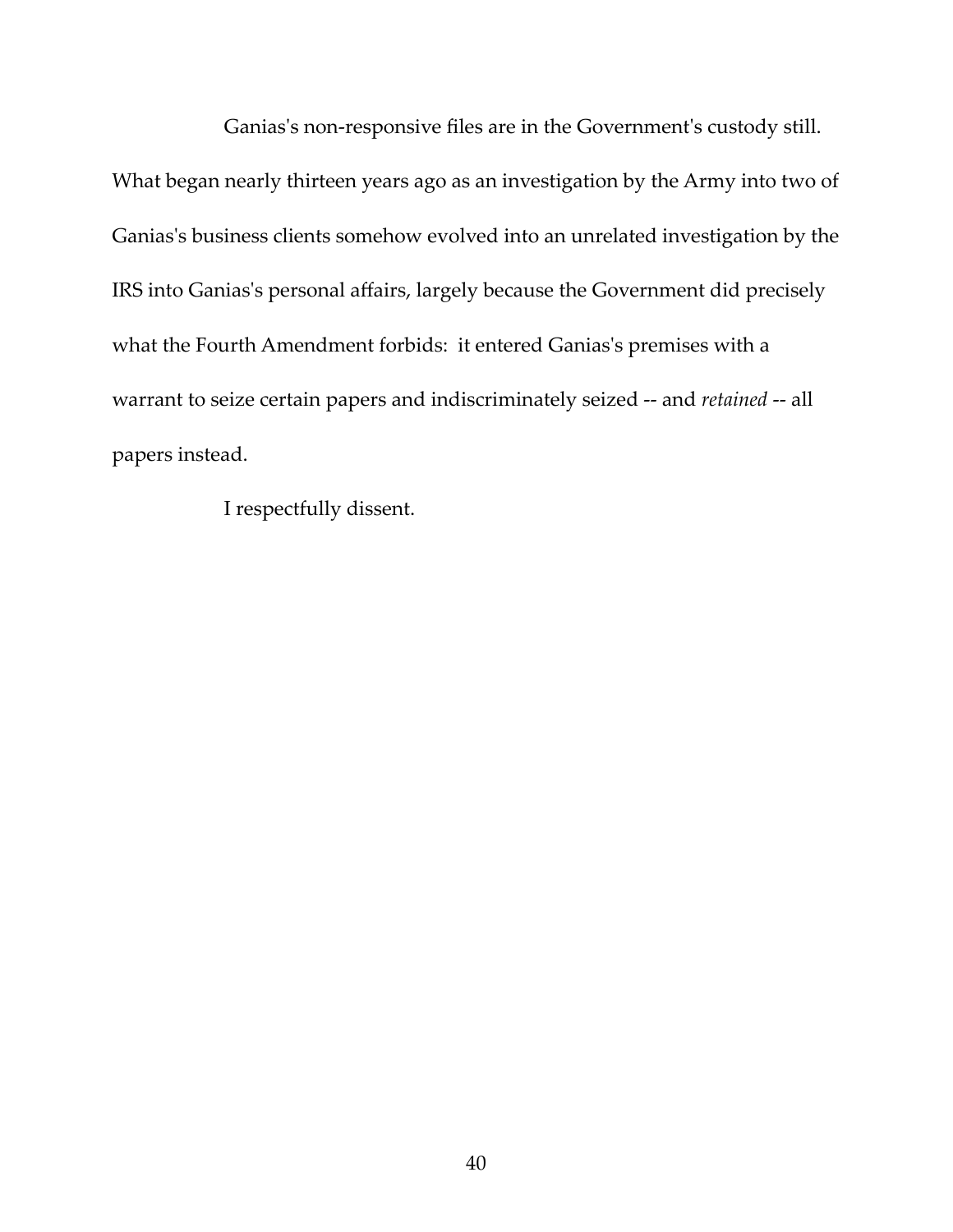Ganias's non-responsive files are in the Government's custody still. What began nearly thirteen years ago as an investigation by the Army into two of Ganias's business clients somehow evolved into an unrelated investigation by the IRS into Ganias's personal affairs, largely because the Government did precisely what the Fourth Amendment forbids: it entered Ganias's premises with a warrant to seize certain papers and indiscriminately seized -- and *retained* -- all papers instead.

I respectfully dissent.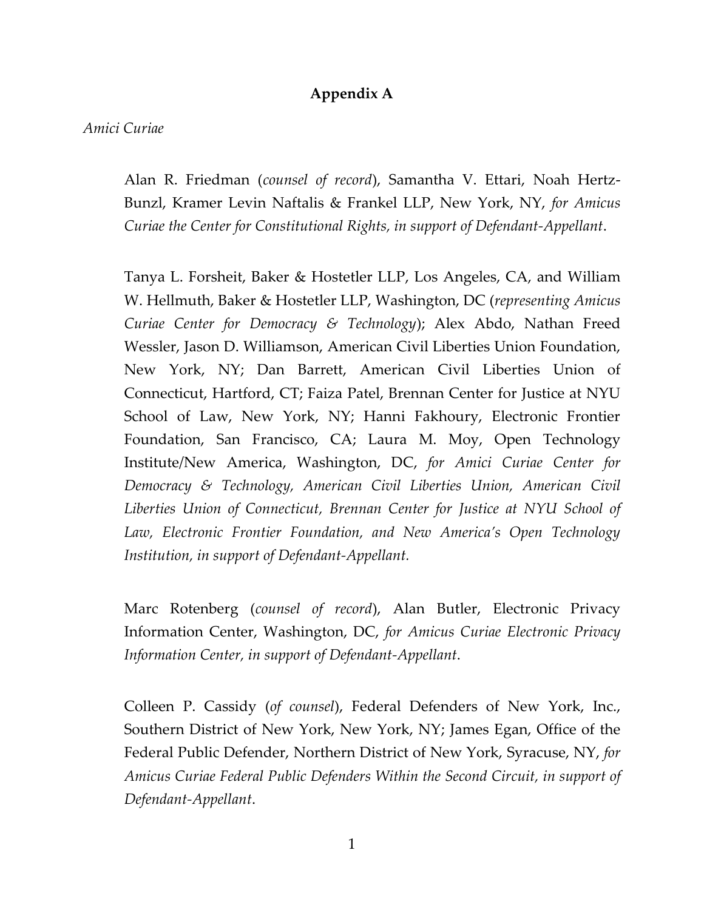## Appendix A

*Amici Curiae*

Alan R. Friedman (*counsel of record*), Samantha V. Ettari, Noah Hertz-Bunzl, Kramer Levin Naftalis & Frankel LLP, New York, NY, *for Amicus Curiae the Center for Constitutional Rights, in support of Defendant-Appellant*.

Tanya L. Forsheit, Baker & Hostetler LLP, Los Angeles, CA, and William W. Hellmuth, Baker & Hostetler LLP, Washington, DC (*representing Amicus Curiae Center for Democracy & Technology*); Alex Abdo, Nathan Freed Wessler, Jason D. Williamson, American Civil Liberties Union Foundation, New York, NY; Dan Barrett, American Civil Liberties Union of Connecticut, Hartford, CT; Faiza Patel, Brennan Center for Justice at NYU School of Law, New York, NY; Hanni Fakhoury, Electronic Frontier Foundation, San Francisco, CA; Laura M. Moy, Open Technology Institute/New America, Washington, DC, *for Amici Curiae Center for Democracy & Technology, American Civil Liberties Union, American Civil Liberties Union of Connecticut, Brennan Center for Justice at NYU School of Law, Electronic Frontier Foundation, and New America's Open Technology Institution, in support of Defendant-Appellant.*

Marc Rotenberg (*counsel of record*), Alan Butler, Electronic Privacy Information Center, Washington, DC, *for Amicus Curiae Electronic Privacy Information Center, in support of Defendant-Appellant*.

Colleen P. Cassidy (*of counsel*), Federal Defenders of New York, Inc., Southern District of New York, New York, NY; James Egan, Office of the Federal Public Defender, Northern District of New York, Syracuse, NY, *for Amicus Curiae Federal Public Defenders Within the Second Circuit, in support of Defendant-Appellant*.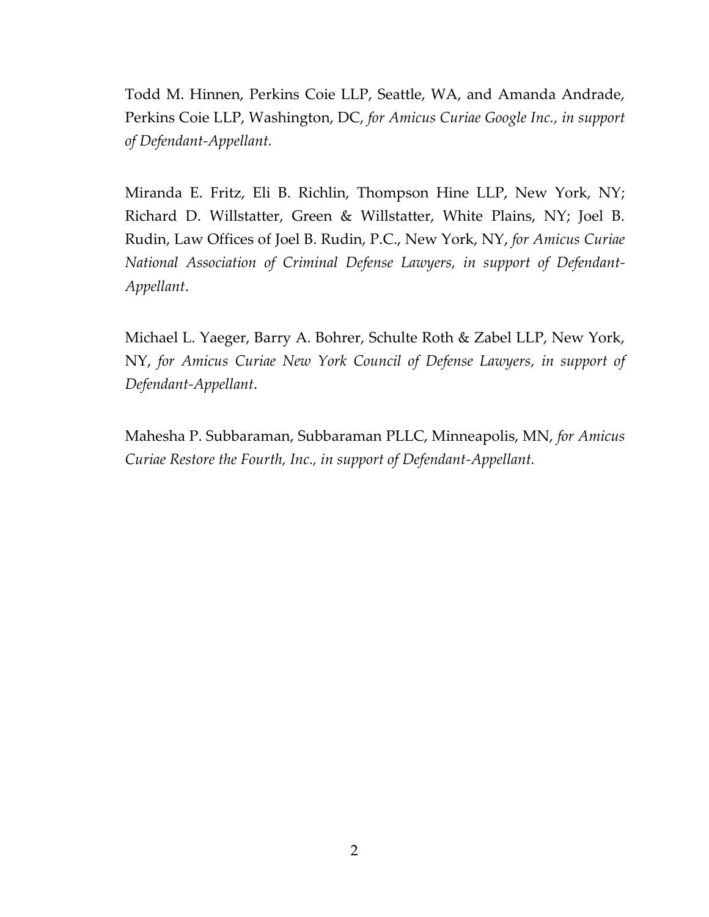Todd M. Hinnen, Perkins Coie LLP, Seattle, WA, and Amanda Andrade, Perkins Coie LLP, Washington, DC, *for Amicus Curiae Google Inc., in support of Defendant-Appellant.*

Miranda E. Fritz, Eli B. Richlin, Thompson Hine LLP, New York, NY; Richard D. Willstatter, Green & Willstatter, White Plains, NY; Joel B. Rudin, Law Offices of Joel B. Rudin, P.C., New York, NY, *for Amicus Curiae National Association of Criminal Defense Lawyers, in support of Defendant-Appellant*.

Michael L. Yaeger, Barry A. Bohrer, Schulte Roth & Zabel LLP, New York, NY, *for Amicus Curiae New York Council of Defense Lawyers, in support of Defendant-Appellant*.

Mahesha P. Subbaraman, Subbaraman PLLC, Minneapolis, MN, *for Amicus Curiae Restore the Fourth, Inc., in support of Defendant-Appellant.*